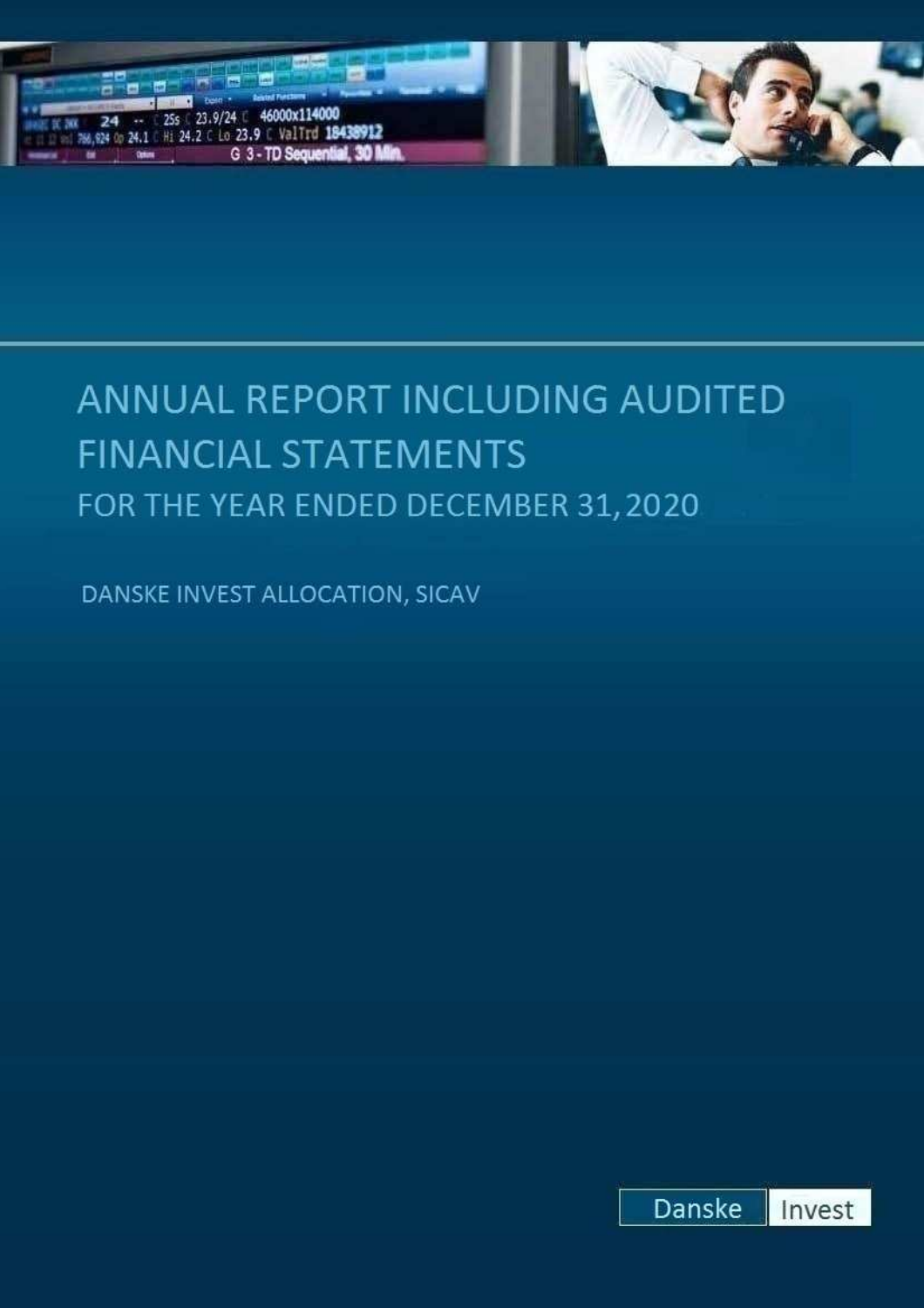# ANNUAL REPORT INCLUDING AUDITED FINANCIAL STATEMENTS

## FOR THE YEAR ENDED DECEMBER 31, 2020

DANSKE INVEST ALLOCATION, SICAV

Danske Invest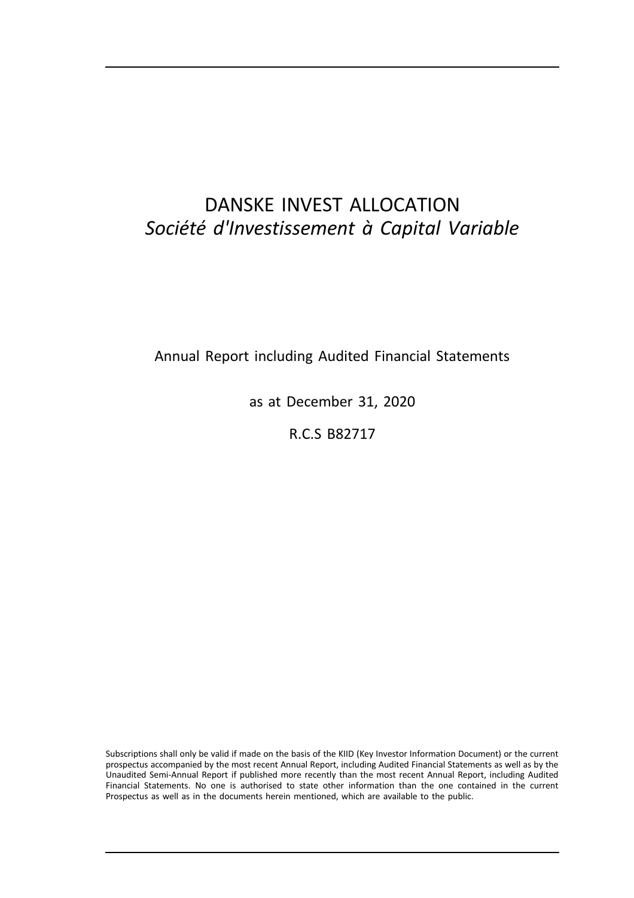# DANSKE INVEST ALLOCATION

*Société d'Investissement à Capital Variable*

Annual Report including Audited Financial Statements

as at December 31, 2020

R.C.S B82717

Subscriptions shall only be valid if made on the basis of the KIID (Key Investor Information Document) or the current prospectus accompanied by the most recent Annual Report, including Audited Financial Statements as well as by the Unaudited Semi-Annual Report if published more recently than the most recent Annual Report, including Audited Financial Statements. No one is authorised to state other information than the one contained in the current Prospectus as well as in the documents herein mentioned, which are available to the public.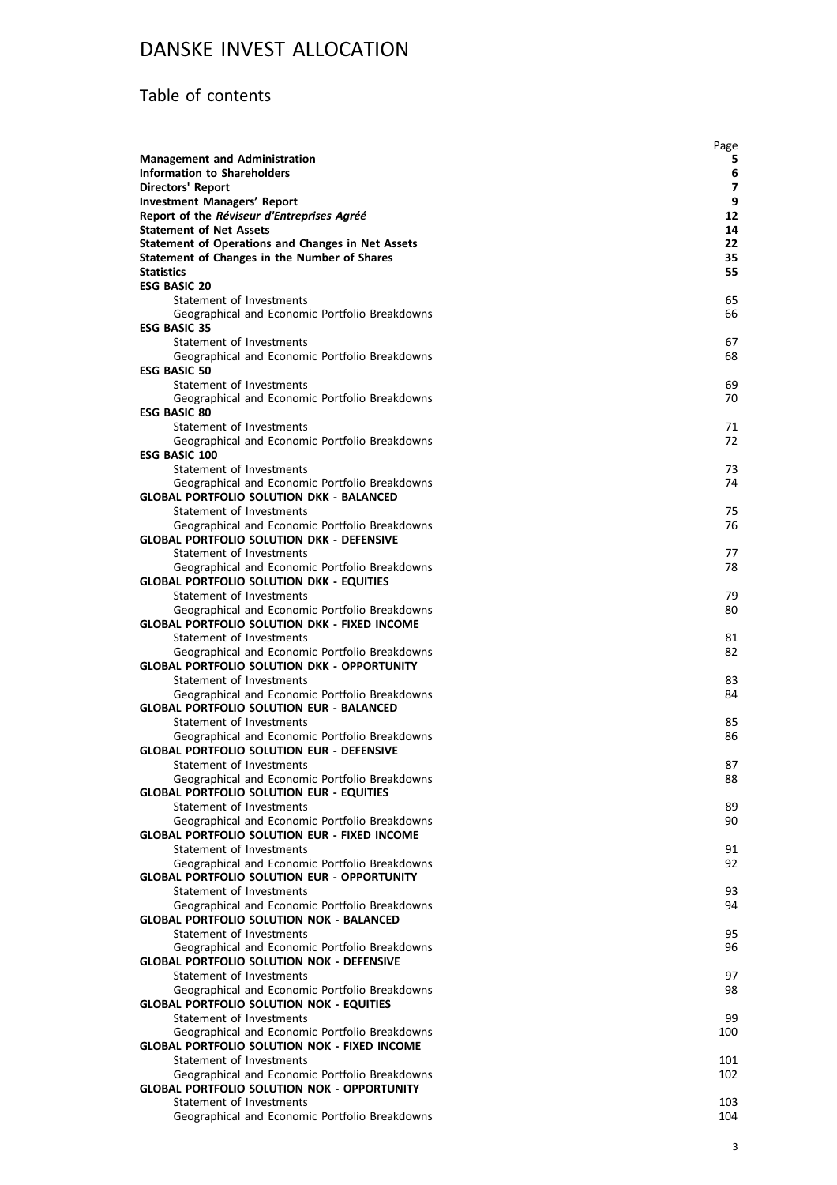# DANSKE INVEST ALLOCATION

## Table of contents

| | Page |
|---|---|
| **Management and Administration** | **5** |
| **Information to Shareholders** | **6** |
| **Directors' Report** | **7** |
| **Investment Managers' Report** | **9** |
| **Report of the *Réviseur d'Entreprises Agréé*** | **12** |
| **Statement of Net Assets** | **14** |
| **Statement of Operations and Changes in Net Assets** | **22** |
| **Statement of Changes in the Number of Shares** | **35** |
| **Statistics** | **55** |
| **ESG BASIC 20** | |
| Statement of Investments | 65 |
| Geographical and Economic Portfolio Breakdowns | 66 |
| **ESG BASIC 35** | |
| Statement of Investments | 67 |
| Geographical and Economic Portfolio Breakdowns | 68 |
| **ESG BASIC 50** | |
| Statement of Investments | 69 |
| Geographical and Economic Portfolio Breakdowns | 70 |
| **ESG BASIC 80** | |
| Statement of Investments | 71 |
| Geographical and Economic Portfolio Breakdowns | 72 |
| **ESG BASIC 100** | |
| Statement of Investments | 73 |
| Geographical and Economic Portfolio Breakdowns | 74 |
| **GLOBAL PORTFOLIO SOLUTION DKK - BALANCED** | |
| Statement of Investments | 75 |
| Geographical and Economic Portfolio Breakdowns | 76 |
| **GLOBAL PORTFOLIO SOLUTION DKK - DEFENSIVE** | |
| Statement of Investments | 77 |
| Geographical and Economic Portfolio Breakdowns | 78 |
| **GLOBAL PORTFOLIO SOLUTION DKK - EQUITIES** | |
| Statement of Investments | 79 |
| Geographical and Economic Portfolio Breakdowns | 80 |
| **GLOBAL PORTFOLIO SOLUTION DKK - FIXED INCOME** | |
| Statement of Investments | 81 |
| Geographical and Economic Portfolio Breakdowns | 82 |
| **GLOBAL PORTFOLIO SOLUTION DKK - OPPORTUNITY** | |
| Statement of Investments | 83 |
| Geographical and Economic Portfolio Breakdowns | 84 |
| **GLOBAL PORTFOLIO SOLUTION EUR - BALANCED** | |
| Statement of Investments | 85 |
| Geographical and Economic Portfolio Breakdowns | 86 |
| **GLOBAL PORTFOLIO SOLUTION EUR - DEFENSIVE** | |
| Statement of Investments | 87 |
| Geographical and Economic Portfolio Breakdowns | 88 |
| **GLOBAL PORTFOLIO SOLUTION EUR - EQUITIES** | |
| Statement of Investments | 89 |
| Geographical and Economic Portfolio Breakdowns | 90 |
| **GLOBAL PORTFOLIO SOLUTION EUR - FIXED INCOME** | |
| Statement of Investments | 91 |
| Geographical and Economic Portfolio Breakdowns | 92 |
| **GLOBAL PORTFOLIO SOLUTION EUR - OPPORTUNITY** | |
| Statement of Investments | 93 |
| Geographical and Economic Portfolio Breakdowns | 94 |
| **GLOBAL PORTFOLIO SOLUTION NOK - BALANCED** | |
| Statement of Investments | 95 |
| Geographical and Economic Portfolio Breakdowns | 96 |
| **GLOBAL PORTFOLIO SOLUTION NOK - DEFENSIVE** | |
| Statement of Investments | 97 |
| Geographical and Economic Portfolio Breakdowns | 98 |
| **GLOBAL PORTFOLIO SOLUTION NOK - EQUITIES** | |
| Statement of Investments | 99 |
| Geographical and Economic Portfolio Breakdowns | 100 |
| **GLOBAL PORTFOLIO SOLUTION NOK - FIXED INCOME** | |
| Statement of Investments | 101 |
| Geographical and Economic Portfolio Breakdowns | 102 |
| **GLOBAL PORTFOLIO SOLUTION NOK - OPPORTUNITY** | |
| Statement of Investments | 103 |
| Geographical and Economic Portfolio Breakdowns | 104 |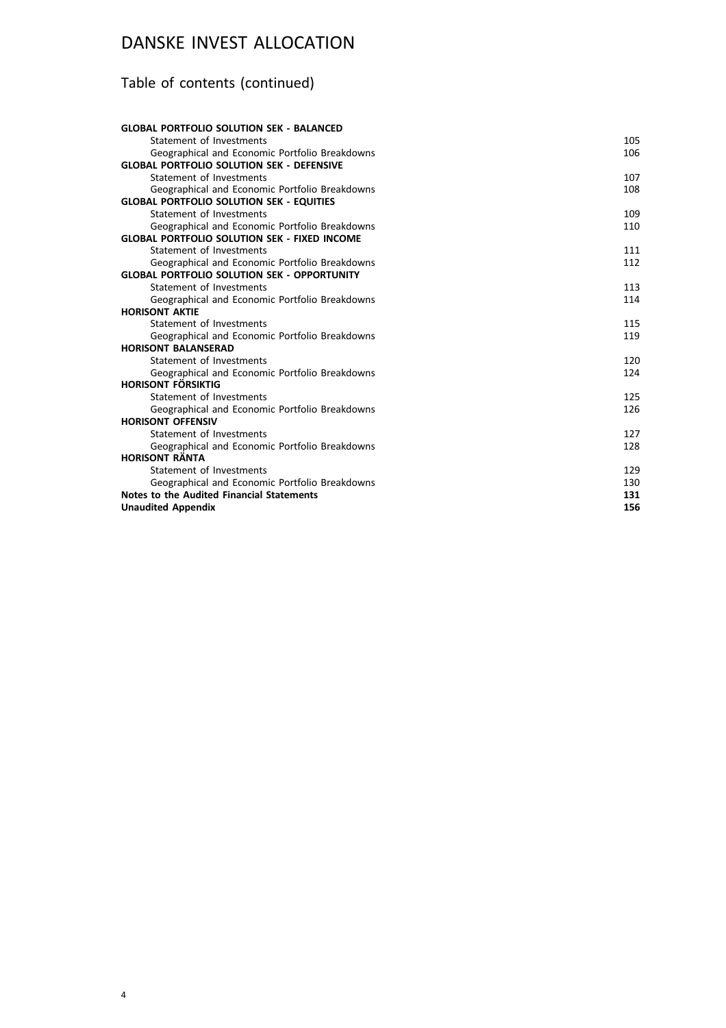# DANSKE INVEST ALLOCATION

## Table of contents (continued)

| | |
|---|---|
| **GLOBAL PORTFOLIO SOLUTION SEK - BALANCED** | |
| Statement of Investments | 105 |
| Geographical and Economic Portfolio Breakdowns | 106 |
| **GLOBAL PORTFOLIO SOLUTION SEK - DEFENSIVE** | |
| Statement of Investments | 107 |
| Geographical and Economic Portfolio Breakdowns | 108 |
| **GLOBAL PORTFOLIO SOLUTION SEK - EQUITIES** | |
| Statement of Investments | 109 |
| Geographical and Economic Portfolio Breakdowns | 110 |
| **GLOBAL PORTFOLIO SOLUTION SEK - FIXED INCOME** | |
| Statement of Investments | 111 |
| Geographical and Economic Portfolio Breakdowns | 112 |
| **GLOBAL PORTFOLIO SOLUTION SEK - OPPORTUNITY** | |
| Statement of Investments | 113 |
| Geographical and Economic Portfolio Breakdowns | 114 |
| **HORISONT AKTIE** | |
| Statement of Investments | 115 |
| Geographical and Economic Portfolio Breakdowns | 119 |
| **HORISONT BALANSERAD** | |
| Statement of Investments | 120 |
| Geographical and Economic Portfolio Breakdowns | 124 |
| **HORISONT FÖRSIKTIG** | |
| Statement of Investments | 125 |
| Geographical and Economic Portfolio Breakdowns | 126 |
| **HORISONT OFFENSIV** | |
| Statement of Investments | 127 |
| Geographical and Economic Portfolio Breakdowns | 128 |
| **HORISONT RÄNTA** | |
| Statement of Investments | 129 |
| Geographical and Economic Portfolio Breakdowns | 130 |
| **Notes to the Audited Financial Statements** | **131** |
| **Unaudited Appendix** | **156** |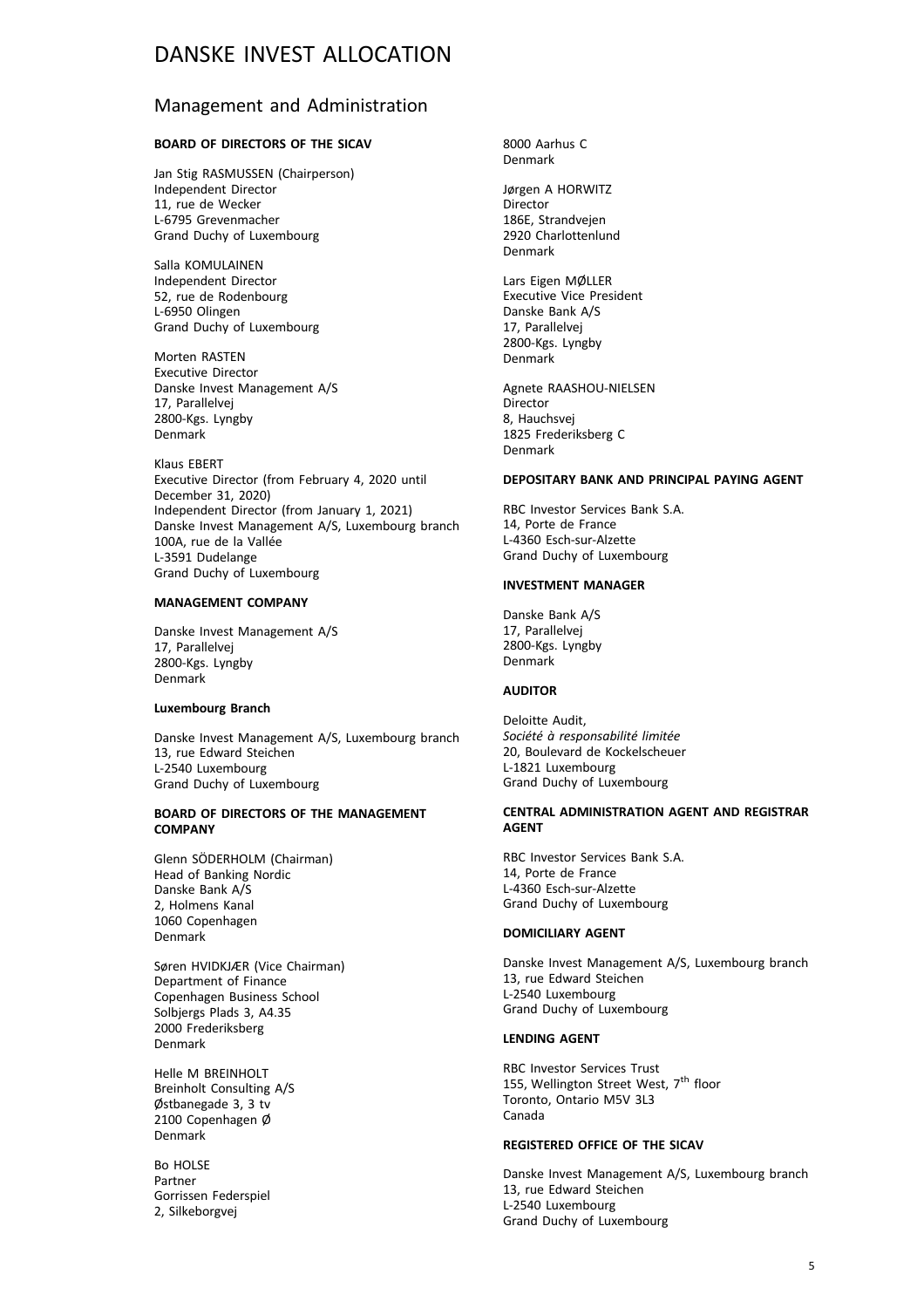# DANSKE INVEST ALLOCATION

## Management and Administration

**BOARD OF DIRECTORS OF THE SICAV**

Jan Stig RASMUSSEN (Chairperson)
Independent Director
11, rue de Wecker
L-6795 Grevenmacher
Grand Duchy of Luxembourg

Salla KOMULAINEN
Independent Director
52, rue de Rodenbourg
L-6950 Olingen
Grand Duchy of Luxembourg

Morten RASTEN
Executive Director
Danske Invest Management A/S
17, Parallelvej
2800-Kgs. Lyngby
Denmark

Klaus EBERT
Executive Director (from February 4, 2020 until December 31, 2020)
Independent Director (from January 1, 2021)
Danske Invest Management A/S, Luxembourg branch
100A, rue de la Vallée
L-3591 Dudelange
Grand Duchy of Luxembourg

**MANAGEMENT COMPANY**

Danske Invest Management A/S
17, Parallelvej
2800-Kgs. Lyngby
Denmark

**Luxembourg Branch**

Danske Invest Management A/S, Luxembourg branch
13, rue Edward Steichen
L-2540 Luxembourg
Grand Duchy of Luxembourg

**BOARD OF DIRECTORS OF THE MANAGEMENT COMPANY**

Glenn SÖDERHOLM (Chairman)
Head of Banking Nordic
Danske Bank A/S
2, Holmens Kanal
1060 Copenhagen
Denmark

Søren HVIDKJÆR (Vice Chairman)
Department of Finance
Copenhagen Business School
Solbjergs Plads 3, A4.35
2000 Frederiksberg
Denmark

Helle M BREINHOLT
Breinholt Consulting A/S
Østbanegade 3, 3 tv
2100 Copenhagen Ø
Denmark

Bo HOLSE
Partner
Gorrissen Federspiel
2, Silkeborgvej
8000 Aarhus C
Denmark

Jørgen A HORWITZ
Director
186E, Strandvejen
2920 Charlottenlund
Denmark

Lars Eigen MØLLER
Executive Vice President
Danske Bank A/S
17, Parallelvej
2800-Kgs. Lyngby
Denmark

Agnete RAASHOU-NIELSEN
Director
8, Hauchsvej
1825 Frederiksberg C
Denmark

**DEPOSITARY BANK AND PRINCIPAL PAYING AGENT**

RBC Investor Services Bank S.A.
14, Porte de France
L-4360 Esch-sur-Alzette
Grand Duchy of Luxembourg

**INVESTMENT MANAGER**

Danske Bank A/S
17, Parallelvej
2800-Kgs. Lyngby
Denmark

**AUDITOR**

Deloitte Audit,
*Société à responsabilité limitée*
20, Boulevard de Kockelscheuer
L-1821 Luxembourg
Grand Duchy of Luxembourg

**CENTRAL ADMINISTRATION AGENT AND REGISTRAR AGENT**

RBC Investor Services Bank S.A.
14, Porte de France
L-4360 Esch-sur-Alzette
Grand Duchy of Luxembourg

**DOMICILIARY AGENT**

Danske Invest Management A/S, Luxembourg branch
13, rue Edward Steichen
L-2540 Luxembourg
Grand Duchy of Luxembourg

**LENDING AGENT**

RBC Investor Services Trust
155, Wellington Street West, 7th floor
Toronto, Ontario M5V 3L3
Canada

**REGISTERED OFFICE OF THE SICAV**

Danske Invest Management A/S, Luxembourg branch
13, rue Edward Steichen
L-2540 Luxembourg
Grand Duchy of Luxembourg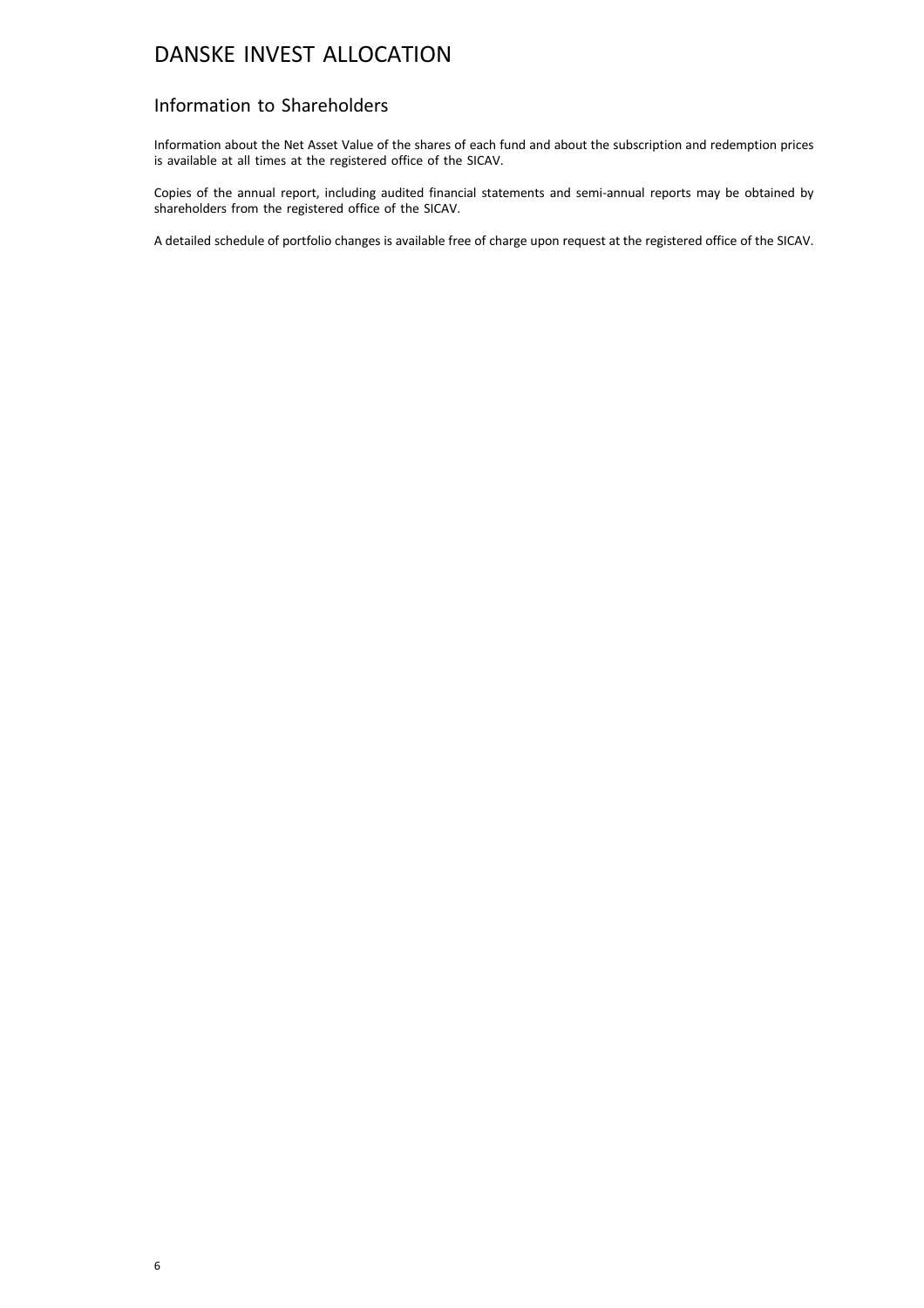# DANSKE INVEST ALLOCATION

## Information to Shareholders

Information about the Net Asset Value of the shares of each fund and about the subscription and redemption prices is available at all times at the registered office of the SICAV.

Copies of the annual report, including audited financial statements and semi-annual reports may be obtained by shareholders from the registered office of the SICAV.

A detailed schedule of portfolio changes is available free of charge upon request at the registered office of the SICAV.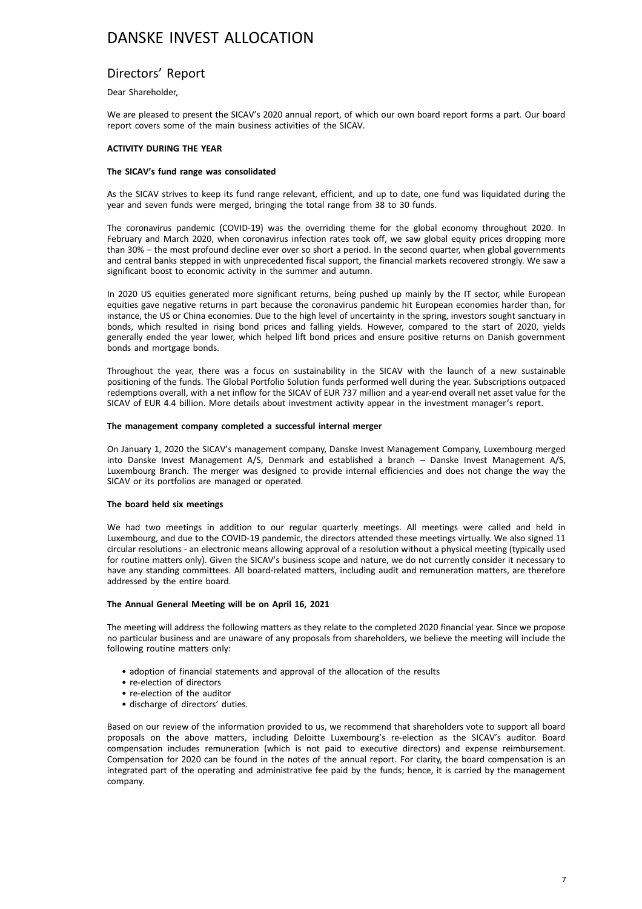# DANSKE INVEST ALLOCATION

## Directors' Report

Dear Shareholder,

We are pleased to present the SICAV's 2020 annual report, of which our own board report forms a part. Our board report covers some of the main business activities of the SICAV.

**ACTIVITY DURING THE YEAR**

**The SICAV's fund range was consolidated**

As the SICAV strives to keep its fund range relevant, efficient, and up to date, one fund was liquidated during the year and seven funds were merged, bringing the total range from 38 to 30 funds.

The coronavirus pandemic (COVID-19) was the overriding theme for the global economy throughout 2020. In February and March 2020, when coronavirus infection rates took off, we saw global equity prices dropping more than 30% – the most profound decline ever over so short a period. In the second quarter, when global governments and central banks stepped in with unprecedented fiscal support, the financial markets recovered strongly. We saw a significant boost to economic activity in the summer and autumn.

In 2020 US equities generated more significant returns, being pushed up mainly by the IT sector, while European equities gave negative returns in part because the coronavirus pandemic hit European economies harder than, for instance, the US or China economies. Due to the high level of uncertainty in the spring, investors sought sanctuary in bonds, which resulted in rising bond prices and falling yields. However, compared to the start of 2020, yields generally ended the year lower, which helped lift bond prices and ensure positive returns on Danish government bonds and mortgage bonds.

Throughout the year, there was a focus on sustainability in the SICAV with the launch of a new sustainable positioning of the funds. The Global Portfolio Solution funds performed well during the year. Subscriptions outpaced redemptions overall, with a net inflow for the SICAV of EUR 737 million and a year-end overall net asset value for the SICAV of EUR 4.4 billion. More details about investment activity appear in the investment manager's report.

**The management company completed a successful internal merger**

On January 1, 2020 the SICAV's management company, Danske Invest Management Company, Luxembourg merged into Danske Invest Management A/S, Denmark and established a branch – Danske Invest Management A/S, Luxembourg Branch. The merger was designed to provide internal efficiencies and does not change the way the SICAV or its portfolios are managed or operated.

**The board held six meetings**

We had two meetings in addition to our regular quarterly meetings. All meetings were called and held in Luxembourg, and due to the COVID-19 pandemic, the directors attended these meetings virtually. We also signed 11 circular resolutions - an electronic means allowing approval of a resolution without a physical meeting (typically used for routine matters only). Given the SICAV's business scope and nature, we do not currently consider it necessary to have any standing committees. All board-related matters, including audit and remuneration matters, are therefore addressed by the entire board.

**The Annual General Meeting will be on April 16, 2021**

The meeting will address the following matters as they relate to the completed 2020 financial year. Since we propose no particular business and are unaware of any proposals from shareholders, we believe the meeting will include the following routine matters only:

- adoption of financial statements and approval of the allocation of the results
- re-election of directors
- re-election of the auditor
- discharge of directors' duties.

Based on our review of the information provided to us, we recommend that shareholders vote to support all board proposals on the above matters, including Deloitte Luxembourg's re-election as the SICAV's auditor. Board compensation includes remuneration (which is not paid to executive directors) and expense reimbursement. Compensation for 2020 can be found in the notes of the annual report. For clarity, the board compensation is an integrated part of the operating and administrative fee paid by the funds; hence, it is carried by the management company.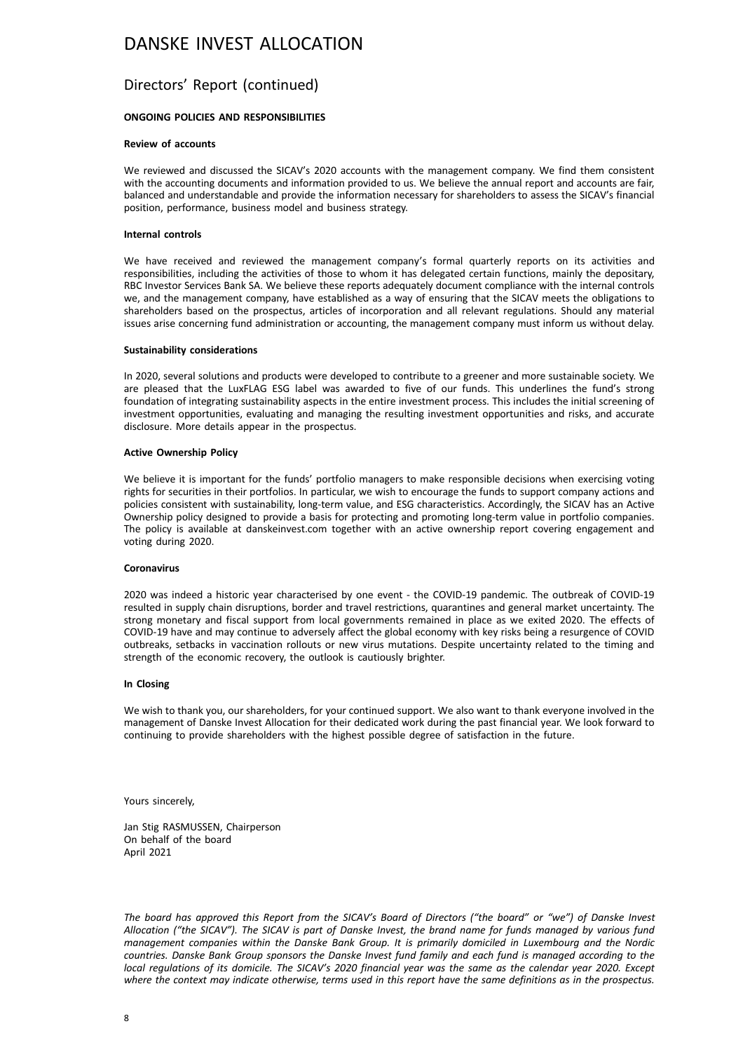# DANSKE INVEST ALLOCATION

## Directors' Report (continued)

### ONGOING POLICIES AND RESPONSIBILITIES

#### Review of accounts

We reviewed and discussed the SICAV's 2020 accounts with the management company. We find them consistent with the accounting documents and information provided to us. We believe the annual report and accounts are fair, balanced and understandable and provide the information necessary for shareholders to assess the SICAV's financial position, performance, business model and business strategy.

#### Internal controls

We have received and reviewed the management company's formal quarterly reports on its activities and responsibilities, including the activities of those to whom it has delegated certain functions, mainly the depositary, RBC Investor Services Bank SA. We believe these reports adequately document compliance with the internal controls we, and the management company, have established as a way of ensuring that the SICAV meets the obligations to shareholders based on the prospectus, articles of incorporation and all relevant regulations. Should any material issues arise concerning fund administration or accounting, the management company must inform us without delay.

#### Sustainability considerations

In 2020, several solutions and products were developed to contribute to a greener and more sustainable society. We are pleased that the LuxFLAG ESG label was awarded to five of our funds. This underlines the fund's strong foundation of integrating sustainability aspects in the entire investment process. This includes the initial screening of investment opportunities, evaluating and managing the resulting investment opportunities and risks, and accurate disclosure. More details appear in the prospectus.

#### Active Ownership Policy

We believe it is important for the funds' portfolio managers to make responsible decisions when exercising voting rights for securities in their portfolios. In particular, we wish to encourage the funds to support company actions and policies consistent with sustainability, long-term value, and ESG characteristics. Accordingly, the SICAV has an Active Ownership policy designed to provide a basis for protecting and promoting long-term value in portfolio companies. The policy is available at danskeinvest.com together with an active ownership report covering engagement and voting during 2020.

#### Coronavirus

2020 was indeed a historic year characterised by one event - the COVID-19 pandemic. The outbreak of COVID-19 resulted in supply chain disruptions, border and travel restrictions, quarantines and general market uncertainty. The strong monetary and fiscal support from local governments remained in place as we exited 2020. The effects of COVID-19 have and may continue to adversely affect the global economy with key risks being a resurgence of COVID outbreaks, setbacks in vaccination rollouts or new virus mutations. Despite uncertainty related to the timing and strength of the economic recovery, the outlook is cautiously brighter.

#### In Closing

We wish to thank you, our shareholders, for your continued support. We also want to thank everyone involved in the management of Danske Invest Allocation for their dedicated work during the past financial year. We look forward to continuing to provide shareholders with the highest possible degree of satisfaction in the future.

Yours sincerely,

Jan Stig RASMUSSEN, Chairperson
On behalf of the board
April 2021

*The board has approved this Report from the SICAV's Board of Directors ("the board" or "we") of Danske Invest Allocation ("the SICAV"). The SICAV is part of Danske Invest, the brand name for funds managed by various fund management companies within the Danske Bank Group. It is primarily domiciled in Luxembourg and the Nordic countries. Danske Bank Group sponsors the Danske Invest fund family and each fund is managed according to the local regulations of its domicile. The SICAV's 2020 financial year was the same as the calendar year 2020. Except where the context may indicate otherwise, terms used in this report have the same definitions as in the prospectus.*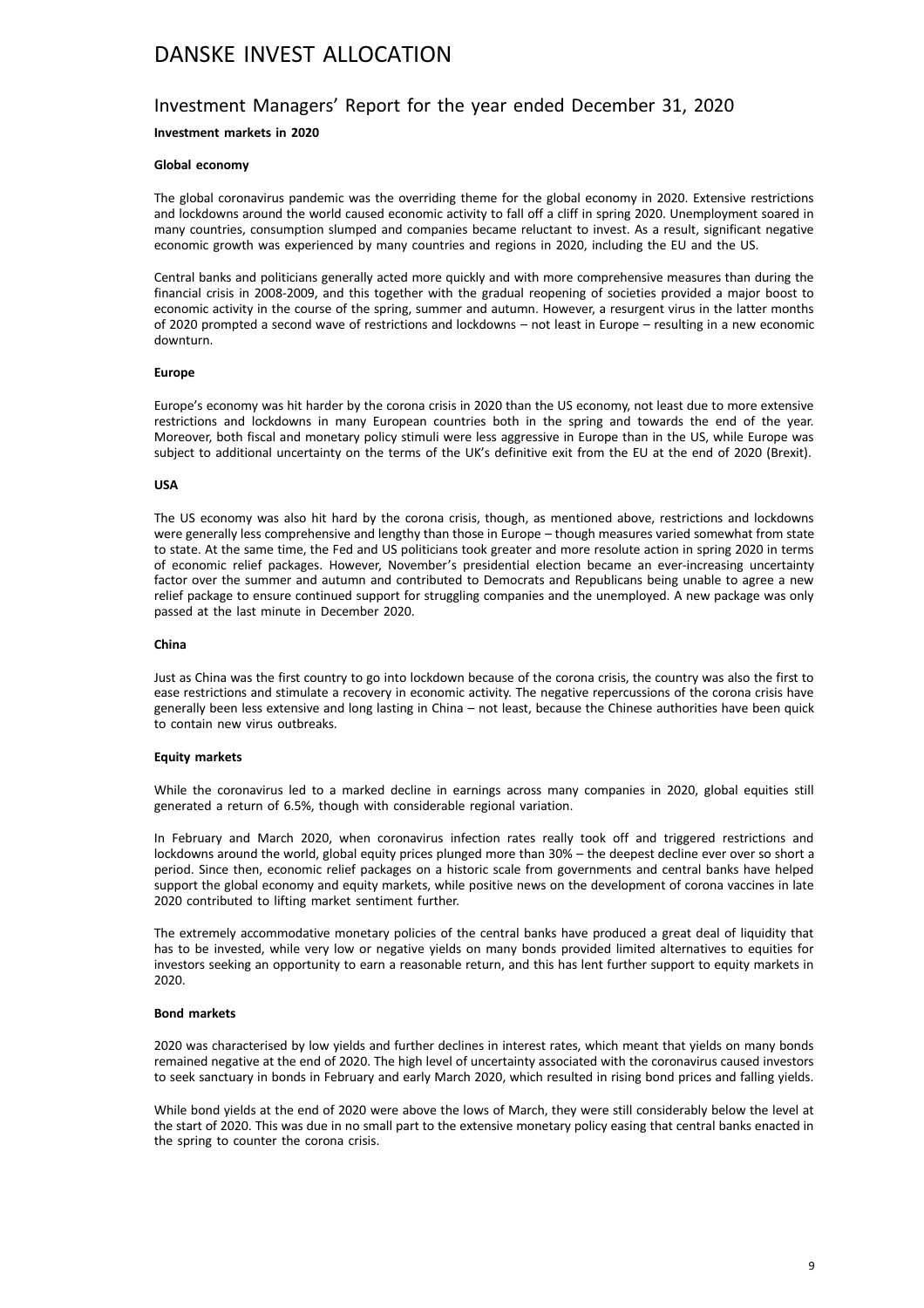# DANSKE INVEST ALLOCATION

## Investment Managers' Report for the year ended December 31, 2020

**Investment markets in 2020**

**Global economy**

The global coronavirus pandemic was the overriding theme for the global economy in 2020. Extensive restrictions and lockdowns around the world caused economic activity to fall off a cliff in spring 2020. Unemployment soared in many countries, consumption slumped and companies became reluctant to invest. As a result, significant negative economic growth was experienced by many countries and regions in 2020, including the EU and the US.

Central banks and politicians generally acted more quickly and with more comprehensive measures than during the financial crisis in 2008-2009, and this together with the gradual reopening of societies provided a major boost to economic activity in the course of the spring, summer and autumn. However, a resurgent virus in the latter months of 2020 prompted a second wave of restrictions and lockdowns – not least in Europe – resulting in a new economic downturn.

**Europe**

Europe's economy was hit harder by the corona crisis in 2020 than the US economy, not least due to more extensive restrictions and lockdowns in many European countries both in the spring and towards the end of the year. Moreover, both fiscal and monetary policy stimuli were less aggressive in Europe than in the US, while Europe was subject to additional uncertainty on the terms of the UK's definitive exit from the EU at the end of 2020 (Brexit).

**USA**

The US economy was also hit hard by the corona crisis, though, as mentioned above, restrictions and lockdowns were generally less comprehensive and lengthy than those in Europe – though measures varied somewhat from state to state. At the same time, the Fed and US politicians took greater and more resolute action in spring 2020 in terms of economic relief packages. However, November's presidential election became an ever-increasing uncertainty factor over the summer and autumn and contributed to Democrats and Republicans being unable to agree a new relief package to ensure continued support for struggling companies and the unemployed. A new package was only passed at the last minute in December 2020.

**China**

Just as China was the first country to go into lockdown because of the corona crisis, the country was also the first to ease restrictions and stimulate a recovery in economic activity. The negative repercussions of the corona crisis have generally been less extensive and long lasting in China – not least, because the Chinese authorities have been quick to contain new virus outbreaks.

**Equity markets**

While the coronavirus led to a marked decline in earnings across many companies in 2020, global equities still generated a return of 6.5%, though with considerable regional variation.

In February and March 2020, when coronavirus infection rates really took off and triggered restrictions and lockdowns around the world, global equity prices plunged more than 30% – the deepest decline ever over so short a period. Since then, economic relief packages on a historic scale from governments and central banks have helped support the global economy and equity markets, while positive news on the development of corona vaccines in late 2020 contributed to lifting market sentiment further.

The extremely accommodative monetary policies of the central banks have produced a great deal of liquidity that has to be invested, while very low or negative yields on many bonds provided limited alternatives to equities for investors seeking an opportunity to earn a reasonable return, and this has lent further support to equity markets in 2020.

**Bond markets**

2020 was characterised by low yields and further declines in interest rates, which meant that yields on many bonds remained negative at the end of 2020. The high level of uncertainty associated with the coronavirus caused investors to seek sanctuary in bonds in February and early March 2020, which resulted in rising bond prices and falling yields.

While bond yields at the end of 2020 were above the lows of March, they were still considerably below the level at the start of 2020. This was due in no small part to the extensive monetary policy easing that central banks enacted in the spring to counter the corona crisis.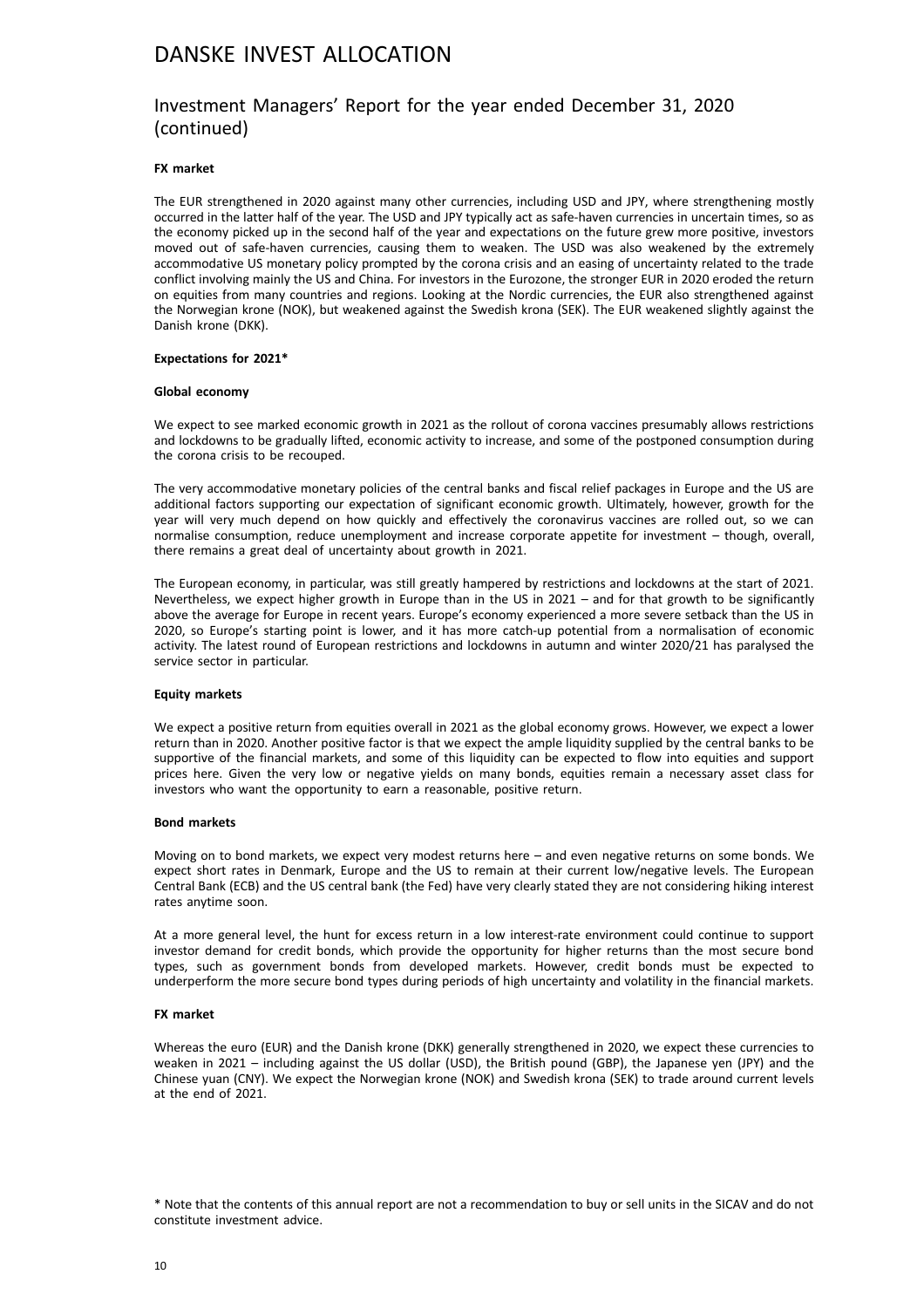#### FX market

The EUR strengthened in 2020 against many other currencies, including USD and JPY, where strengthening mostly occurred in the latter half of the year. The USD and JPY typically act as safe-haven currencies in uncertain times, so as the economy picked up in the second half of the year and expectations on the future grew more positive, investors moved out of safe-haven currencies, causing them to weaken. The USD was also weakened by the extremely accommodative US monetary policy prompted by the corona crisis and an easing of uncertainty related to the trade conflict involving mainly the US and China. For investors in the Eurozone, the stronger EUR in 2020 eroded the return on equities from many countries and regions. Looking at the Nordic currencies, the EUR also strengthened against the Norwegian krone (NOK), but weakened against the Swedish krona (SEK). The EUR weakened slightly against the Danish krone (DKK).

#### Expectations for 2021*

#### Global economy

We expect to see marked economic growth in 2021 as the rollout of corona vaccines presumably allows restrictions and lockdowns to be gradually lifted, economic activity to increase, and some of the postponed consumption during the corona crisis to be recouped.

The very accommodative monetary policies of the central banks and fiscal relief packages in Europe and the US are additional factors supporting our expectation of significant economic growth. Ultimately, however, growth for the year will very much depend on how quickly and effectively the coronavirus vaccines are rolled out, so we can normalise consumption, reduce unemployment and increase corporate appetite for investment – though, overall, there remains a great deal of uncertainty about growth in 2021.

The European economy, in particular, was still greatly hampered by restrictions and lockdowns at the start of 2021. Nevertheless, we expect higher growth in Europe than in the US in 2021 – and for that growth to be significantly above the average for Europe in recent years. Europe's economy experienced a more severe setback than the US in 2020, so Europe's starting point is lower, and it has more catch-up potential from a normalisation of economic activity. The latest round of European restrictions and lockdowns in autumn and winter 2020/21 has paralysed the service sector in particular.

#### Equity markets

We expect a positive return from equities overall in 2021 as the global economy grows. However, we expect a lower return than in 2020. Another positive factor is that we expect the ample liquidity supplied by the central banks to be supportive of the financial markets, and some of this liquidity can be expected to flow into equities and support prices here. Given the very low or negative yields on many bonds, equities remain a necessary asset class for investors who want the opportunity to earn a reasonable, positive return.

#### Bond markets

Moving on to bond markets, we expect very modest returns here – and even negative returns on some bonds. We expect short rates in Denmark, Europe and the US to remain at their current low/negative levels. The European Central Bank (ECB) and the US central bank (the Fed) have very clearly stated they are not considering hiking interest rates anytime soon.

At a more general level, the hunt for excess return in a low interest-rate environment could continue to support investor demand for credit bonds, which provide the opportunity for higher returns than the most secure bond types, such as government bonds from developed markets. However, credit bonds must be expected to underperform the more secure bond types during periods of high uncertainty and volatility in the financial markets.

#### FX market

Whereas the euro (EUR) and the Danish krone (DKK) generally strengthened in 2020, we expect these currencies to weaken in 2021 – including against the US dollar (USD), the British pound (GBP), the Japanese yen (JPY) and the Chinese yuan (CNY). We expect the Norwegian krone (NOK) and Swedish krona (SEK) to trade around current levels at the end of 2021.

\* Note that the contents of this annual report are not a recommendation to buy or sell units in the SICAV and do not constitute investment advice.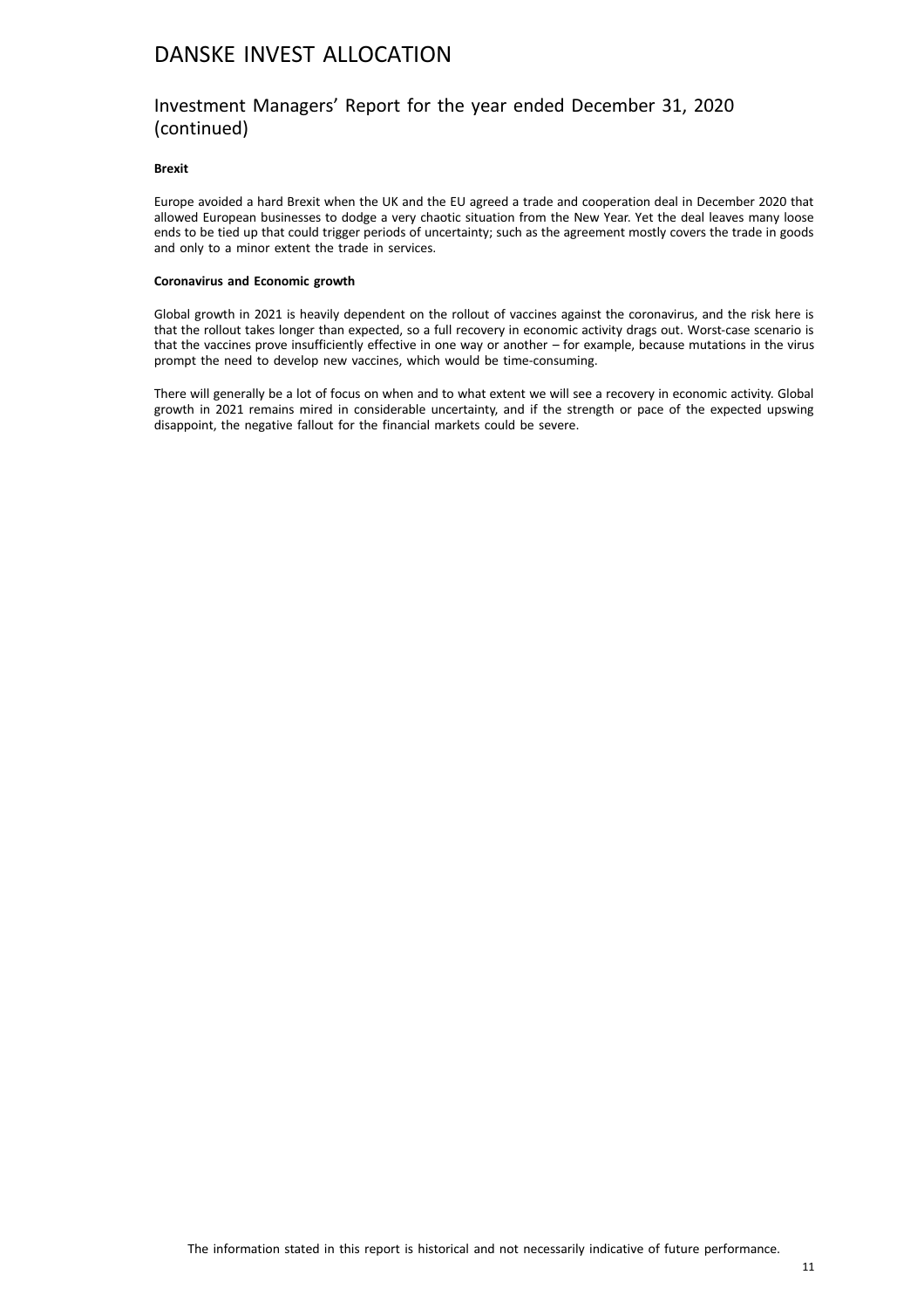# DANSKE INVEST ALLOCATION

## Investment Managers' Report for the year ended December 31, 2020 (continued)

**Brexit**

Europe avoided a hard Brexit when the UK and the EU agreed a trade and cooperation deal in December 2020 that allowed European businesses to dodge a very chaotic situation from the New Year. Yet the deal leaves many loose ends to be tied up that could trigger periods of uncertainty; such as the agreement mostly covers the trade in goods and only to a minor extent the trade in services.

**Coronavirus and Economic growth**

Global growth in 2021 is heavily dependent on the rollout of vaccines against the coronavirus, and the risk here is that the rollout takes longer than expected, so a full recovery in economic activity drags out. Worst-case scenario is that the vaccines prove insufficiently effective in one way or another – for example, because mutations in the virus prompt the need to develop new vaccines, which would be time-consuming.

There will generally be a lot of focus on when and to what extent we will see a recovery in economic activity. Global growth in 2021 remains mired in considerable uncertainty, and if the strength or pace of the expected upswing disappoint, the negative fallout for the financial markets could be severe.

The information stated in this report is historical and not necessarily indicative of future performance.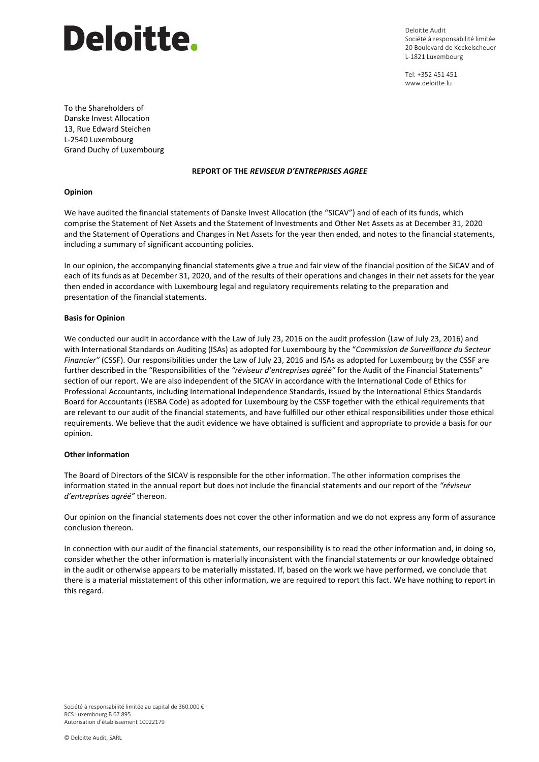Deloitte.

Deloitte Audit
Société à responsabilité limitée
20 Boulevard de Kockelscheuer
L-1821 Luxembourg

Tel: +352 451 451
www.deloitte.lu

To the Shareholders of
Danske Invest Allocation
13, Rue Edward Steichen
L-2540 Luxembourg
Grand Duchy of Luxembourg

**REPORT OF THE *REVISEUR D'ENTREPRISES AGREE***

**Opinion**

We have audited the financial statements of Danske Invest Allocation (the "SICAV") and of each of its funds, which comprise the Statement of Net Assets and the Statement of Investments and Other Net Assets as at December 31, 2020 and the Statement of Operations and Changes in Net Assets for the year then ended, and notes to the financial statements, including a summary of significant accounting policies.

In our opinion, the accompanying financial statements give a true and fair view of the financial position of the SICAV and of each of its funds as at December 31, 2020, and of the results of their operations and changes in their net assets for the year then ended in accordance with Luxembourg legal and regulatory requirements relating to the preparation and presentation of the financial statements.

**Basis for Opinion**

We conducted our audit in accordance with the Law of July 23, 2016 on the audit profession (Law of July 23, 2016) and with International Standards on Auditing (ISAs) as adopted for Luxembourg by the "*Commission de Surveillance du Secteur Financier"* (CSSF). Our responsibilities under the Law of July 23, 2016 and ISAs as adopted for Luxembourg by the CSSF are further described in the "Responsibilities of the *"réviseur d'entreprises agréé"* for the Audit of the Financial Statements" section of our report. We are also independent of the SICAV in accordance with the International Code of Ethics for Professional Accountants, including International Independence Standards, issued by the International Ethics Standards Board for Accountants (IESBA Code) as adopted for Luxembourg by the CSSF together with the ethical requirements that are relevant to our audit of the financial statements, and have fulfilled our other ethical responsibilities under those ethical requirements. We believe that the audit evidence we have obtained is sufficient and appropriate to provide a basis for our opinion.

**Other information**

The Board of Directors of the SICAV is responsible for the other information. The other information comprises the information stated in the annual report but does not include the financial statements and our report of the *"réviseur d'entreprises agréé"* thereon.

Our opinion on the financial statements does not cover the other information and we do not express any form of assurance conclusion thereon.

In connection with our audit of the financial statements, our responsibility is to read the other information and, in doing so, consider whether the other information is materially inconsistent with the financial statements or our knowledge obtained in the audit or otherwise appears to be materially misstated. If, based on the work we have performed, we conclude that there is a material misstatement of this other information, we are required to report this fact. We have nothing to report in this regard.

Société à responsabilité limitée au capital de 360.000 €
RCS Luxembourg B 67.895
Autorisation d'établissement 10022179

© Deloitte Audit, SARL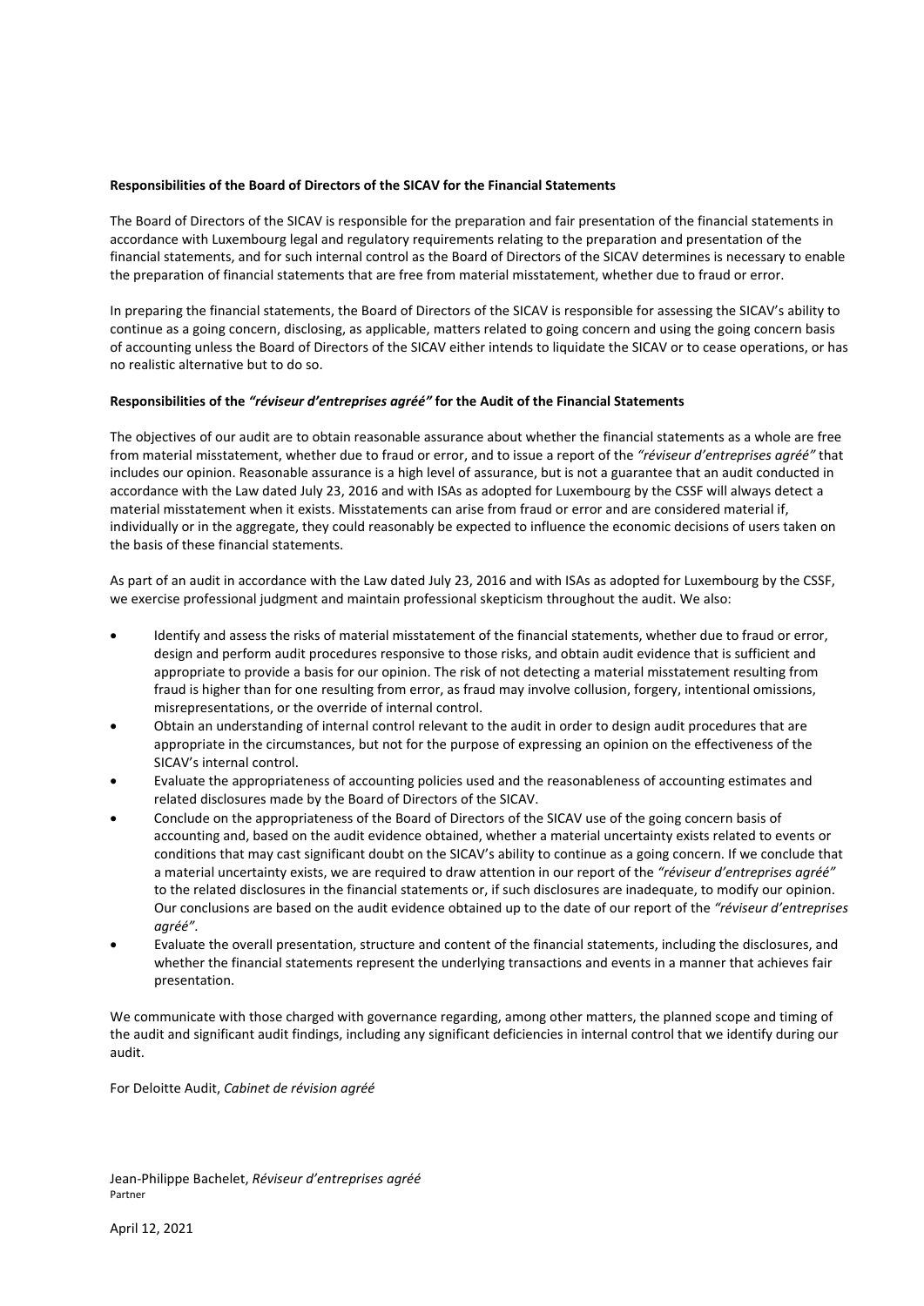**Responsibilities of the Board of Directors of the SICAV for the Financial Statements**

The Board of Directors of the SICAV is responsible for the preparation and fair presentation of the financial statements in accordance with Luxembourg legal and regulatory requirements relating to the preparation and presentation of the financial statements, and for such internal control as the Board of Directors of the SICAV determines is necessary to enable the preparation of financial statements that are free from material misstatement, whether due to fraud or error.

In preparing the financial statements, the Board of Directors of the SICAV is responsible for assessing the SICAV's ability to continue as a going concern, disclosing, as applicable, matters related to going concern and using the going concern basis of accounting unless the Board of Directors of the SICAV either intends to liquidate the SICAV or to cease operations, or has no realistic alternative but to do so.

**Responsibilities of the *"réviseur d'entreprises agréé"* for the Audit of the Financial Statements**

The objectives of our audit are to obtain reasonable assurance about whether the financial statements as a whole are free from material misstatement, whether due to fraud or error, and to issue a report of the *"réviseur d'entreprises agréé"* that includes our opinion. Reasonable assurance is a high level of assurance, but is not a guarantee that an audit conducted in accordance with the Law dated July 23, 2016 and with ISAs as adopted for Luxembourg by the CSSF will always detect a material misstatement when it exists. Misstatements can arise from fraud or error and are considered material if, individually or in the aggregate, they could reasonably be expected to influence the economic decisions of users taken on the basis of these financial statements.

As part of an audit in accordance with the Law dated July 23, 2016 and with ISAs as adopted for Luxembourg by the CSSF, we exercise professional judgment and maintain professional skepticism throughout the audit. We also:

- Identify and assess the risks of material misstatement of the financial statements, whether due to fraud or error, design and perform audit procedures responsive to those risks, and obtain audit evidence that is sufficient and appropriate to provide a basis for our opinion. The risk of not detecting a material misstatement resulting from fraud is higher than for one resulting from error, as fraud may involve collusion, forgery, intentional omissions, misrepresentations, or the override of internal control.
- Obtain an understanding of internal control relevant to the audit in order to design audit procedures that are appropriate in the circumstances, but not for the purpose of expressing an opinion on the effectiveness of the SICAV's internal control.
- Evaluate the appropriateness of accounting policies used and the reasonableness of accounting estimates and related disclosures made by the Board of Directors of the SICAV.
- Conclude on the appropriateness of the Board of Directors of the SICAV use of the going concern basis of accounting and, based on the audit evidence obtained, whether a material uncertainty exists related to events or conditions that may cast significant doubt on the SICAV's ability to continue as a going concern. If we conclude that a material uncertainty exists, we are required to draw attention in our report of the *"réviseur d'entreprises agréé"* to the related disclosures in the financial statements or, if such disclosures are inadequate, to modify our opinion. Our conclusions are based on the audit evidence obtained up to the date of our report of the *"réviseur d'entreprises agréé"*.
- Evaluate the overall presentation, structure and content of the financial statements, including the disclosures, and whether the financial statements represent the underlying transactions and events in a manner that achieves fair presentation.

We communicate with those charged with governance regarding, among other matters, the planned scope and timing of the audit and significant audit findings, including any significant deficiencies in internal control that we identify during our audit.

For Deloitte Audit, *Cabinet de révision agréé*

Jean-Philippe Bachelet, *Réviseur d'entreprises agréé*
Partner

April 12, 2021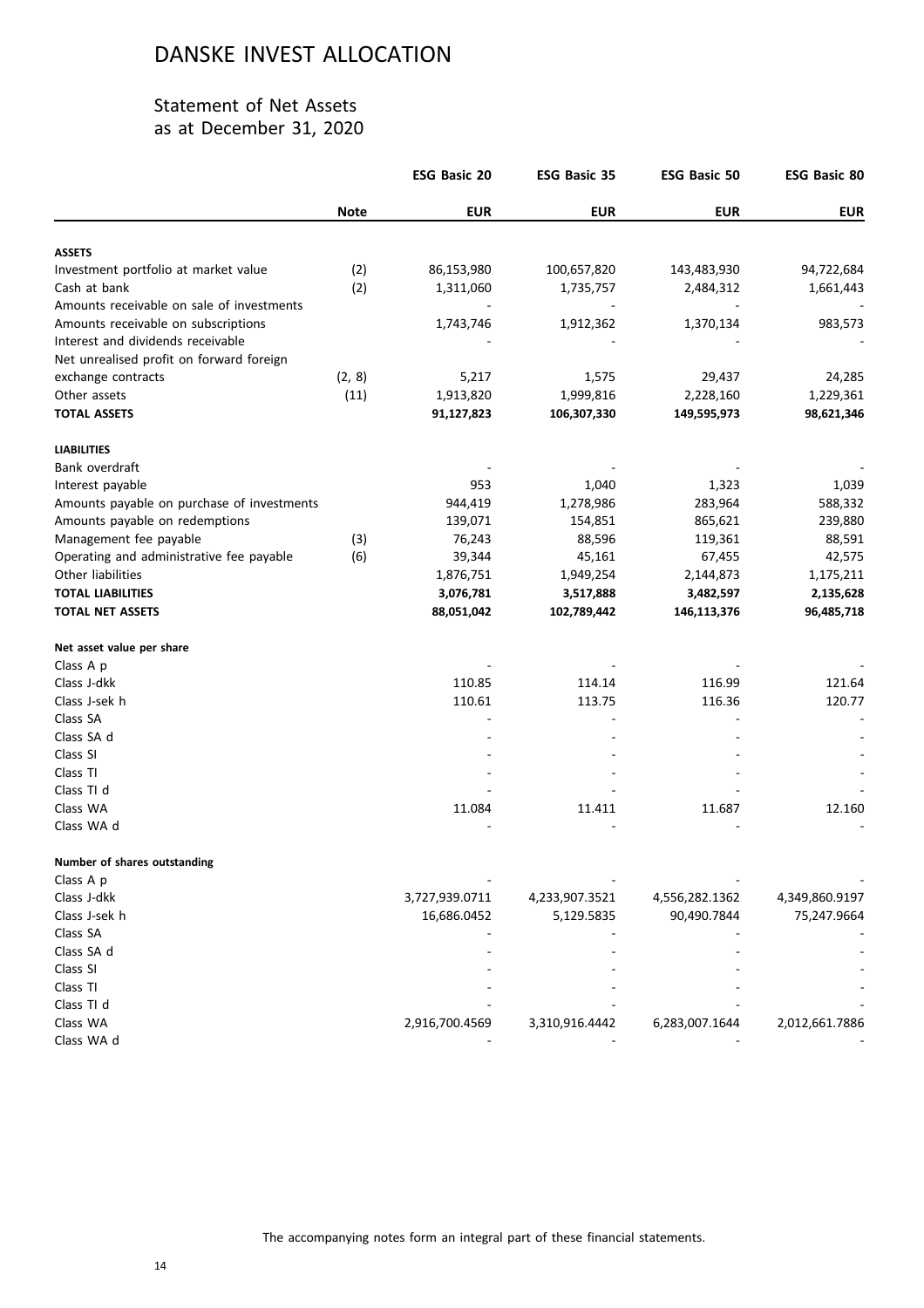# DANSKE INVEST ALLOCATION

## Statement of Net Assets
as at December 31, 2020

| | Note | ESG Basic 20 | ESG Basic 35 | ESG Basic 50 | ESG Basic 80 |
|---|---|---|---|---|---|
| | | **EUR** | **EUR** | **EUR** | **EUR** |
| **ASSETS** | | | | | |
| Investment portfolio at market value | (2) | 86,153,980 | 100,657,820 | 143,483,930 | 94,722,684 |
| Cash at bank | (2) | 1,311,060 | 1,735,757 | 2,484,312 | 1,661,443 |
| Amounts receivable on sale of investments | | - | - | - | - |
| Amounts receivable on subscriptions | | 1,743,746 | 1,912,362 | 1,370,134 | 983,573 |
| Interest and dividends receivable | | - | - | - | - |
| Net unrealised profit on forward foreign exchange contracts | (2, 8) | 5,217 | 1,575 | 29,437 | 24,285 |
| Other assets | (11) | 1,913,820 | 1,999,816 | 2,228,160 | 1,229,361 |
| **TOTAL ASSETS** | | **91,127,823** | **106,307,330** | **149,595,973** | **98,621,346** |
| **LIABILITIES** | | | | | |
| Bank overdraft | | - | - | - | - |
| Interest payable | | 953 | 1,040 | 1,323 | 1,039 |
| Amounts payable on purchase of investments | | 944,419 | 1,278,986 | 283,964 | 588,332 |
| Amounts payable on redemptions | | 139,071 | 154,851 | 865,621 | 239,880 |
| Management fee payable | (3) | 76,243 | 88,596 | 119,361 | 88,591 |
| Operating and administrative fee payable | (6) | 39,344 | 45,161 | 67,455 | 42,575 |
| Other liabilities | | 1,876,751 | 1,949,254 | 2,144,873 | 1,175,211 |
| **TOTAL LIABILITIES** | | **3,076,781** | **3,517,888** | **3,482,597** | **2,135,628** |
| **TOTAL NET ASSETS** | | **88,051,042** | **102,789,442** | **146,113,376** | **96,485,718** |
| **Net asset value per share** | | | | | |
| Class A p | | - | - | - | - |
| Class J-dkk | | 110.85 | 114.14 | 116.99 | 121.64 |
| Class J-sek h | | 110.61 | 113.75 | 116.36 | 120.77 |
| Class SA | | - | - | - | - |
| Class SA d | | - | - | - | - |
| Class SI | | - | - | - | - |
| Class TI | | - | - | - | - |
| Class TI d | | - | - | - | - |
| Class WA | | 11.084 | 11.411 | 11.687 | 12.160 |
| Class WA d | | - | - | - | - |
| **Number of shares outstanding** | | | | | |
| Class A p | | - | - | - | - |
| Class J-dkk | | 3,727,939.0711 | 4,233,907.3521 | 4,556,282.1362 | 4,349,860.9197 |
| Class J-sek h | | 16,686.0452 | 5,129.5835 | 90,490.7844 | 75,247.9664 |
| Class SA | | - | - | - | - |
| Class SA d | | - | - | - | - |
| Class SI | | - | - | - | - |
| Class TI | | - | - | - | - |
| Class TI d | | - | - | - | - |
| Class WA | | 2,916,700.4569 | 3,310,916.4442 | 6,283,007.1644 | 2,012,661.7886 |
| Class WA d | | - | - | - | - |

The accompanying notes form an integral part of these financial statements.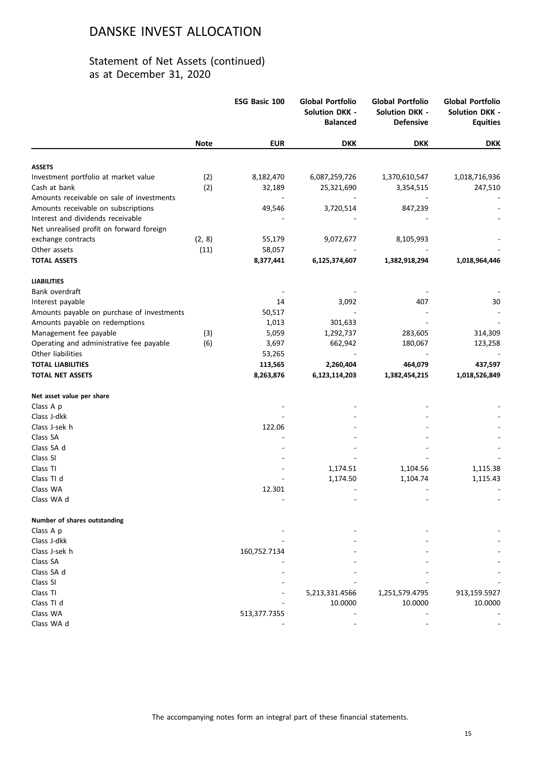# DANSKE INVEST ALLOCATION

## Statement of Net Assets (continued)
as at December 31, 2020

| | Note | ESG Basic 100 | Global Portfolio Solution DKK - Balanced | Global Portfolio Solution DKK - Defensive | Global Portfolio Solution DKK - Equities |
|---|---|---|---|---|---|
| | | EUR | DKK | DKK | DKK |
| **ASSETS** | | | | | |
| Investment portfolio at market value | (2) | 8,182,470 | 6,087,259,726 | 1,370,610,547 | 1,018,716,936 |
| Cash at bank | (2) | 32,189 | 25,321,690 | 3,354,515 | 247,510 |
| Amounts receivable on sale of investments | | - | - | - | - |
| Amounts receivable on subscriptions | | 49,546 | 3,720,514 | 847,239 | - |
| Interest and dividends receivable | | - | - | - | - |
| Net unrealised profit on forward foreign exchange contracts | (2, 8) | 55,179 | 9,072,677 | 8,105,993 | - |
| Other assets | (11) | 58,057 | - | - | - |
| **TOTAL ASSETS** | | **8,377,441** | **6,125,374,607** | **1,382,918,294** | **1,018,964,446** |
| **LIABILITIES** | | | | | |
| Bank overdraft | | - | - | - | - |
| Interest payable | | 14 | 3,092 | 407 | 30 |
| Amounts payable on purchase of investments | | 50,517 | - | - | - |
| Amounts payable on redemptions | | 1,013 | 301,633 | - | - |
| Management fee payable | (3) | 5,059 | 1,292,737 | 283,605 | 314,309 |
| Operating and administrative fee payable | (6) | 3,697 | 662,942 | 180,067 | 123,258 |
| Other liabilities | | 53,265 | - | - | - |
| **TOTAL LIABILITIES** | | **113,565** | **2,260,404** | **464,079** | **437,597** |
| **TOTAL NET ASSETS** | | **8,263,876** | **6,123,114,203** | **1,382,454,215** | **1,018,526,849** |
| **Net asset value per share** | | | | | |
| Class A p | | - | - | - | - |
| Class J-dkk | | - | - | - | - |
| Class J-sek h | | 122.06 | - | - | - |
| Class SA | | - | - | - | - |
| Class SA d | | - | - | - | - |
| Class SI | | - | - | - | - |
| Class TI | | - | 1,174.51 | 1,104.56 | 1,115.38 |
| Class TI d | | - | 1,174.50 | 1,104.74 | 1,115.43 |
| Class WA | | 12.301 | - | - | - |
| Class WA d | | - | - | - | - |
| **Number of shares outstanding** | | | | | |
| Class A p | | - | - | - | - |
| Class J-dkk | | - | - | - | - |
| Class J-sek h | | 160,752.7134 | - | - | - |
| Class SA | | - | - | - | - |
| Class SA d | | - | - | - | - |
| Class SI | | - | - | - | - |
| Class TI | | - | 5,213,331.4566 | 1,251,579.4795 | 913,159.5927 |
| Class TI d | | - | 10.0000 | 10.0000 | 10.0000 |
| Class WA | | 513,377.7355 | - | - | - |
| Class WA d | | - | - | - | - |

The accompanying notes form an integral part of these financial statements.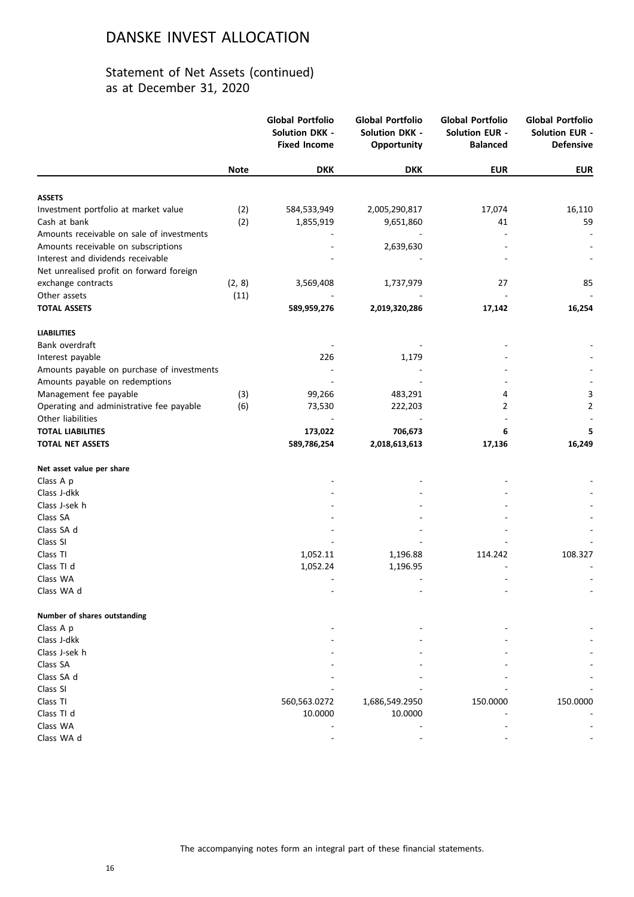# DANSKE INVEST ALLOCATION

## Statement of Net Assets (continued)
as at December 31, 2020

| | Note | Global Portfolio Solution DKK - Fixed Income | Global Portfolio Solution DKK - Opportunity | Global Portfolio Solution EUR - Balanced | Global Portfolio Solution EUR - Defensive |
|---|---|---|---|---|---|
| | | DKK | DKK | EUR | EUR |
| **ASSETS** | | | | | |
| Investment portfolio at market value | (2) | 584,533,949 | 2,005,290,817 | 17,074 | 16,110 |
| Cash at bank | (2) | 1,855,919 | 9,651,860 | 41 | 59 |
| Amounts receivable on sale of investments | | - | - | - | - |
| Amounts receivable on subscriptions | | - | 2,639,630 | - | - |
| Interest and dividends receivable | | - | - | - | - |
| Net unrealised profit on forward foreign exchange contracts | (2, 8) | 3,569,408 | 1,737,979 | 27 | 85 |
| Other assets | (11) | - | - | - | - |
| **TOTAL ASSETS** | | **589,959,276** | **2,019,320,286** | **17,142** | **16,254** |
| **LIABILITIES** | | | | | |
| Bank overdraft | | - | - | - | - |
| Interest payable | | 226 | 1,179 | - | - |
| Amounts payable on purchase of investments | | - | - | - | - |
| Amounts payable on redemptions | | - | - | - | - |
| Management fee payable | (3) | 99,266 | 483,291 | 4 | 3 |
| Operating and administrative fee payable | (6) | 73,530 | 222,203 | 2 | 2 |
| Other liabilities | | - | - | - | - |
| **TOTAL LIABILITIES** | | **173,022** | **706,673** | **6** | **5** |
| **TOTAL NET ASSETS** | | **589,786,254** | **2,018,613,613** | **17,136** | **16,249** |
| **Net asset value per share** | | | | | |
| Class A p | | - | - | - | - |
| Class J-dkk | | - | - | - | - |
| Class J-sek h | | - | - | - | - |
| Class SA | | - | - | - | - |
| Class SA d | | - | - | - | - |
| Class SI | | - | - | - | - |
| Class TI | | 1,052.11 | 1,196.88 | 114.242 | 108.327 |
| Class TI d | | 1,052.24 | 1,196.95 | - | - |
| Class WA | | - | - | - | - |
| Class WA d | | - | - | - | - |
| **Number of shares outstanding** | | | | | |
| Class A p | | - | - | - | - |
| Class J-dkk | | - | - | - | - |
| Class J-sek h | | - | - | - | - |
| Class SA | | - | - | - | - |
| Class SA d | | - | - | - | - |
| Class SI | | - | - | - | - |
| Class TI | | 560,563.0272 | 1,686,549.2950 | 150.0000 | 150.0000 |
| Class TI d | | 10.0000 | 10.0000 | - | - |
| Class WA | | - | - | - | - |
| Class WA d | | - | - | - | - |

The accompanying notes form an integral part of these financial statements.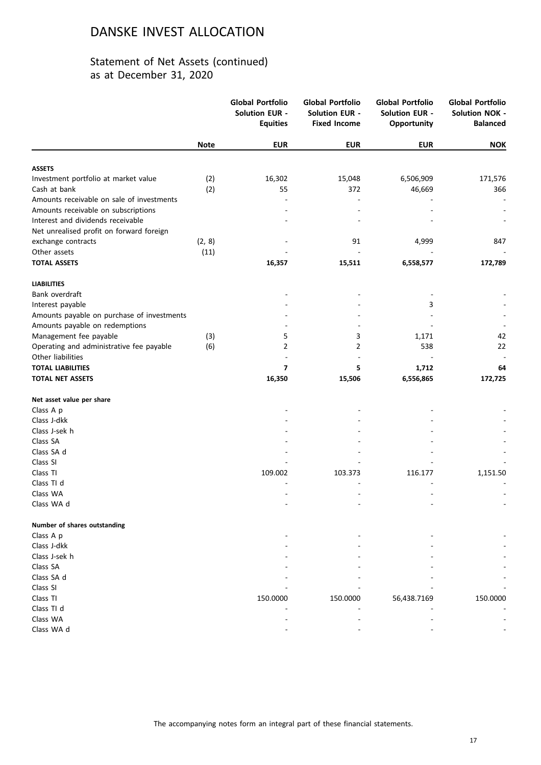# DANSKE INVEST ALLOCATION

## Statement of Net Assets (continued)
as at December 31, 2020

| | Note | Global Portfolio Solution EUR - Equities | Global Portfolio Solution EUR - Fixed Income | Global Portfolio Solution EUR - Opportunity | Global Portfolio Solution NOK - Balanced |
|---|---|---|---|---|---|
| | | **EUR** | **EUR** | **EUR** | **NOK** |
| **ASSETS** | | | | | |
| Investment portfolio at market value | (2) | 16,302 | 15,048 | 6,506,909 | 171,576 |
| Cash at bank | (2) | 55 | 372 | 46,669 | 366 |
| Amounts receivable on sale of investments | | - | - | - | - |
| Amounts receivable on subscriptions | | - | - | - | - |
| Interest and dividends receivable | | - | - | - | - |
| Net unrealised profit on forward foreign exchange contracts | (2, 8) | - | 91 | 4,999 | 847 |
| Other assets | (11) | - | - | - | - |
| **TOTAL ASSETS** | | **16,357** | **15,511** | **6,558,577** | **172,789** |
| **LIABILITIES** | | | | | |
| Bank overdraft | | - | - | - | - |
| Interest payable | | - | - | 3 | - |
| Amounts payable on purchase of investments | | - | - | - | - |
| Amounts payable on redemptions | | - | - | - | - |
| Management fee payable | (3) | 5 | 3 | 1,171 | 42 |
| Operating and administrative fee payable | (6) | 2 | 2 | 538 | 22 |
| Other liabilities | | - | - | - | - |
| **TOTAL LIABILITIES** | | **7** | **5** | **1,712** | **64** |
| **TOTAL NET ASSETS** | | **16,350** | **15,506** | **6,556,865** | **172,725** |
| **Net asset value per share** | | | | | |
| Class A p | | - | - | - | - |
| Class J-dkk | | - | - | - | - |
| Class J-sek h | | - | - | - | - |
| Class SA | | - | - | - | - |
| Class SA d | | - | - | - | - |
| Class SI | | - | - | - | - |
| Class TI | | 109.002 | 103.373 | 116.177 | 1,151.50 |
| Class TI d | | - | - | - | - |
| Class WA | | - | - | - | - |
| Class WA d | | - | - | - | - |
| **Number of shares outstanding** | | | | | |
| Class A p | | - | - | - | - |
| Class J-dkk | | - | - | - | - |
| Class J-sek h | | - | - | - | - |
| Class SA | | - | - | - | - |
| Class SA d | | - | - | - | - |
| Class SI | | - | - | - | - |
| Class TI | | 150.0000 | 150.0000 | 56,438.7169 | 150.0000 |
| Class TI d | | - | - | - | - |
| Class WA | | - | - | - | - |
| Class WA d | | - | - | - | - |

The accompanying notes form an integral part of these financial statements.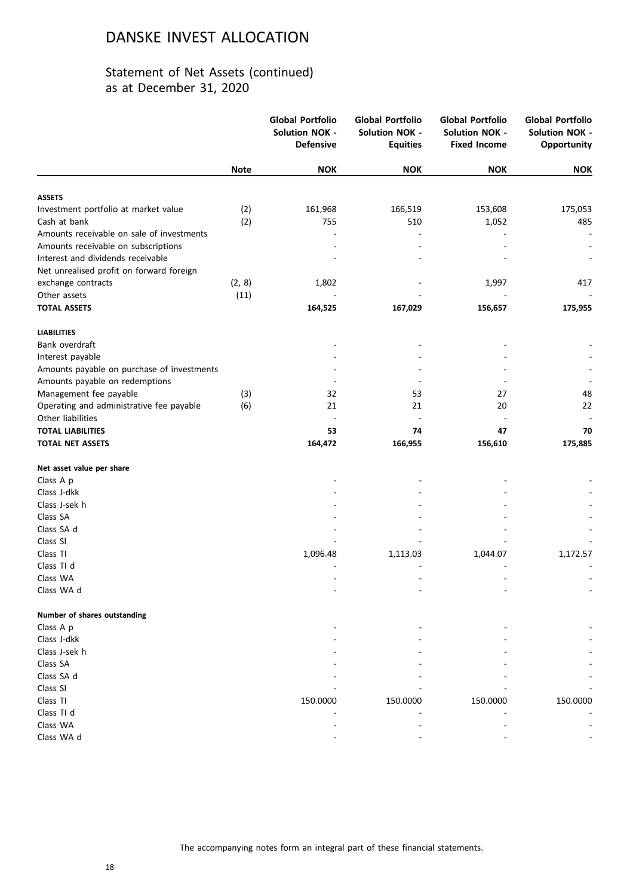# DANSKE INVEST ALLOCATION

## Statement of Net Assets (continued)
as at December 31, 2020

| | Note | Global Portfolio Solution NOK - Defensive | Global Portfolio Solution NOK - Equities | Global Portfolio Solution NOK - Fixed Income | Global Portfolio Solution NOK - Opportunity |
|---|---|---|---|---|---|
| | | **NOK** | **NOK** | **NOK** | **NOK** |
| **ASSETS** | | | | | |
| Investment portfolio at market value | (2) | 161,968 | 166,519 | 153,608 | 175,053 |
| Cash at bank | (2) | 755 | 510 | 1,052 | 485 |
| Amounts receivable on sale of investments | | - | - | - | - |
| Amounts receivable on subscriptions | | - | - | - | - |
| Interest and dividends receivable | | - | - | - | - |
| Net unrealised profit on forward foreign exchange contracts | (2, 8) | 1,802 | - | 1,997 | 417 |
| Other assets | (11) | - | - | - | - |
| **TOTAL ASSETS** | | **164,525** | **167,029** | **156,657** | **175,955** |
| **LIABILITIES** | | | | | |
| Bank overdraft | | - | - | - | - |
| Interest payable | | - | - | - | - |
| Amounts payable on purchase of investments | | - | - | - | - |
| Amounts payable on redemptions | | - | - | - | - |
| Management fee payable | (3) | 32 | 53 | 27 | 48 |
| Operating and administrative fee payable | (6) | 21 | 21 | 20 | 22 |
| Other liabilities | | - | - | - | - |
| **TOTAL LIABILITIES** | | **53** | **74** | **47** | **70** |
| **TOTAL NET ASSETS** | | **164,472** | **166,955** | **156,610** | **175,885** |
| **Net asset value per share** | | | | | |
| Class A p | | - | - | - | - |
| Class J-dkk | | - | - | - | - |
| Class J-sek h | | - | - | - | - |
| Class SA | | - | - | - | - |
| Class SA d | | - | - | - | - |
| Class SI | | - | - | - | - |
| Class TI | | 1,096.48 | 1,113.03 | 1,044.07 | 1,172.57 |
| Class TI d | | - | - | - | - |
| Class WA | | - | - | - | - |
| Class WA d | | - | - | - | - |
| **Number of shares outstanding** | | | | | |
| Class A p | | - | - | - | - |
| Class J-dkk | | - | - | - | - |
| Class J-sek h | | - | - | - | - |
| Class SA | | - | - | - | - |
| Class SA d | | - | - | - | - |
| Class SI | | - | - | - | - |
| Class TI | | 150.0000 | 150.0000 | 150.0000 | 150.0000 |
| Class TI d | | - | - | - | - |
| Class WA | | - | - | - | - |
| Class WA d | | - | - | - | - |

The accompanying notes form an integral part of these financial statements.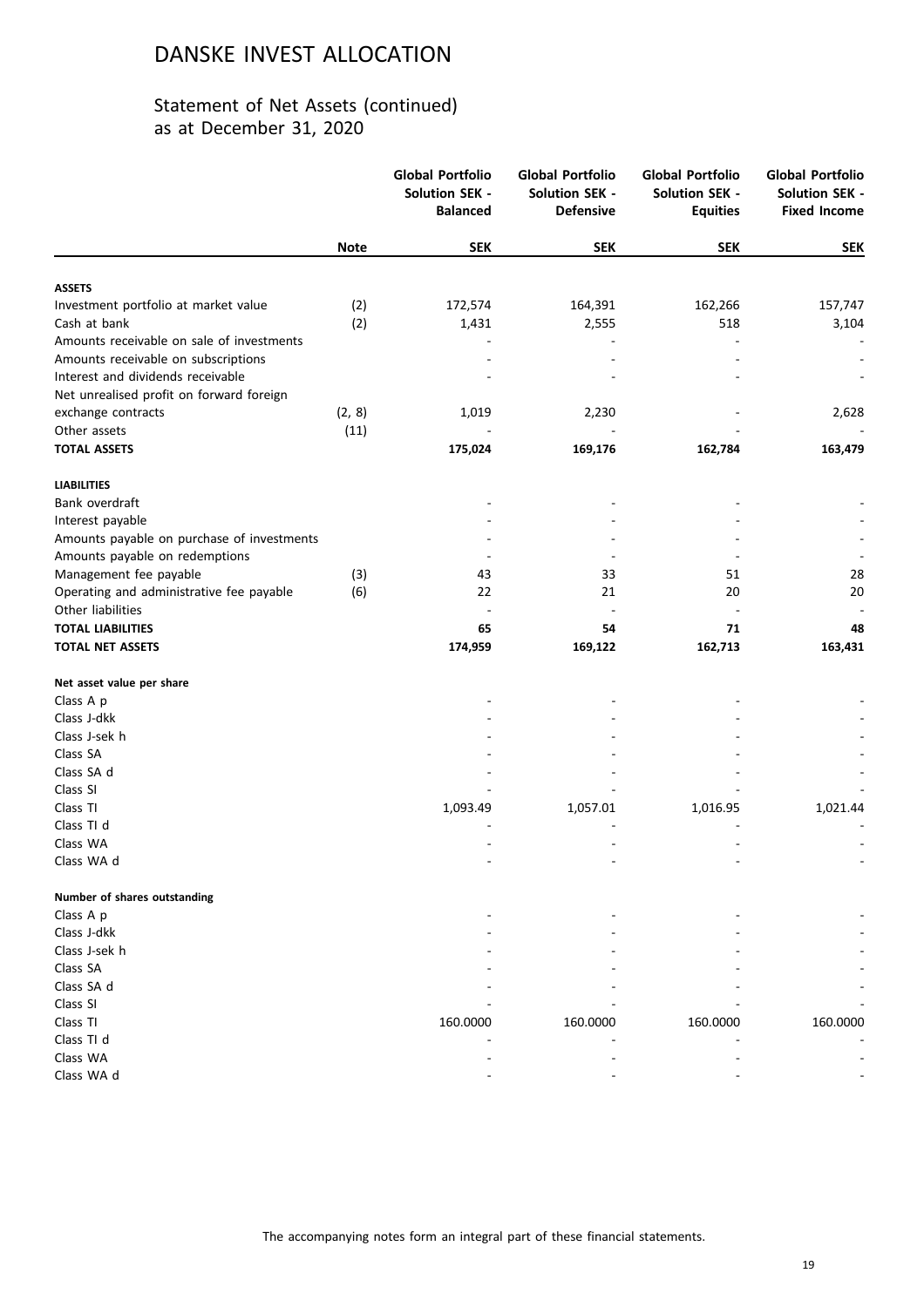# DANSKE INVEST ALLOCATION

## Statement of Net Assets (continued)
as at December 31, 2020

| | Note | Global Portfolio Solution SEK - Balanced | Global Portfolio Solution SEK - Defensive | Global Portfolio Solution SEK - Equities | Global Portfolio Solution SEK - Fixed Income |
|---|---|---|---|---|---|
| | | **SEK** | **SEK** | **SEK** | **SEK** |
| **ASSETS** | | | | | |
| Investment portfolio at market value | (2) | 172,574 | 164,391 | 162,266 | 157,747 |
| Cash at bank | (2) | 1,431 | 2,555 | 518 | 3,104 |
| Amounts receivable on sale of investments | | - | - | - | - |
| Amounts receivable on subscriptions | | - | - | - | - |
| Interest and dividends receivable | | - | - | - | - |
| Net unrealised profit on forward foreign exchange contracts | (2, 8) | 1,019 | 2,230 | - | 2,628 |
| Other assets | (11) | - | - | - | - |
| **TOTAL ASSETS** | | **175,024** | **169,176** | **162,784** | **163,479** |
| **LIABILITIES** | | | | | |
| Bank overdraft | | - | - | - | - |
| Interest payable | | - | - | - | - |
| Amounts payable on purchase of investments | | - | - | - | - |
| Amounts payable on redemptions | | - | - | - | - |
| Management fee payable | (3) | 43 | 33 | 51 | 28 |
| Operating and administrative fee payable | (6) | 22 | 21 | 20 | 20 |
| Other liabilities | | - | - | - | - |
| **TOTAL LIABILITIES** | | **65** | **54** | **71** | **48** |
| **TOTAL NET ASSETS** | | **174,959** | **169,122** | **162,713** | **163,431** |
| **Net asset value per share** | | | | | |
| Class A p | | - | - | - | - |
| Class J-dkk | | - | - | - | - |
| Class J-sek h | | - | - | - | - |
| Class SA | | - | - | - | - |
| Class SA d | | - | - | - | - |
| Class SI | | - | - | - | - |
| Class TI | | 1,093.49 | 1,057.01 | 1,016.95 | 1,021.44 |
| Class TI d | | - | - | - | - |
| Class WA | | - | - | - | - |
| Class WA d | | - | - | - | - |
| **Number of shares outstanding** | | | | | |
| Class A p | | - | - | - | - |
| Class J-dkk | | - | - | - | - |
| Class J-sek h | | - | - | - | - |
| Class SA | | - | - | - | - |
| Class SA d | | - | - | - | - |
| Class SI | | - | - | - | - |
| Class TI | | 160.0000 | 160.0000 | 160.0000 | 160.0000 |
| Class TI d | | - | - | - | - |
| Class WA | | - | - | - | - |
| Class WA d | | - | - | - | - |

The accompanying notes form an integral part of these financial statements.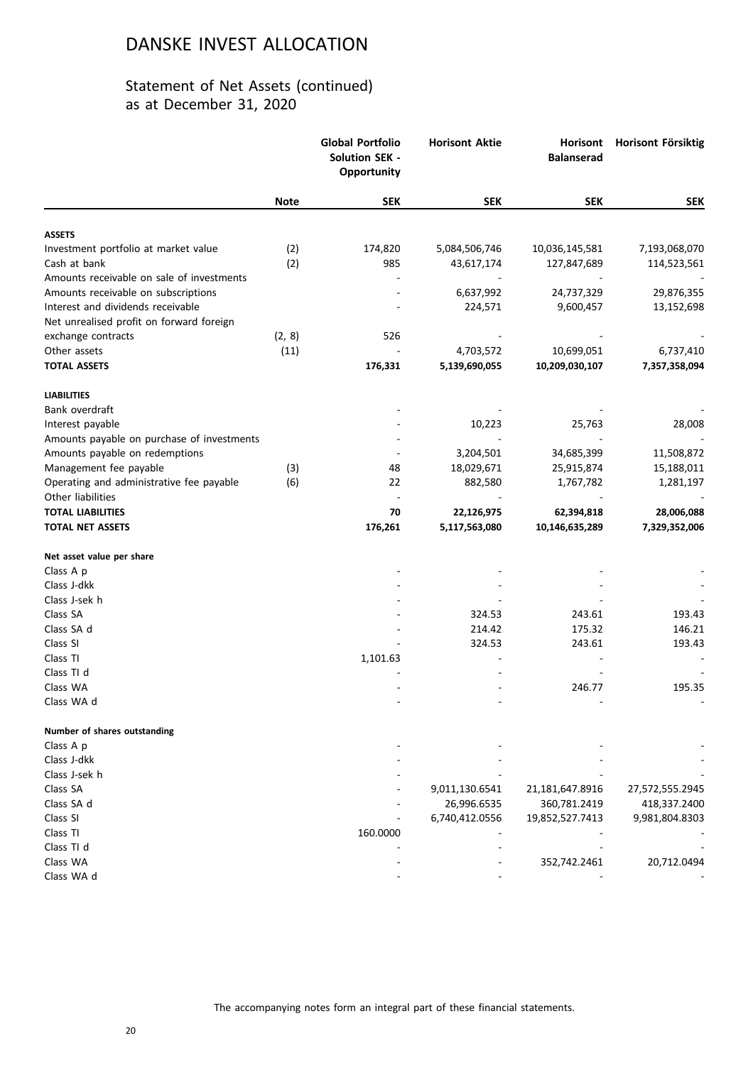# DANSKE INVEST ALLOCATION

## Statement of Net Assets (continued)
## as at December 31, 2020

| | Note | Global Portfolio Solution SEK - Opportunity | Horisont Aktie | Horisont Balanserad | Horisont Försiktig |
|---|---|---|---|---|---|
| | | SEK | SEK | SEK | SEK |
| **ASSETS** | | | | | |
| Investment portfolio at market value | (2) | 174,820 | 5,084,506,746 | 10,036,145,581 | 7,193,068,070 |
| Cash at bank | (2) | 985 | 43,617,174 | 127,847,689 | 114,523,561 |
| Amounts receivable on sale of investments | | - | - | - | - |
| Amounts receivable on subscriptions | | - | 6,637,992 | 24,737,329 | 29,876,355 |
| Interest and dividends receivable | | - | 224,571 | 9,600,457 | 13,152,698 |
| Net unrealised profit on forward foreign exchange contracts | (2, 8) | 526 | - | - | - |
| Other assets | (11) | - | 4,703,572 | 10,699,051 | 6,737,410 |
| **TOTAL ASSETS** | | **176,331** | **5,139,690,055** | **10,209,030,107** | **7,357,358,094** |
| **LIABILITIES** | | | | | |
| Bank overdraft | | - | - | - | - |
| Interest payable | | - | 10,223 | 25,763 | 28,008 |
| Amounts payable on purchase of investments | | - | - | - | - |
| Amounts payable on redemptions | | - | 3,204,501 | 34,685,399 | 11,508,872 |
| Management fee payable | (3) | 48 | 18,029,671 | 25,915,874 | 15,188,011 |
| Operating and administrative fee payable | (6) | 22 | 882,580 | 1,767,782 | 1,281,197 |
| Other liabilities | | - | - | - | - |
| **TOTAL LIABILITIES** | | **70** | **22,126,975** | **62,394,818** | **28,006,088** |
| **TOTAL NET ASSETS** | | **176,261** | **5,117,563,080** | **10,146,635,289** | **7,329,352,006** |
| **Net asset value per share** | | | | | |
| Class A p | | - | - | - | - |
| Class J-dkk | | - | - | - | - |
| Class J-sek h | | - | - | - | - |
| Class SA | | - | 324.53 | 243.61 | 193.43 |
| Class SA d | | - | 214.42 | 175.32 | 146.21 |
| Class SI | | - | 324.53 | 243.61 | 193.43 |
| Class TI | | 1,101.63 | - | - | - |
| Class TI d | | - | - | - | - |
| Class WA | | - | - | 246.77 | 195.35 |
| Class WA d | | - | - | - | - |
| **Number of shares outstanding** | | | | | |
| Class A p | | - | - | - | - |
| Class J-dkk | | - | - | - | - |
| Class J-sek h | | - | - | - | - |
| Class SA | | - | 9,011,130.6541 | 21,181,647.8916 | 27,572,555.2945 |
| Class SA d | | - | 26,996.6535 | 360,781.2419 | 418,337.2400 |
| Class SI | | - | 6,740,412.0556 | 19,852,527.7413 | 9,981,804.8303 |
| Class TI | | 160.0000 | - | - | - |
| Class TI d | | - | - | - | - |
| Class WA | | - | - | 352,742.2461 | 20,712.0494 |
| Class WA d | | - | - | - | - |

The accompanying notes form an integral part of these financial statements.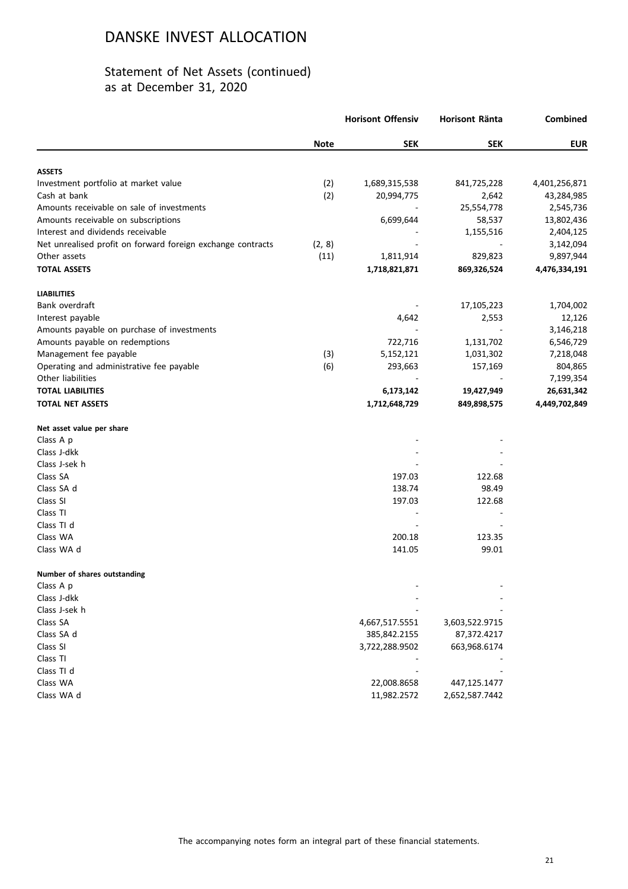# DANSKE INVEST ALLOCATION

## Statement of Net Assets (continued)
as at December 31, 2020

| | Note | Horisont Offensiv SEK | Horisont Ränta SEK | Combined EUR |
|---|---|---|---|---|
| **ASSETS** | | | | |
| Investment portfolio at market value | (2) | 1,689,315,538 | 841,725,228 | 4,401,256,871 |
| Cash at bank | (2) | 20,994,775 | 2,642 | 43,284,985 |
| Amounts receivable on sale of investments | | - | 25,554,778 | 2,545,736 |
| Amounts receivable on subscriptions | | 6,699,644 | 58,537 | 13,802,436 |
| Interest and dividends receivable | | - | 1,155,516 | 2,404,125 |
| Net unrealised profit on forward foreign exchange contracts | (2, 8) | - | - | 3,142,094 |
| Other assets | (11) | 1,811,914 | 829,823 | 9,897,944 |
| **TOTAL ASSETS** | | **1,718,821,871** | **869,326,524** | **4,476,334,191** |
| **LIABILITIES** | | | | |
| Bank overdraft | | - | 17,105,223 | 1,704,002 |
| Interest payable | | 4,642 | 2,553 | 12,126 |
| Amounts payable on purchase of investments | | - | - | 3,146,218 |
| Amounts payable on redemptions | | 722,716 | 1,131,702 | 6,546,729 |
| Management fee payable | (3) | 5,152,121 | 1,031,302 | 7,218,048 |
| Operating and administrative fee payable | (6) | 293,663 | 157,169 | 804,865 |
| Other liabilities | | - | - | 7,199,354 |
| **TOTAL LIABILITIES** | | **6,173,142** | **19,427,949** | **26,631,342** |
| **TOTAL NET ASSETS** | | **1,712,648,729** | **849,898,575** | **4,449,702,849** |
| **Net asset value per share** | | | | |
| Class A p | | - | - | |
| Class J-dkk | | - | - | |
| Class J-sek h | | - | - | |
| Class SA | | 197.03 | 122.68 | |
| Class SA d | | 138.74 | 98.49 | |
| Class SI | | 197.03 | 122.68 | |
| Class TI | | - | - | |
| Class TI d | | - | - | |
| Class WA | | 200.18 | 123.35 | |
| Class WA d | | 141.05 | 99.01 | |
| **Number of shares outstanding** | | | | |
| Class A p | | - | - | |
| Class J-dkk | | - | - | |
| Class J-sek h | | - | - | |
| Class SA | | 4,667,517.5551 | 3,603,522.9715 | |
| Class SA d | | 385,842.2155 | 87,372.4217 | |
| Class SI | | 3,722,288.9502 | 663,968.6174 | |
| Class TI | | - | - | |
| Class TI d | | - | - | |
| Class WA | | 22,008.8658 | 447,125.1477 | |
| Class WA d | | 11,982.2572 | 2,652,587.7442 | |

The accompanying notes form an integral part of these financial statements.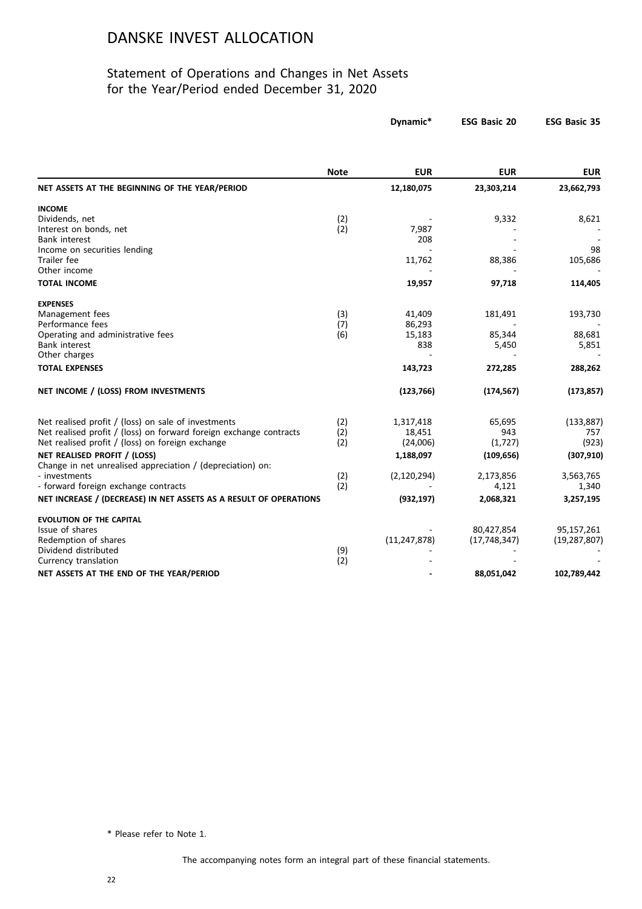# DANSKE INVEST ALLOCATION

## Statement of Operations and Changes in Net Assets for the Year/Period ended December 31, 2020

| | Note | Dynamic* | ESG Basic 20 | ESG Basic 35 |
|---|---|---|---|---|
| | | **EUR** | **EUR** | **EUR** |
| **NET ASSETS AT THE BEGINNING OF THE YEAR/PERIOD** | | **12,180,075** | **23,303,214** | **23,662,793** |
| **INCOME** | | | | |
| Dividends, net | (2) | - | 9,332 | 8,621 |
| Interest on bonds, net | (2) | 7,987 | - | - |
| Bank interest | | 208 | - | - |
| Income on securities lending | | - | - | 98 |
| Trailer fee | | 11,762 | 88,386 | 105,686 |
| Other income | | - | - | - |
| **TOTAL INCOME** | | **19,957** | **97,718** | **114,405** |
| **EXPENSES** | | | | |
| Management fees | (3) | 41,409 | 181,491 | 193,730 |
| Performance fees | (7) | 86,293 | - | - |
| Operating and administrative fees | (6) | 15,183 | 85,344 | 88,681 |
| Bank interest | | 838 | 5,450 | 5,851 |
| Other charges | | - | - | - |
| **TOTAL EXPENSES** | | **143,723** | **272,285** | **288,262** |
| **NET INCOME / (LOSS) FROM INVESTMENTS** | | **(123,766)** | **(174,567)** | **(173,857)** |
| Net realised profit / (loss) on sale of investments | (2) | 1,317,418 | 65,695 | (133,887) |
| Net realised profit / (loss) on forward foreign exchange contracts | (2) | 18,451 | 943 | 757 |
| Net realised profit / (loss) on foreign exchange | (2) | (24,006) | (1,727) | (923) |
| **NET REALISED PROFIT / (LOSS)** | | **1,188,097** | **(109,656)** | **(307,910)** |
| Change in net unrealised appreciation / (depreciation) on: | | | | |
| - investments | (2) | (2,120,294) | 2,173,856 | 3,563,765 |
| - forward foreign exchange contracts | (2) | - | 4,121 | 1,340 |
| **NET INCREASE / (DECREASE) IN NET ASSETS AS A RESULT OF OPERATIONS** | | **(932,197)** | **2,068,321** | **3,257,195** |
| **EVOLUTION OF THE CAPITAL** | | | | |
| Issue of shares | | - | 80,427,854 | 95,157,261 |
| Redemption of shares | | (11,247,878) | (17,748,347) | (19,287,807) |
| Dividend distributed | (9) | - | - | - |
| Currency translation | (2) | - | - | - |
| **NET ASSETS AT THE END OF THE YEAR/PERIOD** | | **-** | **88,051,042** | **102,789,442** |

\* Please refer to Note 1.

The accompanying notes form an integral part of these financial statements.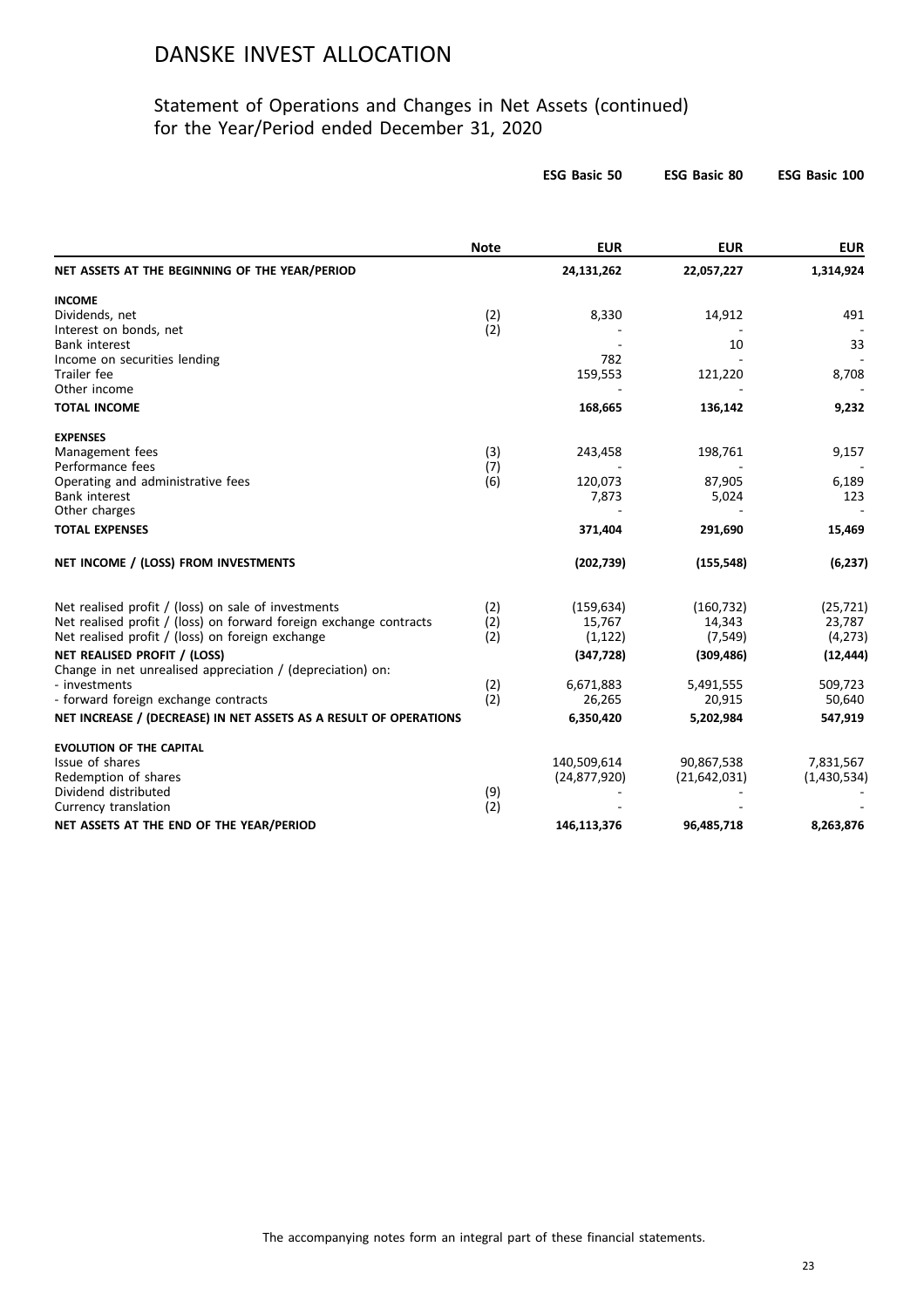# DANSKE INVEST ALLOCATION

## Statement of Operations and Changes in Net Assets (continued) for the Year/Period ended December 31, 2020

| | Note | ESG Basic 50 | ESG Basic 80 | ESG Basic 100 |
|---|---|---|---|---|
| | | **EUR** | **EUR** | **EUR** |
| **NET ASSETS AT THE BEGINNING OF THE YEAR/PERIOD** | | **24,131,262** | **22,057,227** | **1,314,924** |
| **INCOME** | | | | |
| Dividends, net | (2) | 8,330 | 14,912 | 491 |
| Interest on bonds, net | (2) | - | - | - |
| Bank interest | | - | 10 | 33 |
| Income on securities lending | | 782 | - | - |
| Trailer fee | | 159,553 | 121,220 | 8,708 |
| Other income | | - | - | - |
| **TOTAL INCOME** | | **168,665** | **136,142** | **9,232** |
| **EXPENSES** | | | | |
| Management fees | (3) | 243,458 | 198,761 | 9,157 |
| Performance fees | (7) | - | - | - |
| Operating and administrative fees | (6) | 120,073 | 87,905 | 6,189 |
| Bank interest | | 7,873 | 5,024 | 123 |
| Other charges | | - | - | - |
| **TOTAL EXPENSES** | | **371,404** | **291,690** | **15,469** |
| **NET INCOME / (LOSS) FROM INVESTMENTS** | | **(202,739)** | **(155,548)** | **(6,237)** |
| Net realised profit / (loss) on sale of investments | (2) | (159,634) | (160,732) | (25,721) |
| Net realised profit / (loss) on forward foreign exchange contracts | (2) | 15,767 | 14,343 | 23,787 |
| Net realised profit / (loss) on foreign exchange | (2) | (1,122) | (7,549) | (4,273) |
| **NET REALISED PROFIT / (LOSS)** | | **(347,728)** | **(309,486)** | **(12,444)** |
| Change in net unrealised appreciation / (depreciation) on: | | | | |
| - investments | (2) | 6,671,883 | 5,491,555 | 509,723 |
| - forward foreign exchange contracts | (2) | 26,265 | 20,915 | 50,640 |
| **NET INCREASE / (DECREASE) IN NET ASSETS AS A RESULT OF OPERATIONS** | | **6,350,420** | **5,202,984** | **547,919** |
| **EVOLUTION OF THE CAPITAL** | | | | |
| Issue of shares | | 140,509,614 | 90,867,538 | 7,831,567 |
| Redemption of shares | | (24,877,920) | (21,642,031) | (1,430,534) |
| Dividend distributed | (9) | - | - | - |
| Currency translation | (2) | - | - | - |
| **NET ASSETS AT THE END OF THE YEAR/PERIOD** | | **146,113,376** | **96,485,718** | **8,263,876** |

The accompanying notes form an integral part of these financial statements.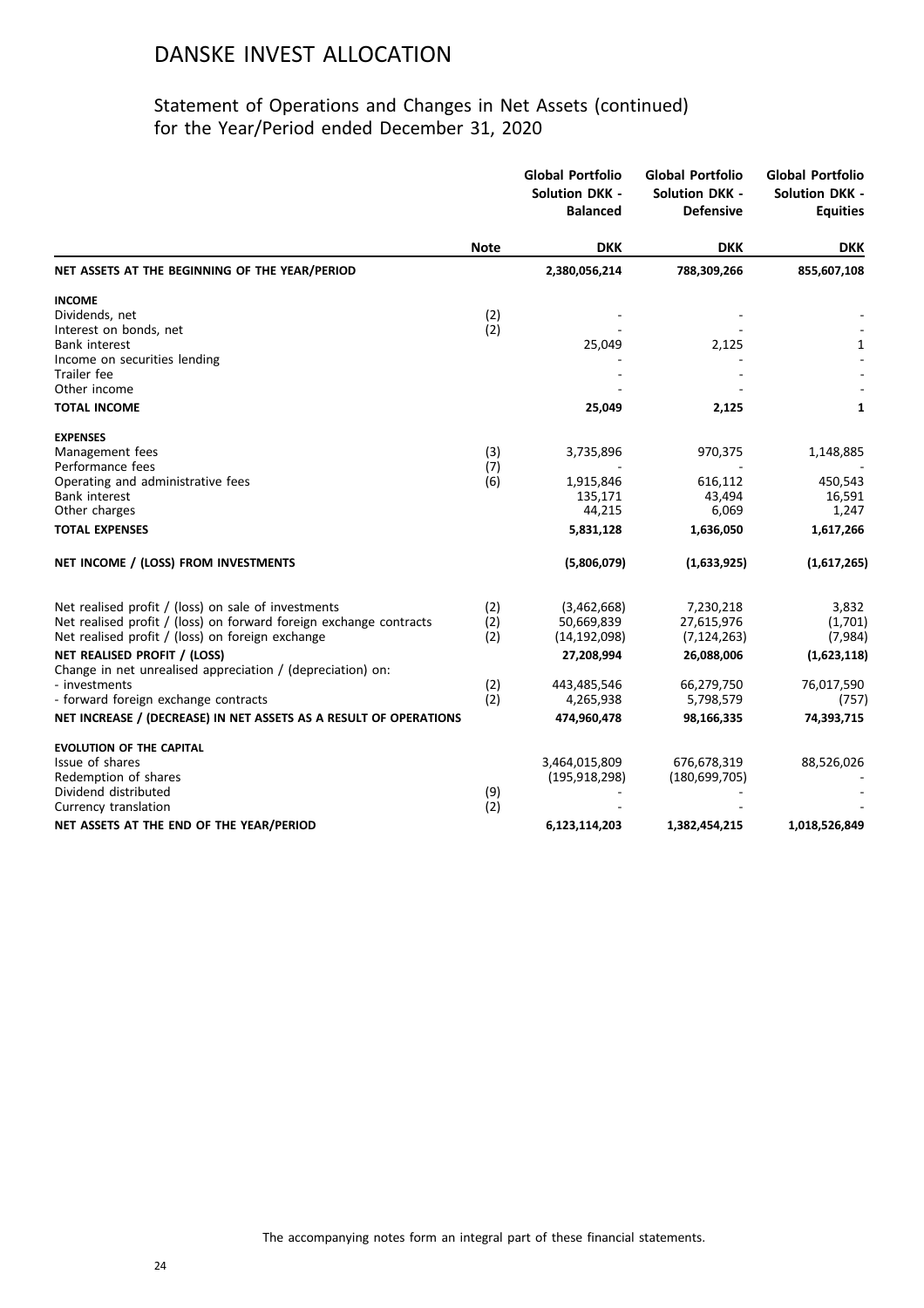# DANSKE INVEST ALLOCATION

## Statement of Operations and Changes in Net Assets (continued)
## for the Year/Period ended December 31, 2020

| | Note | Global Portfolio Solution DKK - Balanced | Global Portfolio Solution DKK - Defensive | Global Portfolio Solution DKK - Equities |
|---|---|---|---|---|
| | | DKK | DKK | DKK |
| **NET ASSETS AT THE BEGINNING OF THE YEAR/PERIOD** | | **2,380,056,214** | **788,309,266** | **855,607,108** |
| **INCOME** | | | | |
| Dividends, net | (2) | - | - | - |
| Interest on bonds, net | (2) | - | - | - |
| Bank interest | | 25,049 | 2,125 | 1 |
| Income on securities lending | | - | - | - |
| Trailer fee | | - | - | - |
| Other income | | - | - | - |
| **TOTAL INCOME** | | **25,049** | **2,125** | **1** |
| **EXPENSES** | | | | |
| Management fees | (3) | 3,735,896 | 970,375 | 1,148,885 |
| Performance fees | (7) | - | - | - |
| Operating and administrative fees | (6) | 1,915,846 | 616,112 | 450,543 |
| Bank interest | | 135,171 | 43,494 | 16,591 |
| Other charges | | 44,215 | 6,069 | 1,247 |
| **TOTAL EXPENSES** | | **5,831,128** | **1,636,050** | **1,617,266** |
| **NET INCOME / (LOSS) FROM INVESTMENTS** | | **(5,806,079)** | **(1,633,925)** | **(1,617,265)** |
| Net realised profit / (loss) on sale of investments | (2) | (3,462,668) | 7,230,218 | 3,832 |
| Net realised profit / (loss) on forward foreign exchange contracts | (2) | 50,669,839 | 27,615,976 | (1,701) |
| Net realised profit / (loss) on foreign exchange | (2) | (14,192,098) | (7,124,263) | (7,984) |
| **NET REALISED PROFIT / (LOSS)** | | **27,208,994** | **26,088,006** | **(1,623,118)** |
| Change in net unrealised appreciation / (depreciation) on: | | | | |
| - investments | (2) | 443,485,546 | 66,279,750 | 76,017,590 |
| - forward foreign exchange contracts | (2) | 4,265,938 | 5,798,579 | (757) |
| **NET INCREASE / (DECREASE) IN NET ASSETS AS A RESULT OF OPERATIONS** | | **474,960,478** | **98,166,335** | **74,393,715** |
| **EVOLUTION OF THE CAPITAL** | | | | |
| Issue of shares | | 3,464,015,809 | 676,678,319 | 88,526,026 |
| Redemption of shares | | (195,918,298) | (180,699,705) | - |
| Dividend distributed | (9) | - | - | - |
| Currency translation | (2) | - | - | - |
| **NET ASSETS AT THE END OF THE YEAR/PERIOD** | | **6,123,114,203** | **1,382,454,215** | **1,018,526,849** |

The accompanying notes form an integral part of these financial statements.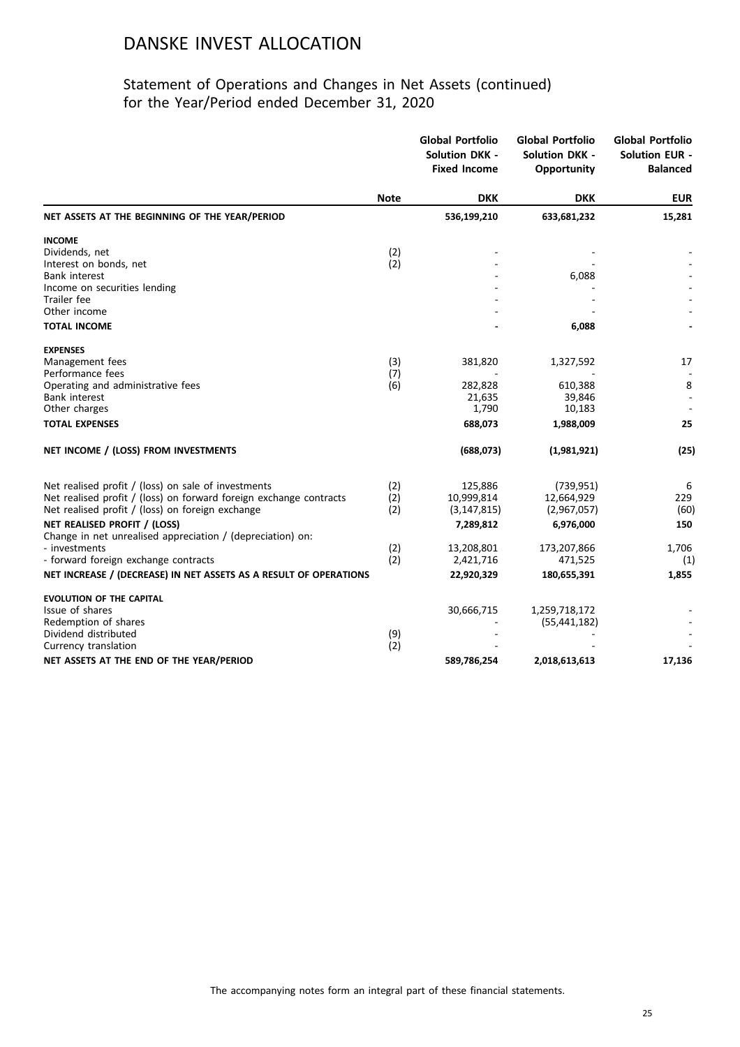# DANSKE INVEST ALLOCATION

## Statement of Operations and Changes in Net Assets (continued) for the Year/Period ended December 31, 2020

| | Note | Global Portfolio Solution DKK - Fixed Income | Global Portfolio Solution DKK - Opportunity | Global Portfolio Solution EUR - Balanced |
|---|---|---|---|---|
| | | DKK | DKK | EUR |
| **NET ASSETS AT THE BEGINNING OF THE YEAR/PERIOD** | | **536,199,210** | **633,681,232** | **15,281** |
| **INCOME** | | | | |
| Dividends, net | (2) | - | - | - |
| Interest on bonds, net | (2) | - | - | - |
| Bank interest | | - | 6,088 | - |
| Income on securities lending | | - | - | - |
| Trailer fee | | - | - | - |
| Other income | | - | - | - |
| **TOTAL INCOME** | | **-** | **6,088** | **-** |
| **EXPENSES** | | | | |
| Management fees | (3) | 381,820 | 1,327,592 | 17 |
| Performance fees | (7) | - | - | - |
| Operating and administrative fees | (6) | 282,828 | 610,388 | 8 |
| Bank interest | | 21,635 | 39,846 | - |
| Other charges | | 1,790 | 10,183 | - |
| **TOTAL EXPENSES** | | **688,073** | **1,988,009** | **25** |
| **NET INCOME / (LOSS) FROM INVESTMENTS** | | **(688,073)** | **(1,981,921)** | **(25)** |
| Net realised profit / (loss) on sale of investments | (2) | 125,886 | (739,951) | 6 |
| Net realised profit / (loss) on forward foreign exchange contracts | (2) | 10,999,814 | 12,664,929 | 229 |
| Net realised profit / (loss) on foreign exchange | (2) | (3,147,815) | (2,967,057) | (60) |
| **NET REALISED PROFIT / (LOSS)** | | **7,289,812** | **6,976,000** | **150** |
| Change in net unrealised appreciation / (depreciation) on: | | | | |
| - investments | (2) | 13,208,801 | 173,207,866 | 1,706 |
| - forward foreign exchange contracts | (2) | 2,421,716 | 471,525 | (1) |
| **NET INCREASE / (DECREASE) IN NET ASSETS AS A RESULT OF OPERATIONS** | | **22,920,329** | **180,655,391** | **1,855** |
| **EVOLUTION OF THE CAPITAL** | | | | |
| Issue of shares | | 30,666,715 | 1,259,718,172 | - |
| Redemption of shares | | - | (55,441,182) | - |
| Dividend distributed | (9) | - | - | - |
| Currency translation | (2) | - | - | - |
| **NET ASSETS AT THE END OF THE YEAR/PERIOD** | | **589,786,254** | **2,018,613,613** | **17,136** |

The accompanying notes form an integral part of these financial statements.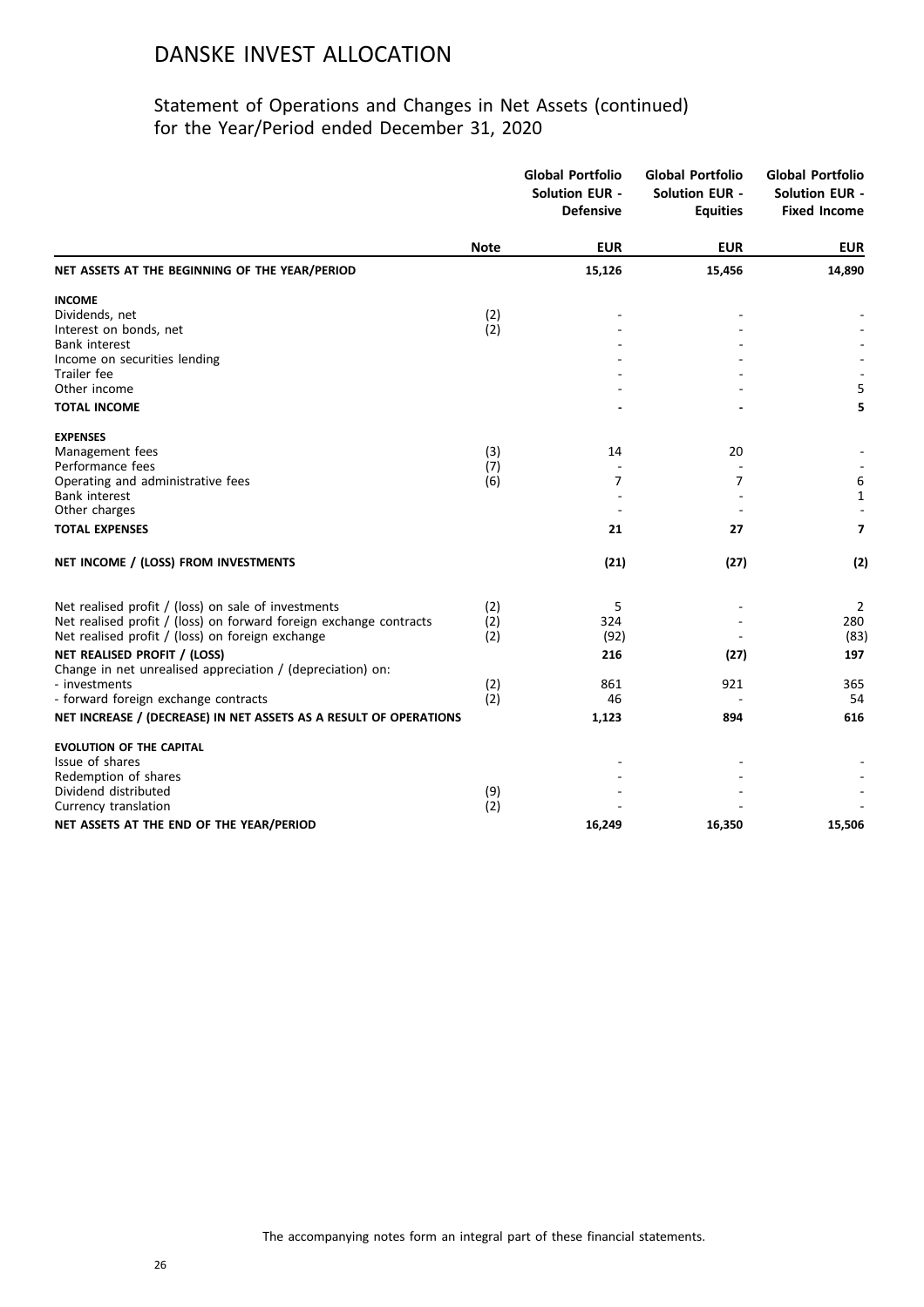# DANSKE INVEST ALLOCATION

## Statement of Operations and Changes in Net Assets (continued)
## for the Year/Period ended December 31, 2020

| | Note | Global Portfolio Solution EUR - Defensive | Global Portfolio Solution EUR - Equities | Global Portfolio Solution EUR - Fixed Income |
|---|---|---|---|---|
| | | **EUR** | **EUR** | **EUR** |
| **NET ASSETS AT THE BEGINNING OF THE YEAR/PERIOD** | | **15,126** | **15,456** | **14,890** |
| **INCOME** | | | | |
| Dividends, net | (2) | - | - | - |
| Interest on bonds, net | (2) | - | - | - |
| Bank interest | | - | - | - |
| Income on securities lending | | - | - | - |
| Trailer fee | | - | - | - |
| Other income | | - | - | 5 |
| **TOTAL INCOME** | | **-** | **-** | **5** |
| **EXPENSES** | | | | |
| Management fees | (3) | 14 | 20 | - |
| Performance fees | (7) | - | - | - |
| Operating and administrative fees | (6) | 7 | 7 | 6 |
| Bank interest | | - | - | 1 |
| Other charges | | - | - | - |
| **TOTAL EXPENSES** | | **21** | **27** | **7** |
| **NET INCOME / (LOSS) FROM INVESTMENTS** | | **(21)** | **(27)** | **(2)** |
| Net realised profit / (loss) on sale of investments | (2) | 5 | - | 2 |
| Net realised profit / (loss) on forward foreign exchange contracts | (2) | 324 | - | 280 |
| Net realised profit / (loss) on foreign exchange | (2) | (92) | - | (83) |
| **NET REALISED PROFIT / (LOSS)** | | **216** | **(27)** | **197** |
| Change in net unrealised appreciation / (depreciation) on: | | | | |
| - investments | (2) | 861 | 921 | 365 |
| - forward foreign exchange contracts | (2) | 46 | - | 54 |
| **NET INCREASE / (DECREASE) IN NET ASSETS AS A RESULT OF OPERATIONS** | | **1,123** | **894** | **616** |
| **EVOLUTION OF THE CAPITAL** | | | | |
| Issue of shares | | - | - | - |
| Redemption of shares | | - | - | - |
| Dividend distributed | (9) | - | - | - |
| Currency translation | (2) | - | - | - |
| **NET ASSETS AT THE END OF THE YEAR/PERIOD** | | **16,249** | **16,350** | **15,506** |

The accompanying notes form an integral part of these financial statements.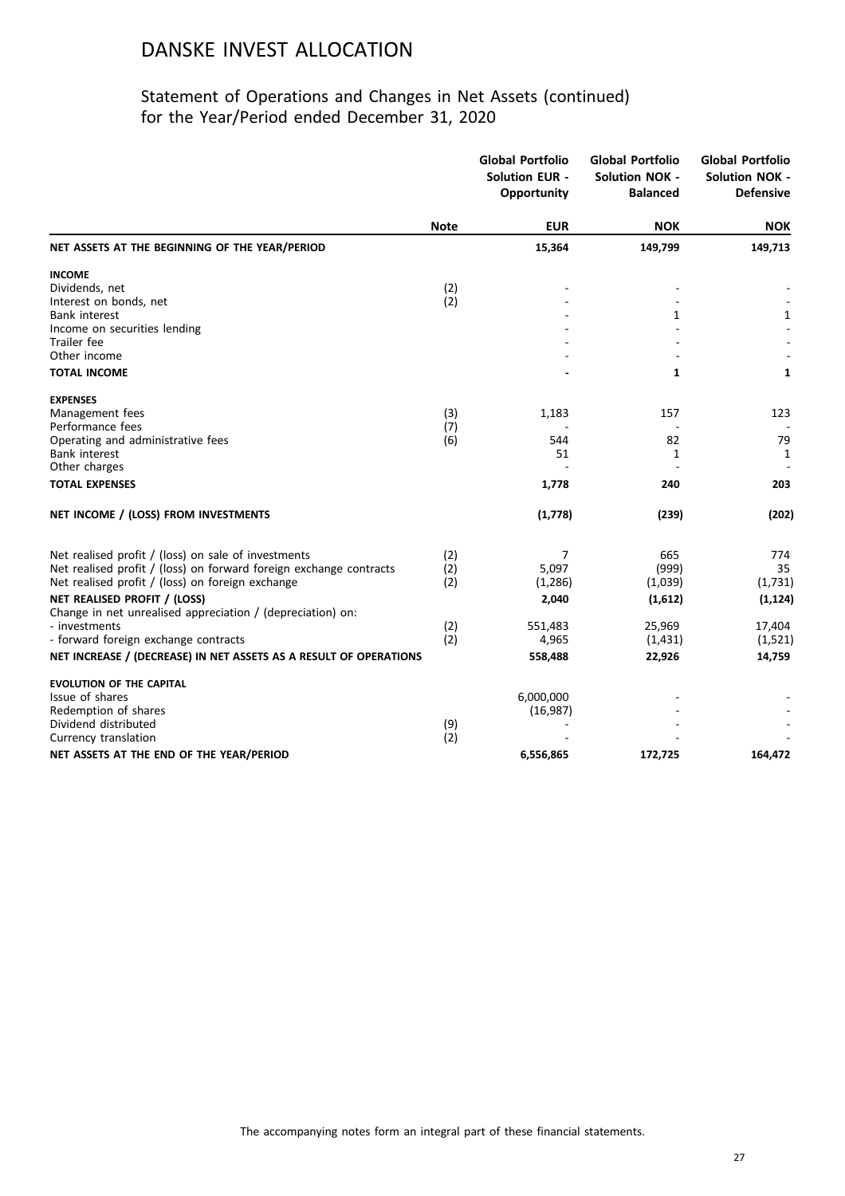# DANSKE INVEST ALLOCATION

## Statement of Operations and Changes in Net Assets (continued) for the Year/Period ended December 31, 2020

| | Note | Global Portfolio Solution EUR - Opportunity | Global Portfolio Solution NOK - Balanced | Global Portfolio Solution NOK - Defensive |
|---|---|---|---|---|
| | | EUR | NOK | NOK |
| **NET ASSETS AT THE BEGINNING OF THE YEAR/PERIOD** | | **15,364** | **149,799** | **149,713** |
| **INCOME** | | | | |
| Dividends, net | (2) | - | - | - |
| Interest on bonds, net | (2) | - | - | - |
| Bank interest | | - | 1 | 1 |
| Income on securities lending | | - | - | - |
| Trailer fee | | - | - | - |
| Other income | | - | - | - |
| **TOTAL INCOME** | | **-** | **1** | **1** |
| **EXPENSES** | | | | |
| Management fees | (3) | 1,183 | 157 | 123 |
| Performance fees | (7) | - | - | - |
| Operating and administrative fees | (6) | 544 | 82 | 79 |
| Bank interest | | 51 | 1 | 1 |
| Other charges | | - | - | - |
| **TOTAL EXPENSES** | | **1,778** | **240** | **203** |
| **NET INCOME / (LOSS) FROM INVESTMENTS** | | **(1,778)** | **(239)** | **(202)** |
| Net realised profit / (loss) on sale of investments | (2) | 7 | 665 | 774 |
| Net realised profit / (loss) on forward foreign exchange contracts | (2) | 5,097 | (999) | 35 |
| Net realised profit / (loss) on foreign exchange | (2) | (1,286) | (1,039) | (1,731) |
| **NET REALISED PROFIT / (LOSS)** | | **2,040** | **(1,612)** | **(1,124)** |
| Change in net unrealised appreciation / (depreciation) on: | | | | |
| - investments | (2) | 551,483 | 25,969 | 17,404 |
| - forward foreign exchange contracts | (2) | 4,965 | (1,431) | (1,521) |
| **NET INCREASE / (DECREASE) IN NET ASSETS AS A RESULT OF OPERATIONS** | | **558,488** | **22,926** | **14,759** |
| **EVOLUTION OF THE CAPITAL** | | | | |
| Issue of shares | | 6,000,000 | - | - |
| Redemption of shares | | (16,987) | - | - |
| Dividend distributed | (9) | - | - | - |
| Currency translation | (2) | - | - | - |
| **NET ASSETS AT THE END OF THE YEAR/PERIOD** | | **6,556,865** | **172,725** | **164,472** |

The accompanying notes form an integral part of these financial statements.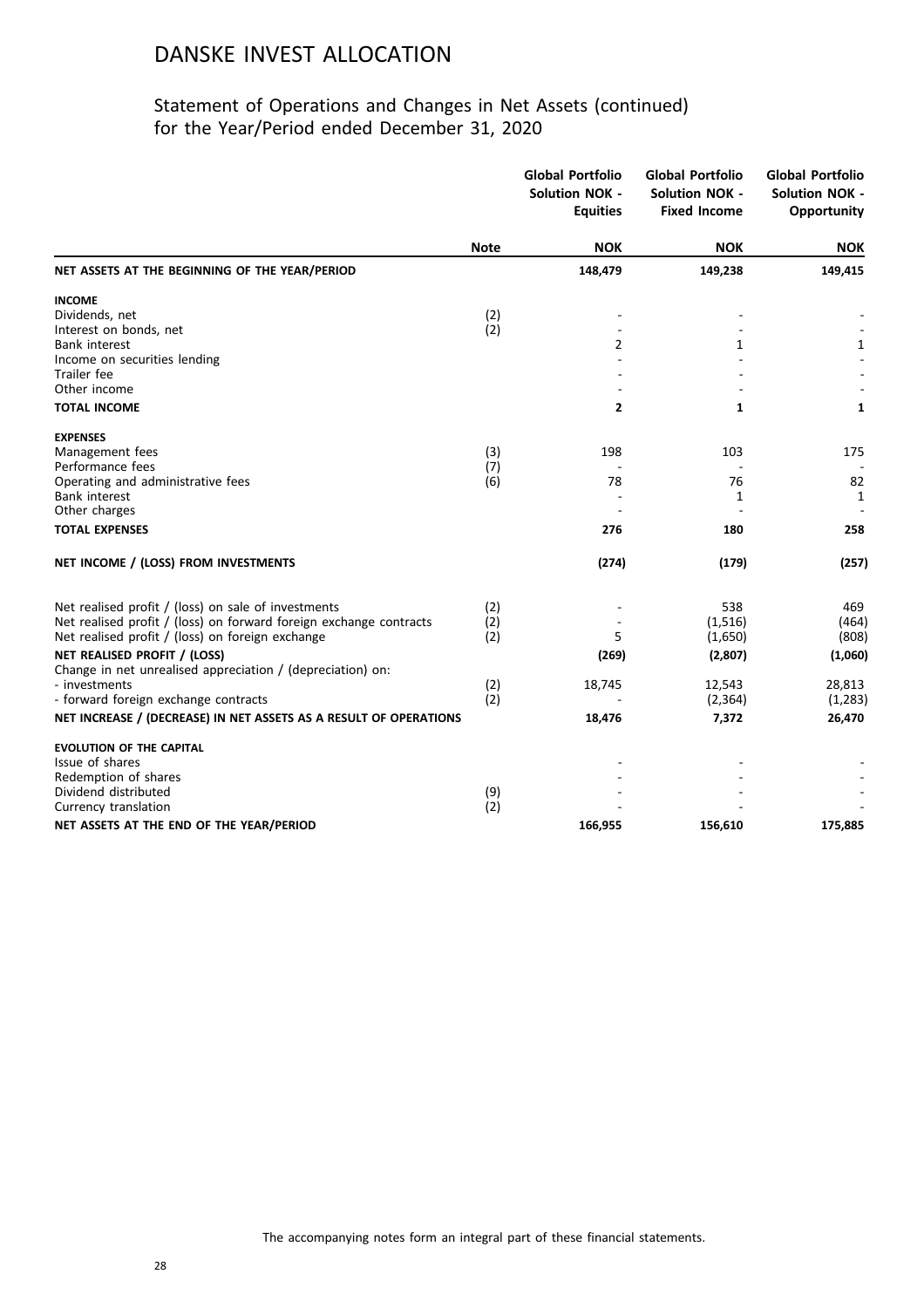# DANSKE INVEST ALLOCATION

## Statement of Operations and Changes in Net Assets (continued)
## for the Year/Period ended December 31, 2020

| | Note | Global Portfolio Solution NOK - Equities | Global Portfolio Solution NOK - Fixed Income | Global Portfolio Solution NOK - Opportunity |
|---|---|---|---|---|
| | | **NOK** | **NOK** | **NOK** |
| **NET ASSETS AT THE BEGINNING OF THE YEAR/PERIOD** | | **148,479** | **149,238** | **149,415** |
| **INCOME** | | | | |
| Dividends, net | (2) | - | - | - |
| Interest on bonds, net | (2) | - | - | - |
| Bank interest | | 2 | 1 | 1 |
| Income on securities lending | | - | - | - |
| Trailer fee | | - | - | - |
| Other income | | - | - | - |
| **TOTAL INCOME** | | **2** | **1** | **1** |
| **EXPENSES** | | | | |
| Management fees | (3) | 198 | 103 | 175 |
| Performance fees | (7) | - | - | - |
| Operating and administrative fees | (6) | 78 | 76 | 82 |
| Bank interest | | - | 1 | 1 |
| Other charges | | - | - | - |
| **TOTAL EXPENSES** | | **276** | **180** | **258** |
| **NET INCOME / (LOSS) FROM INVESTMENTS** | | **(274)** | **(179)** | **(257)** |
| Net realised profit / (loss) on sale of investments | (2) | - | 538 | 469 |
| Net realised profit / (loss) on forward foreign exchange contracts | (2) | - | (1,516) | (464) |
| Net realised profit / (loss) on foreign exchange | (2) | 5 | (1,650) | (808) |
| **NET REALISED PROFIT / (LOSS)** | | **(269)** | **(2,807)** | **(1,060)** |
| Change in net unrealised appreciation / (depreciation) on: | | | | |
| - investments | (2) | 18,745 | 12,543 | 28,813 |
| - forward foreign exchange contracts | (2) | - | (2,364) | (1,283) |
| **NET INCREASE / (DECREASE) IN NET ASSETS AS A RESULT OF OPERATIONS** | | **18,476** | **7,372** | **26,470** |
| **EVOLUTION OF THE CAPITAL** | | | | |
| Issue of shares | | - | - | - |
| Redemption of shares | | - | - | - |
| Dividend distributed | (9) | - | - | - |
| Currency translation | (2) | - | - | - |
| **NET ASSETS AT THE END OF THE YEAR/PERIOD** | | **166,955** | **156,610** | **175,885** |

The accompanying notes form an integral part of these financial statements.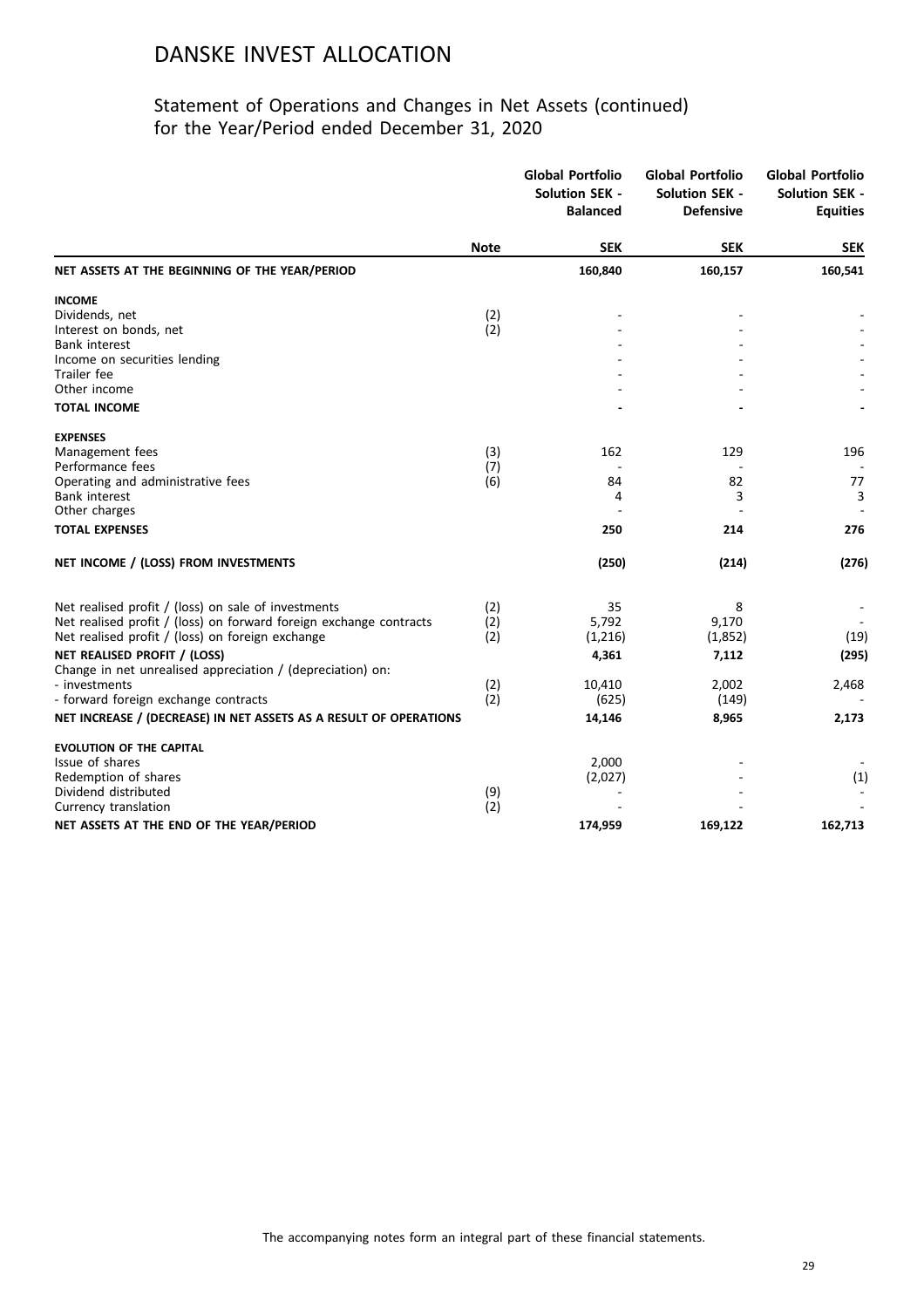# DANSKE INVEST ALLOCATION

## Statement of Operations and Changes in Net Assets (continued)
## for the Year/Period ended December 31, 2020

| | Note | Global Portfolio Solution SEK - Balanced | Global Portfolio Solution SEK - Defensive | Global Portfolio Solution SEK - Equities |
|---|---|---|---|---|
| | | **SEK** | **SEK** | **SEK** |
| **NET ASSETS AT THE BEGINNING OF THE YEAR/PERIOD** | | **160,840** | **160,157** | **160,541** |
| **INCOME** | | | | |
| Dividends, net | (2) | - | - | - |
| Interest on bonds, net | (2) | - | - | - |
| Bank interest | | - | - | - |
| Income on securities lending | | - | - | - |
| Trailer fee | | - | - | - |
| Other income | | - | - | - |
| **TOTAL INCOME** | | **-** | **-** | **-** |
| **EXPENSES** | | | | |
| Management fees | (3) | 162 | 129 | 196 |
| Performance fees | (7) | - | - | - |
| Operating and administrative fees | (6) | 84 | 82 | 77 |
| Bank interest | | 4 | 3 | 3 |
| Other charges | | - | - | - |
| **TOTAL EXPENSES** | | **250** | **214** | **276** |
| **NET INCOME / (LOSS) FROM INVESTMENTS** | | **(250)** | **(214)** | **(276)** |
| Net realised profit / (loss) on sale of investments | (2) | 35 | 8 | - |
| Net realised profit / (loss) on forward foreign exchange contracts | (2) | 5,792 | 9,170 | - |
| Net realised profit / (loss) on foreign exchange | (2) | (1,216) | (1,852) | (19) |
| **NET REALISED PROFIT / (LOSS)** | | **4,361** | **7,112** | **(295)** |
| Change in net unrealised appreciation / (depreciation) on: | | | | |
| - investments | (2) | 10,410 | 2,002 | 2,468 |
| - forward foreign exchange contracts | (2) | (625) | (149) | - |
| **NET INCREASE / (DECREASE) IN NET ASSETS AS A RESULT OF OPERATIONS** | | **14,146** | **8,965** | **2,173** |
| **EVOLUTION OF THE CAPITAL** | | | | |
| Issue of shares | | 2,000 | - | - |
| Redemption of shares | | (2,027) | - | (1) |
| Dividend distributed | (9) | - | - | - |
| Currency translation | (2) | - | - | - |
| **NET ASSETS AT THE END OF THE YEAR/PERIOD** | | **174,959** | **169,122** | **162,713** |

The accompanying notes form an integral part of these financial statements.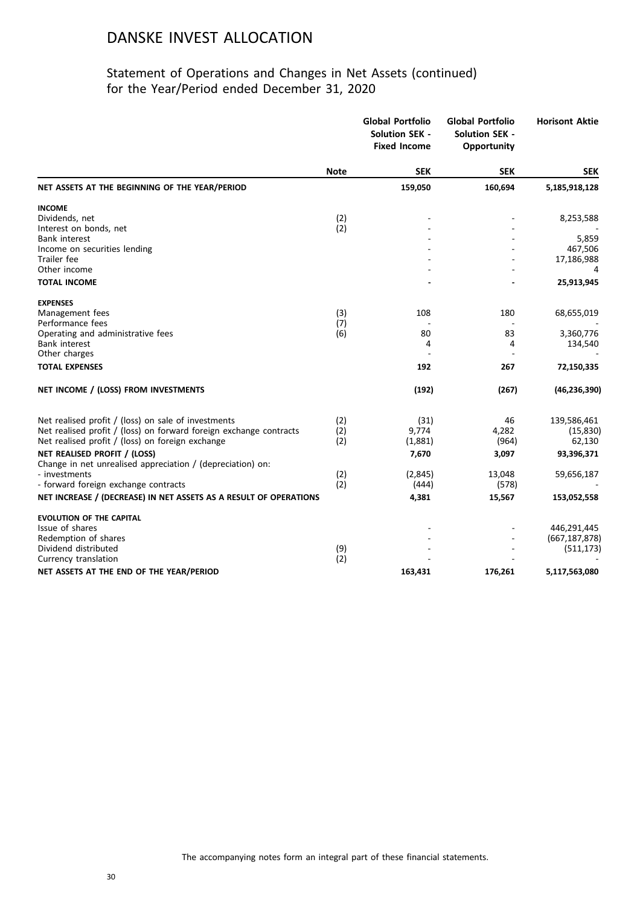# DANSKE INVEST ALLOCATION

## Statement of Operations and Changes in Net Assets (continued) for the Year/Period ended December 31, 2020

| | Note | Global Portfolio Solution SEK - Fixed Income | Global Portfolio Solution SEK - Opportunity | Horisont Aktie |
|---|---|---|---|---|
| | | SEK | SEK | SEK |
| **NET ASSETS AT THE BEGINNING OF THE YEAR/PERIOD** | | **159,050** | **160,694** | **5,185,918,128** |
| **INCOME** | | | | |
| Dividends, net | (2) | - | - | 8,253,588 |
| Interest on bonds, net | (2) | - | - | - |
| Bank interest | | - | - | 5,859 |
| Income on securities lending | | - | - | 467,506 |
| Trailer fee | | - | - | 17,186,988 |
| Other income | | - | - | 4 |
| **TOTAL INCOME** | | **-** | **-** | **25,913,945** |
| **EXPENSES** | | | | |
| Management fees | (3) | 108 | 180 | 68,655,019 |
| Performance fees | (7) | - | - | - |
| Operating and administrative fees | (6) | 80 | 83 | 3,360,776 |
| Bank interest | | 4 | 4 | 134,540 |
| Other charges | | - | - | - |
| **TOTAL EXPENSES** | | **192** | **267** | **72,150,335** |
| **NET INCOME / (LOSS) FROM INVESTMENTS** | | **(192)** | **(267)** | **(46,236,390)** |
| Net realised profit / (loss) on sale of investments | (2) | (31) | 46 | 139,586,461 |
| Net realised profit / (loss) on forward foreign exchange contracts | (2) | 9,774 | 4,282 | (15,830) |
| Net realised profit / (loss) on foreign exchange | (2) | (1,881) | (964) | 62,130 |
| **NET REALISED PROFIT / (LOSS)** | | **7,670** | **3,097** | **93,396,371** |
| Change in net unrealised appreciation / (depreciation) on: | | | | |
| - investments | (2) | (2,845) | 13,048 | 59,656,187 |
| - forward foreign exchange contracts | (2) | (444) | (578) | - |
| **NET INCREASE / (DECREASE) IN NET ASSETS AS A RESULT OF OPERATIONS** | | **4,381** | **15,567** | **153,052,558** |
| **EVOLUTION OF THE CAPITAL** | | | | |
| Issue of shares | | - | - | 446,291,445 |
| Redemption of shares | | - | - | (667,187,878) |
| Dividend distributed | (9) | - | - | (511,173) |
| Currency translation | (2) | - | - | - |
| **NET ASSETS AT THE END OF THE YEAR/PERIOD** | | **163,431** | **176,261** | **5,117,563,080** |

The accompanying notes form an integral part of these financial statements.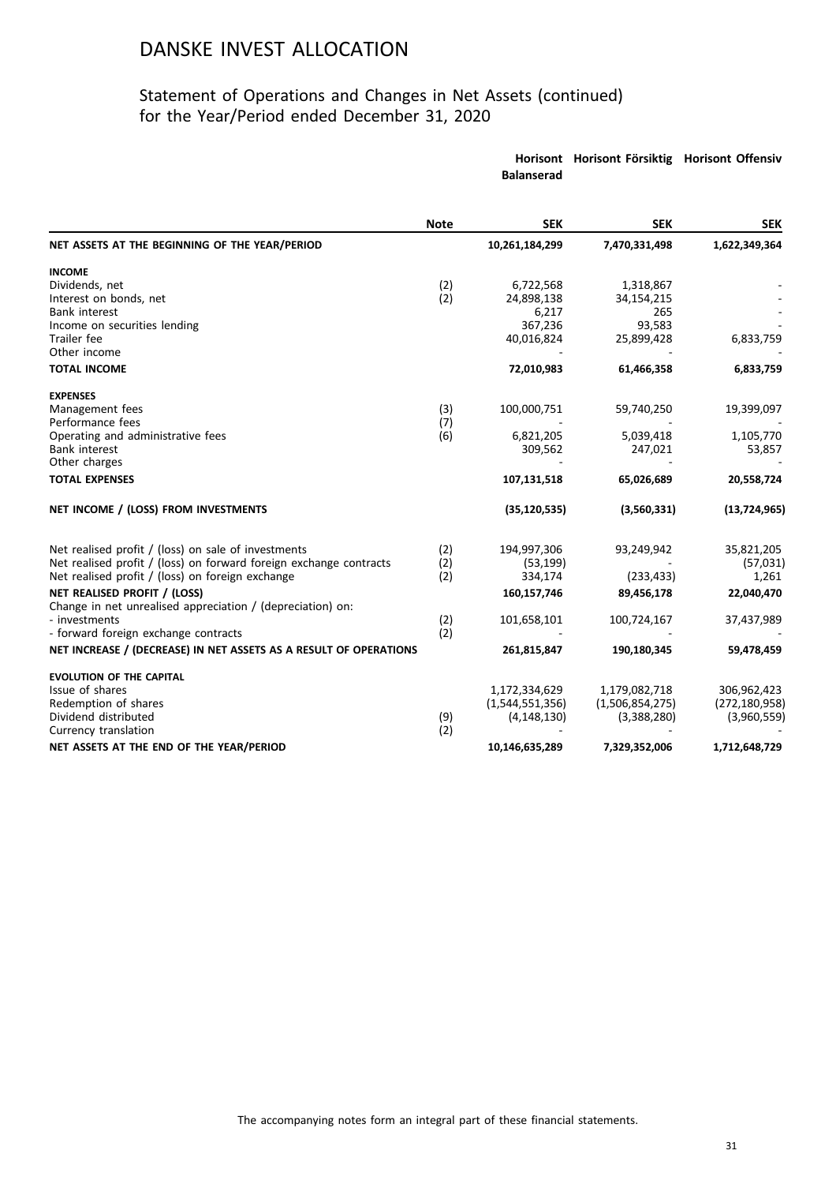# DANSKE INVEST ALLOCATION

## Statement of Operations and Changes in Net Assets (continued) for the Year/Period ended December 31, 2020

| | Note | Horisont Balanserad | Horisont Försiktig | Horisont Offensiv |
|---|---|---|---|---|
| | | SEK | SEK | SEK |
| **NET ASSETS AT THE BEGINNING OF THE YEAR/PERIOD** | | **10,261,184,299** | **7,470,331,498** | **1,622,349,364** |
| **INCOME** | | | | |
| Dividends, net | (2) | 6,722,568 | 1,318,867 | - |
| Interest on bonds, net | (2) | 24,898,138 | 34,154,215 | - |
| Bank interest | | 6,217 | 265 | - |
| Income on securities lending | | 367,236 | 93,583 | - |
| Trailer fee | | 40,016,824 | 25,899,428 | 6,833,759 |
| Other income | | - | - | - |
| **TOTAL INCOME** | | **72,010,983** | **61,466,358** | **6,833,759** |
| **EXPENSES** | | | | |
| Management fees | (3) | 100,000,751 | 59,740,250 | 19,399,097 |
| Performance fees | (7) | - | - | - |
| Operating and administrative fees | (6) | 6,821,205 | 5,039,418 | 1,105,770 |
| Bank interest | | 309,562 | 247,021 | 53,857 |
| Other charges | | - | - | - |
| **TOTAL EXPENSES** | | **107,131,518** | **65,026,689** | **20,558,724** |
| **NET INCOME / (LOSS) FROM INVESTMENTS** | | **(35,120,535)** | **(3,560,331)** | **(13,724,965)** |
| Net realised profit / (loss) on sale of investments | (2) | 194,997,306 | 93,249,942 | 35,821,205 |
| Net realised profit / (loss) on forward foreign exchange contracts | (2) | (53,199) | - | (57,031) |
| Net realised profit / (loss) on foreign exchange | (2) | 334,174 | (233,433) | 1,261 |
| **NET REALISED PROFIT / (LOSS)** | | **160,157,746** | **89,456,178** | **22,040,470** |
| Change in net unrealised appreciation / (depreciation) on: | | | | |
| - investments | (2) | 101,658,101 | 100,724,167 | 37,437,989 |
| - forward foreign exchange contracts | (2) | - | - | - |
| **NET INCREASE / (DECREASE) IN NET ASSETS AS A RESULT OF OPERATIONS** | | **261,815,847** | **190,180,345** | **59,478,459** |
| **EVOLUTION OF THE CAPITAL** | | | | |
| Issue of shares | | 1,172,334,629 | 1,179,082,718 | 306,962,423 |
| Redemption of shares | | (1,544,551,356) | (1,506,854,275) | (272,180,958) |
| Dividend distributed | (9) | (4,148,130) | (3,388,280) | (3,960,559) |
| Currency translation | (2) | - | - | - |
| **NET ASSETS AT THE END OF THE YEAR/PERIOD** | | **10,146,635,289** | **7,329,352,006** | **1,712,648,729** |

The accompanying notes form an integral part of these financial statements.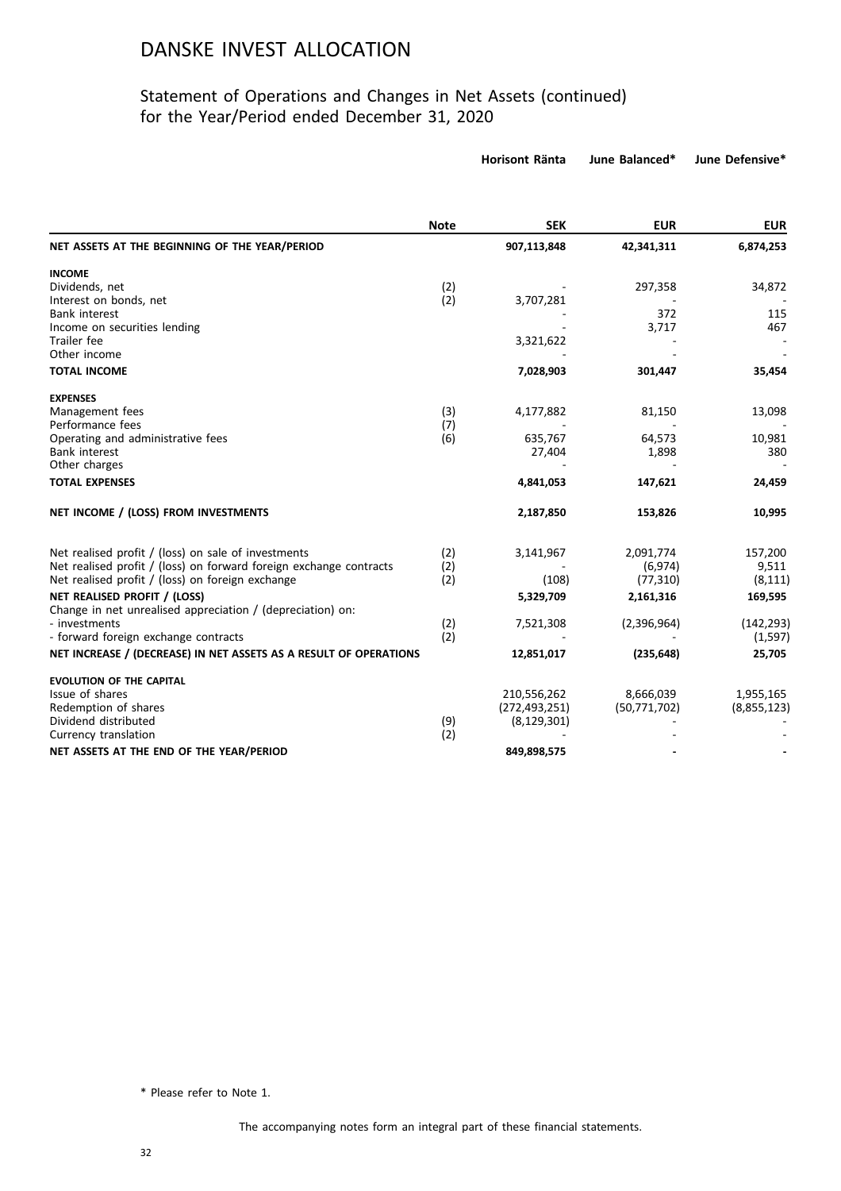# DANSKE INVEST ALLOCATION

## Statement of Operations and Changes in Net Assets (continued) for the Year/Period ended December 31, 2020

| | Note | Horisont Ränta | June Balanced* | June Defensive* |
|---|---|---|---|---|
| | | **SEK** | **EUR** | **EUR** |
| **NET ASSETS AT THE BEGINNING OF THE YEAR/PERIOD** | | **907,113,848** | **42,341,311** | **6,874,253** |
| **INCOME** | | | | |
| Dividends, net | (2) | - | 297,358 | 34,872 |
| Interest on bonds, net | (2) | 3,707,281 | - | - |
| Bank interest | | - | 372 | 115 |
| Income on securities lending | | - | 3,717 | 467 |
| Trailer fee | | 3,321,622 | - | - |
| Other income | | - | - | - |
| **TOTAL INCOME** | | **7,028,903** | **301,447** | **35,454** |
| **EXPENSES** | | | | |
| Management fees | (3) | 4,177,882 | 81,150 | 13,098 |
| Performance fees | (7) | - | - | - |
| Operating and administrative fees | (6) | 635,767 | 64,573 | 10,981 |
| Bank interest | | 27,404 | 1,898 | 380 |
| Other charges | | - | - | - |
| **TOTAL EXPENSES** | | **4,841,053** | **147,621** | **24,459** |
| **NET INCOME / (LOSS) FROM INVESTMENTS** | | **2,187,850** | **153,826** | **10,995** |
| Net realised profit / (loss) on sale of investments | (2) | 3,141,967 | 2,091,774 | 157,200 |
| Net realised profit / (loss) on forward foreign exchange contracts | (2) | - | (6,974) | 9,511 |
| Net realised profit / (loss) on foreign exchange | (2) | (108) | (77,310) | (8,111) |
| **NET REALISED PROFIT / (LOSS)** | | **5,329,709** | **2,161,316** | **169,595** |
| Change in net unrealised appreciation / (depreciation) on: | | | | |
| - investments | (2) | 7,521,308 | (2,396,964) | (142,293) |
| - forward foreign exchange contracts | (2) | - | - | (1,597) |
| **NET INCREASE / (DECREASE) IN NET ASSETS AS A RESULT OF OPERATIONS** | | **12,851,017** | **(235,648)** | **25,705** |
| **EVOLUTION OF THE CAPITAL** | | | | |
| Issue of shares | | 210,556,262 | 8,666,039 | 1,955,165 |
| Redemption of shares | | (272,493,251) | (50,771,702) | (8,855,123) |
| Dividend distributed | (9) | (8,129,301) | - | - |
| Currency translation | (2) | - | - | - |
| **NET ASSETS AT THE END OF THE YEAR/PERIOD** | | **849,898,575** | **-** | **-** |

\* Please refer to Note 1.

The accompanying notes form an integral part of these financial statements.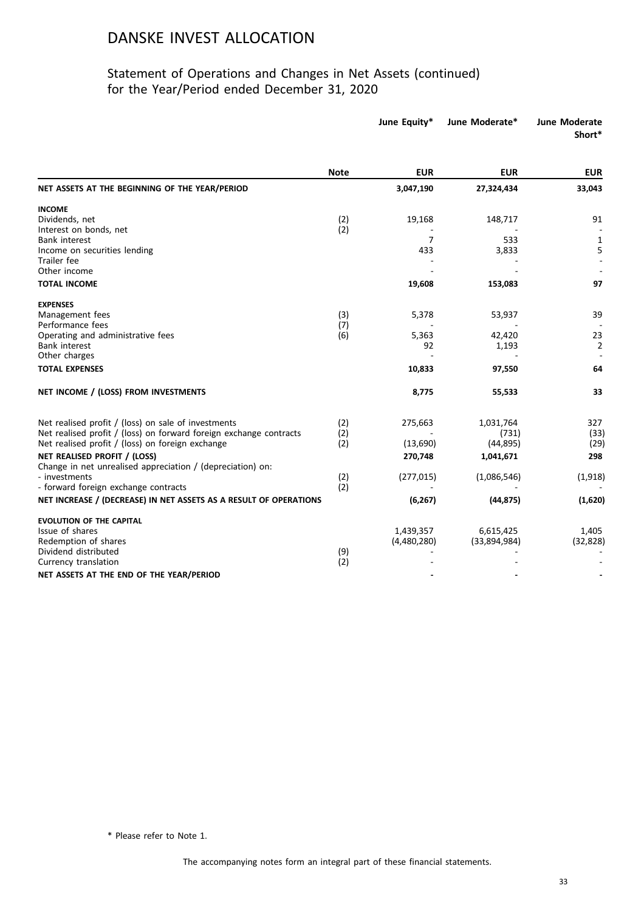# DANSKE INVEST ALLOCATION

## Statement of Operations and Changes in Net Assets (continued) for the Year/Period ended December 31, 2020

| | Note | June Equity* | June Moderate* | June Moderate Short* |
|---|---|---|---|---|
| | | **EUR** | **EUR** | **EUR** |
| **NET ASSETS AT THE BEGINNING OF THE YEAR/PERIOD** | | **3,047,190** | **27,324,434** | **33,043** |
| **INCOME** | | | | |
| Dividends, net | (2) | 19,168 | 148,717 | 91 |
| Interest on bonds, net | (2) | - | - | - |
| Bank interest | | 7 | 533 | 1 |
| Income on securities lending | | 433 | 3,833 | 5 |
| Trailer fee | | - | - | - |
| Other income | | - | - | - |
| **TOTAL INCOME** | | **19,608** | **153,083** | **97** |
| **EXPENSES** | | | | |
| Management fees | (3) | 5,378 | 53,937 | 39 |
| Performance fees | (7) | - | - | - |
| Operating and administrative fees | (6) | 5,363 | 42,420 | 23 |
| Bank interest | | 92 | 1,193 | 2 |
| Other charges | | - | - | - |
| **TOTAL EXPENSES** | | **10,833** | **97,550** | **64** |
| **NET INCOME / (LOSS) FROM INVESTMENTS** | | **8,775** | **55,533** | **33** |
| Net realised profit / (loss) on sale of investments | (2) | 275,663 | 1,031,764 | 327 |
| Net realised profit / (loss) on forward foreign exchange contracts | (2) | - | (731) | (33) |
| Net realised profit / (loss) on foreign exchange | (2) | (13,690) | (44,895) | (29) |
| **NET REALISED PROFIT / (LOSS)** | | **270,748** | **1,041,671** | **298** |
| Change in net unrealised appreciation / (depreciation) on: | | | | |
| - investments | (2) | (277,015) | (1,086,546) | (1,918) |
| - forward foreign exchange contracts | (2) | - | - | - |
| **NET INCREASE / (DECREASE) IN NET ASSETS AS A RESULT OF OPERATIONS** | | **(6,267)** | **(44,875)** | **(1,620)** |
| **EVOLUTION OF THE CAPITAL** | | | | |
| Issue of shares | | 1,439,357 | 6,615,425 | 1,405 |
| Redemption of shares | | (4,480,280) | (33,894,984) | (32,828) |
| Dividend distributed | (9) | - | - | - |
| Currency translation | (2) | - | - | - |
| **NET ASSETS AT THE END OF THE YEAR/PERIOD** | | **-** | **-** | **-** |

\* Please refer to Note 1.

The accompanying notes form an integral part of these financial statements.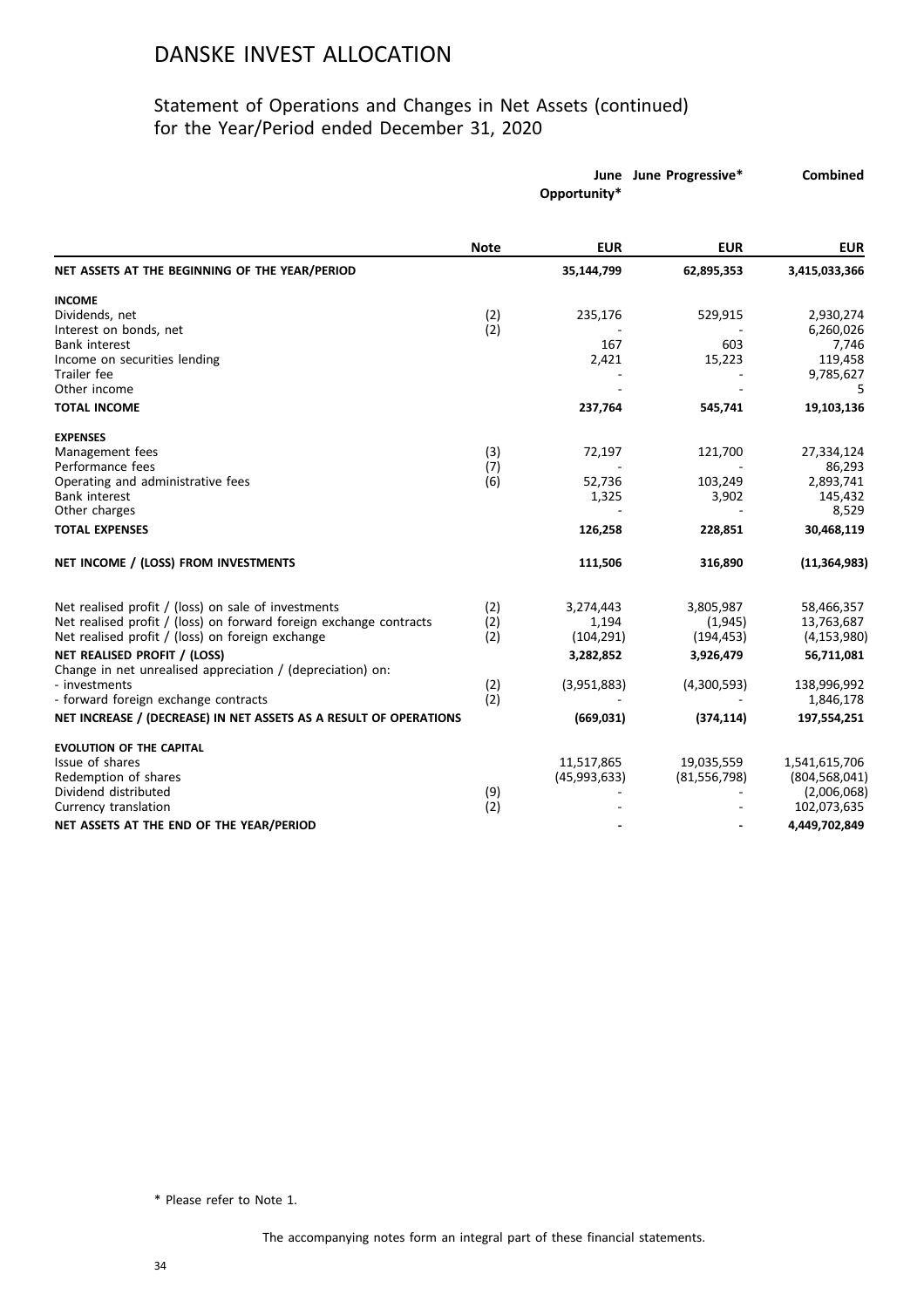# DANSKE INVEST ALLOCATION

## Statement of Operations and Changes in Net Assets (continued) for the Year/Period ended December 31, 2020

| | Note | June Opportunity* | June Progressive* | Combined |
|---|---|---|---|---|
| | | EUR | EUR | EUR |
| **NET ASSETS AT THE BEGINNING OF THE YEAR/PERIOD** | | **35,144,799** | **62,895,353** | **3,415,033,366** |
| **INCOME** | | | | |
| Dividends, net | (2) | 235,176 | 529,915 | 2,930,274 |
| Interest on bonds, net | (2) | - | - | 6,260,026 |
| Bank interest | | 167 | 603 | 7,746 |
| Income on securities lending | | 2,421 | 15,223 | 119,458 |
| Trailer fee | | - | - | 9,785,627 |
| Other income | | - | - | 5 |
| **TOTAL INCOME** | | **237,764** | **545,741** | **19,103,136** |
| **EXPENSES** | | | | |
| Management fees | (3) | 72,197 | 121,700 | 27,334,124 |
| Performance fees | (7) | - | - | 86,293 |
| Operating and administrative fees | (6) | 52,736 | 103,249 | 2,893,741 |
| Bank interest | | 1,325 | 3,902 | 145,432 |
| Other charges | | - | - | 8,529 |
| **TOTAL EXPENSES** | | **126,258** | **228,851** | **30,468,119** |
| **NET INCOME / (LOSS) FROM INVESTMENTS** | | **111,506** | **316,890** | **(11,364,983)** |
| Net realised profit / (loss) on sale of investments | (2) | 3,274,443 | 3,805,987 | 58,466,357 |
| Net realised profit / (loss) on forward foreign exchange contracts | (2) | 1,194 | (1,945) | 13,763,687 |
| Net realised profit / (loss) on foreign exchange | (2) | (104,291) | (194,453) | (4,153,980) |
| **NET REALISED PROFIT / (LOSS)** | | **3,282,852** | **3,926,479** | **56,711,081** |
| Change in net unrealised appreciation / (depreciation) on: | | | | |
| - investments | (2) | (3,951,883) | (4,300,593) | 138,996,992 |
| - forward foreign exchange contracts | (2) | - | - | 1,846,178 |
| **NET INCREASE / (DECREASE) IN NET ASSETS AS A RESULT OF OPERATIONS** | | **(669,031)** | **(374,114)** | **197,554,251** |
| **EVOLUTION OF THE CAPITAL** | | | | |
| Issue of shares | | 11,517,865 | 19,035,559 | 1,541,615,706 |
| Redemption of shares | | (45,993,633) | (81,556,798) | (804,568,041) |
| Dividend distributed | (9) | - | - | (2,006,068) |
| Currency translation | (2) | - | - | 102,073,635 |
| **NET ASSETS AT THE END OF THE YEAR/PERIOD** | | **-** | **-** | **4,449,702,849** |

\* Please refer to Note 1.

The accompanying notes form an integral part of these financial statements.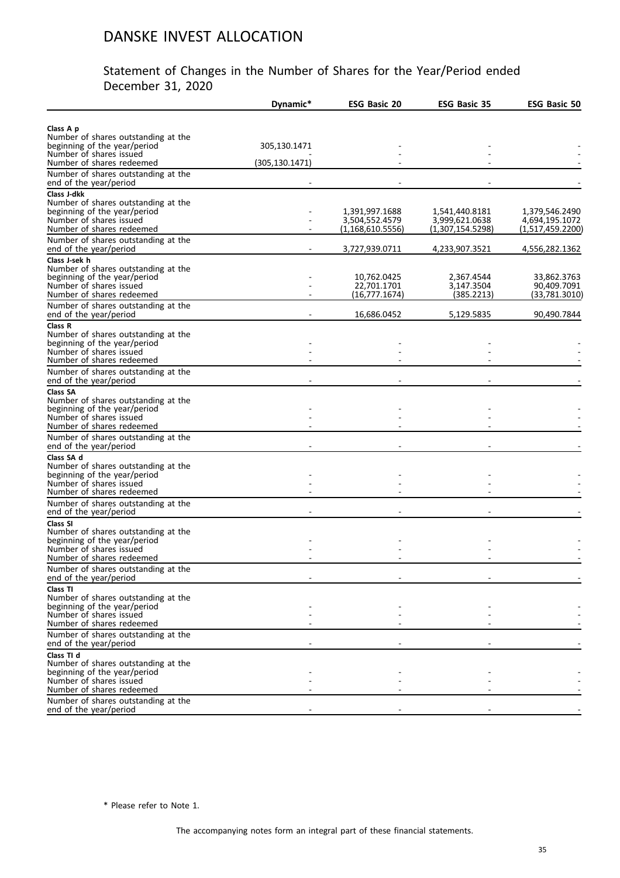# DANSKE INVEST ALLOCATION

## Statement of Changes in the Number of Shares for the Year/Period ended December 31, 2020

| | Dynamic* | ESG Basic 20 | ESG Basic 35 | ESG Basic 50 |
|---|---|---|---|---|
| **Class A p** | | | | |
| Number of shares outstanding at the beginning of the year/period | 305,130.1471 | - | - | - |
| Number of shares issued | - | - | - | - |
| Number of shares redeemed | (305,130.1471) | - | - | - |
| Number of shares outstanding at the end of the year/period | - | - | - | - |
| **Class J-dkk** | | | | |
| Number of shares outstanding at the beginning of the year/period | - | 1,391,997.1688 | 1,541,440.8181 | 1,379,546.2490 |
| Number of shares issued | - | 3,504,552.4579 | 3,999,621.0638 | 4,694,195.1072 |
| Number of shares redeemed | - | (1,168,610.5556) | (1,307,154.5298) | (1,517,459.2200) |
| Number of shares outstanding at the end of the year/period | - | 3,727,939.0711 | 4,233,907.3521 | 4,556,282.1362 |
| **Class J-sek h** | | | | |
| Number of shares outstanding at the beginning of the year/period | - | 10,762.0425 | 2,367.4544 | 33,862.3763 |
| Number of shares issued | - | 22,701.1701 | 3,147.3504 | 90,409.7091 |
| Number of shares redeemed | - | (16,777.1674) | (385.2213) | (33,781.3010) |
| Number of shares outstanding at the end of the year/period | - | 16,686.0452 | 5,129.5835 | 90,490.7844 |
| **Class R** | | | | |
| Number of shares outstanding at the beginning of the year/period | - | - | - | - |
| Number of shares issued | - | - | - | - |
| Number of shares redeemed | - | - | - | - |
| Number of shares outstanding at the end of the year/period | - | - | - | - |
| **Class SA** | | | | |
| Number of shares outstanding at the beginning of the year/period | - | - | - | - |
| Number of shares issued | - | - | - | - |
| Number of shares redeemed | - | - | - | - |
| Number of shares outstanding at the end of the year/period | - | - | - | - |
| **Class SA d** | | | | |
| Number of shares outstanding at the beginning of the year/period | - | - | - | - |
| Number of shares issued | - | - | - | - |
| Number of shares redeemed | - | - | - | - |
| Number of shares outstanding at the end of the year/period | - | - | - | - |
| **Class SI** | | | | |
| Number of shares outstanding at the beginning of the year/period | - | - | - | - |
| Number of shares issued | - | - | - | - |
| Number of shares redeemed | - | - | - | - |
| Number of shares outstanding at the end of the year/period | - | - | - | - |
| **Class TI** | | | | |
| Number of shares outstanding at the beginning of the year/period | - | - | - | - |
| Number of shares issued | - | - | - | - |
| Number of shares redeemed | - | - | - | - |
| Number of shares outstanding at the end of the year/period | - | - | - | - |
| **Class TI d** | | | | |
| Number of shares outstanding at the beginning of the year/period | - | - | - | - |
| Number of shares issued | - | - | - | - |
| Number of shares redeemed | - | - | - | - |
| Number of shares outstanding at the end of the year/period | - | - | - | - |

\* Please refer to Note 1.

The accompanying notes form an integral part of these financial statements.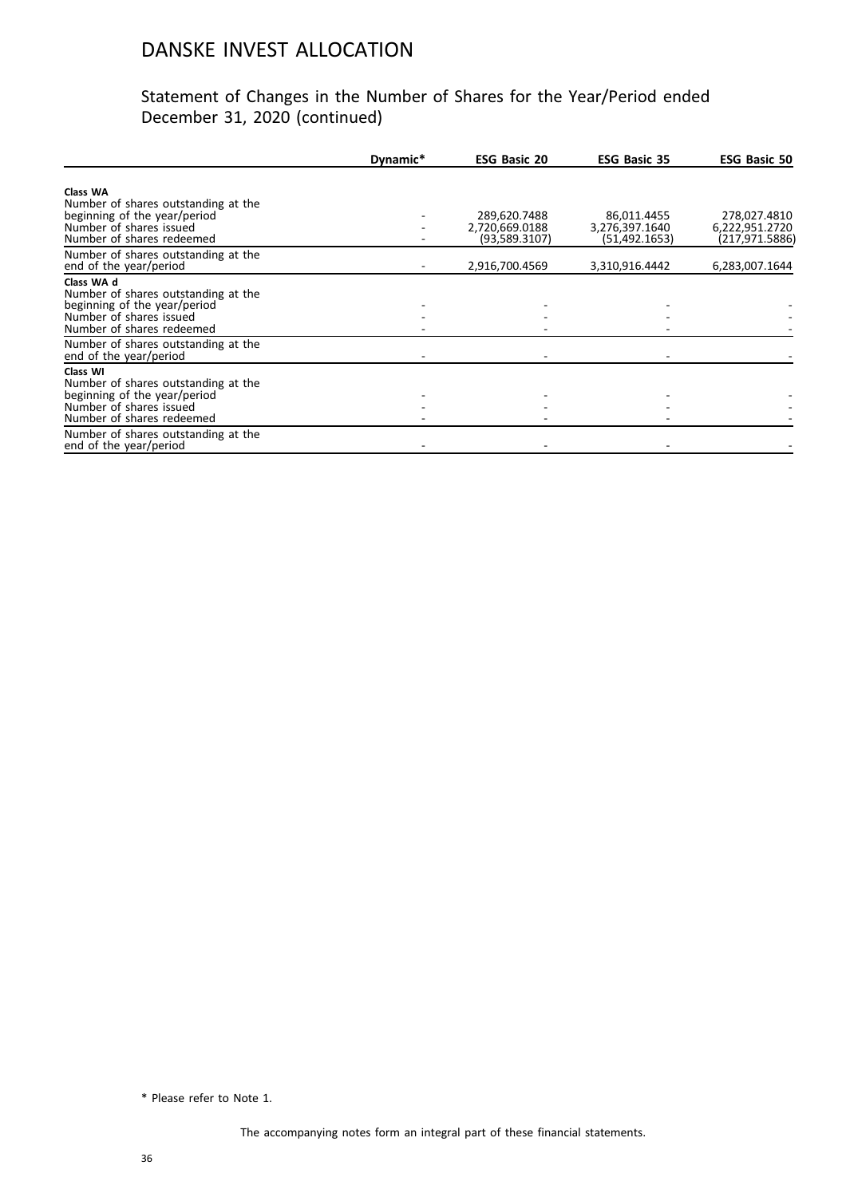# DANSKE INVEST ALLOCATION

## Statement of Changes in the Number of Shares for the Year/Period ended December 31, 2020 (continued)

| | Dynamic* | ESG Basic 20 | ESG Basic 35 | ESG Basic 50 |
|---|---|---|---|---|
| **Class WA** | | | | |
| Number of shares outstanding at the beginning of the year/period | - | 289,620.7488 | 86,011.4455 | 278,027.4810 |
| Number of shares issued | - | 2,720,669.0188 | 3,276,397.1640 | 6,222,951.2720 |
| Number of shares redeemed | - | (93,589.3107) | (51,492.1653) | (217,971.5886) |
| Number of shares outstanding at the end of the year/period | - | 2,916,700.4569 | 3,310,916.4442 | 6,283,007.1644 |
| **Class WA d** | | | | |
| Number of shares outstanding at the beginning of the year/period | - | - | - | - |
| Number of shares issued | - | - | - | - |
| Number of shares redeemed | - | - | - | - |
| Number of shares outstanding at the end of the year/period | - | - | - | - |
| **Class WI** | | | | |
| Number of shares outstanding at the beginning of the year/period | - | - | - | - |
| Number of shares issued | - | - | - | - |
| Number of shares redeemed | - | - | - | - |
| Number of shares outstanding at the end of the year/period | - | - | - | - |

* Please refer to Note 1.

The accompanying notes form an integral part of these financial statements.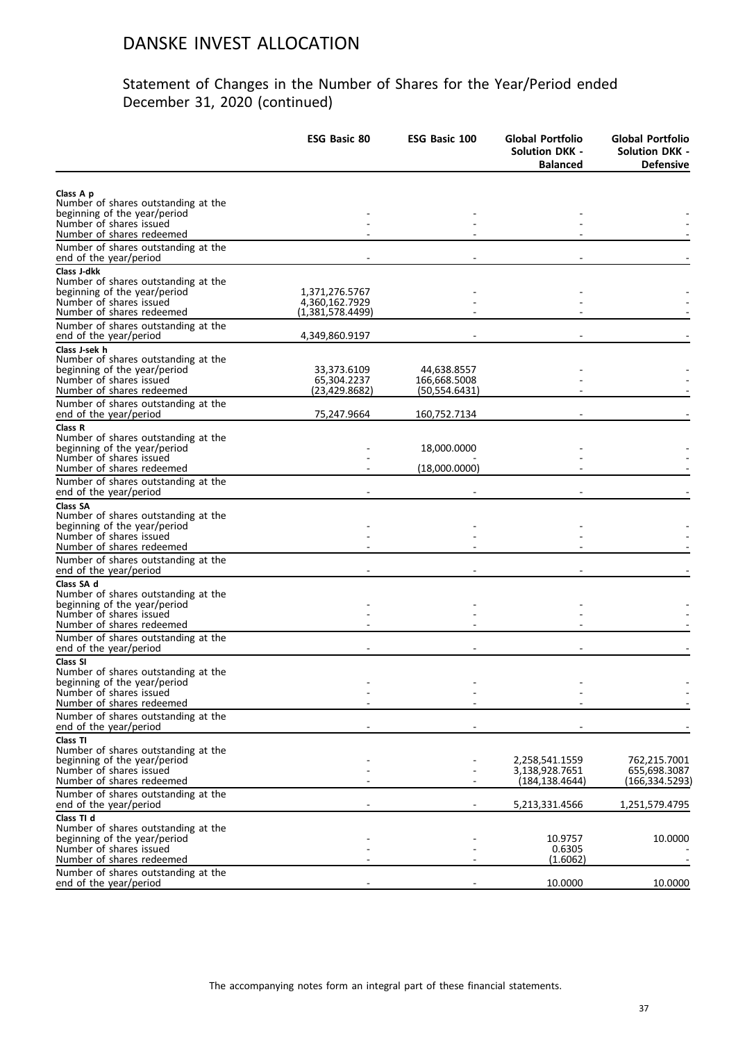# DANSKE INVEST ALLOCATION

## Statement of Changes in the Number of Shares for the Year/Period ended December 31, 2020 (continued)

| | ESG Basic 80 | ESG Basic 100 | Global Portfolio Solution DKK - Balanced | Global Portfolio Solution DKK - Defensive |
|---|---|---|---|---|
| **Class A p** | | | | |
| Number of shares outstanding at the beginning of the year/period | - | - | - | - |
| Number of shares issued | - | - | - | - |
| Number of shares redeemed | - | - | - | - |
| Number of shares outstanding at the end of the year/period | - | - | - | - |
| **Class J-dkk** | | | | |
| Number of shares outstanding at the beginning of the year/period | 1,371,276.5767 | - | - | - |
| Number of shares issued | 4,360,162.7929 | - | - | - |
| Number of shares redeemed | (1,381,578.4499) | - | - | - |
| Number of shares outstanding at the end of the year/period | 4,349,860.9197 | - | - | - |
| **Class J-sek h** | | | | |
| Number of shares outstanding at the beginning of the year/period | 33,373.6109 | 44,638.8557 | - | - |
| Number of shares issued | 65,304.2237 | 166,668.5008 | - | - |
| Number of shares redeemed | (23,429.8682) | (50,554.6431) | - | - |
| Number of shares outstanding at the end of the year/period | 75,247.9664 | 160,752.7134 | - | - |
| **Class R** | | | | |
| Number of shares outstanding at the beginning of the year/period | - | 18,000.0000 | - | - |
| Number of shares issued | - | - | - | - |
| Number of shares redeemed | - | (18,000.0000) | - | - |
| Number of shares outstanding at the end of the year/period | - | - | - | - |
| **Class SA** | | | | |
| Number of shares outstanding at the beginning of the year/period | - | - | - | - |
| Number of shares issued | - | - | - | - |
| Number of shares redeemed | - | - | - | - |
| Number of shares outstanding at the end of the year/period | - | - | - | - |
| **Class SA d** | | | | |
| Number of shares outstanding at the beginning of the year/period | - | - | - | - |
| Number of shares issued | - | - | - | - |
| Number of shares redeemed | - | - | - | - |
| Number of shares outstanding at the end of the year/period | - | - | - | - |
| **Class SI** | | | | |
| Number of shares outstanding at the beginning of the year/period | - | - | - | - |
| Number of shares issued | - | - | - | - |
| Number of shares redeemed | - | - | - | - |
| Number of shares outstanding at the end of the year/period | - | - | - | - |
| **Class TI** | | | | |
| Number of shares outstanding at the beginning of the year/period | - | - | 2,258,541.1559 | 762,215.7001 |
| Number of shares issued | - | - | 3,138,928.7651 | 655,698.3087 |
| Number of shares redeemed | - | - | (184,138.4644) | (166,334.5293) |
| Number of shares outstanding at the end of the year/period | - | - | 5,213,331.4566 | 1,251,579.4795 |
| **Class TI d** | | | | |
| Number of shares outstanding at the beginning of the year/period | - | - | 10.9757 | 10.0000 |
| Number of shares issued | - | - | 0.6305 | - |
| Number of shares redeemed | - | - | (1.6062) | - |
| Number of shares outstanding at the end of the year/period | - | - | 10.0000 | 10.0000 |

The accompanying notes form an integral part of these financial statements.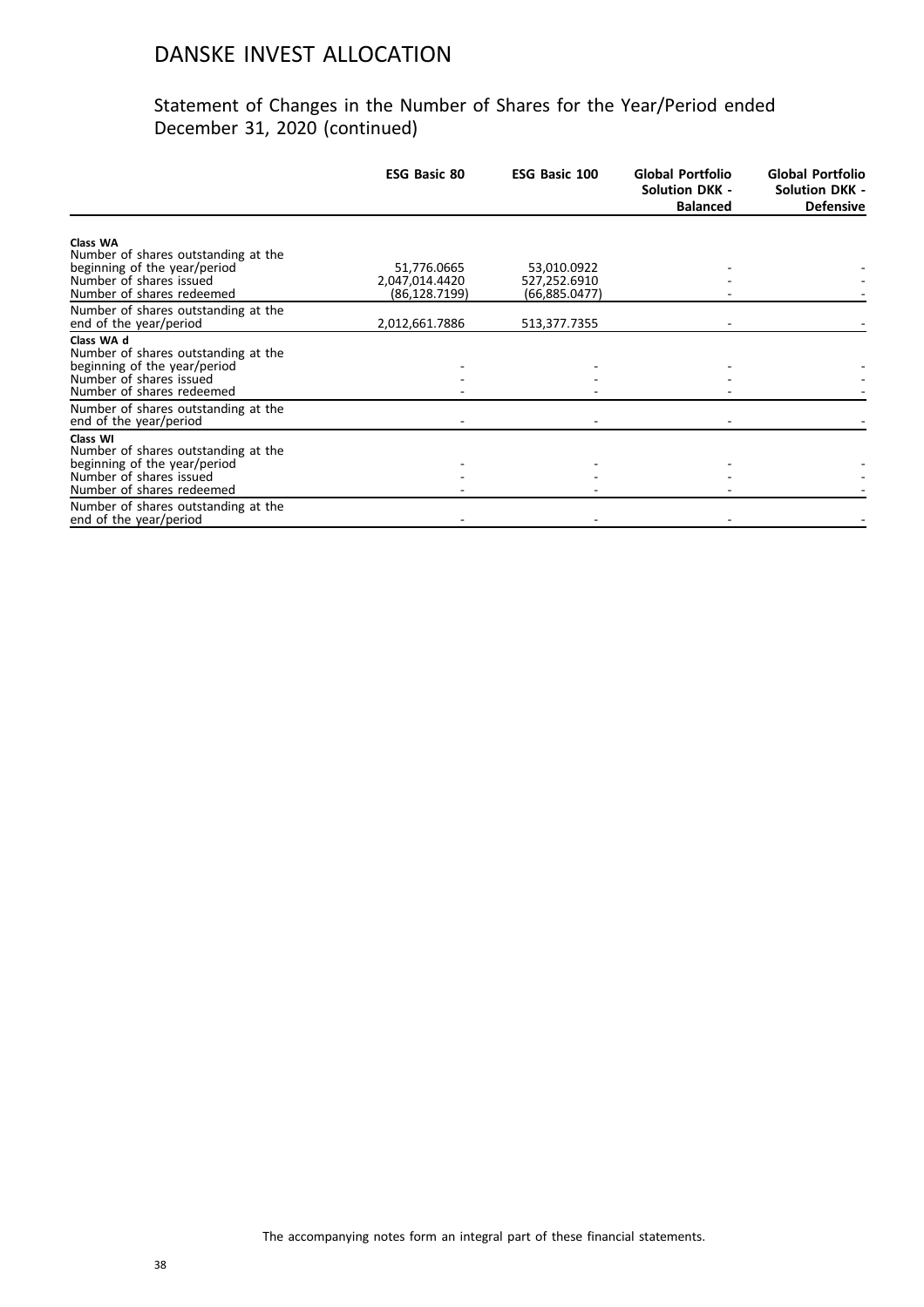# DANSKE INVEST ALLOCATION

## Statement of Changes in the Number of Shares for the Year/Period ended December 31, 2020 (continued)

| | ESG Basic 80 | ESG Basic 100 | Global Portfolio Solution DKK - Balanced | Global Portfolio Solution DKK - Defensive |
|---|---|---|---|---|
| **Class WA** | | | | |
| Number of shares outstanding at the beginning of the year/period | 51,776.0665 | 53,010.0922 | - | - |
| Number of shares issued | 2,047,014.4420 | 527,252.6910 | - | - |
| Number of shares redeemed | (86,128.7199) | (66,885.0477) | - | - |
| Number of shares outstanding at the end of the year/period | 2,012,661.7886 | 513,377.7355 | - | - |
| **Class WA d** | | | | |
| Number of shares outstanding at the beginning of the year/period | - | - | - | - |
| Number of shares issued | - | - | - | - |
| Number of shares redeemed | - | - | - | - |
| Number of shares outstanding at the end of the year/period | - | - | - | - |
| **Class WI** | | | | |
| Number of shares outstanding at the beginning of the year/period | - | - | - | - |
| Number of shares issued | - | - | - | - |
| Number of shares redeemed | - | - | - | - |
| Number of shares outstanding at the end of the year/period | - | - | - | - |

The accompanying notes form an integral part of these financial statements.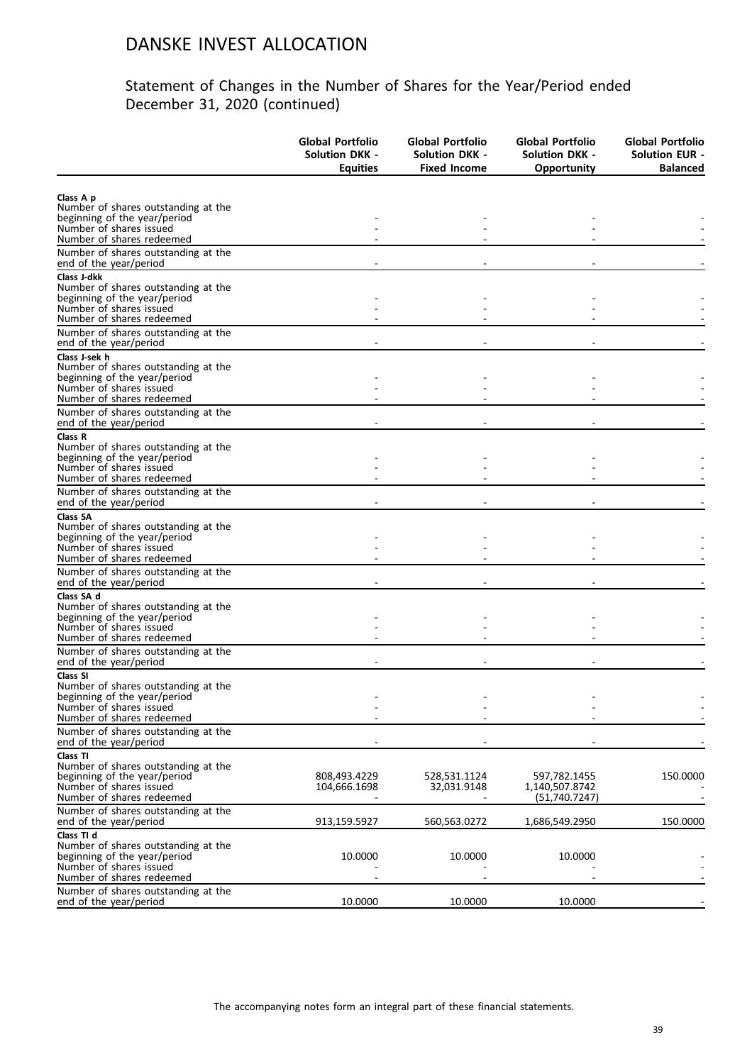# DANSKE INVEST ALLOCATION

## Statement of Changes in the Number of Shares for the Year/Period ended December 31, 2020 (continued)

| | Global Portfolio Solution DKK - Equities | Global Portfolio Solution DKK - Fixed Income | Global Portfolio Solution DKK - Opportunity | Global Portfolio Solution EUR - Balanced |
|---|---|---|---|---|
| **Class A p** | | | | |
| Number of shares outstanding at the beginning of the year/period | - | - | - | - |
| Number of shares issued | - | - | - | - |
| Number of shares redeemed | - | - | - | - |
| Number of shares outstanding at the end of the year/period | - | - | - | - |
| **Class J-dkk** | | | | |
| Number of shares outstanding at the beginning of the year/period | - | - | - | - |
| Number of shares issued | - | - | - | - |
| Number of shares redeemed | - | - | - | - |
| Number of shares outstanding at the end of the year/period | - | - | - | - |
| **Class J-sek h** | | | | |
| Number of shares outstanding at the beginning of the year/period | - | - | - | - |
| Number of shares issued | - | - | - | - |
| Number of shares redeemed | - | - | - | - |
| Number of shares outstanding at the end of the year/period | - | - | - | - |
| **Class R** | | | | |
| Number of shares outstanding at the beginning of the year/period | - | - | - | - |
| Number of shares issued | - | - | - | - |
| Number of shares redeemed | - | - | - | - |
| Number of shares outstanding at the end of the year/period | - | - | - | - |
| **Class SA** | | | | |
| Number of shares outstanding at the beginning of the year/period | - | - | - | - |
| Number of shares issued | - | - | - | - |
| Number of shares redeemed | - | - | - | - |
| Number of shares outstanding at the end of the year/period | - | - | - | - |
| **Class SA d** | | | | |
| Number of shares outstanding at the beginning of the year/period | - | - | - | - |
| Number of shares issued | - | - | - | - |
| Number of shares redeemed | - | - | - | - |
| Number of shares outstanding at the end of the year/period | - | - | - | - |
| **Class SI** | | | | |
| Number of shares outstanding at the beginning of the year/period | - | - | - | - |
| Number of shares issued | - | - | - | - |
| Number of shares redeemed | - | - | - | - |
| Number of shares outstanding at the end of the year/period | - | - | - | - |
| **Class TI** | | | | |
| Number of shares outstanding at the beginning of the year/period | 808,493.4229 | 528,531.1124 | 597,782.1455 | 150.0000 |
| Number of shares issued | 104,666.1698 | 32,031.9148 | 1,140,507.8742 | - |
| Number of shares redeemed | - | - | (51,740.7247) | - |
| Number of shares outstanding at the end of the year/period | 913,159.5927 | 560,563.0272 | 1,686,549.2950 | 150.0000 |
| **Class TI d** | | | | |
| Number of shares outstanding at the beginning of the year/period | 10.0000 | 10.0000 | 10.0000 | - |
| Number of shares issued | - | - | - | - |
| Number of shares redeemed | - | - | - | - |
| Number of shares outstanding at the end of the year/period | 10.0000 | 10.0000 | 10.0000 | - |

The accompanying notes form an integral part of these financial statements.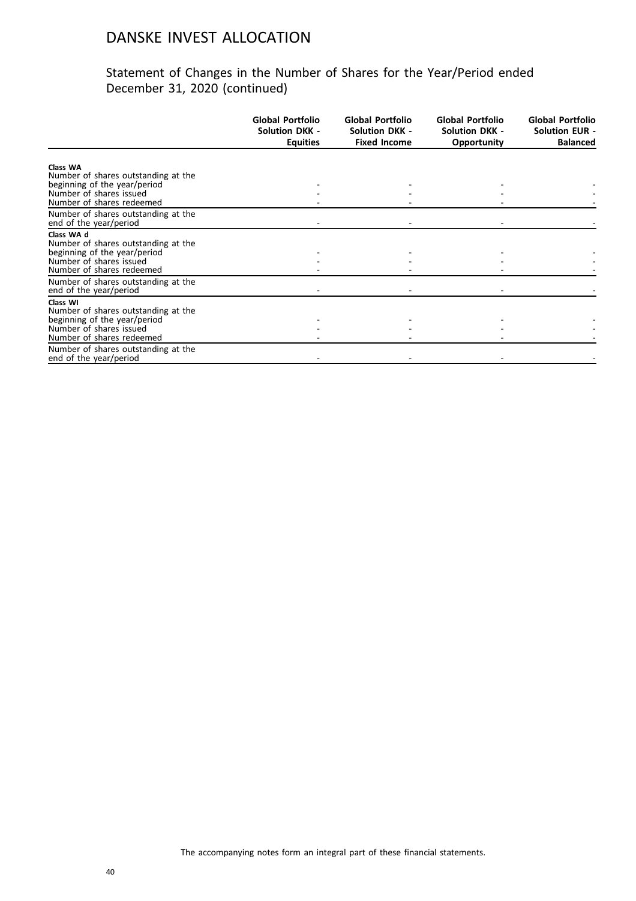# DANSKE INVEST ALLOCATION

## Statement of Changes in the Number of Shares for the Year/Period ended December 31, 2020 (continued)

| | Global Portfolio Solution DKK - Equities | Global Portfolio Solution DKK - Fixed Income | Global Portfolio Solution DKK - Opportunity | Global Portfolio Solution EUR - Balanced |
|---|---|---|---|---|
| **Class WA** | | | | |
| Number of shares outstanding at the beginning of the year/period | - | - | - | - |
| Number of shares issued | - | - | - | - |
| Number of shares redeemed | - | - | - | - |
| Number of shares outstanding at the end of the year/period | - | - | - | - |
| **Class WA d** | | | | |
| Number of shares outstanding at the beginning of the year/period | - | - | - | - |
| Number of shares issued | - | - | - | - |
| Number of shares redeemed | - | - | - | - |
| Number of shares outstanding at the end of the year/period | - | - | - | - |
| **Class WI** | | | | |
| Number of shares outstanding at the beginning of the year/period | - | - | - | - |
| Number of shares issued | - | - | - | - |
| Number of shares redeemed | - | - | - | - |
| Number of shares outstanding at the end of the year/period | - | - | - | - |

The accompanying notes form an integral part of these financial statements.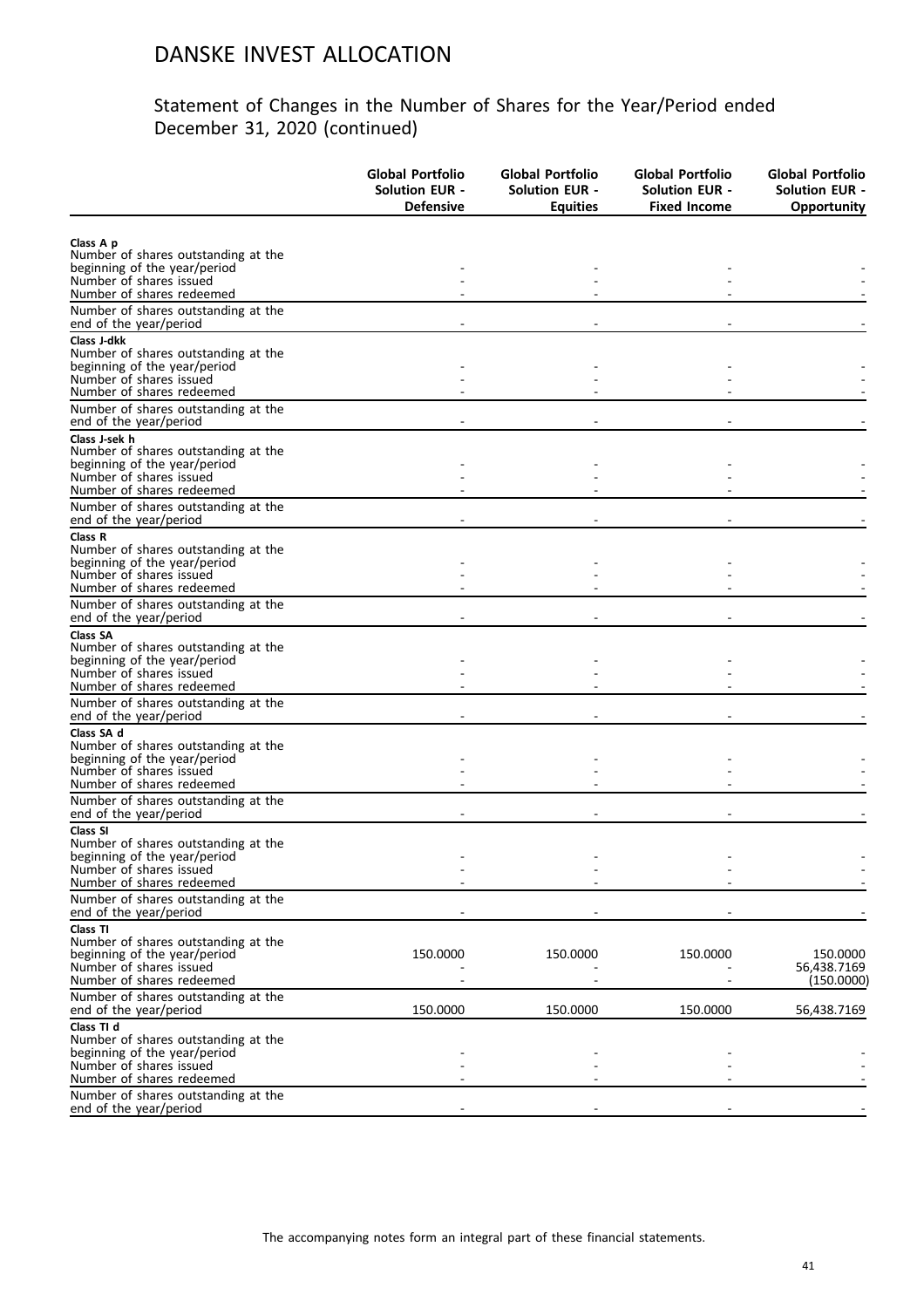# DANSKE INVEST ALLOCATION

## Statement of Changes in the Number of Shares for the Year/Period ended December 31, 2020 (continued)

| | Global Portfolio Solution EUR - Defensive | Global Portfolio Solution EUR - Equities | Global Portfolio Solution EUR - Fixed Income | Global Portfolio Solution EUR - Opportunity |
|---|---|---|---|---|
| **Class A p** | | | | |
| Number of shares outstanding at the beginning of the year/period | - | - | - | - |
| Number of shares issued | - | - | - | - |
| Number of shares redeemed | - | - | - | - |
| Number of shares outstanding at the end of the year/period | - | - | - | - |
| **Class J-dkk** | | | | |
| Number of shares outstanding at the beginning of the year/period | - | - | - | - |
| Number of shares issued | - | - | - | - |
| Number of shares redeemed | - | - | - | - |
| Number of shares outstanding at the end of the year/period | - | - | - | - |
| **Class J-sek h** | | | | |
| Number of shares outstanding at the beginning of the year/period | - | - | - | - |
| Number of shares issued | - | - | - | - |
| Number of shares redeemed | - | - | - | - |
| Number of shares outstanding at the end of the year/period | - | - | - | - |
| **Class R** | | | | |
| Number of shares outstanding at the beginning of the year/period | - | - | - | - |
| Number of shares issued | - | - | - | - |
| Number of shares redeemed | - | - | - | - |
| Number of shares outstanding at the end of the year/period | - | - | - | - |
| **Class SA** | | | | |
| Number of shares outstanding at the beginning of the year/period | - | - | - | - |
| Number of shares issued | - | - | - | - |
| Number of shares redeemed | - | - | - | - |
| Number of shares outstanding at the end of the year/period | - | - | - | - |
| **Class SA d** | | | | |
| Number of shares outstanding at the beginning of the year/period | - | - | - | - |
| Number of shares issued | - | - | - | - |
| Number of shares redeemed | - | - | - | - |
| Number of shares outstanding at the end of the year/period | - | - | - | - |
| **Class SI** | | | | |
| Number of shares outstanding at the beginning of the year/period | - | - | - | - |
| Number of shares issued | - | - | - | - |
| Number of shares redeemed | - | - | - | - |
| Number of shares outstanding at the end of the year/period | - | - | - | - |
| **Class TI** | | | | |
| Number of shares outstanding at the beginning of the year/period | 150.0000 | 150.0000 | 150.0000 | 150.0000 |
| Number of shares issued | - | - | - | 56,438.7169 |
| Number of shares redeemed | - | - | - | (150.0000) |
| Number of shares outstanding at the end of the year/period | 150.0000 | 150.0000 | 150.0000 | 56,438.7169 |
| **Class TI d** | | | | |
| Number of shares outstanding at the beginning of the year/period | - | - | - | - |
| Number of shares issued | - | - | - | - |
| Number of shares redeemed | - | - | - | - |
| Number of shares outstanding at the end of the year/period | - | - | - | - |

The accompanying notes form an integral part of these financial statements.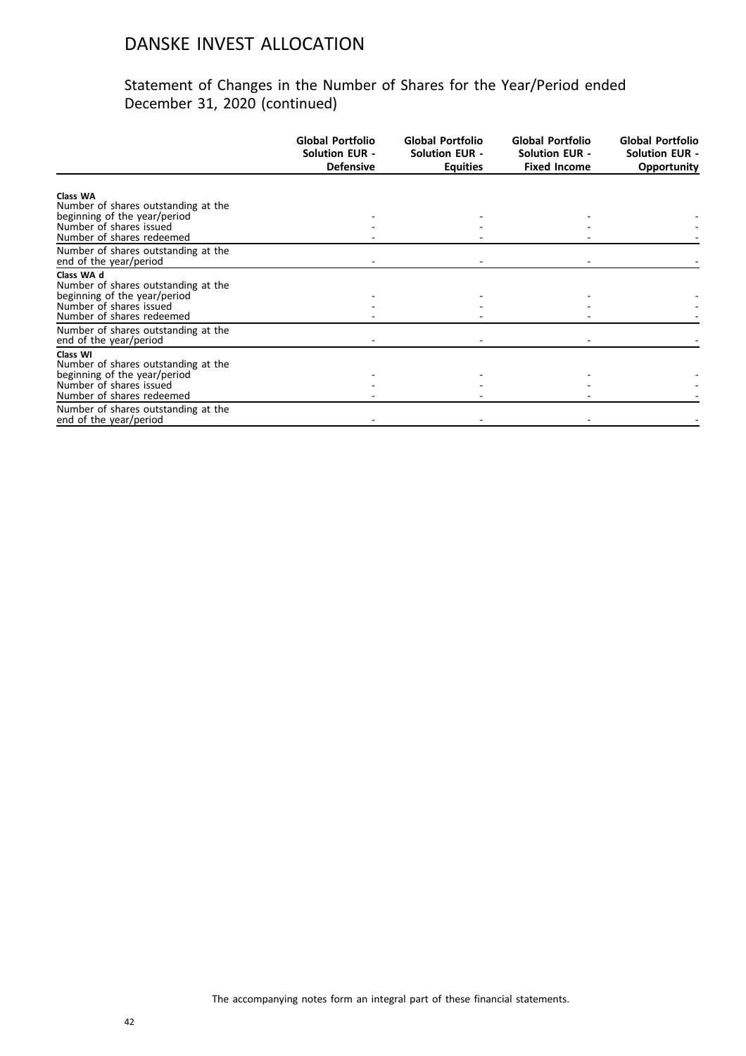# DANSKE INVEST ALLOCATION

## Statement of Changes in the Number of Shares for the Year/Period ended December 31, 2020 (continued)

| | Global Portfolio Solution EUR - Defensive | Global Portfolio Solution EUR - Equities | Global Portfolio Solution EUR - Fixed Income | Global Portfolio Solution EUR - Opportunity |
|---|---|---|---|---|
| **Class WA** | | | | |
| Number of shares outstanding at the beginning of the year/period | - | - | - | - |
| Number of shares issued | - | - | - | - |
| Number of shares redeemed | - | - | - | - |
| Number of shares outstanding at the end of the year/period | - | - | - | - |
| **Class WA d** | | | | |
| Number of shares outstanding at the beginning of the year/period | - | - | - | - |
| Number of shares issued | - | - | - | - |
| Number of shares redeemed | - | - | - | - |
| Number of shares outstanding at the end of the year/period | - | - | - | - |
| **Class WI** | | | | |
| Number of shares outstanding at the beginning of the year/period | - | - | - | - |
| Number of shares issued | - | - | - | - |
| Number of shares redeemed | - | - | - | - |
| Number of shares outstanding at the end of the year/period | - | - | - | - |

The accompanying notes form an integral part of these financial statements.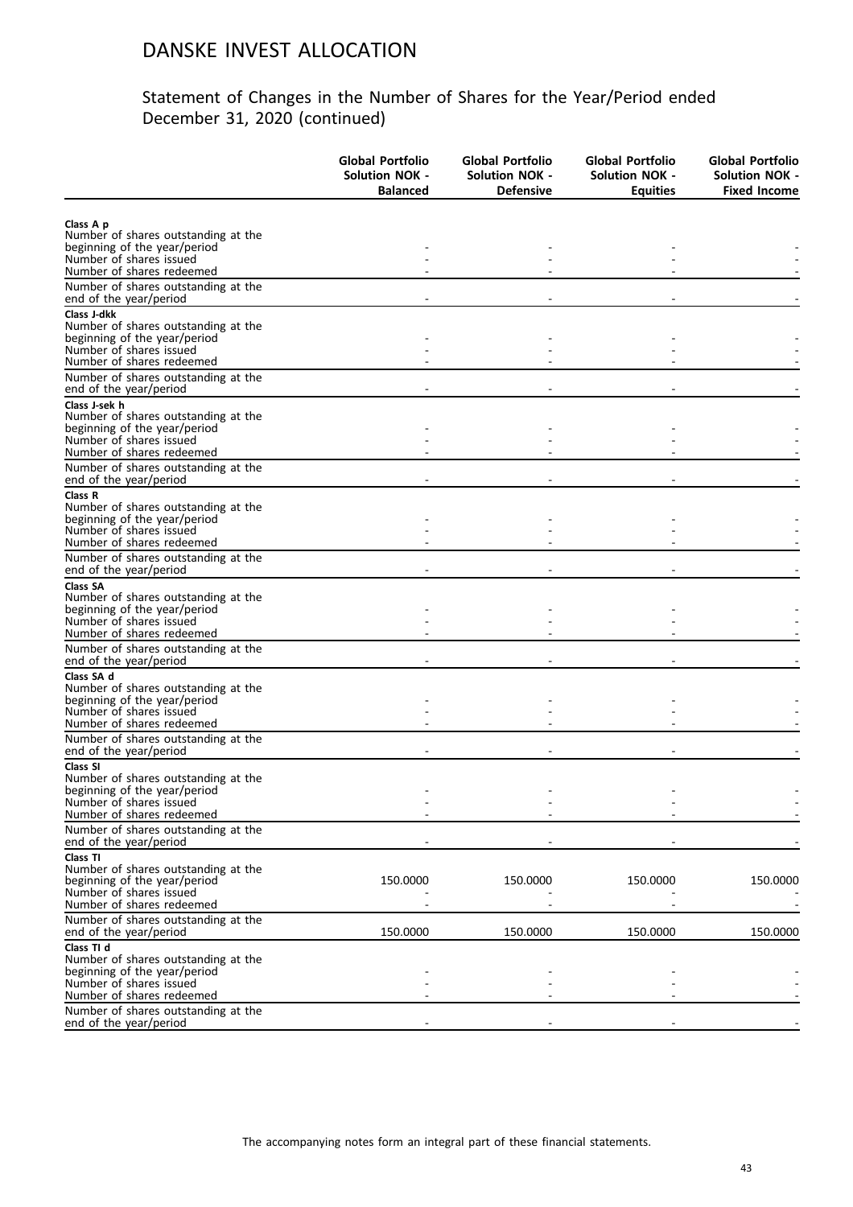# DANSKE INVEST ALLOCATION

## Statement of Changes in the Number of Shares for the Year/Period ended December 31, 2020 (continued)

| | Global Portfolio Solution NOK - Balanced | Global Portfolio Solution NOK - Defensive | Global Portfolio Solution NOK - Equities | Global Portfolio Solution NOK - Fixed Income |
|---|---|---|---|---|
| **Class A p** | | | | |
| Number of shares outstanding at the beginning of the year/period | - | - | - | - |
| Number of shares issued | - | - | - | - |
| Number of shares redeemed | - | - | - | - |
| Number of shares outstanding at the end of the year/period | - | - | - | - |
| **Class J-dkk** | | | | |
| Number of shares outstanding at the beginning of the year/period | - | - | - | - |
| Number of shares issued | - | - | - | - |
| Number of shares redeemed | - | - | - | - |
| Number of shares outstanding at the end of the year/period | - | - | - | - |
| **Class J-sek h** | | | | |
| Number of shares outstanding at the beginning of the year/period | - | - | - | - |
| Number of shares issued | - | - | - | - |
| Number of shares redeemed | - | - | - | - |
| Number of shares outstanding at the end of the year/period | - | - | - | - |
| **Class R** | | | | |
| Number of shares outstanding at the beginning of the year/period | - | - | - | - |
| Number of shares issued | - | - | - | - |
| Number of shares redeemed | - | - | - | - |
| Number of shares outstanding at the end of the year/period | - | - | - | - |
| **Class SA** | | | | |
| Number of shares outstanding at the beginning of the year/period | - | - | - | - |
| Number of shares issued | - | - | - | - |
| Number of shares redeemed | - | - | - | - |
| Number of shares outstanding at the end of the year/period | - | - | - | - |
| **Class SA d** | | | | |
| Number of shares outstanding at the beginning of the year/period | - | - | - | - |
| Number of shares issued | - | - | - | - |
| Number of shares redeemed | - | - | - | - |
| Number of shares outstanding at the end of the year/period | - | - | - | - |
| **Class SI** | | | | |
| Number of shares outstanding at the beginning of the year/period | - | - | - | - |
| Number of shares issued | - | - | - | - |
| Number of shares redeemed | - | - | - | - |
| Number of shares outstanding at the end of the year/period | - | - | - | - |
| **Class TI** | | | | |
| Number of shares outstanding at the beginning of the year/period | 150.0000 | 150.0000 | 150.0000 | 150.0000 |
| Number of shares issued | - | - | - | - |
| Number of shares redeemed | - | - | - | - |
| Number of shares outstanding at the end of the year/period | 150.0000 | 150.0000 | 150.0000 | 150.0000 |
| **Class TI d** | | | | |
| Number of shares outstanding at the beginning of the year/period | - | - | - | - |
| Number of shares issued | - | - | - | - |
| Number of shares redeemed | - | - | - | - |
| Number of shares outstanding at the end of the year/period | - | - | - | - |

The accompanying notes form an integral part of these financial statements.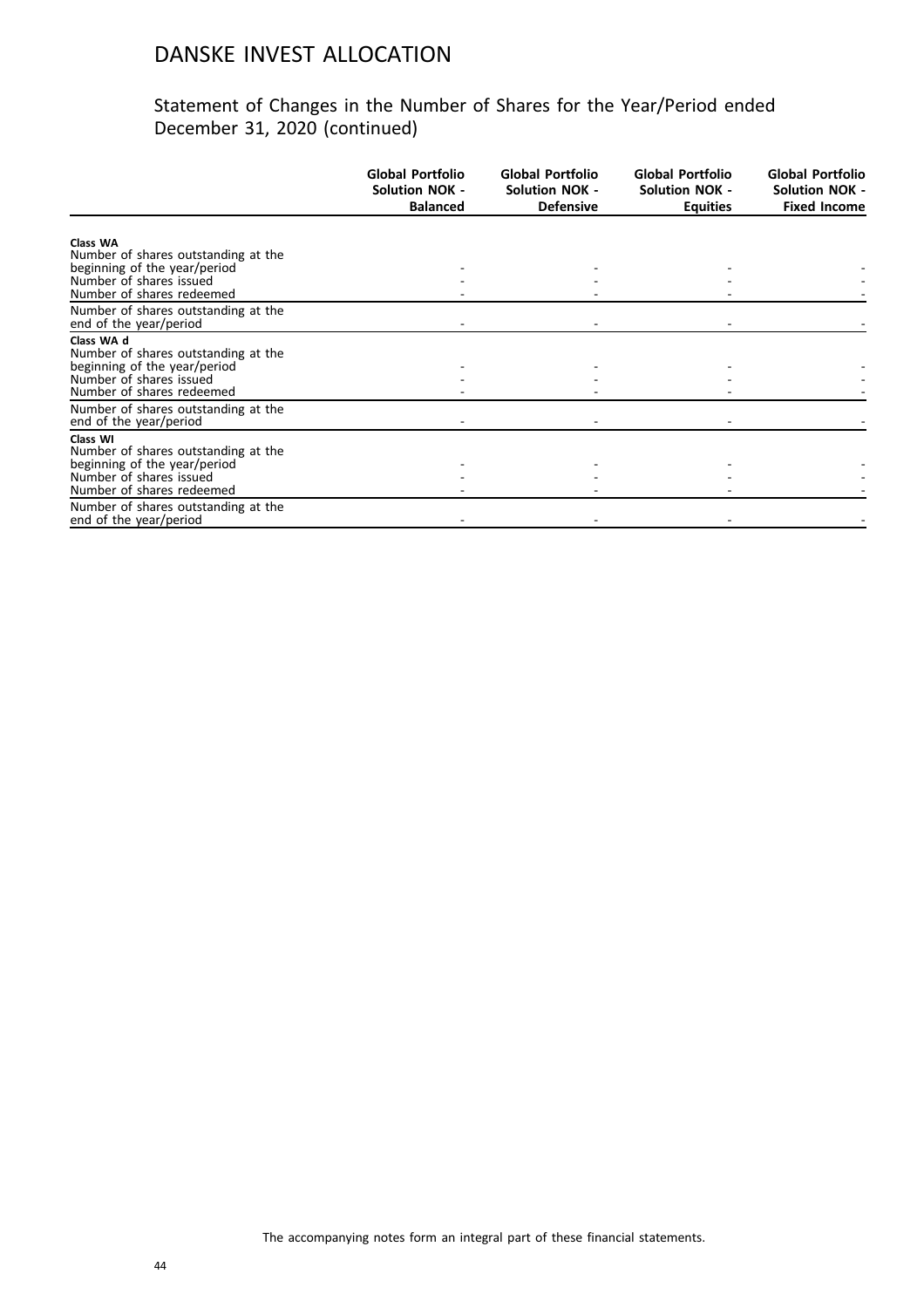# DANSKE INVEST ALLOCATION

## Statement of Changes in the Number of Shares for the Year/Period ended December 31, 2020 (continued)

| | Global Portfolio Solution NOK - Balanced | Global Portfolio Solution NOK - Defensive | Global Portfolio Solution NOK - Equities | Global Portfolio Solution NOK - Fixed Income |
|---|---|---|---|---|
| **Class WA** | | | | |
| Number of shares outstanding at the beginning of the year/period | - | - | - | - |
| Number of shares issued | - | - | - | - |
| Number of shares redeemed | - | - | - | - |
| Number of shares outstanding at the end of the year/period | - | - | - | - |
| **Class WA d** | | | | |
| Number of shares outstanding at the beginning of the year/period | - | - | - | - |
| Number of shares issued | - | - | - | - |
| Number of shares redeemed | - | - | - | - |
| Number of shares outstanding at the end of the year/period | - | - | - | - |
| **Class WI** | | | | |
| Number of shares outstanding at the beginning of the year/period | - | - | - | - |
| Number of shares issued | - | - | - | - |
| Number of shares redeemed | - | - | - | - |
| Number of shares outstanding at the end of the year/period | - | - | - | - |

The accompanying notes form an integral part of these financial statements.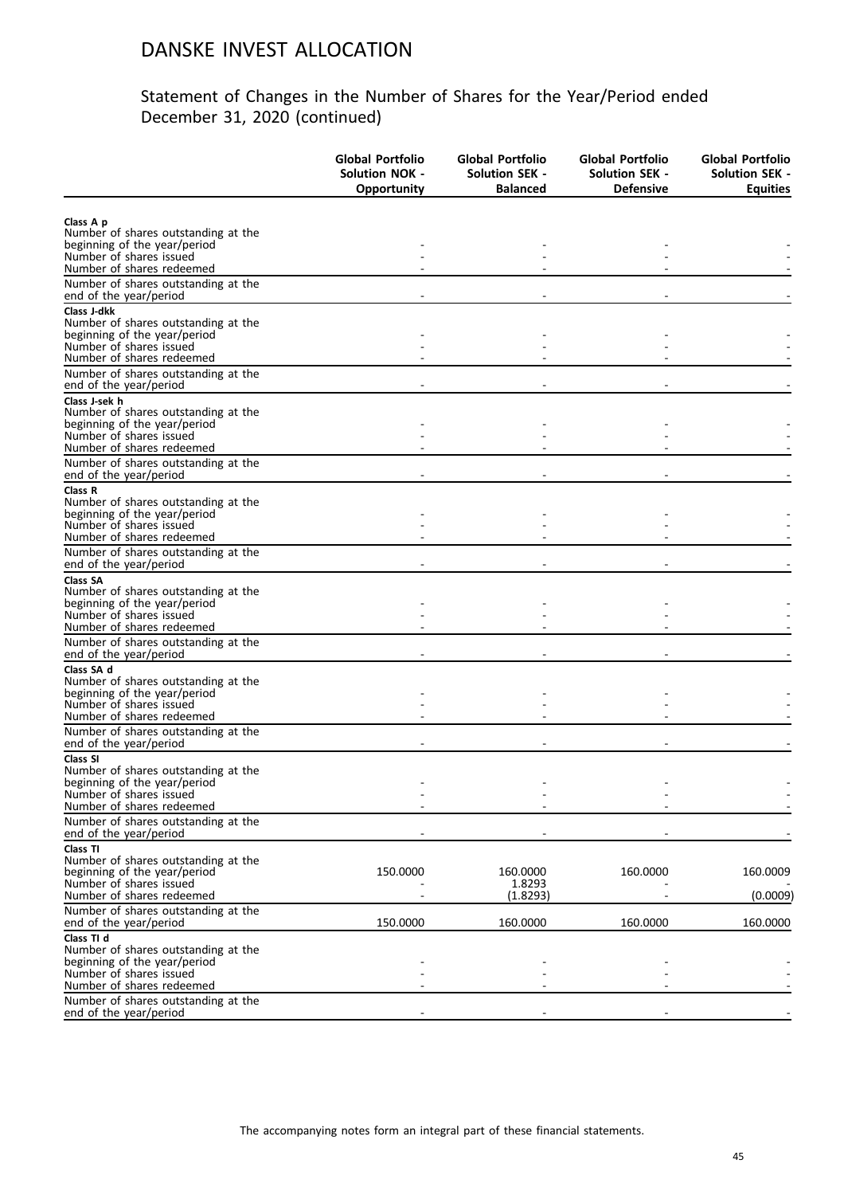# DANSKE INVEST ALLOCATION

## Statement of Changes in the Number of Shares for the Year/Period ended December 31, 2020 (continued)

| | Global Portfolio Solution NOK - Opportunity | Global Portfolio Solution SEK - Balanced | Global Portfolio Solution SEK - Defensive | Global Portfolio Solution SEK - Equities |
|---|---|---|---|---|
| **Class A p** | | | | |
| Number of shares outstanding at the beginning of the year/period | - | - | - | - |
| Number of shares issued | - | - | - | - |
| Number of shares redeemed | - | - | - | - |
| Number of shares outstanding at the end of the year/period | - | - | - | - |
| **Class J-dkk** | | | | |
| Number of shares outstanding at the beginning of the year/period | - | - | - | - |
| Number of shares issued | - | - | - | - |
| Number of shares redeemed | - | - | - | - |
| Number of shares outstanding at the end of the year/period | - | - | - | - |
| **Class J-sek h** | | | | |
| Number of shares outstanding at the beginning of the year/period | - | - | - | - |
| Number of shares issued | - | - | - | - |
| Number of shares redeemed | - | - | - | - |
| Number of shares outstanding at the end of the year/period | - | - | - | - |
| **Class R** | | | | |
| Number of shares outstanding at the beginning of the year/period | - | - | - | - |
| Number of shares issued | - | - | - | - |
| Number of shares redeemed | - | - | - | - |
| Number of shares outstanding at the end of the year/period | - | - | - | - |
| **Class SA** | | | | |
| Number of shares outstanding at the beginning of the year/period | - | - | - | - |
| Number of shares issued | - | - | - | - |
| Number of shares redeemed | - | - | - | - |
| Number of shares outstanding at the end of the year/period | - | - | - | - |
| **Class SA d** | | | | |
| Number of shares outstanding at the beginning of the year/period | - | - | - | - |
| Number of shares issued | - | - | - | - |
| Number of shares redeemed | - | - | - | - |
| Number of shares outstanding at the end of the year/period | - | - | - | - |
| **Class SI** | | | | |
| Number of shares outstanding at the beginning of the year/period | - | - | - | - |
| Number of shares issued | - | - | - | - |
| Number of shares redeemed | - | - | - | - |
| Number of shares outstanding at the end of the year/period | - | - | - | - |
| **Class TI** | | | | |
| Number of shares outstanding at the beginning of the year/period | 150.0000 | 160.0000 | 160.0000 | 160.0009 |
| Number of shares issued | - | 1.8293 | - | - |
| Number of shares redeemed | - | (1.8293) | - | (0.0009) |
| Number of shares outstanding at the end of the year/period | 150.0000 | 160.0000 | 160.0000 | 160.0000 |
| **Class TI d** | | | | |
| Number of shares outstanding at the beginning of the year/period | - | - | - | - |
| Number of shares issued | - | - | - | - |
| Number of shares redeemed | - | - | - | - |
| Number of shares outstanding at the end of the year/period | - | - | - | - |

The accompanying notes form an integral part of these financial statements.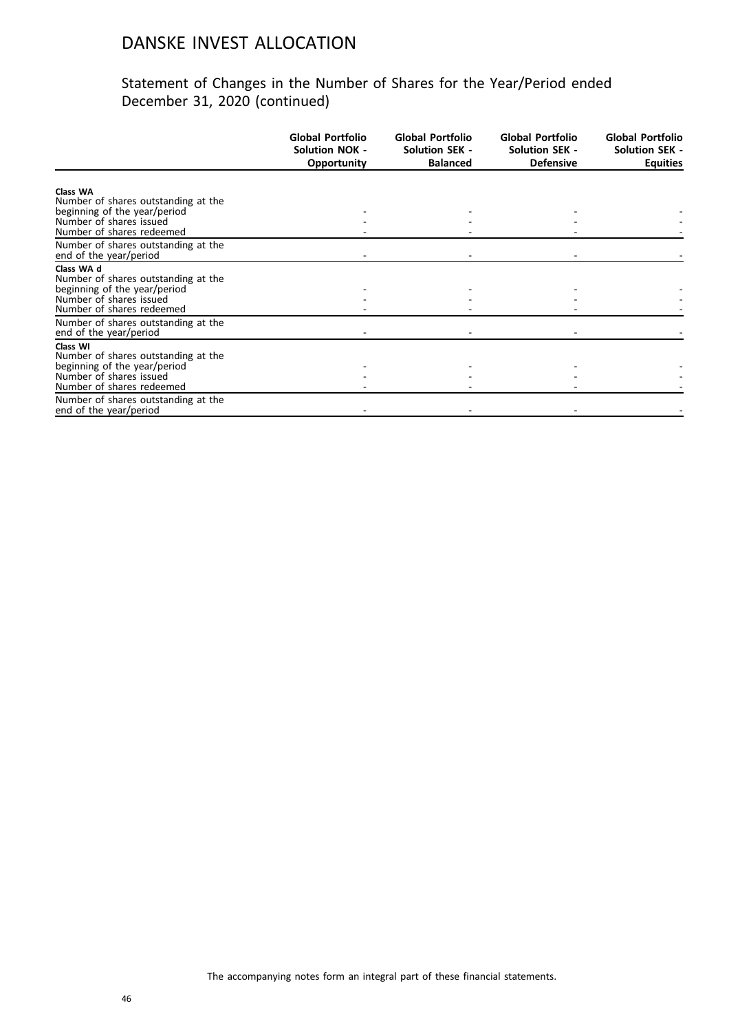# DANSKE INVEST ALLOCATION

## Statement of Changes in the Number of Shares for the Year/Period ended December 31, 2020 (continued)

| | Global Portfolio Solution NOK - Opportunity | Global Portfolio Solution SEK - Balanced | Global Portfolio Solution SEK - Defensive | Global Portfolio Solution SEK - Equities |
|---|---|---|---|---|
| **Class WA** | | | | |
| Number of shares outstanding at the beginning of the year/period | - | - | - | - |
| Number of shares issued | - | - | - | - |
| Number of shares redeemed | - | - | - | - |
| Number of shares outstanding at the end of the year/period | - | - | - | - |
| **Class WA d** | | | | |
| Number of shares outstanding at the beginning of the year/period | - | - | - | - |
| Number of shares issued | - | - | - | - |
| Number of shares redeemed | - | - | - | - |
| Number of shares outstanding at the end of the year/period | - | - | - | - |
| **Class WI** | | | | |
| Number of shares outstanding at the beginning of the year/period | - | - | - | - |
| Number of shares issued | - | - | - | - |
| Number of shares redeemed | - | - | - | - |
| Number of shares outstanding at the end of the year/period | - | - | - | - |

The accompanying notes form an integral part of these financial statements.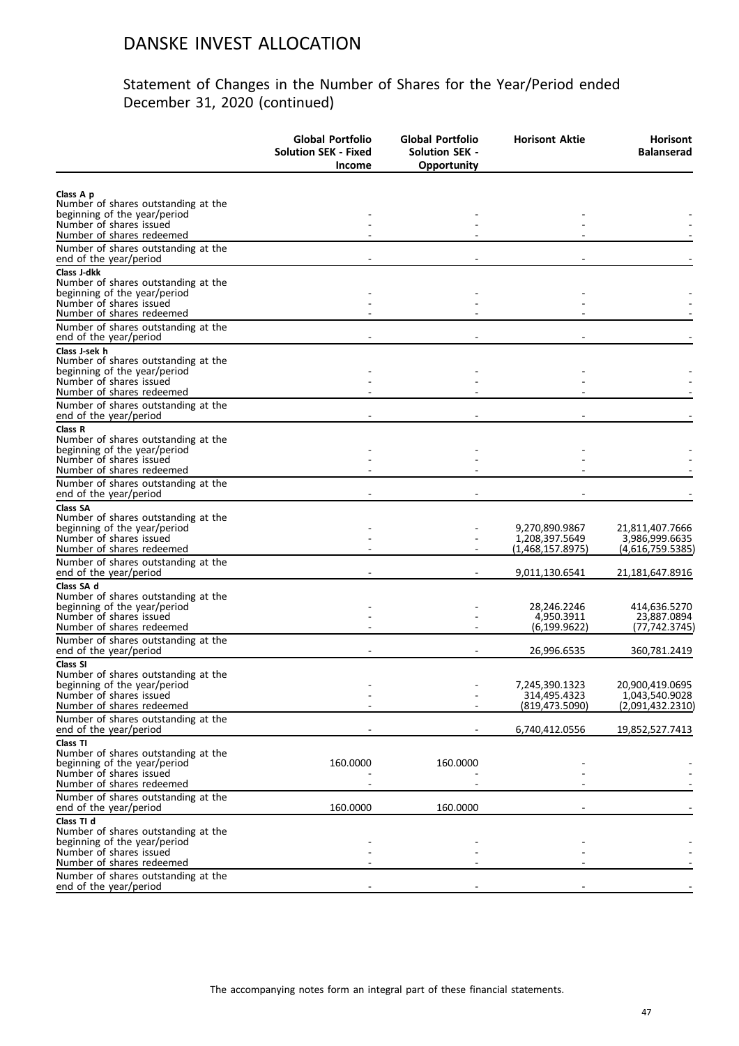# DANSKE INVEST ALLOCATION

## Statement of Changes in the Number of Shares for the Year/Period ended December 31, 2020 (continued)

| | Global Portfolio Solution SEK - Fixed Income | Global Portfolio Solution SEK - Opportunity | Horisont Aktie | Horisont Balanserad |
|---|---|---|---|---|
| **Class A p** | | | | |
| Number of shares outstanding at the beginning of the year/period | - | - | - | - |
| Number of shares issued | - | - | - | - |
| Number of shares redeemed | - | - | - | - |
| Number of shares outstanding at the end of the year/period | - | - | - | - |
| **Class J-dkk** | | | | |
| Number of shares outstanding at the beginning of the year/period | - | - | - | - |
| Number of shares issued | - | - | - | - |
| Number of shares redeemed | - | - | - | - |
| Number of shares outstanding at the end of the year/period | - | - | - | - |
| **Class J-sek h** | | | | |
| Number of shares outstanding at the beginning of the year/period | - | - | - | - |
| Number of shares issued | - | - | - | - |
| Number of shares redeemed | - | - | - | - |
| Number of shares outstanding at the end of the year/period | - | - | - | - |
| **Class R** | | | | |
| Number of shares outstanding at the beginning of the year/period | - | - | - | - |
| Number of shares issued | - | - | - | - |
| Number of shares redeemed | - | - | - | - |
| Number of shares outstanding at the end of the year/period | - | - | - | - |
| **Class SA** | | | | |
| Number of shares outstanding at the beginning of the year/period | - | - | 9,270,890.9867 | 21,811,407.7666 |
| Number of shares issued | - | - | 1,208,397.5649 | 3,986,999.6635 |
| Number of shares redeemed | - | - | (1,468,157.8975) | (4,616,759.5385) |
| Number of shares outstanding at the end of the year/period | - | - | 9,011,130.6541 | 21,181,647.8916 |
| **Class SA d** | | | | |
| Number of shares outstanding at the beginning of the year/period | - | - | 28,246.2246 | 414,636.5270 |
| Number of shares issued | - | - | 4,950.3911 | 23,887.0894 |
| Number of shares redeemed | - | - | (6,199.9622) | (77,742.3745) |
| Number of shares outstanding at the end of the year/period | - | - | 26,996.6535 | 360,781.2419 |
| **Class SI** | | | | |
| Number of shares outstanding at the beginning of the year/period | - | - | 7,245,390.1323 | 20,900,419.0695 |
| Number of shares issued | - | - | 314,495.4323 | 1,043,540.9028 |
| Number of shares redeemed | - | - | (819,473.5090) | (2,091,432.2310) |
| Number of shares outstanding at the end of the year/period | - | - | 6,740,412.0556 | 19,852,527.7413 |
| **Class TI** | | | | |
| Number of shares outstanding at the beginning of the year/period | 160.0000 | 160.0000 | - | - |
| Number of shares issued | - | - | - | - |
| Number of shares redeemed | - | - | - | - |
| Number of shares outstanding at the end of the year/period | 160.0000 | 160.0000 | - | - |
| **Class TI d** | | | | |
| Number of shares outstanding at the beginning of the year/period | - | - | - | - |
| Number of shares issued | - | - | - | - |
| Number of shares redeemed | - | - | - | - |
| Number of shares outstanding at the end of the year/period | - | - | - | - |

The accompanying notes form an integral part of these financial statements.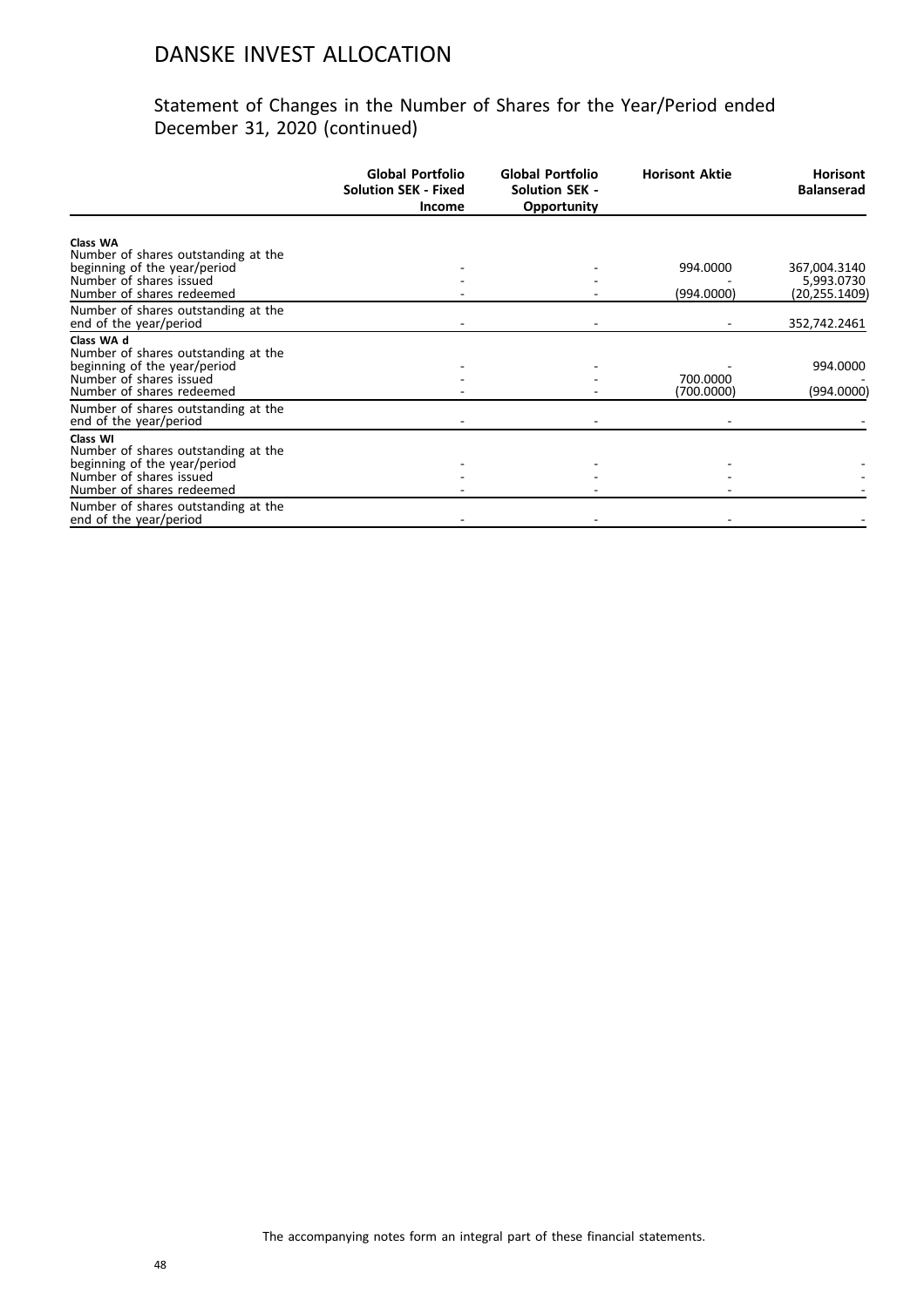# DANSKE INVEST ALLOCATION

## Statement of Changes in the Number of Shares for the Year/Period ended December 31, 2020 (continued)

| | Global Portfolio Solution SEK - Fixed Income | Global Portfolio Solution SEK - Opportunity | Horisont Aktie | Horisont Balanserad |
|---|---|---|---|---|
| **Class WA** | | | | |
| Number of shares outstanding at the beginning of the year/period | - | - | 994.0000 | 367,004.3140 |
| Number of shares issued | - | - | - | 5,993.0730 |
| Number of shares redeemed | - | - | (994.0000) | (20,255.1409) |
| Number of shares outstanding at the end of the year/period | - | - | - | 352,742.2461 |
| **Class WA d** | | | | |
| Number of shares outstanding at the beginning of the year/period | - | - | - | 994.0000 |
| Number of shares issued | - | - | 700.0000 | - |
| Number of shares redeemed | - | - | (700.0000) | (994.0000) |
| Number of shares outstanding at the end of the year/period | - | - | - | - |
| **Class WI** | | | | |
| Number of shares outstanding at the beginning of the year/period | - | - | - | - |
| Number of shares issued | - | - | - | - |
| Number of shares redeemed | - | - | - | - |
| Number of shares outstanding at the end of the year/period | - | - | - | - |

The accompanying notes form an integral part of these financial statements.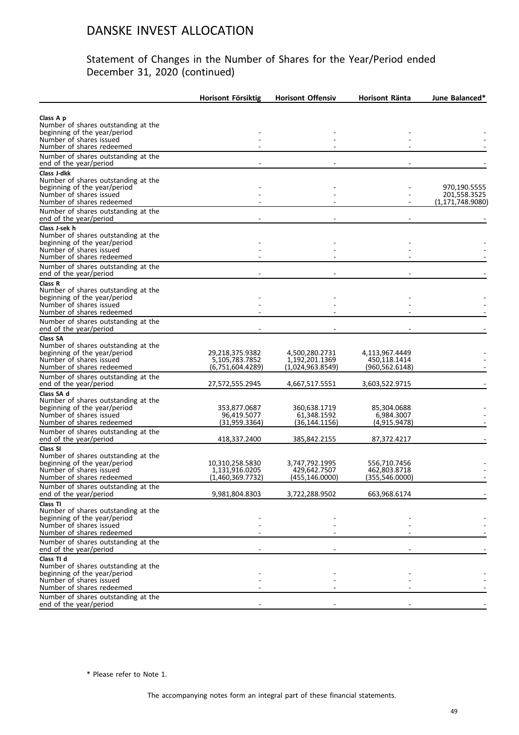# DANSKE INVEST ALLOCATION

## Statement of Changes in the Number of Shares for the Year/Period ended December 31, 2020 (continued)

| | Horisont Försiktig | Horisont Offensiv | Horisont Ränta | June Balanced* |
|---|---|---|---|---|
| **Class A p** | | | | |
| Number of shares outstanding at the beginning of the year/period | - | - | - | - |
| Number of shares issued | - | - | - | - |
| Number of shares redeemed | - | - | - | - |
| Number of shares outstanding at the end of the year/period | - | - | - | - |
| **Class J-dkk** | | | | |
| Number of shares outstanding at the beginning of the year/period | - | - | - | 970,190.5555 |
| Number of shares issued | - | - | - | 201,558.3525 |
| Number of shares redeemed | - | - | - | (1,171,748.9080) |
| Number of shares outstanding at the end of the year/period | - | - | - | - |
| **Class J-sek h** | | | | |
| Number of shares outstanding at the beginning of the year/period | - | - | - | - |
| Number of shares issued | - | - | - | - |
| Number of shares redeemed | - | - | - | - |
| Number of shares outstanding at the end of the year/period | - | - | - | - |
| **Class R** | | | | |
| Number of shares outstanding at the beginning of the year/period | - | - | - | - |
| Number of shares issued | - | - | - | - |
| Number of shares redeemed | - | - | - | - |
| Number of shares outstanding at the end of the year/period | - | - | - | - |
| **Class SA** | | | | |
| Number of shares outstanding at the beginning of the year/period | 29,218,375.9382 | 4,500,280.2731 | 4,113,967.4449 | - |
| Number of shares issued | 5,105,783.7852 | 1,192,201.1369 | 450,118.1414 | - |
| Number of shares redeemed | (6,751,604.4289) | (1,024,963.8549) | (960,562.6148) | - |
| Number of shares outstanding at the end of the year/period | 27,572,555.2945 | 4,667,517.5551 | 3,603,522.9715 | - |
| **Class SA d** | | | | |
| Number of shares outstanding at the beginning of the year/period | 353,877.0687 | 360,638.1719 | 85,304.0688 | - |
| Number of shares issued | 96,419.5077 | 61,348.1592 | 6,984.3007 | - |
| Number of shares redeemed | (31,959.3364) | (36,144.1156) | (4,915.9478) | - |
| Number of shares outstanding at the end of the year/period | 418,337.2400 | 385,842.2155 | 87,372.4217 | - |
| **Class SI** | | | | |
| Number of shares outstanding at the beginning of the year/period | 10,310,258.5830 | 3,747,792.1995 | 556,710.7456 | - |
| Number of shares issued | 1,131,916.0205 | 429,642.7507 | 462,803.8718 | - |
| Number of shares redeemed | (1,460,369.7732) | (455,146.0000) | (355,546.0000) | - |
| Number of shares outstanding at the end of the year/period | 9,981,804.8303 | 3,722,288.9502 | 663,968.6174 | - |
| **Class TI** | | | | |
| Number of shares outstanding at the beginning of the year/period | - | - | - | - |
| Number of shares issued | - | - | - | - |
| Number of shares redeemed | - | - | - | - |
| Number of shares outstanding at the end of the year/period | - | - | - | - |
| **Class TI d** | | | | |
| Number of shares outstanding at the beginning of the year/period | - | - | - | - |
| Number of shares issued | - | - | - | - |
| Number of shares redeemed | - | - | - | - |
| Number of shares outstanding at the end of the year/period | - | - | - | - |

\* Please refer to Note 1.

The accompanying notes form an integral part of these financial statements.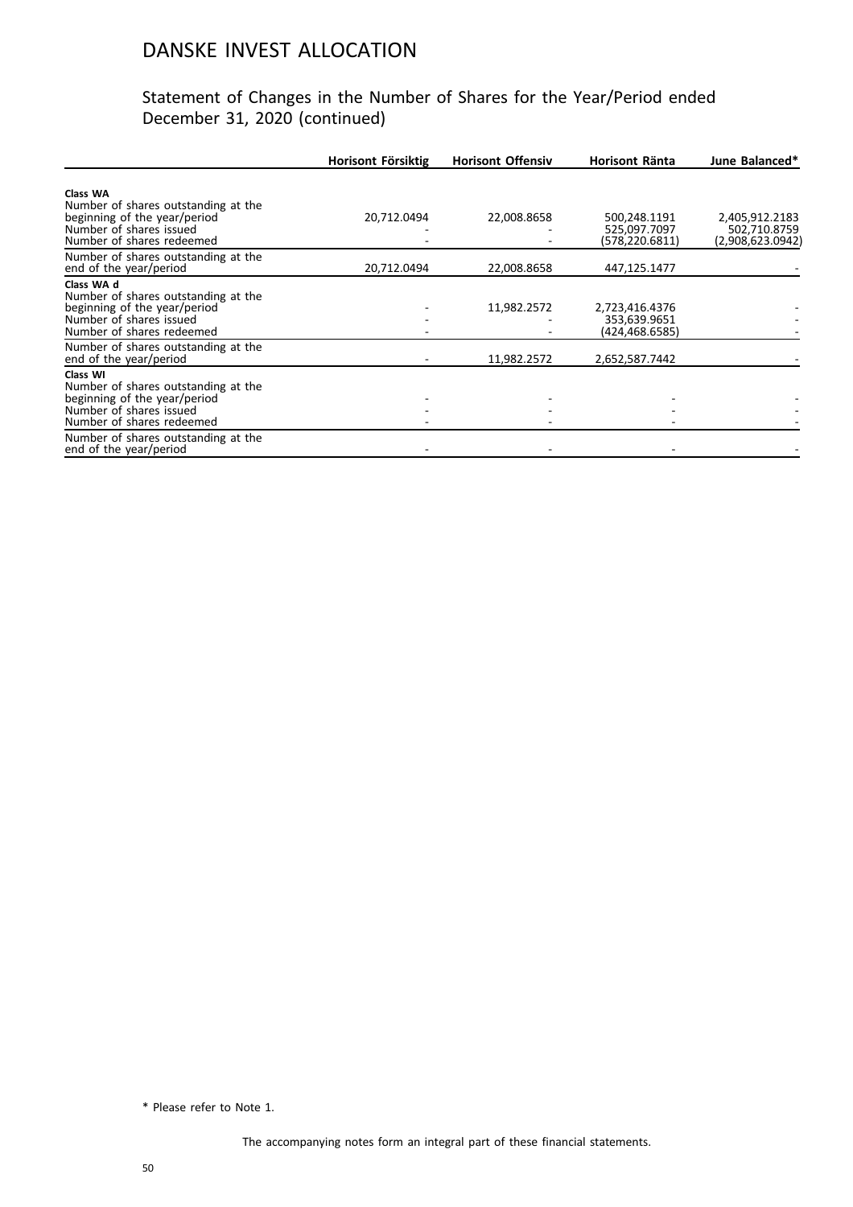# DANSKE INVEST ALLOCATION

## Statement of Changes in the Number of Shares for the Year/Period ended December 31, 2020 (continued)

| | Horisont Försiktig | Horisont Offensiv | Horisont Ränta | June Balanced* |
|---|---|---|---|---|
| **Class WA** | | | | |
| Number of shares outstanding at the beginning of the year/period | 20,712.0494 | 22,008.8658 | 500,248.1191 | 2,405,912.2183 |
| Number of shares issued | - | - | 525,097.7097 | 502,710.8759 |
| Number of shares redeemed | - | - | (578,220.6811) | (2,908,623.0942) |
| Number of shares outstanding at the end of the year/period | 20,712.0494 | 22,008.8658 | 447,125.1477 | - |
| **Class WA d** | | | | |
| Number of shares outstanding at the beginning of the year/period | - | 11,982.2572 | 2,723,416.4376 | - |
| Number of shares issued | - | - | 353,639.9651 | - |
| Number of shares redeemed | - | - | (424,468.6585) | - |
| Number of shares outstanding at the end of the year/period | - | 11,982.2572 | 2,652,587.7442 | - |
| **Class WI** | | | | |
| Number of shares outstanding at the beginning of the year/period | - | - | - | - |
| Number of shares issued | - | - | - | - |
| Number of shares redeemed | - | - | - | - |
| Number of shares outstanding at the end of the year/period | - | - | - | - |

\* Please refer to Note 1.

The accompanying notes form an integral part of these financial statements.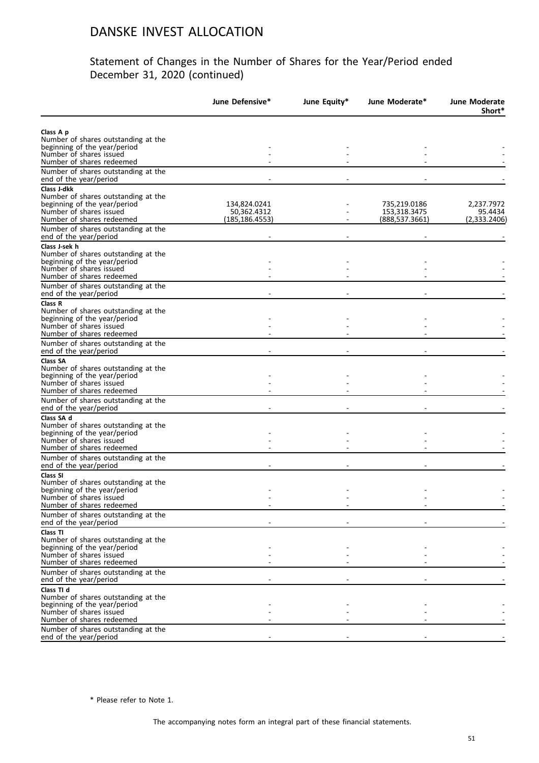# DANSKE INVEST ALLOCATION

## Statement of Changes in the Number of Shares for the Year/Period ended December 31, 2020 (continued)

| | June Defensive* | June Equity* | June Moderate* | June Moderate Short* |
|---|---|---|---|---|
| **Class A p** | | | | |
| Number of shares outstanding at the beginning of the year/period | - | - | - | - |
| Number of shares issued | - | - | - | - |
| Number of shares redeemed | - | - | - | - |
| Number of shares outstanding at the end of the year/period | - | - | - | - |
| **Class J-dkk** | | | | |
| Number of shares outstanding at the beginning of the year/period | 134,824.0241 | - | 735,219.0186 | 2,237.7972 |
| Number of shares issued | 50,362.4312 | - | 153,318.3475 | 95.4434 |
| Number of shares redeemed | (185,186.4553) | - | (888,537.3661) | (2,333.2406) |
| Number of shares outstanding at the end of the year/period | - | - | - | - |
| **Class J-sek h** | | | | |
| Number of shares outstanding at the beginning of the year/period | - | - | - | - |
| Number of shares issued | - | - | - | - |
| Number of shares redeemed | - | - | - | - |
| Number of shares outstanding at the end of the year/period | - | - | - | - |
| **Class R** | | | | |
| Number of shares outstanding at the beginning of the year/period | - | - | - | - |
| Number of shares issued | - | - | - | - |
| Number of shares redeemed | - | - | - | - |
| Number of shares outstanding at the end of the year/period | - | - | - | - |
| **Class SA** | | | | |
| Number of shares outstanding at the beginning of the year/period | - | - | - | - |
| Number of shares issued | - | - | - | - |
| Number of shares redeemed | - | - | - | - |
| Number of shares outstanding at the end of the year/period | - | - | - | - |
| **Class SA d** | | | | |
| Number of shares outstanding at the beginning of the year/period | - | - | - | - |
| Number of shares issued | - | - | - | - |
| Number of shares redeemed | - | - | - | - |
| Number of shares outstanding at the end of the year/period | - | - | - | - |
| **Class SI** | | | | |
| Number of shares outstanding at the beginning of the year/period | - | - | - | - |
| Number of shares issued | - | - | - | - |
| Number of shares redeemed | - | - | - | - |
| Number of shares outstanding at the end of the year/period | - | - | - | - |
| **Class TI** | | | | |
| Number of shares outstanding at the beginning of the year/period | - | - | - | - |
| Number of shares issued | - | - | - | - |
| Number of shares redeemed | - | - | - | - |
| Number of shares outstanding at the end of the year/period | - | - | - | - |
| **Class TI d** | | | | |
| Number of shares outstanding at the beginning of the year/period | - | - | - | - |
| Number of shares issued | - | - | - | - |
| Number of shares redeemed | - | - | - | - |
| Number of shares outstanding at the end of the year/period | - | - | - | - |

\* Please refer to Note 1.

The accompanying notes form an integral part of these financial statements.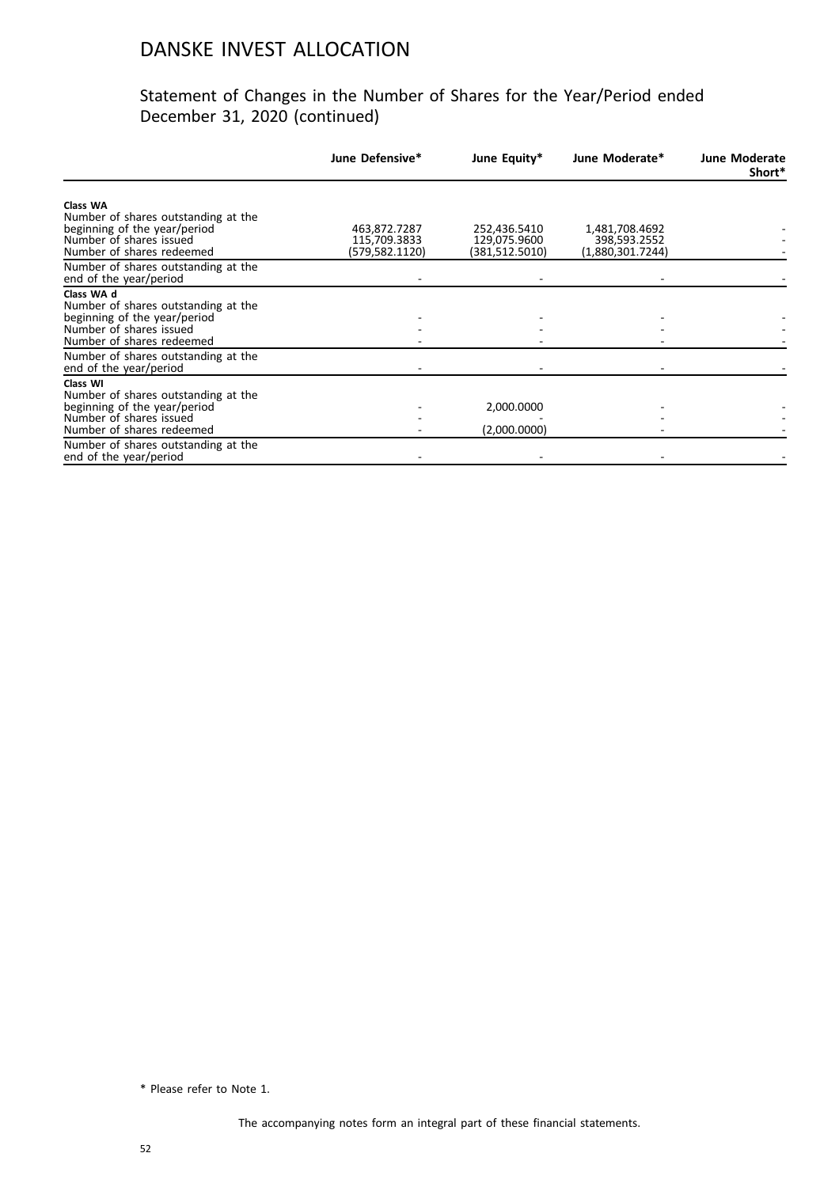# DANSKE INVEST ALLOCATION

## Statement of Changes in the Number of Shares for the Year/Period ended December 31, 2020 (continued)

| | June Defensive* | June Equity* | June Moderate* | June Moderate Short* |
|---|---|---|---|---|
| **Class WA** | | | | |
| Number of shares outstanding at the beginning of the year/period | 463,872.7287 | 252,436.5410 | 1,481,708.4692 | - |
| Number of shares issued | 115,709.3833 | 129,075.9600 | 398,593.2552 | - |
| Number of shares redeemed | (579,582.1120) | (381,512.5010) | (1,880,301.7244) | - |
| Number of shares outstanding at the end of the year/period | - | - | - | - |
| **Class WA d** | | | | |
| Number of shares outstanding at the beginning of the year/period | - | - | - | - |
| Number of shares issued | - | - | - | - |
| Number of shares redeemed | - | - | - | - |
| Number of shares outstanding at the end of the year/period | - | - | - | - |
| **Class WI** | | | | |
| Number of shares outstanding at the beginning of the year/period | - | 2,000.0000 | - | - |
| Number of shares issued | - | - | - | - |
| Number of shares redeemed | - | (2,000.0000) | - | - |
| Number of shares outstanding at the end of the year/period | - | - | - | - |

\* Please refer to Note 1.

The accompanying notes form an integral part of these financial statements.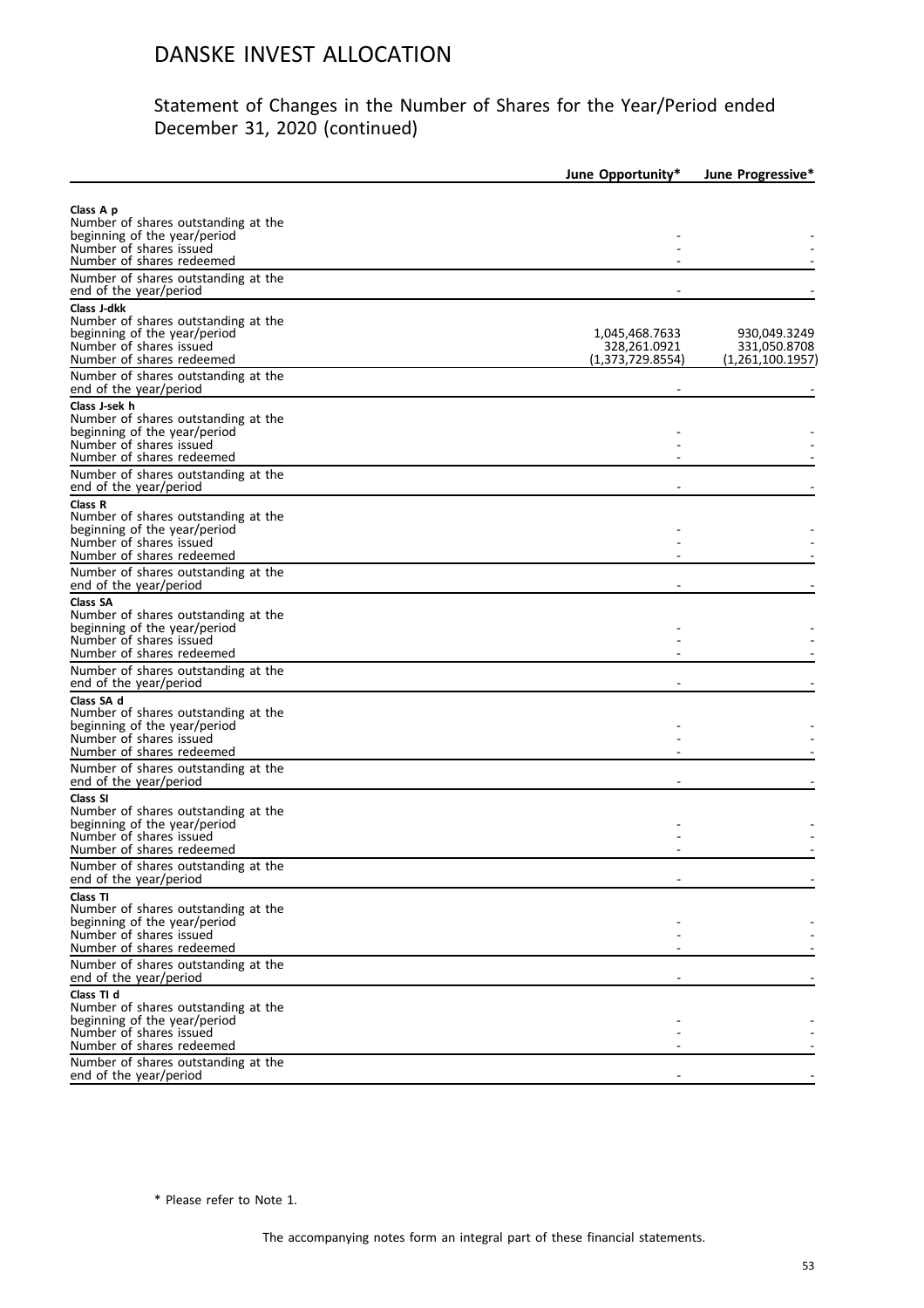# DANSKE INVEST ALLOCATION

## Statement of Changes in the Number of Shares for the Year/Period ended December 31, 2020 (continued)

| | June Opportunity* | June Progressive* |
|---|---|---|
| **Class A p** | | |
| Number of shares outstanding at the beginning of the year/period | - | - |
| Number of shares issued | - | - |
| Number of shares redeemed | - | - |
| Number of shares outstanding at the end of the year/period | - | - |
| **Class J-dkk** | | |
| Number of shares outstanding at the beginning of the year/period | 1,045,468.7633 | 930,049.3249 |
| Number of shares issued | 328,261.0921 | 331,050.8708 |
| Number of shares redeemed | (1,373,729.8554) | (1,261,100.1957) |
| Number of shares outstanding at the end of the year/period | - | - |
| **Class J-sek h** | | |
| Number of shares outstanding at the beginning of the year/period | - | - |
| Number of shares issued | - | - |
| Number of shares redeemed | - | - |
| Number of shares outstanding at the end of the year/period | - | - |
| **Class R** | | |
| Number of shares outstanding at the beginning of the year/period | - | - |
| Number of shares issued | - | - |
| Number of shares redeemed | - | - |
| Number of shares outstanding at the end of the year/period | - | - |
| **Class SA** | | |
| Number of shares outstanding at the beginning of the year/period | - | - |
| Number of shares issued | - | - |
| Number of shares redeemed | - | - |
| Number of shares outstanding at the end of the year/period | - | - |
| **Class SA d** | | |
| Number of shares outstanding at the beginning of the year/period | - | - |
| Number of shares issued | - | - |
| Number of shares redeemed | - | - |
| Number of shares outstanding at the end of the year/period | - | - |
| **Class SI** | | |
| Number of shares outstanding at the beginning of the year/period | - | - |
| Number of shares issued | - | - |
| Number of shares redeemed | - | - |
| Number of shares outstanding at the end of the year/period | - | - |
| **Class TI** | | |
| Number of shares outstanding at the beginning of the year/period | - | - |
| Number of shares issued | - | - |
| Number of shares redeemed | - | - |
| Number of shares outstanding at the end of the year/period | - | - |
| **Class TI d** | | |
| Number of shares outstanding at the beginning of the year/period | - | - |
| Number of shares issued | - | - |
| Number of shares redeemed | - | - |
| Number of shares outstanding at the end of the year/period | - | - |

\* Please refer to Note 1.

The accompanying notes form an integral part of these financial statements.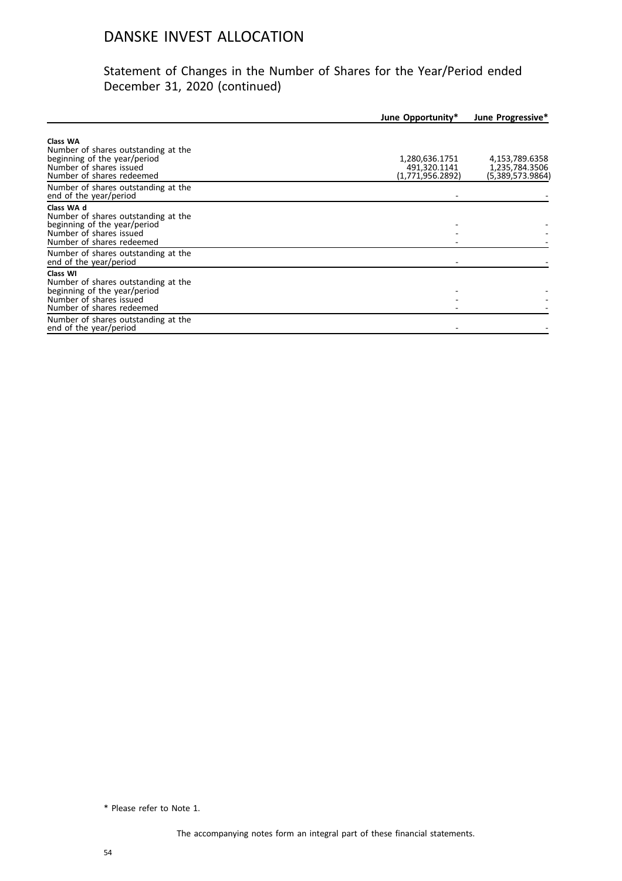# DANSKE INVEST ALLOCATION

## Statement of Changes in the Number of Shares for the Year/Period ended December 31, 2020 (continued)

| | June Opportunity* | June Progressive* |
|---|---|---|
| **Class WA** | | |
| Number of shares outstanding at the beginning of the year/period | 1,280,636.1751 | 4,153,789.6358 |
| Number of shares issued | 491,320.1141 | 1,235,784.3506 |
| Number of shares redeemed | (1,771,956.2892) | (5,389,573.9864) |
| Number of shares outstanding at the end of the year/period | - | - |
| **Class WA d** | | |
| Number of shares outstanding at the beginning of the year/period | - | - |
| Number of shares issued | - | - |
| Number of shares redeemed | - | - |
| Number of shares outstanding at the end of the year/period | - | - |
| **Class WI** | | |
| Number of shares outstanding at the beginning of the year/period | - | - |
| Number of shares issued | - | - |
| Number of shares redeemed | - | - |
| Number of shares outstanding at the end of the year/period | - | - |

\* Please refer to Note 1.

The accompanying notes form an integral part of these financial statements.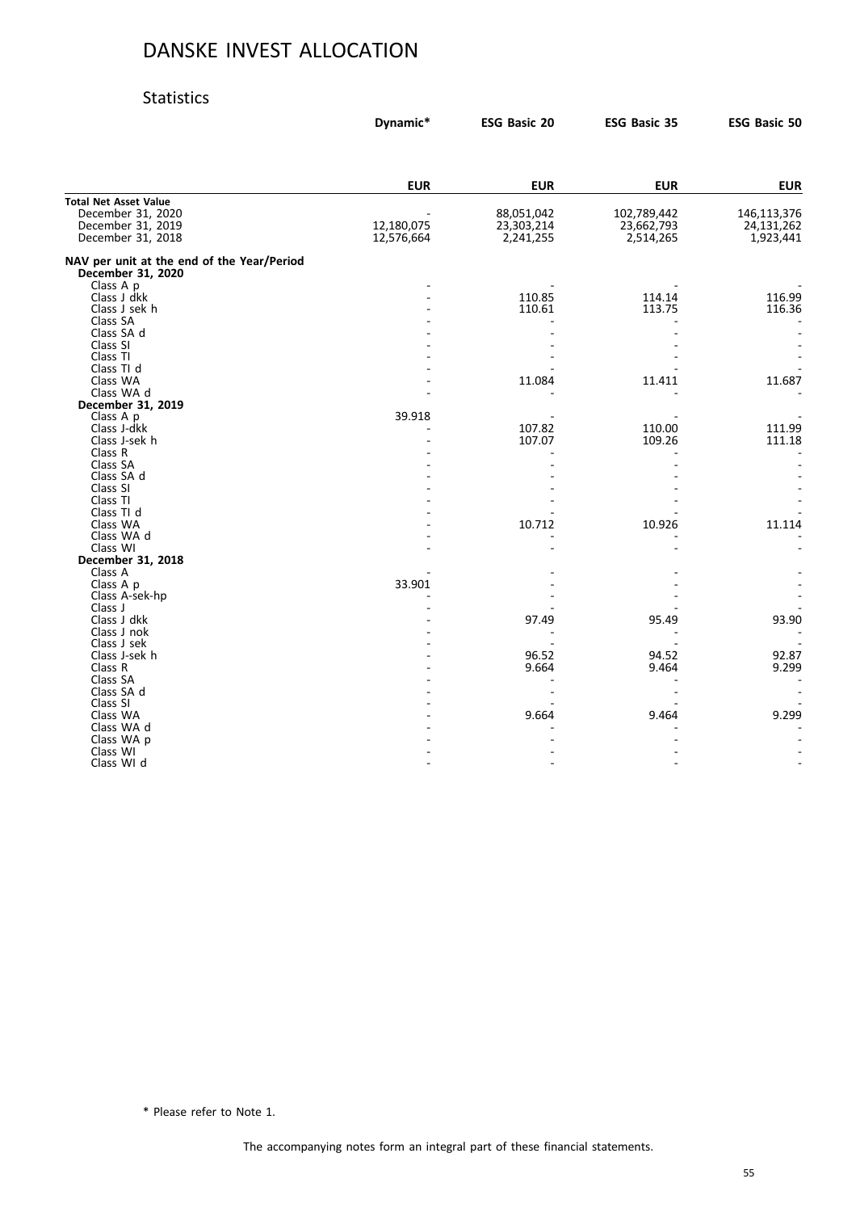# DANSKE INVEST ALLOCATION

## Statistics

| | Dynamic* | ESG Basic 20 | ESG Basic 35 | ESG Basic 50 |
|---|---|---|---|---|
| | EUR | EUR | EUR | EUR |
| **Total Net Asset Value** | | | | |
| December 31, 2020 | - | 88,051,042 | 102,789,442 | 146,113,376 |
| December 31, 2019 | 12,180,075 | 23,303,214 | 23,662,793 | 24,131,262 |
| December 31, 2018 | 12,576,664 | 2,241,255 | 2,514,265 | 1,923,441 |
| **NAV per unit at the end of the Year/Period** | | | | |
| **December 31, 2020** | | | | |
| Class A p | - | - | - | - |
| Class J dkk | - | 110.85 | 114.14 | 116.99 |
| Class J sek h | - | 110.61 | 113.75 | 116.36 |
| Class SA | - | - | - | - |
| Class SA d | - | - | - | - |
| Class SI | - | - | - | - |
| Class TI | - | - | - | - |
| Class TI d | - | - | - | - |
| Class WA | - | 11.084 | 11.411 | 11.687 |
| Class WA d | - | - | - | - |
| **December 31, 2019** | | | | |
| Class A p | 39.918 | - | - | - |
| Class J-dkk | - | 107.82 | 110.00 | 111.99 |
| Class J-sek h | - | 107.07 | 109.26 | 111.18 |
| Class R | - | - | - | - |
| Class SA | - | - | - | - |
| Class SA d | - | - | - | - |
| Class SI | - | - | - | - |
| Class TI | - | - | - | - |
| Class TI d | - | - | - | - |
| Class WA | - | 10.712 | 10.926 | 11.114 |
| Class WA d | - | - | - | - |
| Class WI | - | - | - | - |
| **December 31, 2018** | | | | |
| Class A | - | - | - | - |
| Class A p | 33.901 | - | - | - |
| Class A-sek-hp | - | - | - | - |
| Class J | - | - | - | - |
| Class J dkk | - | 97.49 | 95.49 | 93.90 |
| Class J nok | - | - | - | - |
| Class J sek | - | - | - | - |
| Class J-sek h | - | 96.52 | 94.52 | 92.87 |
| Class R | - | 9.664 | 9.464 | 9.299 |
| Class SA | - | - | - | - |
| Class SA d | - | - | - | - |
| Class SI | - | - | - | - |
| Class WA | - | 9.664 | 9.464 | 9.299 |
| Class WA d | - | - | - | - |
| Class WA p | - | - | - | - |
| Class WI | - | - | - | - |
| Class WI d | - | - | - | - |

\* Please refer to Note 1.

The accompanying notes form an integral part of these financial statements.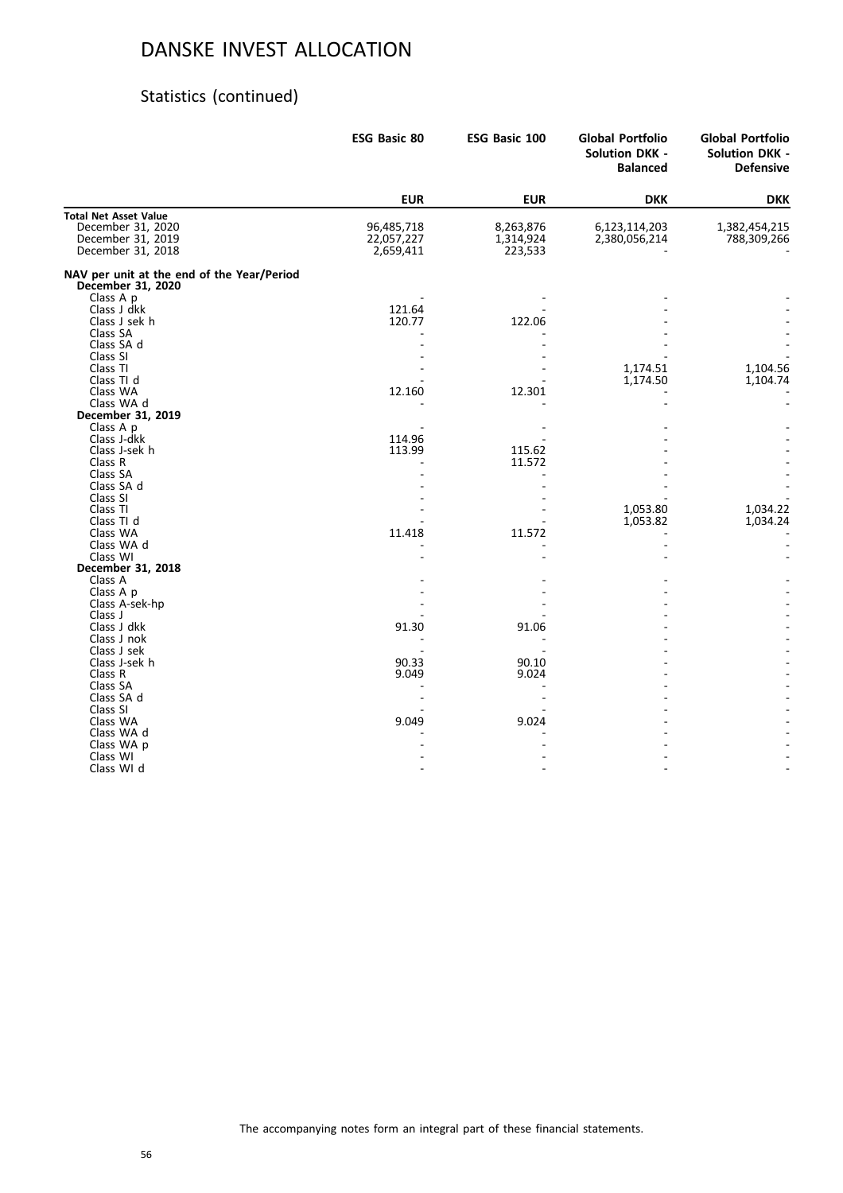# DANSKE INVEST ALLOCATION

## Statistics (continued)

| | ESG Basic 80 | ESG Basic 100 | Global Portfolio Solution DKK - Balanced | Global Portfolio Solution DKK - Defensive |
|---|---|---|---|---|
| | EUR | EUR | DKK | DKK |
| **Total Net Asset Value** | | | | |
| December 31, 2020 | 96,485,718 | 8,263,876 | 6,123,114,203 | 1,382,454,215 |
| December 31, 2019 | 22,057,227 | 1,314,924 | 2,380,056,214 | 788,309,266 |
| December 31, 2018 | 2,659,411 | 223,533 | - | - |
| **NAV per unit at the end of the Year/Period** | | | | |
| **December 31, 2020** | | | | |
| Class A p | - | - | - | - |
| Class J dkk | 121.64 | - | - | - |
| Class J sek h | 120.77 | 122.06 | - | - |
| Class SA | - | - | - | - |
| Class SA d | - | - | - | - |
| Class SI | - | - | - | - |
| Class TI | - | - | 1,174.51 | 1,104.56 |
| Class TI d | - | - | 1,174.50 | 1,104.74 |
| Class WA | 12.160 | 12.301 | - | - |
| Class WA d | - | - | - | - |
| **December 31, 2019** | | | | |
| Class A p | - | - | - | - |
| Class J-dkk | 114.96 | - | - | - |
| Class J-sek h | 113.99 | 115.62 | - | - |
| Class R | - | 11.572 | - | - |
| Class SA | - | - | - | - |
| Class SA d | - | - | - | - |
| Class SI | - | - | - | - |
| Class TI | - | - | 1,053.80 | 1,034.22 |
| Class TI d | - | - | 1,053.82 | 1,034.24 |
| Class WA | 11.418 | 11.572 | - | - |
| Class WA d | - | - | - | - |
| Class WI | - | - | - | - |
| **December 31, 2018** | | | | |
| Class A | - | - | - | - |
| Class A p | - | - | - | - |
| Class A-sek-hp | - | - | - | - |
| Class J | - | - | - | - |
| Class J dkk | 91.30 | 91.06 | - | - |
| Class J nok | - | - | - | - |
| Class J sek | - | - | - | - |
| Class J-sek h | 90.33 | 90.10 | - | - |
| Class R | 9.049 | 9.024 | - | - |
| Class SA | - | - | - | - |
| Class SA d | - | - | - | - |
| Class SI | - | - | - | - |
| Class WA | 9.049 | 9.024 | - | - |
| Class WA d | - | - | - | - |
| Class WA p | - | - | - | - |
| Class WI | - | - | - | - |
| Class WI d | - | - | - | - |

The accompanying notes form an integral part of these financial statements.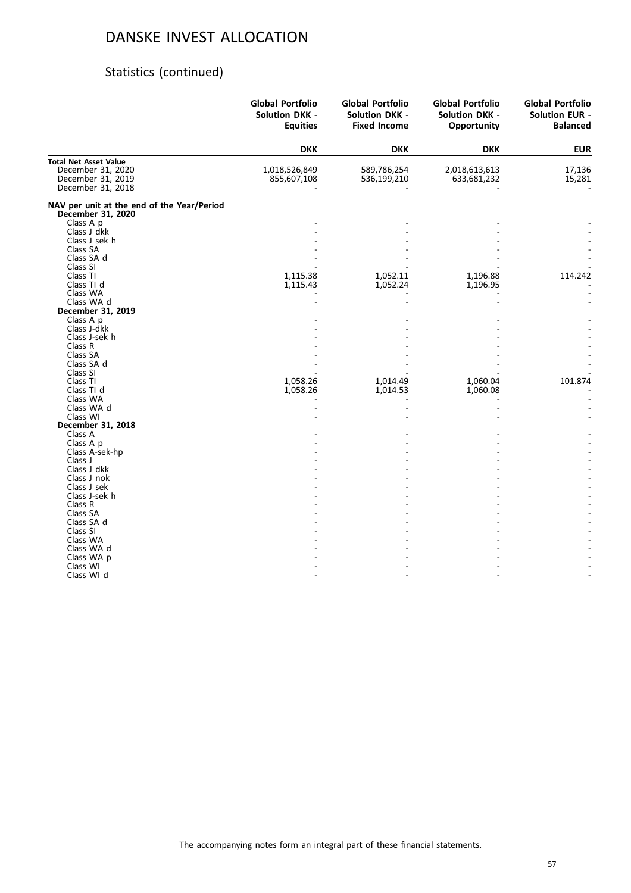# DANSKE INVEST ALLOCATION

## Statistics (continued)

| | Global Portfolio Solution DKK - Equities | Global Portfolio Solution DKK - Fixed Income | Global Portfolio Solution DKK - Opportunity | Global Portfolio Solution EUR - Balanced |
|---|---|---|---|---|
| | **DKK** | **DKK** | **DKK** | **EUR** |
| **Total Net Asset Value** | | | | |
| December 31, 2020 | 1,018,526,849 | 589,786,254 | 2,018,613,613 | 17,136 |
| December 31, 2019 | 855,607,108 | 536,199,210 | 633,681,232 | 15,281 |
| December 31, 2018 | - | - | - | - |
| **NAV per unit at the end of the Year/Period** | | | | |
| **December 31, 2020** | | | | |
| Class A p | - | - | - | - |
| Class J dkk | - | - | - | - |
| Class J sek h | - | - | - | - |
| Class SA | - | - | - | - |
| Class SA d | - | - | - | - |
| Class SI | - | - | - | - |
| Class TI | 1,115.38 | 1,052.11 | 1,196.88 | 114.242 |
| Class TI d | 1,115.43 | 1,052.24 | 1,196.95 | - |
| Class WA | - | - | - | - |
| Class WA d | - | - | - | - |
| **December 31, 2019** | | | | |
| Class A p | - | - | - | - |
| Class J-dkk | - | - | - | - |
| Class J-sek h | - | - | - | - |
| Class R | - | - | - | - |
| Class SA | - | - | - | - |
| Class SA d | - | - | - | - |
| Class SI | - | - | - | - |
| Class TI | 1,058.26 | 1,014.49 | 1,060.04 | 101.874 |
| Class TI d | 1,058.26 | 1,014.53 | 1,060.08 | - |
| Class WA | - | - | - | - |
| Class WA d | - | - | - | - |
| Class WI | - | - | - | - |
| **December 31, 2018** | | | | |
| Class A | - | - | - | - |
| Class A p | - | - | - | - |
| Class A-sek-hp | - | - | - | - |
| Class J | - | - | - | - |
| Class J dkk | - | - | - | - |
| Class J nok | - | - | - | - |
| Class J sek | - | - | - | - |
| Class J-sek h | - | - | - | - |
| Class R | - | - | - | - |
| Class SA | - | - | - | - |
| Class SA d | - | - | - | - |
| Class SI | - | - | - | - |
| Class WA | - | - | - | - |
| Class WA d | - | - | - | - |
| Class WA p | - | - | - | - |
| Class WI | - | - | - | - |
| Class WI d | - | - | - | - |

The accompanying notes form an integral part of these financial statements.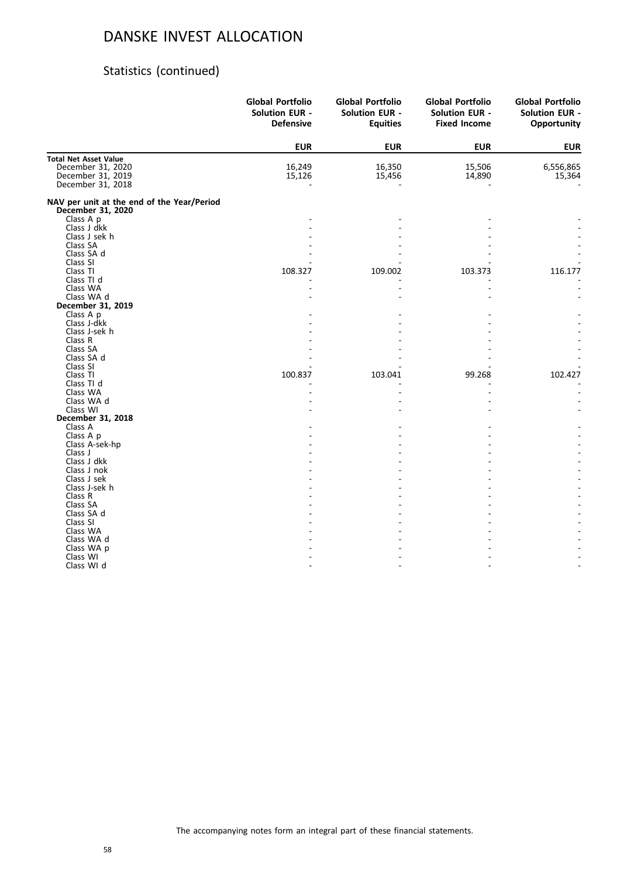# DANSKE INVEST ALLOCATION

## Statistics (continued)

| | Global Portfolio Solution EUR - Defensive | Global Portfolio Solution EUR - Equities | Global Portfolio Solution EUR - Fixed Income | Global Portfolio Solution EUR - Opportunity |
|---|---|---|---|---|
| | **EUR** | **EUR** | **EUR** | **EUR** |
| **Total Net Asset Value** | | | | |
| December 31, 2020 | 16,249 | 16,350 | 15,506 | 6,556,865 |
| December 31, 2019 | 15,126 | 15,456 | 14,890 | 15,364 |
| December 31, 2018 | - | - | - | - |
| **NAV per unit at the end of the Year/Period** | | | | |
| **December 31, 2020** | | | | |
| Class A p | - | - | - | - |
| Class J dkk | - | - | - | - |
| Class J sek h | - | - | - | - |
| Class SA | - | - | - | - |
| Class SA d | - | - | - | - |
| Class SI | - | - | - | - |
| Class TI | 108.327 | 109.002 | 103.373 | 116.177 |
| Class TI d | - | - | - | - |
| Class WA | - | - | - | - |
| Class WA d | - | - | - | - |
| **December 31, 2019** | | | | |
| Class A p | - | - | - | - |
| Class J-dkk | - | - | - | - |
| Class J-sek h | - | - | - | - |
| Class R | - | - | - | - |
| Class SA | - | - | - | - |
| Class SA d | - | - | - | - |
| Class SI | - | - | - | - |
| Class TI | 100.837 | 103.041 | 99.268 | 102.427 |
| Class TI d | - | - | - | - |
| Class WA | - | - | - | - |
| Class WA d | - | - | - | - |
| Class WI | - | - | - | - |
| **December 31, 2018** | | | | |
| Class A | - | - | - | - |
| Class A p | - | - | - | - |
| Class A-sek-hp | - | - | - | - |
| Class J | - | - | - | - |
| Class J dkk | - | - | - | - |
| Class J nok | - | - | - | - |
| Class J sek | - | - | - | - |
| Class J-sek h | - | - | - | - |
| Class R | - | - | - | - |
| Class SA | - | - | - | - |
| Class SA d | - | - | - | - |
| Class SI | - | - | - | - |
| Class WA | - | - | - | - |
| Class WA d | - | - | - | - |
| Class WA p | - | - | - | - |
| Class WI | - | - | - | - |
| Class WI d | - | - | - | - |

The accompanying notes form an integral part of these financial statements.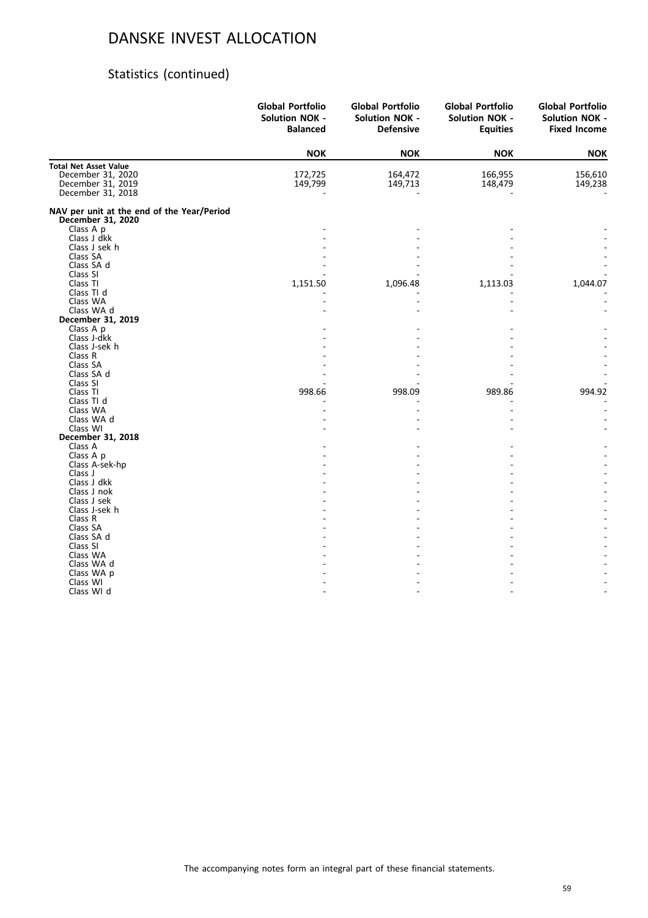# DANSKE INVEST ALLOCATION

## Statistics (continued)

| | Global Portfolio Solution NOK - Balanced | Global Portfolio Solution NOK - Defensive | Global Portfolio Solution NOK - Equities | Global Portfolio Solution NOK - Fixed Income |
|---|---|---|---|---|
| | **NOK** | **NOK** | **NOK** | **NOK** |
| **Total Net Asset Value** | | | | |
| December 31, 2020 | 172,725 | 164,472 | 166,955 | 156,610 |
| December 31, 2019 | 149,799 | 149,713 | 148,479 | 149,238 |
| December 31, 2018 | - | - | - | - |
| **NAV per unit at the end of the Year/Period** | | | | |
| **December 31, 2020** | | | | |
| Class A p | - | - | - | - |
| Class J dkk | - | - | - | - |
| Class J sek h | - | - | - | - |
| Class SA | - | - | - | - |
| Class SA d | - | - | - | - |
| Class SI | - | - | - | - |
| Class TI | 1,151.50 | 1,096.48 | 1,113.03 | 1,044.07 |
| Class TI d | - | - | - | - |
| Class WA | - | - | - | - |
| Class WA d | - | - | - | - |
| **December 31, 2019** | | | | |
| Class A p | - | - | - | - |
| Class J-dkk | - | - | - | - |
| Class J-sek h | - | - | - | - |
| Class R | - | - | - | - |
| Class SA | - | - | - | - |
| Class SA d | - | - | - | - |
| Class SI | - | - | - | - |
| Class TI | 998.66 | 998.09 | 989.86 | 994.92 |
| Class TI d | - | - | - | - |
| Class WA | - | - | - | - |
| Class WA d | - | - | - | - |
| Class WI | - | - | - | - |
| **December 31, 2018** | | | | |
| Class A | - | - | - | - |
| Class A p | - | - | - | - |
| Class A-sek-hp | - | - | - | - |
| Class J | - | - | - | - |
| Class J dkk | - | - | - | - |
| Class J nok | - | - | - | - |
| Class J sek | - | - | - | - |
| Class J-sek h | - | - | - | - |
| Class R | - | - | - | - |
| Class SA | - | - | - | - |
| Class SA d | - | - | - | - |
| Class SI | - | - | - | - |
| Class WA | - | - | - | - |
| Class WA d | - | - | - | - |
| Class WA p | - | - | - | - |
| Class WI | - | - | - | - |
| Class WI d | - | - | - | - |

The accompanying notes form an integral part of these financial statements.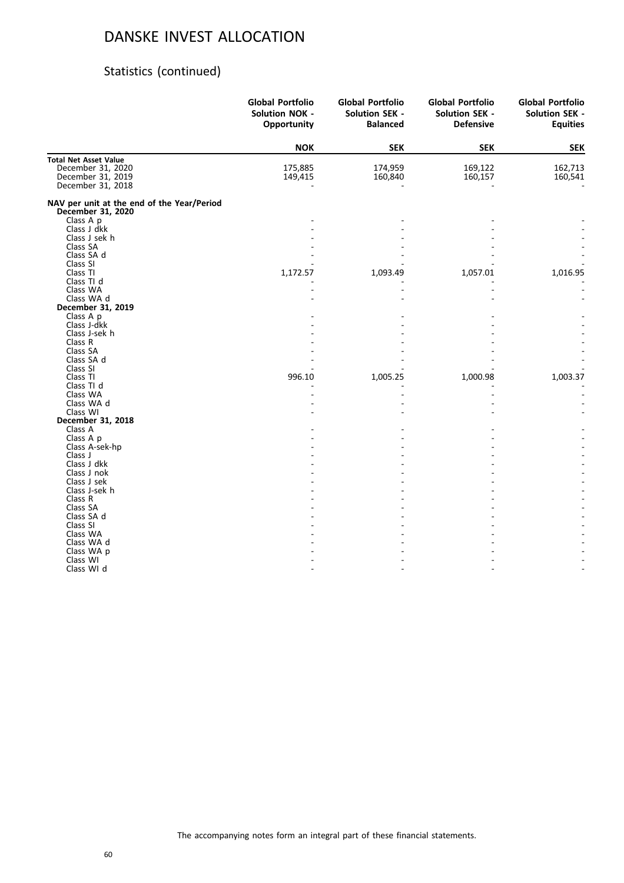# DANSKE INVEST ALLOCATION

## Statistics (continued)

| | Global Portfolio Solution NOK - Opportunity | Global Portfolio Solution SEK - Balanced | Global Portfolio Solution SEK - Defensive | Global Portfolio Solution SEK - Equities |
|---|---|---|---|---|
| | **NOK** | **SEK** | **SEK** | **SEK** |
| **Total Net Asset Value** | | | | |
| December 31, 2020 | 175,885 | 174,959 | 169,122 | 162,713 |
| December 31, 2019 | 149,415 | 160,840 | 160,157 | 160,541 |
| December 31, 2018 | - | - | - | - |
| **NAV per unit at the end of the Year/Period** | | | | |
| **December 31, 2020** | | | | |
| Class A p | - | - | - | - |
| Class J dkk | - | - | - | - |
| Class J sek h | - | - | - | - |
| Class SA | - | - | - | - |
| Class SA d | - | - | - | - |
| Class SI | - | - | - | - |
| Class TI | 1,172.57 | 1,093.49 | 1,057.01 | 1,016.95 |
| Class TI d | - | - | - | - |
| Class WA | - | - | - | - |
| Class WA d | - | - | - | - |
| **December 31, 2019** | | | | |
| Class A p | - | - | - | - |
| Class J-dkk | - | - | - | - |
| Class J-sek h | - | - | - | - |
| Class R | - | - | - | - |
| Class SA | - | - | - | - |
| Class SA d | - | - | - | - |
| Class SI | - | - | - | - |
| Class TI | 996.10 | 1,005.25 | 1,000.98 | 1,003.37 |
| Class TI d | - | - | - | - |
| Class WA | - | - | - | - |
| Class WA d | - | - | - | - |
| Class WI | - | - | - | - |
| **December 31, 2018** | | | | |
| Class A | - | - | - | - |
| Class A p | - | - | - | - |
| Class A-sek-hp | - | - | - | - |
| Class J | - | - | - | - |
| Class J dkk | - | - | - | - |
| Class J nok | - | - | - | - |
| Class J sek | - | - | - | - |
| Class J-sek h | - | - | - | - |
| Class R | - | - | - | - |
| Class SA | - | - | - | - |
| Class SA d | - | - | - | - |
| Class SI | - | - | - | - |
| Class WA | - | - | - | - |
| Class WA d | - | - | - | - |
| Class WA p | - | - | - | - |
| Class WI | - | - | - | - |
| Class WI d | - | - | - | - |

The accompanying notes form an integral part of these financial statements.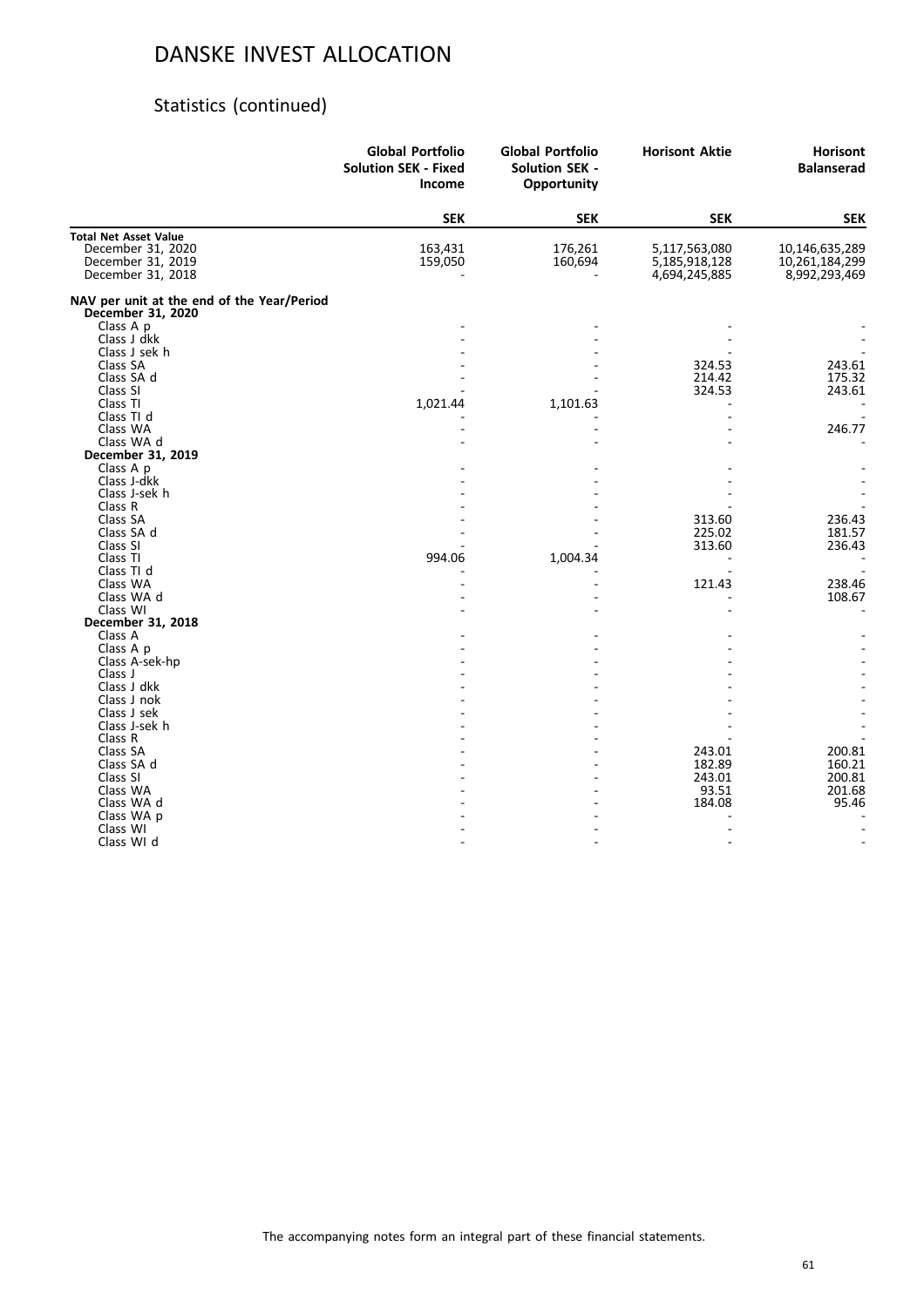# DANSKE INVEST ALLOCATION

## Statistics (continued)

| | Global Portfolio Solution SEK - Fixed Income | Global Portfolio Solution SEK - Opportunity | Horisont Aktie | Horisont Balanserad |
|---|---|---|---|---|
| | SEK | SEK | SEK | SEK |
| **Total Net Asset Value** | | | | |
| December 31, 2020 | 163,431 | 176,261 | 5,117,563,080 | 10,146,635,289 |
| December 31, 2019 | 159,050 | 160,694 | 5,185,918,128 | 10,261,184,299 |
| December 31, 2018 | - | - | 4,694,245,885 | 8,992,293,469 |
| **NAV per unit at the end of the Year/Period** | | | | |
| **December 31, 2020** | | | | |
| Class A p | - | - | - | - |
| Class J dkk | - | - | - | - |
| Class J sek h | - | - | - | - |
| Class SA | - | - | 324.53 | 243.61 |
| Class SA d | - | - | 214.42 | 175.32 |
| Class SI | - | - | 324.53 | 243.61 |
| Class TI | 1,021.44 | 1,101.63 | - | - |
| Class TI d | - | - | - | - |
| Class WA | - | - | - | 246.77 |
| Class WA d | - | - | - | - |
| **December 31, 2019** | | | | |
| Class A p | - | - | - | - |
| Class J-dkk | - | - | - | - |
| Class J-sek h | - | - | - | - |
| Class R | - | - | - | - |
| Class SA | - | - | 313.60 | 236.43 |
| Class SA d | - | - | 225.02 | 181.57 |
| Class SI | - | - | 313.60 | 236.43 |
| Class TI | 994.06 | 1,004.34 | - | - |
| Class TI d | - | - | - | - |
| Class WA | - | - | 121.43 | 238.46 |
| Class WA d | - | - | - | 108.67 |
| Class WI | - | - | - | - |
| **December 31, 2018** | | | | |
| Class A | - | - | - | - |
| Class A p | - | - | - | - |
| Class A-sek-hp | - | - | - | - |
| Class J | - | - | - | - |
| Class J dkk | - | - | - | - |
| Class J nok | - | - | - | - |
| Class J sek | - | - | - | - |
| Class J-sek h | - | - | - | - |
| Class R | - | - | - | - |
| Class SA | - | - | 243.01 | 200.81 |
| Class SA d | - | - | 182.89 | 160.21 |
| Class SI | - | - | 243.01 | 200.81 |
| Class WA | - | - | 93.51 | 201.68 |
| Class WA d | - | - | 184.08 | 95.46 |
| Class WA p | - | - | - | - |
| Class WI | - | - | - | - |
| Class WI d | - | - | - | - |

The accompanying notes form an integral part of these financial statements.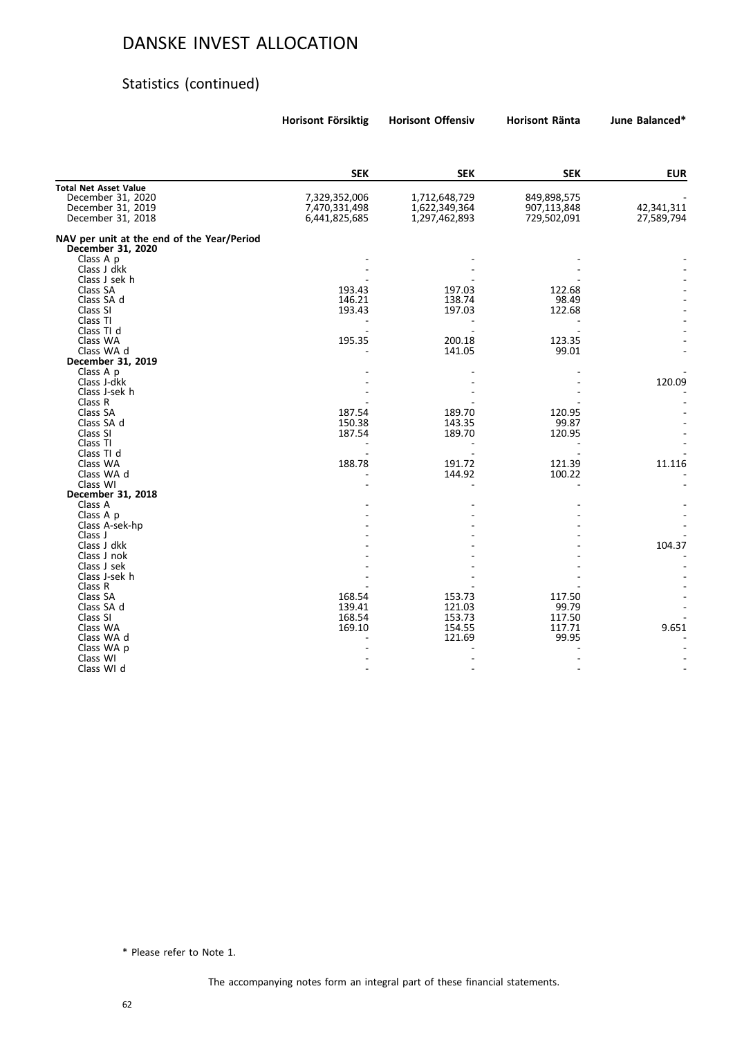# DANSKE INVEST ALLOCATION

## Statistics (continued)

| | Horisont Försiktig | Horisont Offensiv | Horisont Ränta | June Balanced* |
|---|---|---|---|---|
| | **SEK** | **SEK** | **SEK** | **EUR** |
| **Total Net Asset Value** | | | | |
| December 31, 2020 | 7,329,352,006 | 1,712,648,729 | 849,898,575 | - |
| December 31, 2019 | 7,470,331,498 | 1,622,349,364 | 907,113,848 | 42,341,311 |
| December 31, 2018 | 6,441,825,685 | 1,297,462,893 | 729,502,091 | 27,589,794 |
| **NAV per unit at the end of the Year/Period** | | | | |
| **December 31, 2020** | | | | |
| Class A p | - | - | - | - |
| Class J dkk | - | - | - | - |
| Class J sek h | - | - | - | - |
| Class SA | 193.43 | 197.03 | 122.68 | - |
| Class SA d | 146.21 | 138.74 | 98.49 | - |
| Class SI | 193.43 | 197.03 | 122.68 | - |
| Class TI | - | - | - | - |
| Class TI d | - | - | - | - |
| Class WA | 195.35 | 200.18 | 123.35 | - |
| Class WA d | - | 141.05 | 99.01 | - |
| **December 31, 2019** | | | | |
| Class A p | - | - | - | - |
| Class J-dkk | - | - | - | 120.09 |
| Class J-sek h | - | - | - | - |
| Class R | - | - | - | - |
| Class SA | 187.54 | 189.70 | 120.95 | - |
| Class SA d | 150.38 | 143.35 | 99.87 | - |
| Class SI | 187.54 | 189.70 | 120.95 | - |
| Class TI | - | - | - | - |
| Class TI d | - | - | - | - |
| Class WA | 188.78 | 191.72 | 121.39 | 11.116 |
| Class WA d | - | 144.92 | 100.22 | - |
| Class WI | - | - | - | - |
| **December 31, 2018** | | | | |
| Class A | - | - | - | - |
| Class A p | - | - | - | - |
| Class A-sek-hp | - | - | - | - |
| Class J | - | - | - | - |
| Class J dkk | - | - | - | 104.37 |
| Class J nok | - | - | - | - |
| Class J sek | - | - | - | - |
| Class J-sek h | - | - | - | - |
| Class R | - | - | - | - |
| Class SA | 168.54 | 153.73 | 117.50 | - |
| Class SA d | 139.41 | 121.03 | 99.79 | - |
| Class SI | 168.54 | 153.73 | 117.50 | - |
| Class WA | 169.10 | 154.55 | 117.71 | 9.651 |
| Class WA d | - | 121.69 | 99.95 | - |
| Class WA p | - | - | - | - |
| Class WI | - | - | - | - |
| Class WI d | - | - | - | - |

\* Please refer to Note 1.

The accompanying notes form an integral part of these financial statements.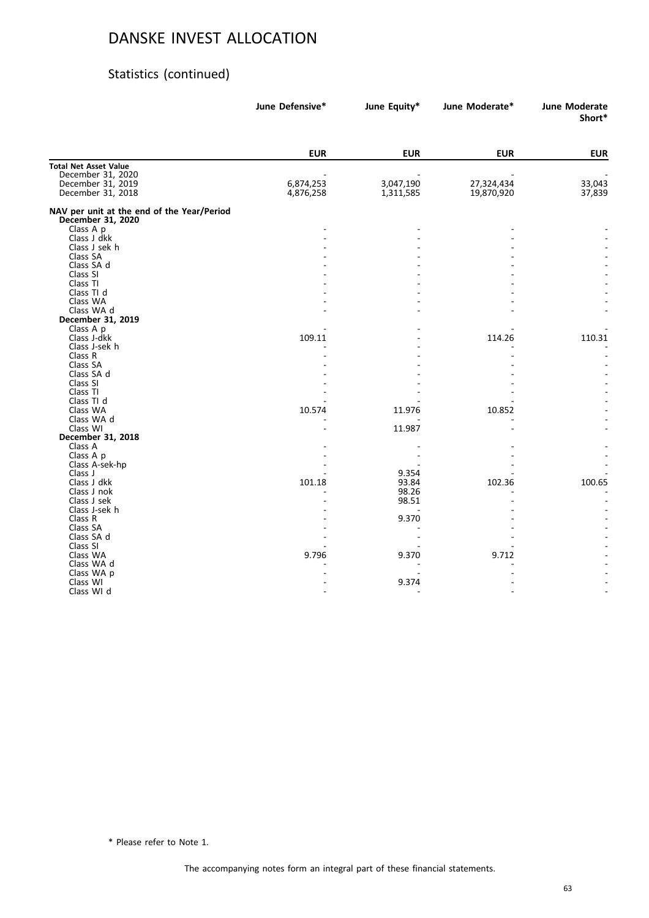# DANSKE INVEST ALLOCATION

## Statistics (continued)

| | June Defensive* | June Equity* | June Moderate* | June Moderate Short* |
|---|---|---|---|---|
| | **EUR** | **EUR** | **EUR** | **EUR** |
| **Total Net Asset Value** | | | | |
| December 31, 2020 | - | - | - | - |
| December 31, 2019 | 6,874,253 | 3,047,190 | 27,324,434 | 33,043 |
| December 31, 2018 | 4,876,258 | 1,311,585 | 19,870,920 | 37,839 |
| **NAV per unit at the end of the Year/Period** | | | | |
| **December 31, 2020** | | | | |
| Class A p | - | - | - | - |
| Class J dkk | - | - | - | - |
| Class J sek h | - | - | - | - |
| Class SA | - | - | - | - |
| Class SA d | - | - | - | - |
| Class SI | - | - | - | - |
| Class TI | - | - | - | - |
| Class TI d | - | - | - | - |
| Class WA | - | - | - | - |
| Class WA d | - | - | - | - |
| **December 31, 2019** | | | | |
| Class A p | - | - | - | - |
| Class J-dkk | 109.11 | - | 114.26 | 110.31 |
| Class J-sek h | - | - | - | - |
| Class R | - | - | - | - |
| Class SA | - | - | - | - |
| Class SA d | - | - | - | - |
| Class SI | - | - | - | - |
| Class TI | - | - | - | - |
| Class TI d | - | - | - | - |
| Class WA | 10.574 | 11.976 | 10.852 | - |
| Class WA d | - | - | - | - |
| Class WI | - | 11.987 | - | - |
| **December 31, 2018** | | | | |
| Class A | - | - | - | - |
| Class A p | - | - | - | - |
| Class A-sek-hp | - | - | - | - |
| Class J | - | 9.354 | - | - |
| Class J dkk | 101.18 | 93.84 | 102.36 | 100.65 |
| Class J nok | - | 98.26 | - | - |
| Class J sek | - | 98.51 | - | - |
| Class J-sek h | - | - | - | - |
| Class R | - | 9.370 | - | - |
| Class SA | - | - | - | - |
| Class SA d | - | - | - | - |
| Class SI | - | - | - | - |
| Class WA | 9.796 | 9.370 | 9.712 | - |
| Class WA d | - | - | - | - |
| Class WA p | - | - | - | - |
| Class WI | - | 9.374 | - | - |
| Class WI d | - | - | - | - |

\* Please refer to Note 1.

The accompanying notes form an integral part of these financial statements.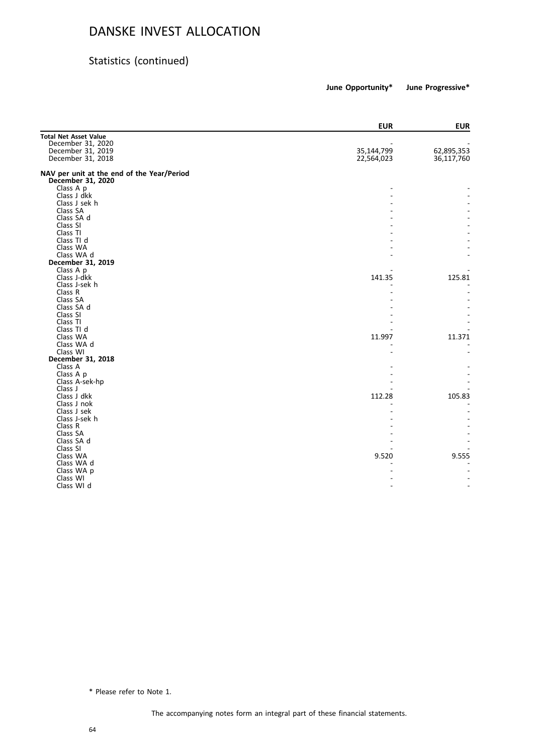# DANSKE INVEST ALLOCATION

## Statistics (continued)

| | June Opportunity* | June Progressive* |
|---|---|---|
| | **EUR** | **EUR** |
| **Total Net Asset Value** | | |
| December 31, 2020 | - | - |
| December 31, 2019 | 35,144,799 | 62,895,353 |
| December 31, 2018 | 22,564,023 | 36,117,760 |
| **NAV per unit at the end of the Year/Period** | | |
| **December 31, 2020** | | |
| Class A p | - | - |
| Class J dkk | - | - |
| Class J sek h | - | - |
| Class SA | - | - |
| Class SA d | - | - |
| Class SI | - | - |
| Class TI | - | - |
| Class TI d | - | - |
| Class WA | - | - |
| Class WA d | - | - |
| **December 31, 2019** | | |
| Class A p | - | - |
| Class J-dkk | 141.35 | 125.81 |
| Class J-sek h | - | - |
| Class R | - | - |
| Class SA | - | - |
| Class SA d | - | - |
| Class SI | - | - |
| Class TI | - | - |
| Class TI d | - | - |
| Class WA | 11.997 | 11.371 |
| Class WA d | - | - |
| Class WI | - | - |
| **December 31, 2018** | | |
| Class A | - | - |
| Class A p | - | - |
| Class A-sek-hp | - | - |
| Class J | - | - |
| Class J dkk | 112.28 | 105.83 |
| Class J nok | - | - |
| Class J sek | - | - |
| Class J-sek h | - | - |
| Class R | - | - |
| Class SA | - | - |
| Class SA d | - | - |
| Class SI | - | - |
| Class WA | 9.520 | 9.555 |
| Class WA d | - | - |
| Class WA p | - | - |
| Class WI | - | - |
| Class WI d | - | - |

\* Please refer to Note 1.

The accompanying notes form an integral part of these financial statements.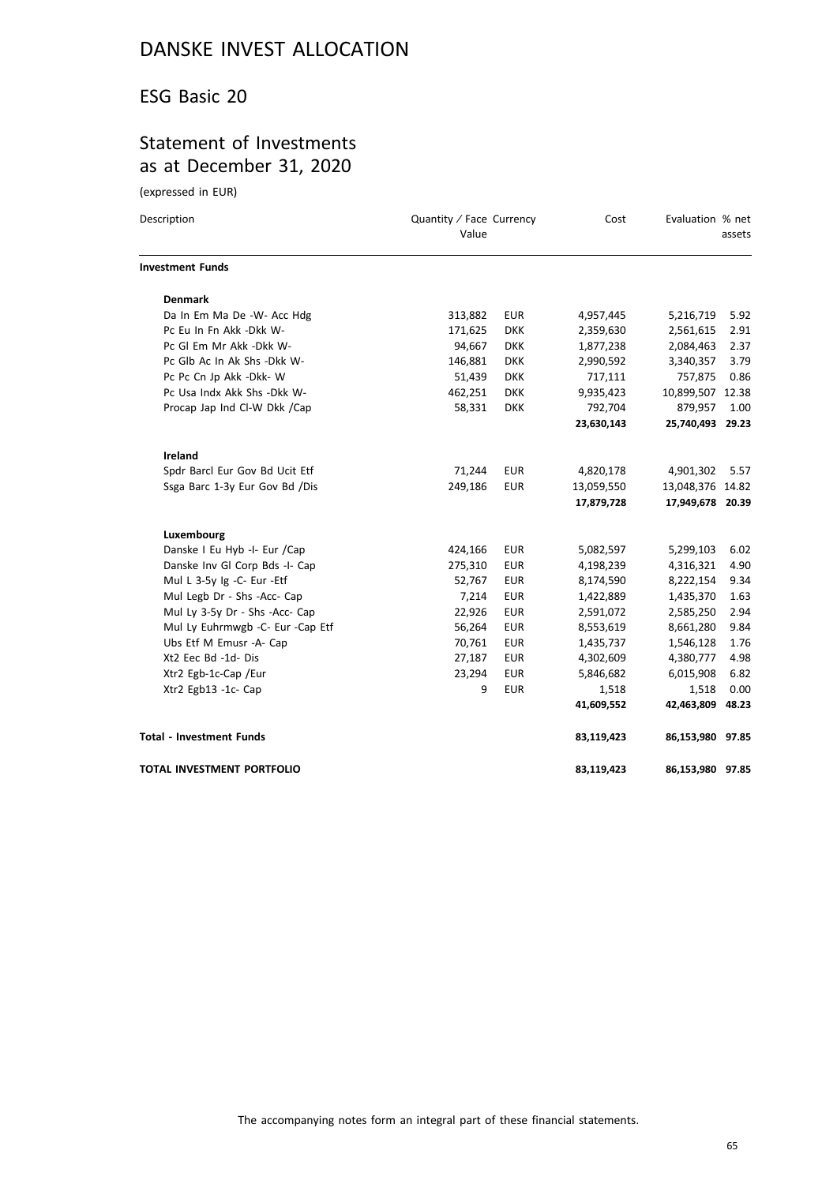# DANSKE INVEST ALLOCATION

## ESG Basic 20

## Statement of Investments as at December 31, 2020

(expressed in EUR)

| Description | Quantity / Face Value | Currency | Cost | Evaluation | % net assets |
|---|---|---|---|---|---|
| **Investment Funds** | | | | | |
| **Denmark** | | | | | |
| Da In Em Ma De -W- Acc Hdg | 313,882 | EUR | 4,957,445 | 5,216,719 | 5.92 |
| Pc Eu In Fn Akk -Dkk W- | 171,625 | DKK | 2,359,630 | 2,561,615 | 2.91 |
| Pc Gl Em Mr Akk -Dkk W- | 94,667 | DKK | 1,877,238 | 2,084,463 | 2.37 |
| Pc Glb Ac In Ak Shs -Dkk W- | 146,881 | DKK | 2,990,592 | 3,340,357 | 3.79 |
| Pc Pc Cn Jp Akk -Dkk- W | 51,439 | DKK | 717,111 | 757,875 | 0.86 |
| Pc Usa Indx Akk Shs -Dkk W- | 462,251 | DKK | 9,935,423 | 10,899,507 | 12.38 |
| Procap Jap Ind Cl-W Dkk /Cap | 58,331 | DKK | 792,704 | 879,957 | 1.00 |
| | | | **23,630,143** | **25,740,493** | **29.23** |
| **Ireland** | | | | | |
| Spdr Barcl Eur Gov Bd Ucit Etf | 71,244 | EUR | 4,820,178 | 4,901,302 | 5.57 |
| Ssga Barc 1-3y Eur Gov Bd /Dis | 249,186 | EUR | 13,059,550 | 13,048,376 | 14.82 |
| | | | **17,879,728** | **17,949,678** | **20.39** |
| **Luxembourg** | | | | | |
| Danske I Eu Hyb -I- Eur /Cap | 424,166 | EUR | 5,082,597 | 5,299,103 | 6.02 |
| Danske Inv Gl Corp Bds -I- Cap | 275,310 | EUR | 4,198,239 | 4,316,321 | 4.90 |
| Mul L 3-5y Ig -C- Eur -Etf | 52,767 | EUR | 8,174,590 | 8,222,154 | 9.34 |
| Mul Legb Dr - Shs -Acc- Cap | 7,214 | EUR | 1,422,889 | 1,435,370 | 1.63 |
| Mul Ly 3-5y Dr - Shs -Acc- Cap | 22,926 | EUR | 2,591,072 | 2,585,250 | 2.94 |
| Mul Ly Euhrmwgb -C- Eur -Cap Etf | 56,264 | EUR | 8,553,619 | 8,661,280 | 9.84 |
| Ubs Etf M Emusr -A- Cap | 70,761 | EUR | 1,435,737 | 1,546,128 | 1.76 |
| Xt2 Eec Bd -1d- Dis | 27,187 | EUR | 4,302,609 | 4,380,777 | 4.98 |
| Xtr2 Egb-1c-Cap /Eur | 23,294 | EUR | 5,846,682 | 6,015,908 | 6.82 |
| Xtr2 Egb13 -1c- Cap | 9 | EUR | 1,518 | 1,518 | 0.00 |
| | | | **41,609,552** | **42,463,809** | **48.23** |
| **Total - Investment Funds** | | | **83,119,423** | **86,153,980** | **97.85** |
| **TOTAL INVESTMENT PORTFOLIO** | | | **83,119,423** | **86,153,980** | **97.85** |

The accompanying notes form an integral part of these financial statements.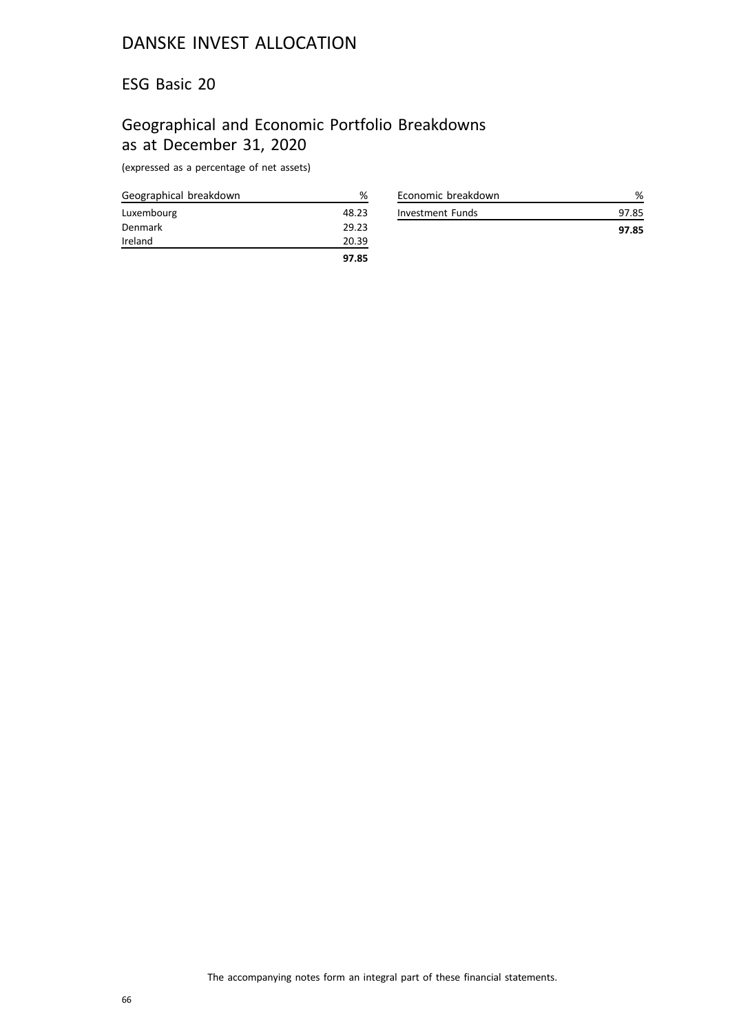# DANSKE INVEST ALLOCATION

## ESG Basic 20

## Geographical and Economic Portfolio Breakdowns as at December 31, 2020

(expressed as a percentage of net assets)

| Geographical breakdown | % |
|---|---|
| Luxembourg | 48.23 |
| Denmark | 29.23 |
| Ireland | 20.39 |
| | **97.85** |

| Economic breakdown | % |
|---|---|
| Investment Funds | 97.85 |
| | **97.85** |

The accompanying notes form an integral part of these financial statements.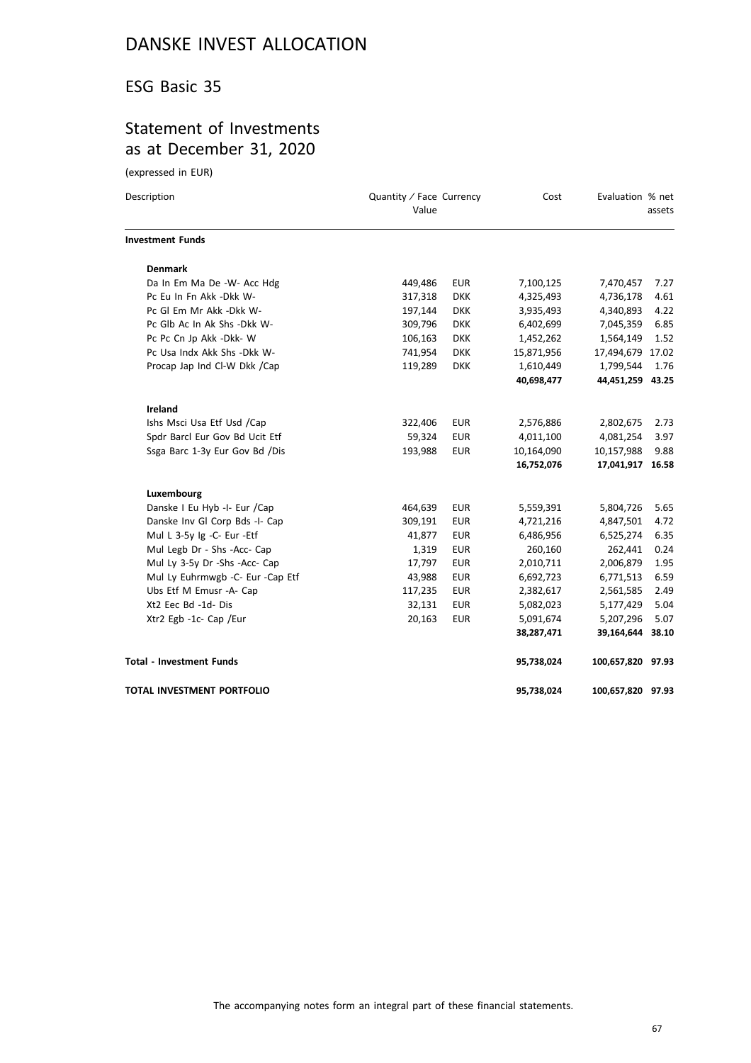# DANSKE INVEST ALLOCATION

## ESG Basic 35

## Statement of Investments as at December 31, 2020

(expressed in EUR)

| Description | Quantity / Face Value | Currency | Cost | Evaluation | % net assets |
|---|---|---|---|---|---|
| **Investment Funds** | | | | | |
| **Denmark** | | | | | |
| Da In Em Ma De -W- Acc Hdg | 449,486 | EUR | 7,100,125 | 7,470,457 | 7.27 |
| Pc Eu In Fn Akk -Dkk W- | 317,318 | DKK | 4,325,493 | 4,736,178 | 4.61 |
| Pc Gl Em Mr Akk -Dkk W- | 197,144 | DKK | 3,935,493 | 4,340,893 | 4.22 |
| Pc Glb Ac In Ak Shs -Dkk W- | 309,796 | DKK | 6,402,699 | 7,045,359 | 6.85 |
| Pc Pc Cn Jp Akk -Dkk- W | 106,163 | DKK | 1,452,262 | 1,564,149 | 1.52 |
| Pc Usa Indx Akk Shs -Dkk W- | 741,954 | DKK | 15,871,956 | 17,494,679 | 17.02 |
| Procap Jap Ind Cl-W Dkk /Cap | 119,289 | DKK | 1,610,449 | 1,799,544 | 1.76 |
| | | | **40,698,477** | **44,451,259** | **43.25** |
| **Ireland** | | | | | |
| Ishs Msci Usa Etf Usd /Cap | 322,406 | EUR | 2,576,886 | 2,802,675 | 2.73 |
| Spdr Barcl Eur Gov Bd Ucit Etf | 59,324 | EUR | 4,011,100 | 4,081,254 | 3.97 |
| Ssga Barc 1-3y Eur Gov Bd /Dis | 193,988 | EUR | 10,164,090 | 10,157,988 | 9.88 |
| | | | **16,752,076** | **17,041,917** | **16.58** |
| **Luxembourg** | | | | | |
| Danske I Eu Hyb -I- Eur /Cap | 464,639 | EUR | 5,559,391 | 5,804,726 | 5.65 |
| Danske Inv Gl Corp Bds -I- Cap | 309,191 | EUR | 4,721,216 | 4,847,501 | 4.72 |
| Mul L 3-5y Ig -C- Eur -Etf | 41,877 | EUR | 6,486,956 | 6,525,274 | 6.35 |
| Mul Legb Dr - Shs -Acc- Cap | 1,319 | EUR | 260,160 | 262,441 | 0.24 |
| Mul Ly 3-5y Dr -Shs -Acc- Cap | 17,797 | EUR | 2,010,711 | 2,006,879 | 1.95 |
| Mul Ly Euhrmwgb -C- Eur -Cap Etf | 43,988 | EUR | 6,692,723 | 6,771,513 | 6.59 |
| Ubs Etf M Emusr -A- Cap | 117,235 | EUR | 2,382,617 | 2,561,585 | 2.49 |
| Xt2 Eec Bd -1d- Dis | 32,131 | EUR | 5,082,023 | 5,177,429 | 5.04 |
| Xtr2 Egb -1c- Cap /Eur | 20,163 | EUR | 5,091,674 | 5,207,296 | 5.07 |
| | | | **38,287,471** | **39,164,644** | **38.10** |
| **Total - Investment Funds** | | | **95,738,024** | **100,657,820** | **97.93** |
| **TOTAL INVESTMENT PORTFOLIO** | | | **95,738,024** | **100,657,820** | **97.93** |

The accompanying notes form an integral part of these financial statements.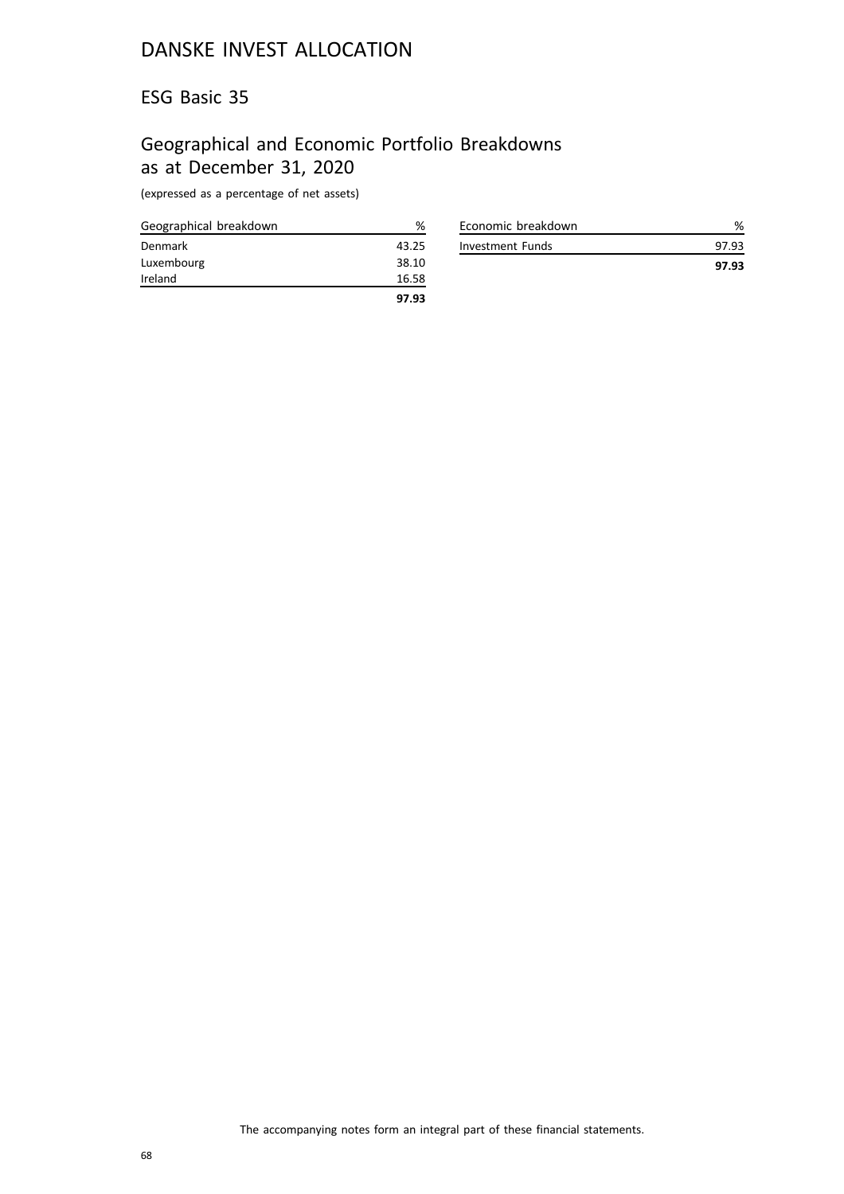# DANSKE INVEST ALLOCATION

## ESG Basic 35

## Geographical and Economic Portfolio Breakdowns as at December 31, 2020

(expressed as a percentage of net assets)

| Geographical breakdown | % |
|---|---|
| Denmark | 43.25 |
| Luxembourg | 38.10 |
| Ireland | 16.58 |
| | **97.93** |

| Economic breakdown | % |
|---|---|
| Investment Funds | 97.93 |
| | **97.93** |

The accompanying notes form an integral part of these financial statements.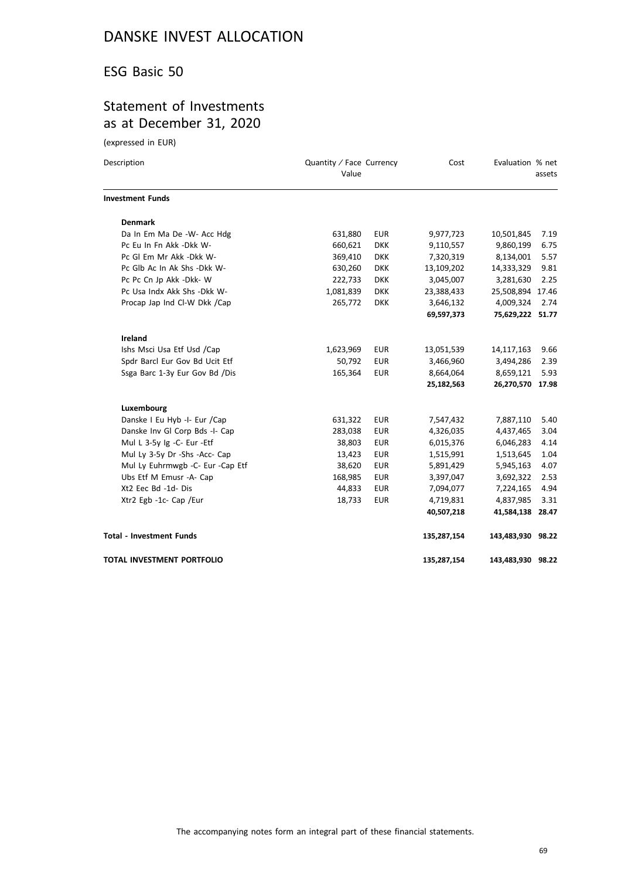# DANSKE INVEST ALLOCATION

## ESG Basic 50

## Statement of Investments as at December 31, 2020

(expressed in EUR)

| Description | Quantity / Face Value | Currency | Cost | Evaluation | % net assets |
|---|---|---|---|---|---|
| **Investment Funds** | | | | | |
| **Denmark** | | | | | |
| Da In Em Ma De -W- Acc Hdg | 631,880 | EUR | 9,977,723 | 10,501,845 | 7.19 |
| Pc Eu In Fn Akk -Dkk W- | 660,621 | DKK | 9,110,557 | 9,860,199 | 6.75 |
| Pc Gl Em Mr Akk -Dkk W- | 369,410 | DKK | 7,320,319 | 8,134,001 | 5.57 |
| Pc Glb Ac In Ak Shs -Dkk W- | 630,260 | DKK | 13,109,202 | 14,333,329 | 9.81 |
| Pc Pc Cn Jp Akk -Dkk- W | 222,733 | DKK | 3,045,007 | 3,281,630 | 2.25 |
| Pc Usa Indx Akk Shs -Dkk W- | 1,081,839 | DKK | 23,388,433 | 25,508,894 | 17.46 |
| Procap Jap Ind Cl-W Dkk /Cap | 265,772 | DKK | 3,646,132 | 4,009,324 | 2.74 |
| | | | **69,597,373** | **75,629,222** | **51.77** |
| **Ireland** | | | | | |
| Ishs Msci Usa Etf Usd /Cap | 1,623,969 | EUR | 13,051,539 | 14,117,163 | 9.66 |
| Spdr Barcl Eur Gov Bd Ucit Etf | 50,792 | EUR | 3,466,960 | 3,494,286 | 2.39 |
| Ssga Barc 1-3y Eur Gov Bd /Dis | 165,364 | EUR | 8,664,064 | 8,659,121 | 5.93 |
| | | | **25,182,563** | **26,270,570** | **17.98** |
| **Luxembourg** | | | | | |
| Danske I Eu Hyb -I- Eur /Cap | 631,322 | EUR | 7,547,432 | 7,887,110 | 5.40 |
| Danske Inv Gl Corp Bds -I- Cap | 283,038 | EUR | 4,326,035 | 4,437,465 | 3.04 |
| Mul L 3-5y Ig -C- Eur -Etf | 38,803 | EUR | 6,015,376 | 6,046,283 | 4.14 |
| Mul Ly 3-5y Dr -Shs -Acc- Cap | 13,423 | EUR | 1,515,991 | 1,513,645 | 1.04 |
| Mul Ly Euhrmwgb -C- Eur -Cap Etf | 38,620 | EUR | 5,891,429 | 5,945,163 | 4.07 |
| Ubs Etf M Emusr -A- Cap | 168,985 | EUR | 3,397,047 | 3,692,322 | 2.53 |
| Xt2 Eec Bd -1d- Dis | 44,833 | EUR | 7,094,077 | 7,224,165 | 4.94 |
| Xtr2 Egb -1c- Cap /Eur | 18,733 | EUR | 4,719,831 | 4,837,985 | 3.31 |
| | | | **40,507,218** | **41,584,138** | **28.47** |
| **Total - Investment Funds** | | | **135,287,154** | **143,483,930** | **98.22** |
| **TOTAL INVESTMENT PORTFOLIO** | | | **135,287,154** | **143,483,930** | **98.22** |

The accompanying notes form an integral part of these financial statements.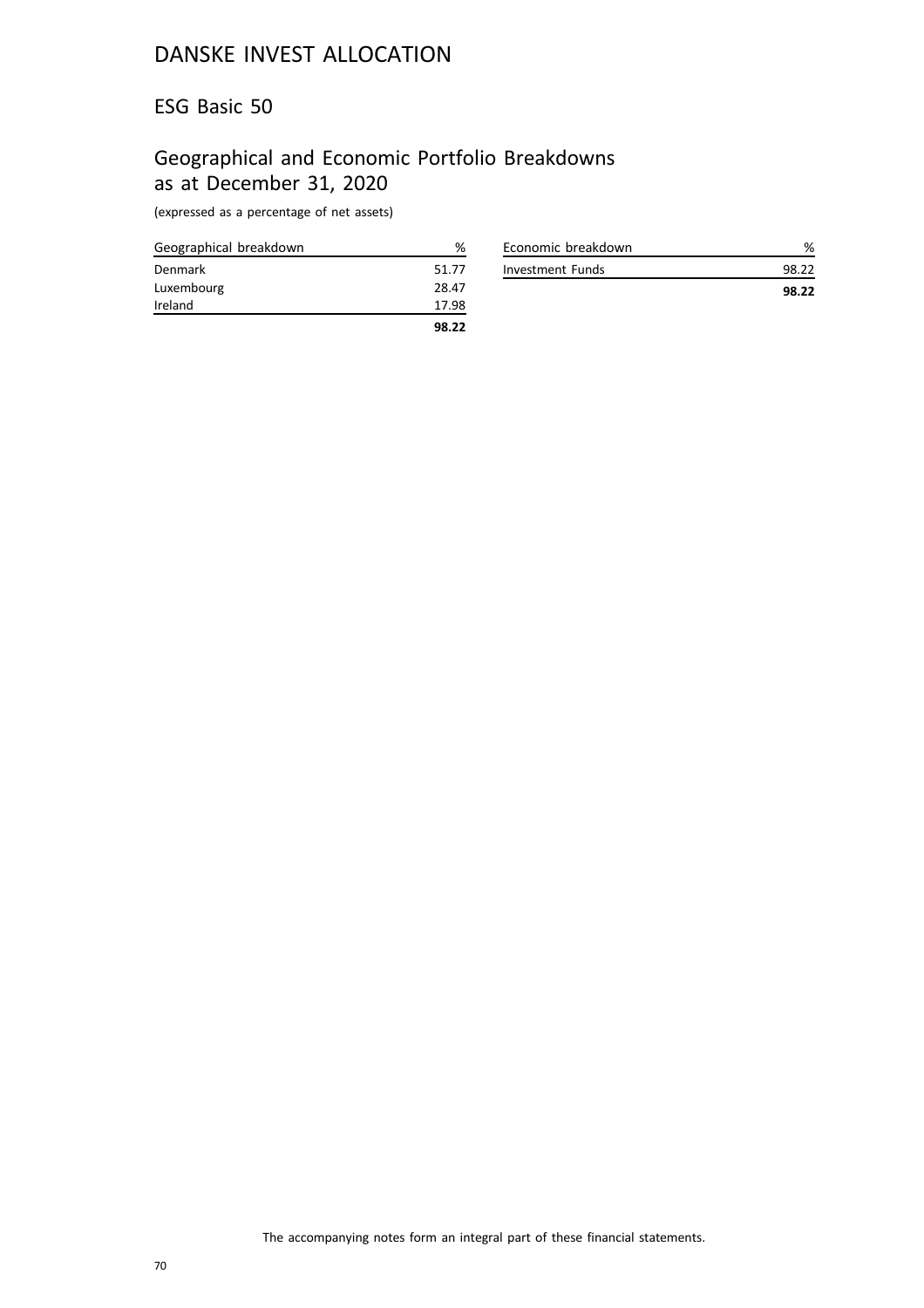# DANSKE INVEST ALLOCATION

## ESG Basic 50

## Geographical and Economic Portfolio Breakdowns as at December 31, 2020

(expressed as a percentage of net assets)

| Geographical breakdown | % |
|---|---|
| Denmark | 51.77 |
| Luxembourg | 28.47 |
| Ireland | 17.98 |
| | **98.22** |

| Economic breakdown | % |
|---|---|
| Investment Funds | 98.22 |
| | **98.22** |

The accompanying notes form an integral part of these financial statements.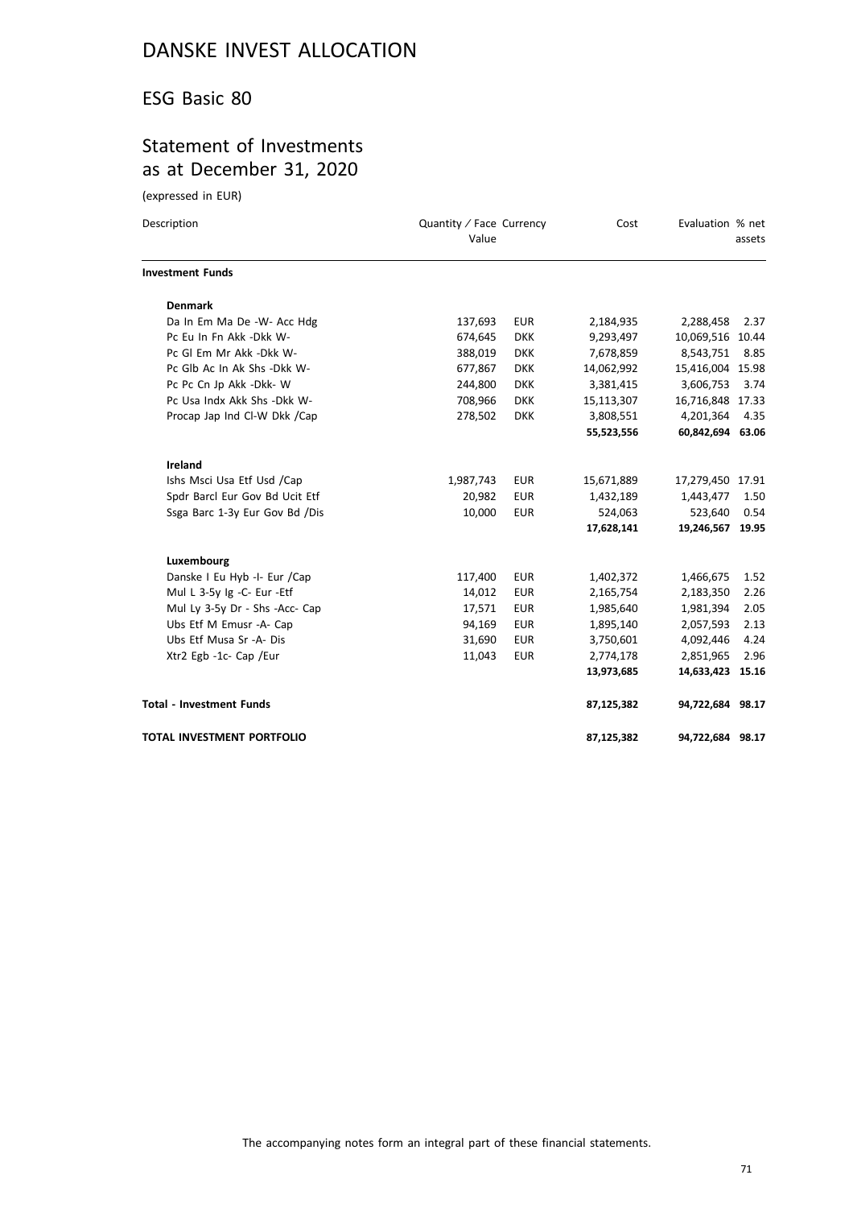# DANSKE INVEST ALLOCATION

## ESG Basic 80

## Statement of Investments as at December 31, 2020

(expressed in EUR)

| Description | Quantity / Face Value | Currency | Cost | Evaluation | % net assets |
|---|---|---|---|---|---|
| **Investment Funds** | | | | | |
| **Denmark** | | | | | |
| Da In Em Ma De -W- Acc Hdg | 137,693 | EUR | 2,184,935 | 2,288,458 | 2.37 |
| Pc Eu In Fn Akk -Dkk W- | 674,645 | DKK | 9,293,497 | 10,069,516 | 10.44 |
| Pc Gl Em Mr Akk -Dkk W- | 388,019 | DKK | 7,678,859 | 8,543,751 | 8.85 |
| Pc Glb Ac In Ak Shs -Dkk W- | 677,867 | DKK | 14,062,992 | 15,416,004 | 15.98 |
| Pc Pc Cn Jp Akk -Dkk- W | 244,800 | DKK | 3,381,415 | 3,606,753 | 3.74 |
| Pc Usa Indx Akk Shs -Dkk W- | 708,966 | DKK | 15,113,307 | 16,716,848 | 17.33 |
| Procap Jap Ind Cl-W Dkk /Cap | 278,502 | DKK | 3,808,551 | 4,201,364 | 4.35 |
| | | | **55,523,556** | **60,842,694** | **63.06** |
| **Ireland** | | | | | |
| Ishs Msci Usa Etf Usd /Cap | 1,987,743 | EUR | 15,671,889 | 17,279,450 | 17.91 |
| Spdr Barcl Eur Gov Bd Ucit Etf | 20,982 | EUR | 1,432,189 | 1,443,477 | 1.50 |
| Ssga Barc 1-3y Eur Gov Bd /Dis | 10,000 | EUR | 524,063 | 523,640 | 0.54 |
| | | | **17,628,141** | **19,246,567** | **19.95** |
| **Luxembourg** | | | | | |
| Danske I Eu Hyb -I- Eur /Cap | 117,400 | EUR | 1,402,372 | 1,466,675 | 1.52 |
| Mul L 3-5y Ig -C- Eur -Etf | 14,012 | EUR | 2,165,754 | 2,183,350 | 2.26 |
| Mul Ly 3-5y Dr - Shs -Acc- Cap | 17,571 | EUR | 1,985,640 | 1,981,394 | 2.05 |
| Ubs Etf M Emusr -A- Cap | 94,169 | EUR | 1,895,140 | 2,057,593 | 2.13 |
| Ubs Etf Musa Sr -A- Dis | 31,690 | EUR | 3,750,601 | 4,092,446 | 4.24 |
| Xtr2 Egb -1c- Cap /Eur | 11,043 | EUR | 2,774,178 | 2,851,965 | 2.96 |
| | | | **13,973,685** | **14,633,423** | **15.16** |
| **Total - Investment Funds** | | | **87,125,382** | **94,722,684** | **98.17** |
| **TOTAL INVESTMENT PORTFOLIO** | | | **87,125,382** | **94,722,684** | **98.17** |

The accompanying notes form an integral part of these financial statements.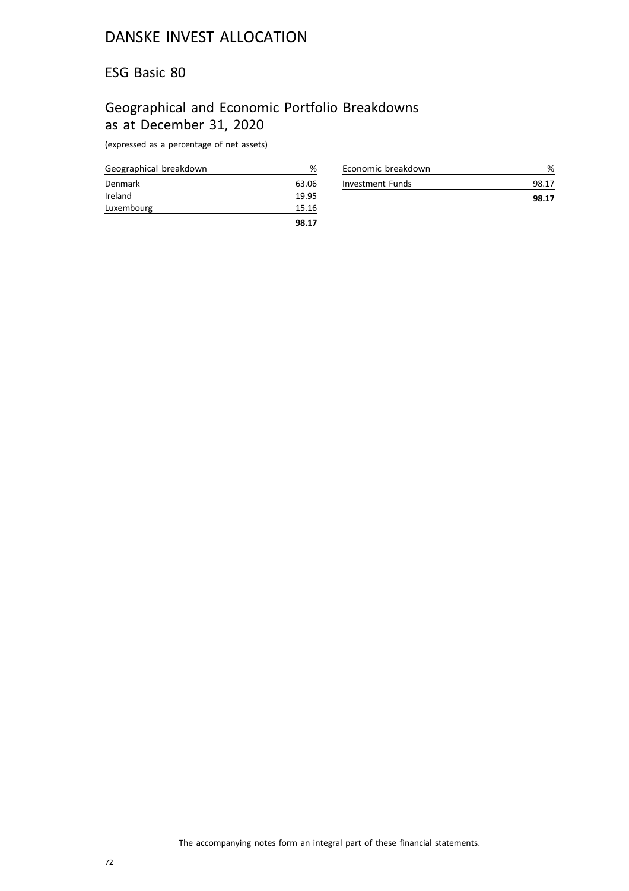# DANSKE INVEST ALLOCATION

## ESG Basic 80

## Geographical and Economic Portfolio Breakdowns as at December 31, 2020

(expressed as a percentage of net assets)

| Geographical breakdown | % |
|---|---|
| Denmark | 63.06 |
| Ireland | 19.95 |
| Luxembourg | 15.16 |
| | **98.17** |

| Economic breakdown | % |
|---|---|
| Investment Funds | 98.17 |
| | **98.17** |

The accompanying notes form an integral part of these financial statements.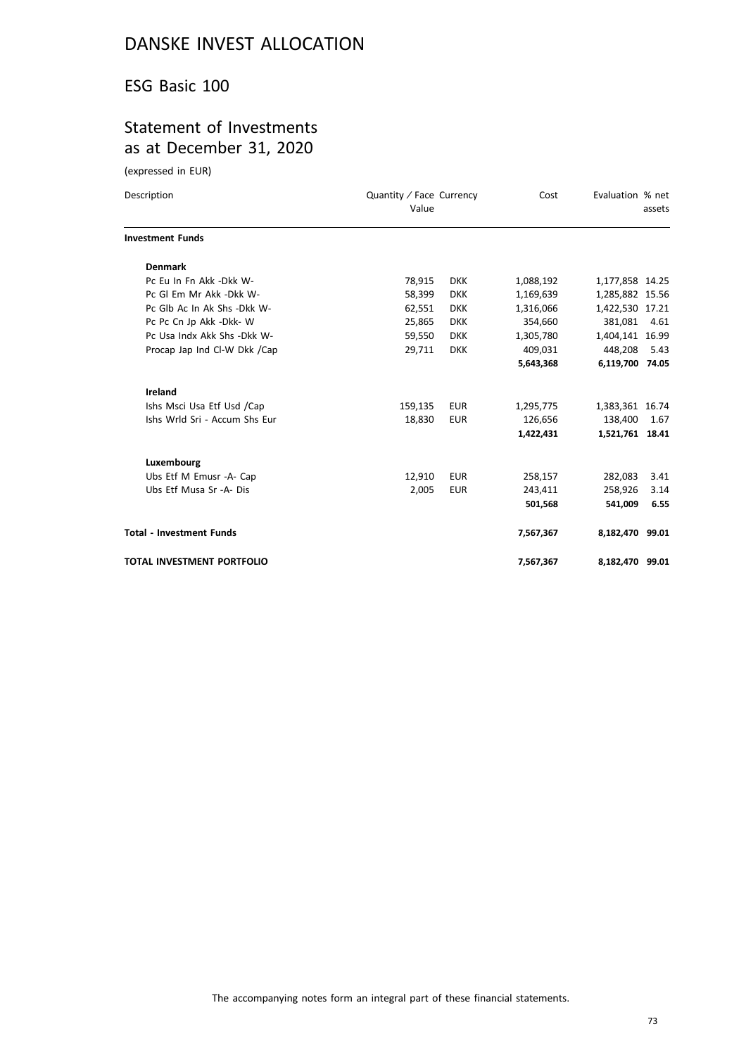# DANSKE INVEST ALLOCATION

## ESG Basic 100

## Statement of Investments as at December 31, 2020

(expressed in EUR)

| Description | Quantity / Face Value | Currency | Cost | Evaluation | % net assets |
|---|---|---|---|---|---|
| **Investment Funds** | | | | | |
| **Denmark** | | | | | |
| Pc Eu In Fn Akk -Dkk W- | 78,915 | DKK | 1,088,192 | 1,177,858 | 14.25 |
| Pc Gl Em Mr Akk -Dkk W- | 58,399 | DKK | 1,169,639 | 1,285,882 | 15.56 |
| Pc Glb Ac In Ak Shs -Dkk W- | 62,551 | DKK | 1,316,066 | 1,422,530 | 17.21 |
| Pc Pc Cn Jp Akk -Dkk- W | 25,865 | DKK | 354,660 | 381,081 | 4.61 |
| Pc Usa Indx Akk Shs -Dkk W- | 59,550 | DKK | 1,305,780 | 1,404,141 | 16.99 |
| Procap Jap Ind Cl-W Dkk /Cap | 29,711 | DKK | 409,031 | 448,208 | 5.43 |
| | | | **5,643,368** | **6,119,700** | **74.05** |
| **Ireland** | | | | | |
| Ishs Msci Usa Etf Usd /Cap | 159,135 | EUR | 1,295,775 | 1,383,361 | 16.74 |
| Ishs Wrld Sri - Accum Shs Eur | 18,830 | EUR | 126,656 | 138,400 | 1.67 |
| | | | **1,422,431** | **1,521,761** | **18.41** |
| **Luxembourg** | | | | | |
| Ubs Etf M Emusr -A- Cap | 12,910 | EUR | 258,157 | 282,083 | 3.41 |
| Ubs Etf Musa Sr -A- Dis | 2,005 | EUR | 243,411 | 258,926 | 3.14 |
| | | | **501,568** | **541,009** | **6.55** |
| **Total - Investment Funds** | | | **7,567,367** | **8,182,470** | **99.01** |
| **TOTAL INVESTMENT PORTFOLIO** | | | **7,567,367** | **8,182,470** | **99.01** |

The accompanying notes form an integral part of these financial statements.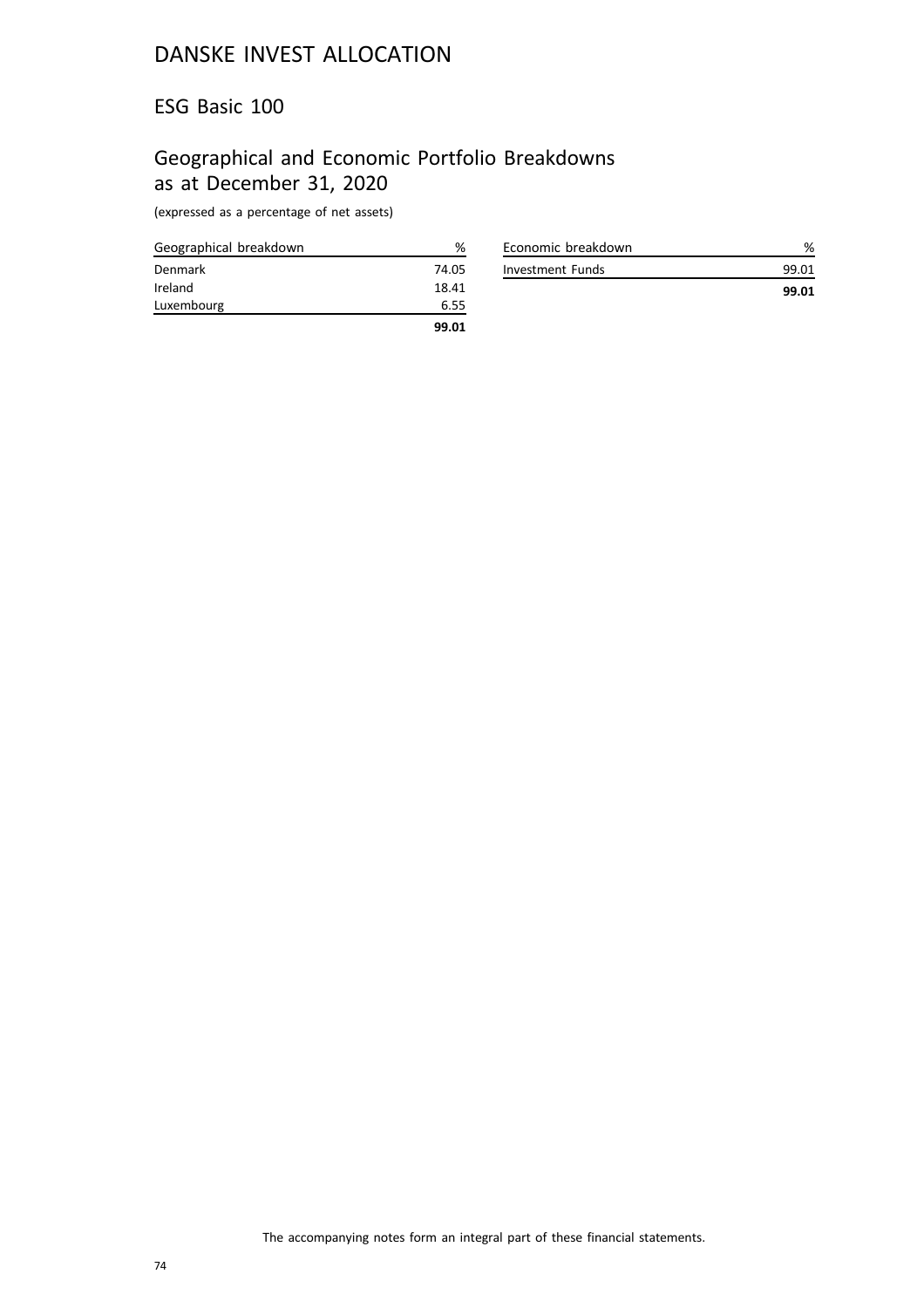# DANSKE INVEST ALLOCATION

## ESG Basic 100

## Geographical and Economic Portfolio Breakdowns as at December 31, 2020

(expressed as a percentage of net assets)

| Geographical breakdown | % |
|---|---|
| Denmark | 74.05 |
| Ireland | 18.41 |
| Luxembourg | 6.55 |
| | **99.01** |

| Economic breakdown | % |
|---|---|
| Investment Funds | 99.01 |
| | **99.01** |

The accompanying notes form an integral part of these financial statements.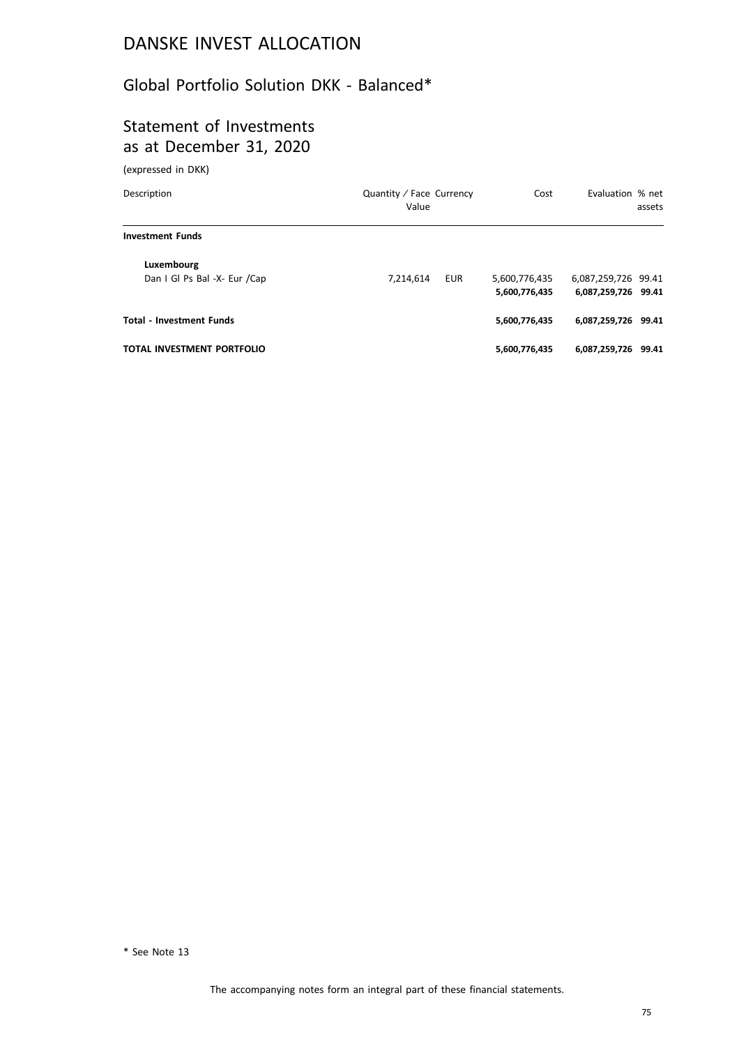# DANSKE INVEST ALLOCATION

## Global Portfolio Solution DKK - Balanced*

## Statement of Investments as at December 31, 2020

(expressed in DKK)

| Description | Quantity / Face Value | Currency | Cost | Evaluation | % net assets |
|---|---|---|---|---|---|
| **Investment Funds** | | | | | |
| **Luxembourg** | | | | | |
| Dan I Gl Ps Bal -X- Eur /Cap | 7,214,614 | EUR | 5,600,776,435 | 6,087,259,726 | 99.41 |
| | | | **5,600,776,435** | **6,087,259,726** | **99.41** |
| **Total - Investment Funds** | | | **5,600,776,435** | **6,087,259,726** | **99.41** |
| **TOTAL INVESTMENT PORTFOLIO** | | | **5,600,776,435** | **6,087,259,726** | **99.41** |

\* See Note 13

The accompanying notes form an integral part of these financial statements.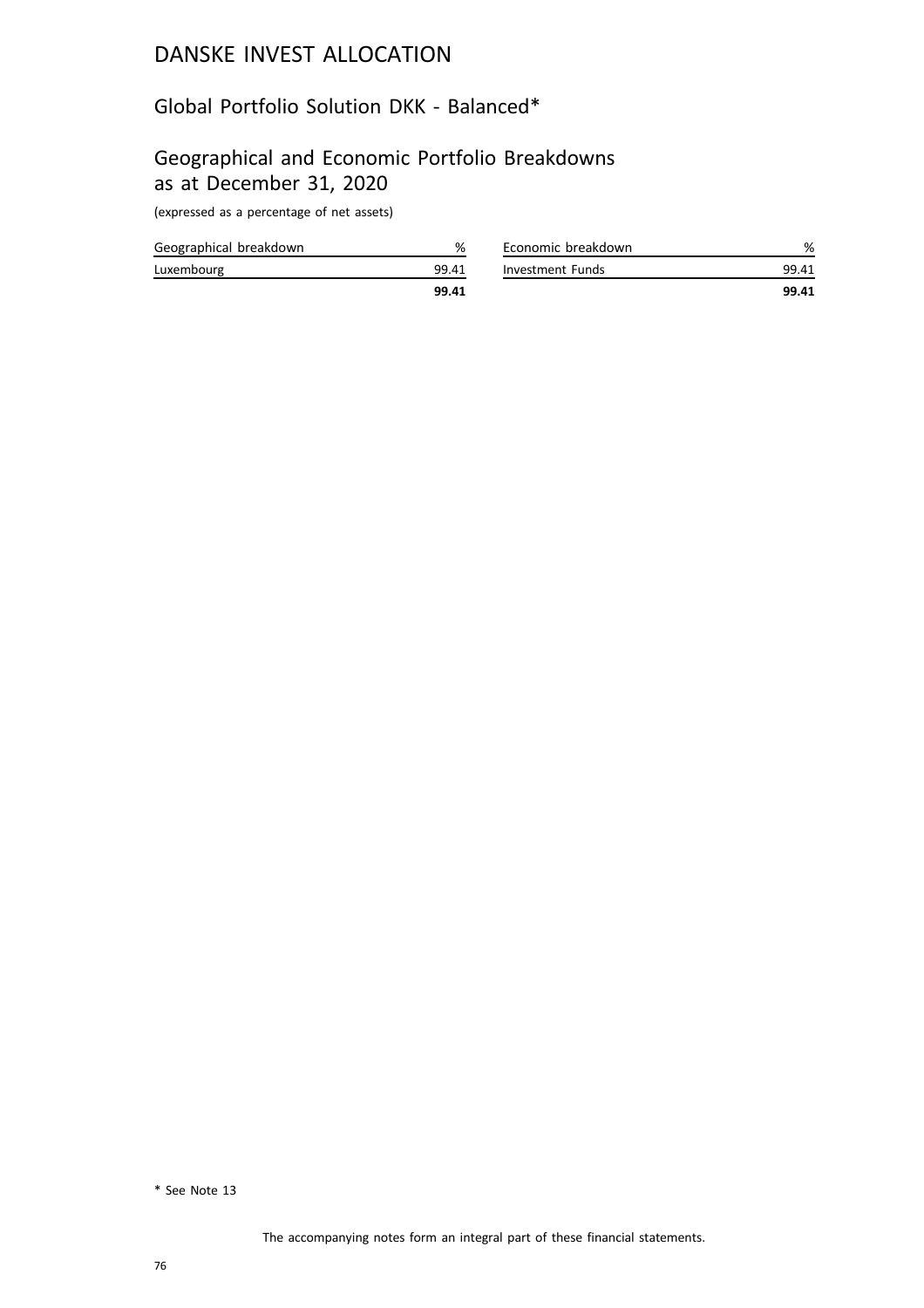# DANSKE INVEST ALLOCATION

## Global Portfolio Solution DKK - Balanced*

## Geographical and Economic Portfolio Breakdowns as at December 31, 2020

(expressed as a percentage of net assets)

| Geographical breakdown | % |
|---|---|
| Luxembourg | 99.41 |
| | **99.41** |

| Economic breakdown | % |
|---|---|
| Investment Funds | 99.41 |
| | **99.41** |

* See Note 13

The accompanying notes form an integral part of these financial statements.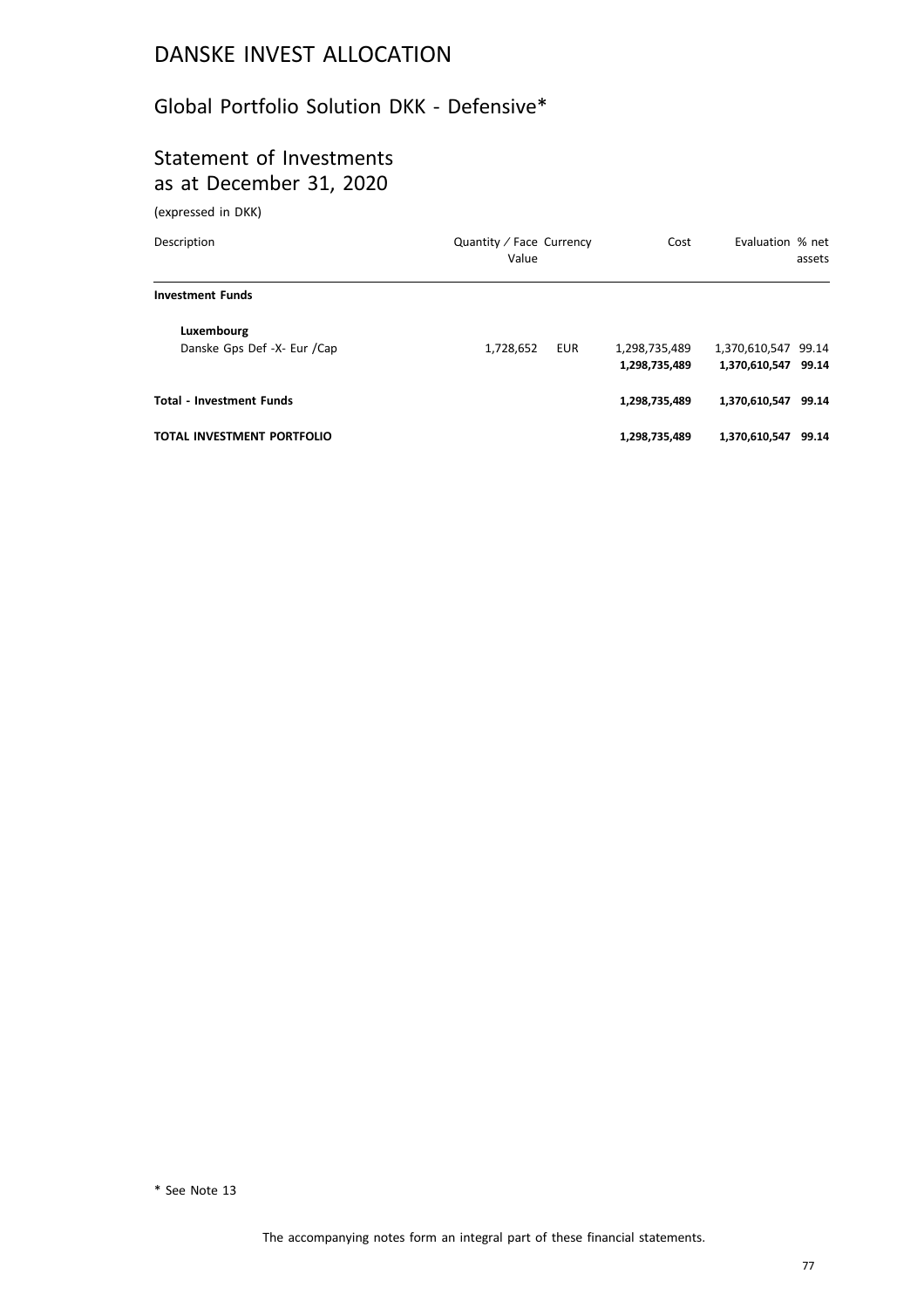# DANSKE INVEST ALLOCATION

## Global Portfolio Solution DKK - Defensive*

## Statement of Investments as at December 31, 2020

(expressed in DKK)

| Description | Quantity / Face Value | Currency | Cost | Evaluation | % net assets |
|---|---|---|---|---|---|
| **Investment Funds** | | | | | |
| **Luxembourg** | | | | | |
| Danske Gps Def -X- Eur /Cap | 1,728,652 | EUR | 1,298,735,489 | 1,370,610,547 | 99.14 |
| | | | **1,298,735,489** | **1,370,610,547** | **99.14** |
| **Total - Investment Funds** | | | **1,298,735,489** | **1,370,610,547** | **99.14** |
| **TOTAL INVESTMENT PORTFOLIO** | | | **1,298,735,489** | **1,370,610,547** | **99.14** |

\* See Note 13

The accompanying notes form an integral part of these financial statements.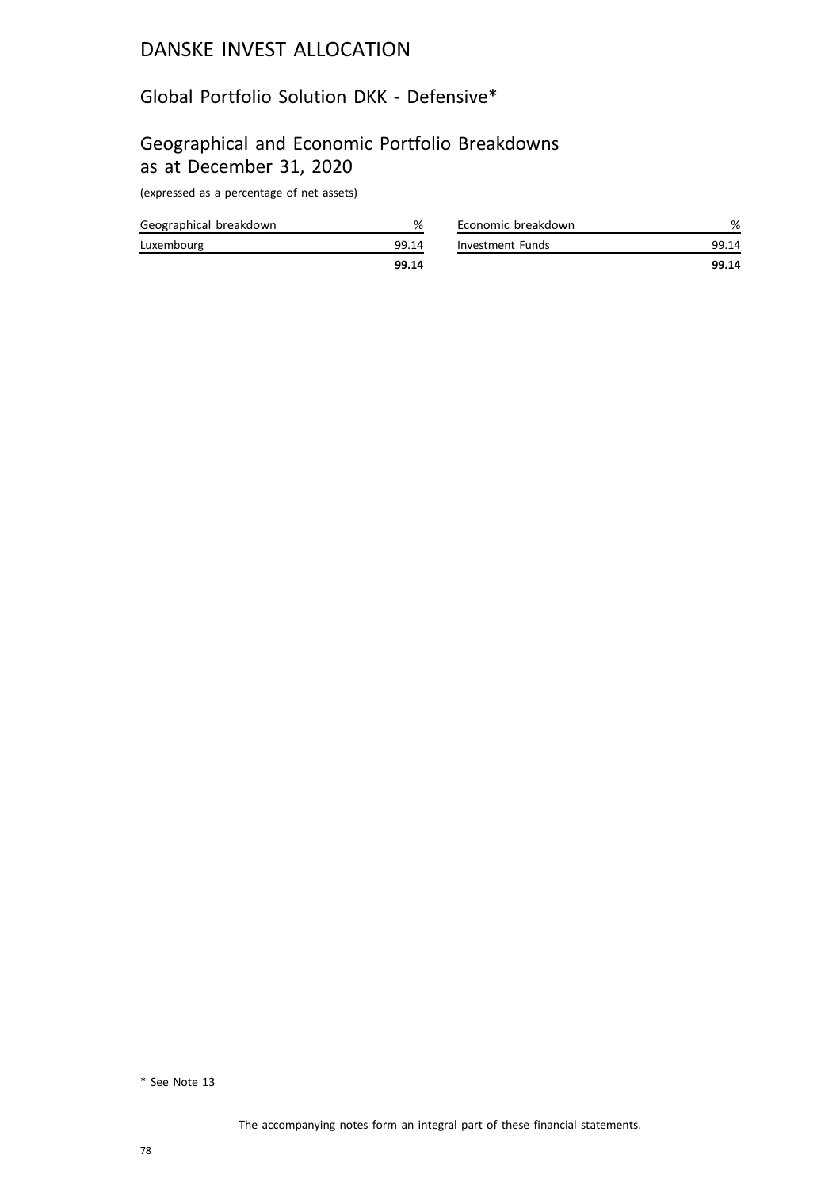# DANSKE INVEST ALLOCATION

## Global Portfolio Solution DKK - Defensive*

## Geographical and Economic Portfolio Breakdowns as at December 31, 2020

(expressed as a percentage of net assets)

| Geographical breakdown | % |
| --- | --- |
| Luxembourg | 99.14 |
| | **99.14** |

| Economic breakdown | % |
| --- | --- |
| Investment Funds | 99.14 |
| | **99.14** |

\* See Note 13

The accompanying notes form an integral part of these financial statements.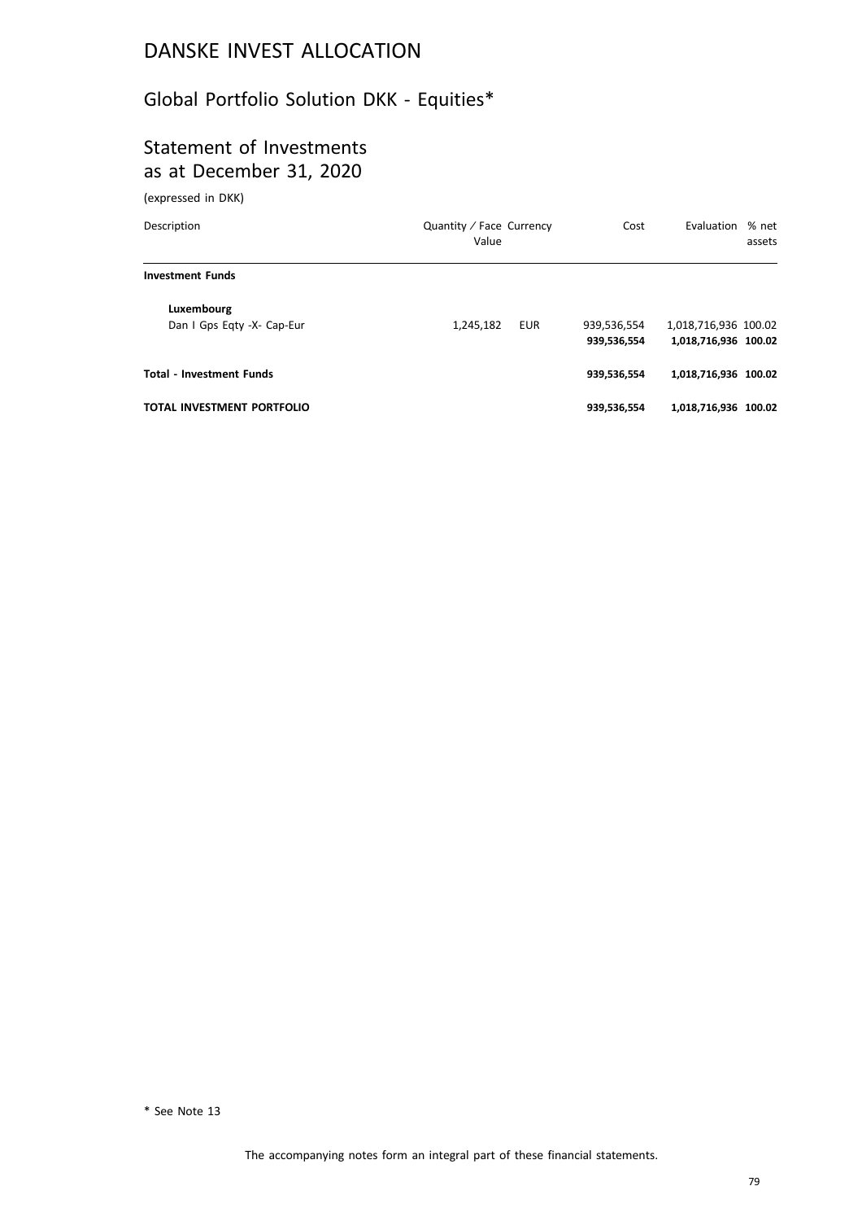# DANSKE INVEST ALLOCATION

## Global Portfolio Solution DKK - Equities*

## Statement of Investments as at December 31, 2020

(expressed in DKK)

| Description | Quantity / Face Value | Currency | Cost | Evaluation | % net assets |
|---|---|---|---|---|---|
| **Investment Funds** | | | | | |
| **Luxembourg** | | | | | |
| Dan I Gps Eqty -X- Cap-Eur | 1,245,182 | EUR | 939,536,554 | 1,018,716,936 | 100.02 |
| | | | **939,536,554** | **1,018,716,936** | **100.02** |
| **Total - Investment Funds** | | | **939,536,554** | **1,018,716,936** | **100.02** |
| **TOTAL INVESTMENT PORTFOLIO** | | | **939,536,554** | **1,018,716,936** | **100.02** |

* See Note 13

The accompanying notes form an integral part of these financial statements.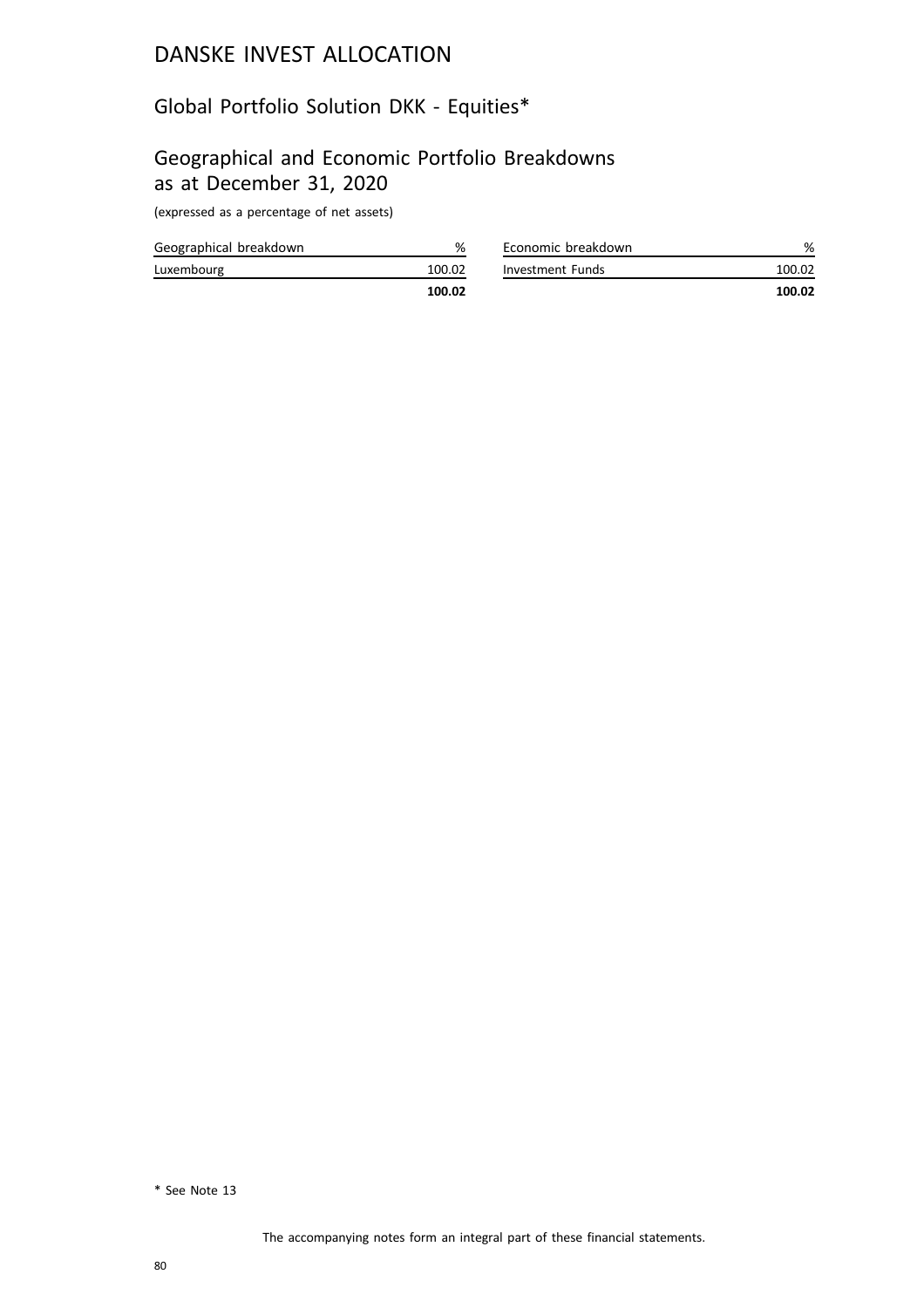# DANSKE INVEST ALLOCATION

## Global Portfolio Solution DKK - Equities*

## Geographical and Economic Portfolio Breakdowns as at December 31, 2020

(expressed as a percentage of net assets)

| Geographical breakdown | % |
| --- | --- |
| Luxembourg | 100.02 |
| | **100.02** |

| Economic breakdown | % |
| --- | --- |
| Investment Funds | 100.02 |
| | **100.02** |

\* See Note 13

The accompanying notes form an integral part of these financial statements.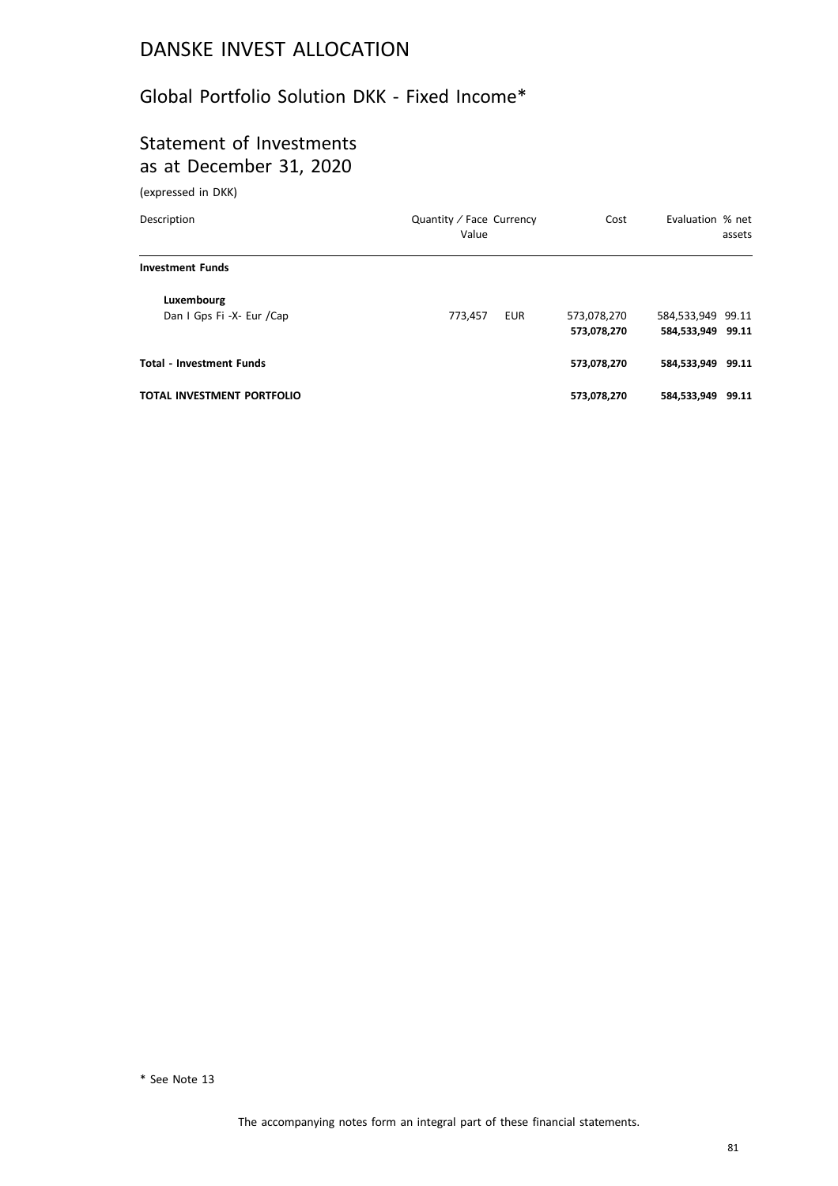# DANSKE INVEST ALLOCATION

## Global Portfolio Solution DKK - Fixed Income*

## Statement of Investments as at December 31, 2020

(expressed in DKK)

| Description | Quantity / Face Value | Currency | Cost | Evaluation | % net assets |
|---|---|---|---|---|---|
| **Investment Funds** | | | | | |
| **Luxembourg** | | | | | |
| Dan I Gps Fi -X- Eur /Cap | 773,457 | EUR | 573,078,270 | 584,533,949 | 99.11 |
| | | | **573,078,270** | **584,533,949** | **99.11** |
| **Total - Investment Funds** | | | **573,078,270** | **584,533,949** | **99.11** |
| **TOTAL INVESTMENT PORTFOLIO** | | | **573,078,270** | **584,533,949** | **99.11** |

* See Note 13

The accompanying notes form an integral part of these financial statements.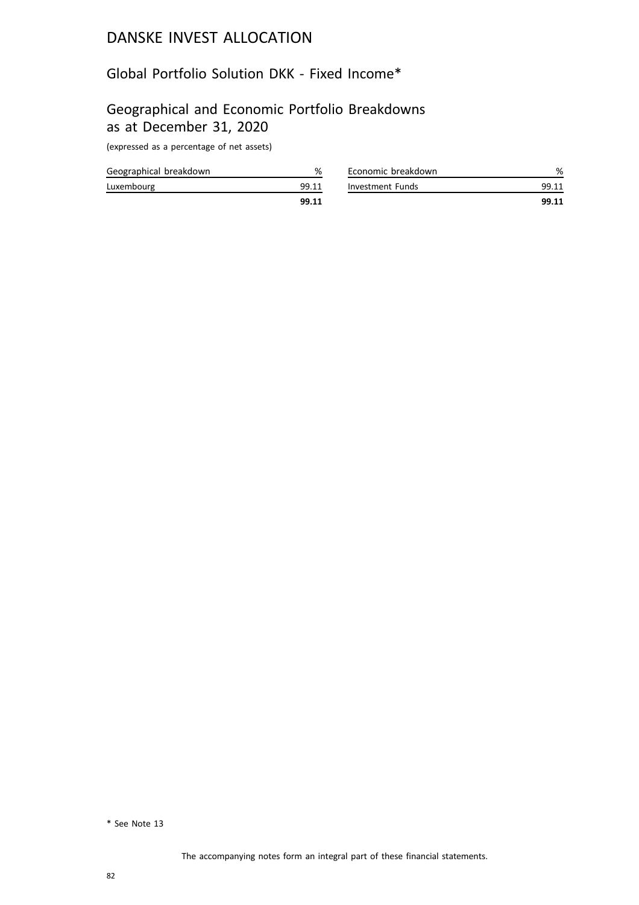# DANSKE INVEST ALLOCATION

## Global Portfolio Solution DKK - Fixed Income*

## Geographical and Economic Portfolio Breakdowns as at December 31, 2020

(expressed as a percentage of net assets)

| Geographical breakdown | % |
|---|---|
| Luxembourg | 99.11 |
| | **99.11** |

| Economic breakdown | % |
|---|---|
| Investment Funds | 99.11 |
| | **99.11** |

* See Note 13

The accompanying notes form an integral part of these financial statements.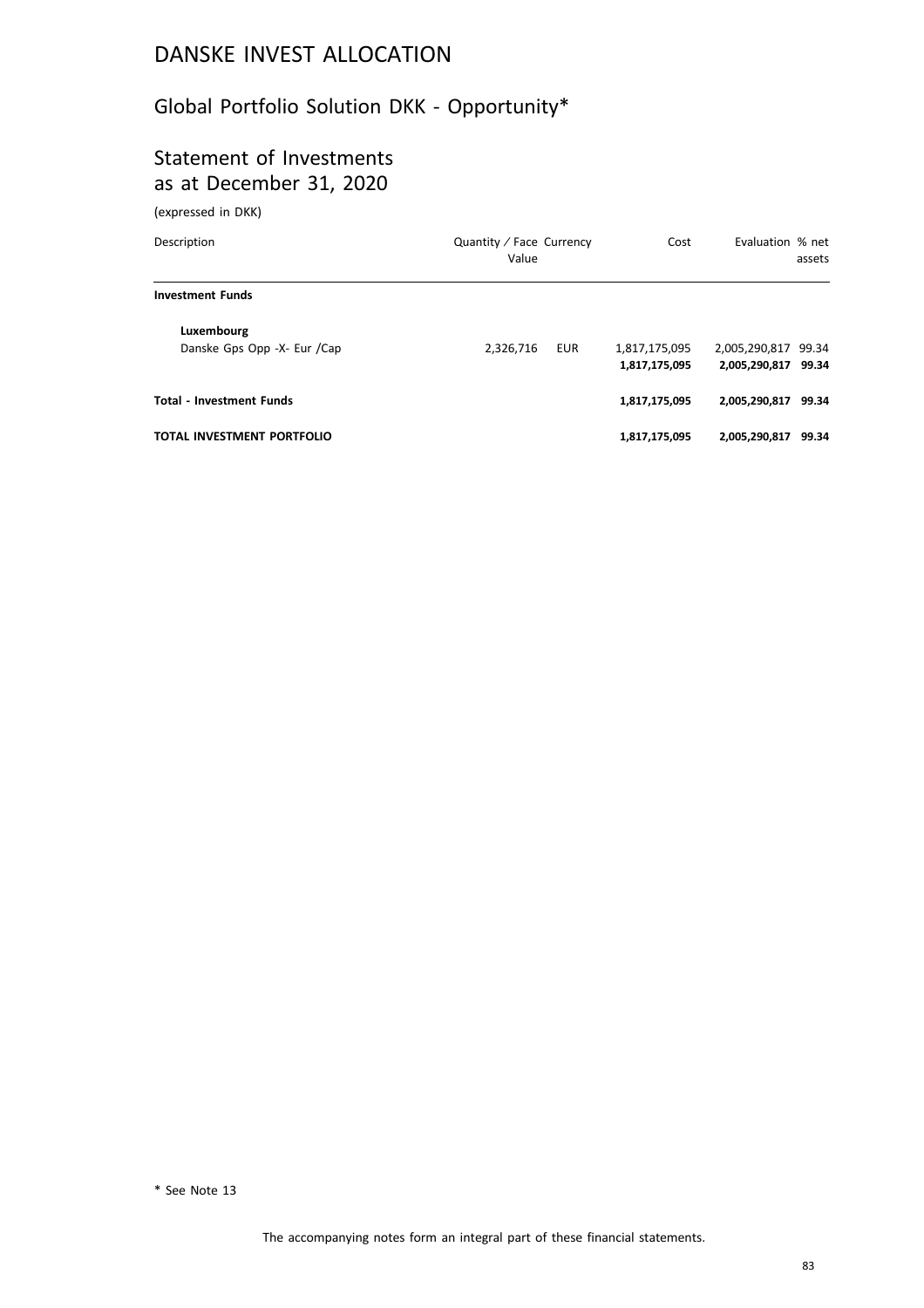# DANSKE INVEST ALLOCATION

## Global Portfolio Solution DKK - Opportunity*

## Statement of Investments as at December 31, 2020

(expressed in DKK)

| Description | Quantity / Face Value | Currency | Cost | Evaluation | % net assets |
|---|---|---|---|---|---|
| **Investment Funds** | | | | | |
| **Luxembourg** | | | | | |
| Danske Gps Opp -X- Eur /Cap | 2,326,716 | EUR | 1,817,175,095 | 2,005,290,817 | 99.34 |
| | | | **1,817,175,095** | **2,005,290,817** | **99.34** |
| **Total - Investment Funds** | | | **1,817,175,095** | **2,005,290,817** | **99.34** |
| **TOTAL INVESTMENT PORTFOLIO** | | | **1,817,175,095** | **2,005,290,817** | **99.34** |

\* See Note 13

The accompanying notes form an integral part of these financial statements.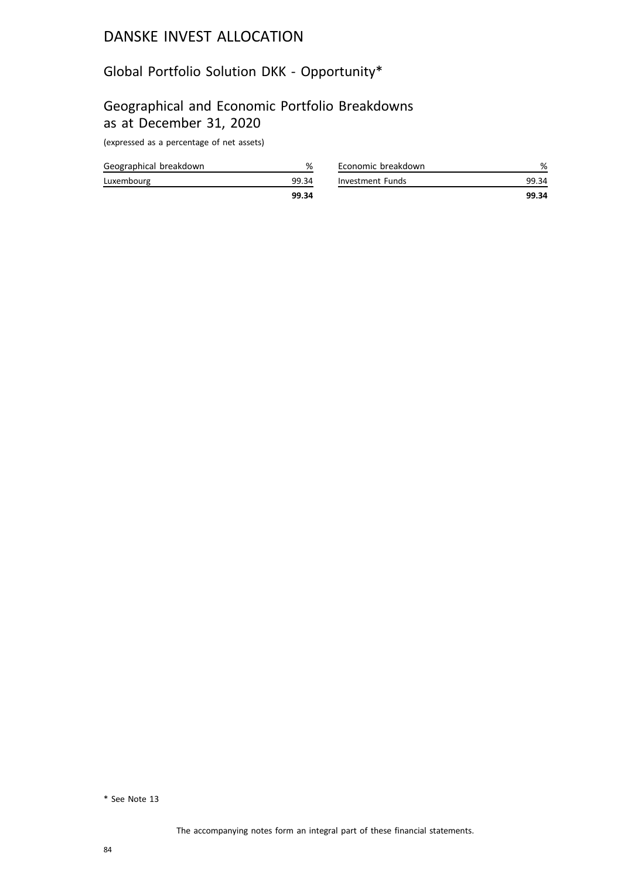# DANSKE INVEST ALLOCATION

## Global Portfolio Solution DKK - Opportunity*

## Geographical and Economic Portfolio Breakdowns as at December 31, 2020

(expressed as a percentage of net assets)

| Geographical breakdown | % |
|---|---|
| Luxembourg | 99.34 |
| | **99.34** |

| Economic breakdown | % |
|---|---|
| Investment Funds | 99.34 |
| | **99.34** |

* See Note 13

The accompanying notes form an integral part of these financial statements.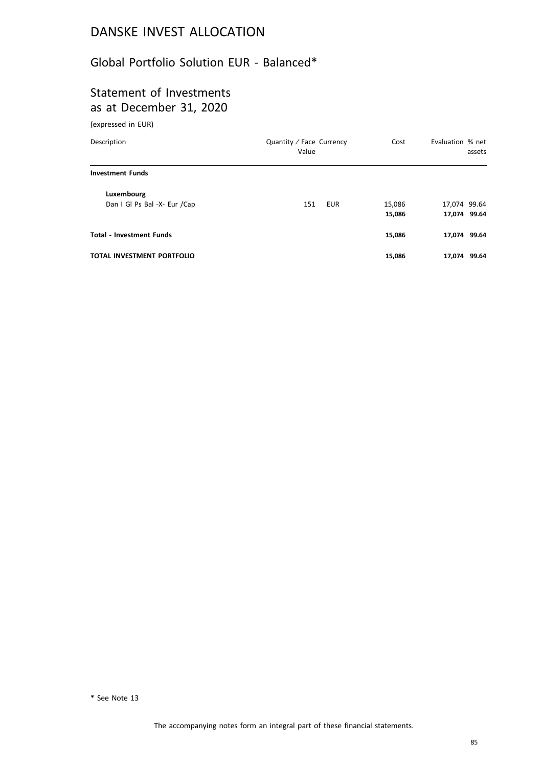# DANSKE INVEST ALLOCATION

## Global Portfolio Solution EUR - Balanced*

## Statement of Investments as at December 31, 2020

(expressed in EUR)

| Description | Quantity / Face Value | Currency | Cost | Evaluation | % net assets |
|---|---|---|---|---|---|
| **Investment Funds** | | | | | |
| **Luxembourg** | | | | | |
| Dan I Gl Ps Bal -X- Eur /Cap | 151 | EUR | 15,086 | 17,074 | 99.64 |
| | | | **15,086** | **17,074** | **99.64** |
| **Total - Investment Funds** | | | **15,086** | **17,074** | **99.64** |
| **TOTAL INVESTMENT PORTFOLIO** | | | **15,086** | **17,074** | **99.64** |

\* See Note 13

The accompanying notes form an integral part of these financial statements.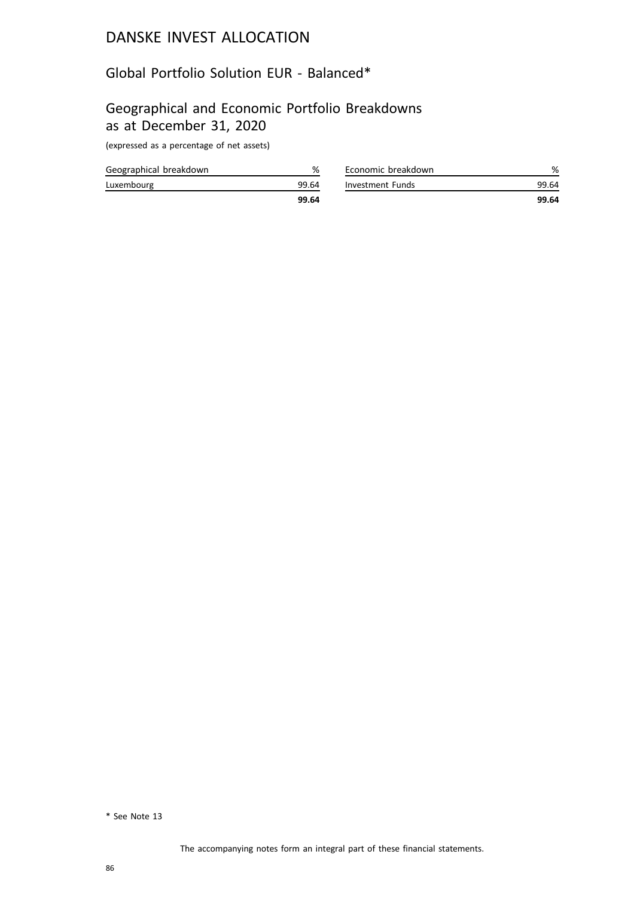# DANSKE INVEST ALLOCATION

## Global Portfolio Solution EUR - Balanced*

## Geographical and Economic Portfolio Breakdowns as at December 31, 2020

(expressed as a percentage of net assets)

| Geographical breakdown | % |
|---|---|
| Luxembourg | 99.64 |
| | **99.64** |

| Economic breakdown | % |
|---|---|
| Investment Funds | 99.64 |
| | **99.64** |

\* See Note 13

The accompanying notes form an integral part of these financial statements.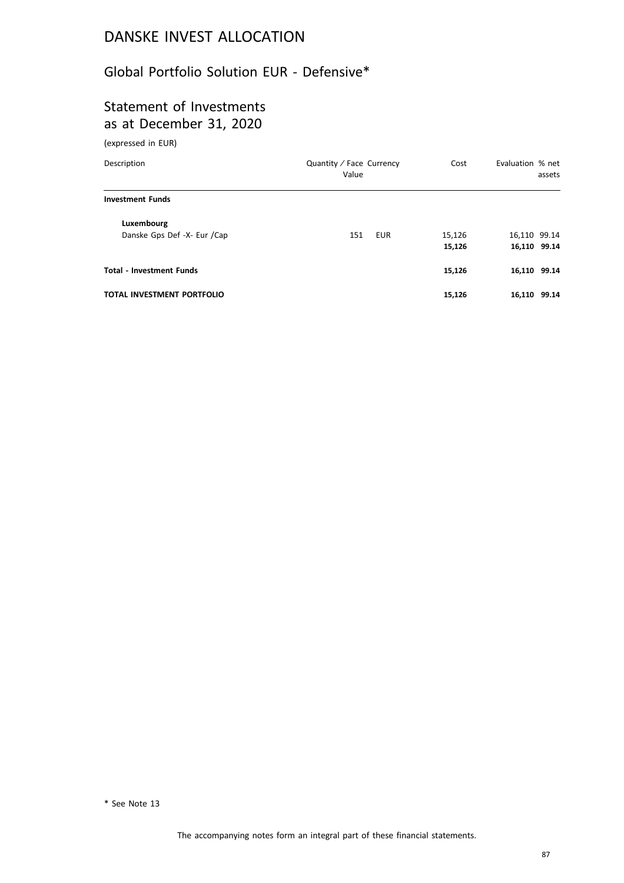# DANSKE INVEST ALLOCATION

## Global Portfolio Solution EUR - Defensive*

## Statement of Investments
as at December 31, 2020

(expressed in EUR)

| Description | Quantity / Face Value | Currency | Cost | Evaluation | % net assets |
|---|---|---|---|---|---|
| **Investment Funds** | | | | | |
| **Luxembourg** | | | | | |
| Danske Gps Def -X- Eur /Cap | 151 | EUR | 15,126 | 16,110 | 99.14 |
| | | | **15,126** | **16,110** | **99.14** |
| **Total - Investment Funds** | | | **15,126** | **16,110** | **99.14** |
| **TOTAL INVESTMENT PORTFOLIO** | | | **15,126** | **16,110** | **99.14** |

* See Note 13

The accompanying notes form an integral part of these financial statements.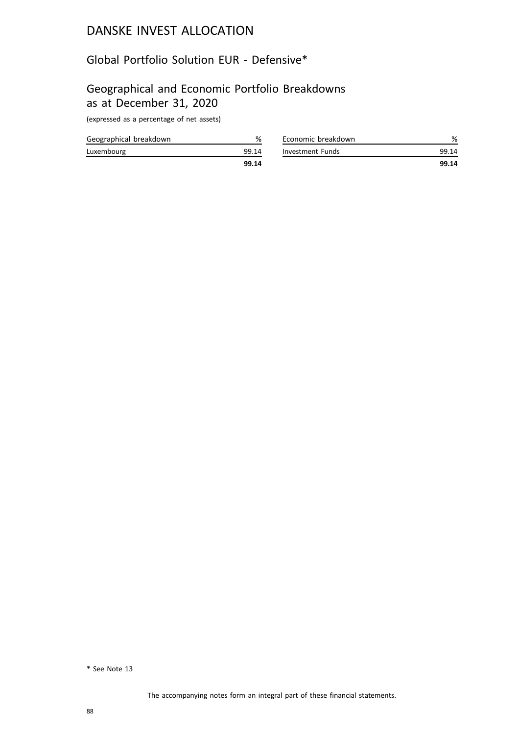# DANSKE INVEST ALLOCATION

## Global Portfolio Solution EUR - Defensive*

## Geographical and Economic Portfolio Breakdowns as at December 31, 2020

(expressed as a percentage of net assets)

| Geographical breakdown | % |
|---|---|
| Luxembourg | 99.14 |
| | **99.14** |

| Economic breakdown | % |
|---|---|
| Investment Funds | 99.14 |
| | **99.14** |

\* See Note 13

The accompanying notes form an integral part of these financial statements.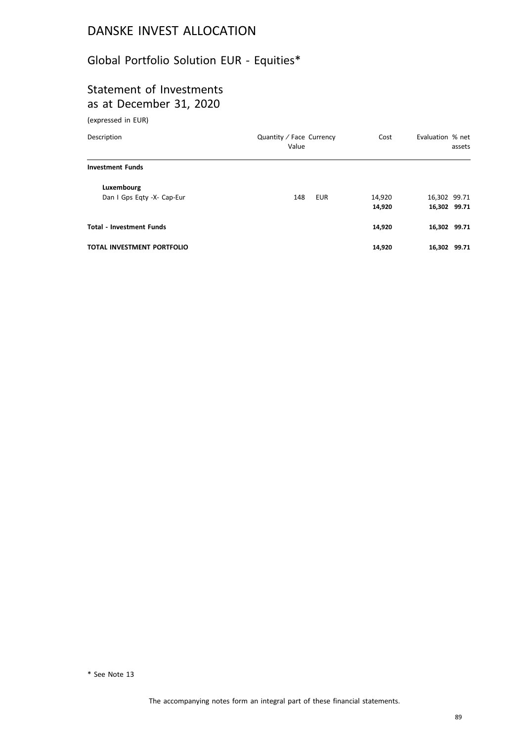# DANSKE INVEST ALLOCATION

## Global Portfolio Solution EUR - Equities*

## Statement of Investments as at December 31, 2020

(expressed in EUR)

| Description | Quantity / Face Value | Currency | Cost | Evaluation | % net assets |
|---|---|---|---|---|---|
| **Investment Funds** | | | | | |
| **Luxembourg** | | | | | |
| Dan I Gps Eqty -X- Cap-Eur | 148 | EUR | 14,920 | 16,302 | 99.71 |
| | | | **14,920** | **16,302** | **99.71** |
| **Total - Investment Funds** | | | **14,920** | **16,302** | **99.71** |
| **TOTAL INVESTMENT PORTFOLIO** | | | **14,920** | **16,302** | **99.71** |

\* See Note 13

The accompanying notes form an integral part of these financial statements.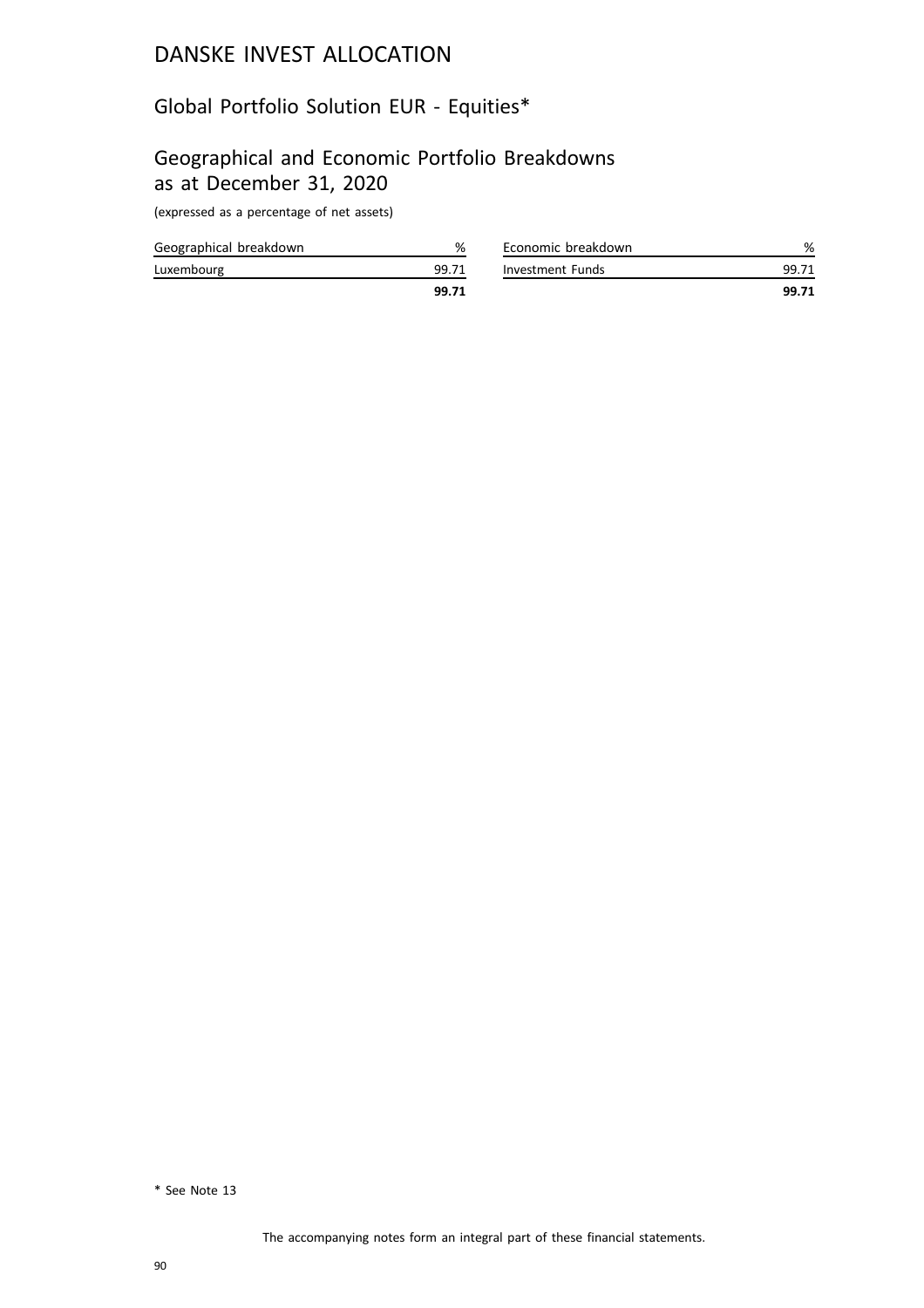# DANSKE INVEST ALLOCATION

## Global Portfolio Solution EUR - Equities*

## Geographical and Economic Portfolio Breakdowns as at December 31, 2020

(expressed as a percentage of net assets)

| Geographical breakdown | % |
|---|---|
| Luxembourg | 99.71 |
| | **99.71** |

| Economic breakdown | % |
|---|---|
| Investment Funds | 99.71 |
| | **99.71** |

* See Note 13

The accompanying notes form an integral part of these financial statements.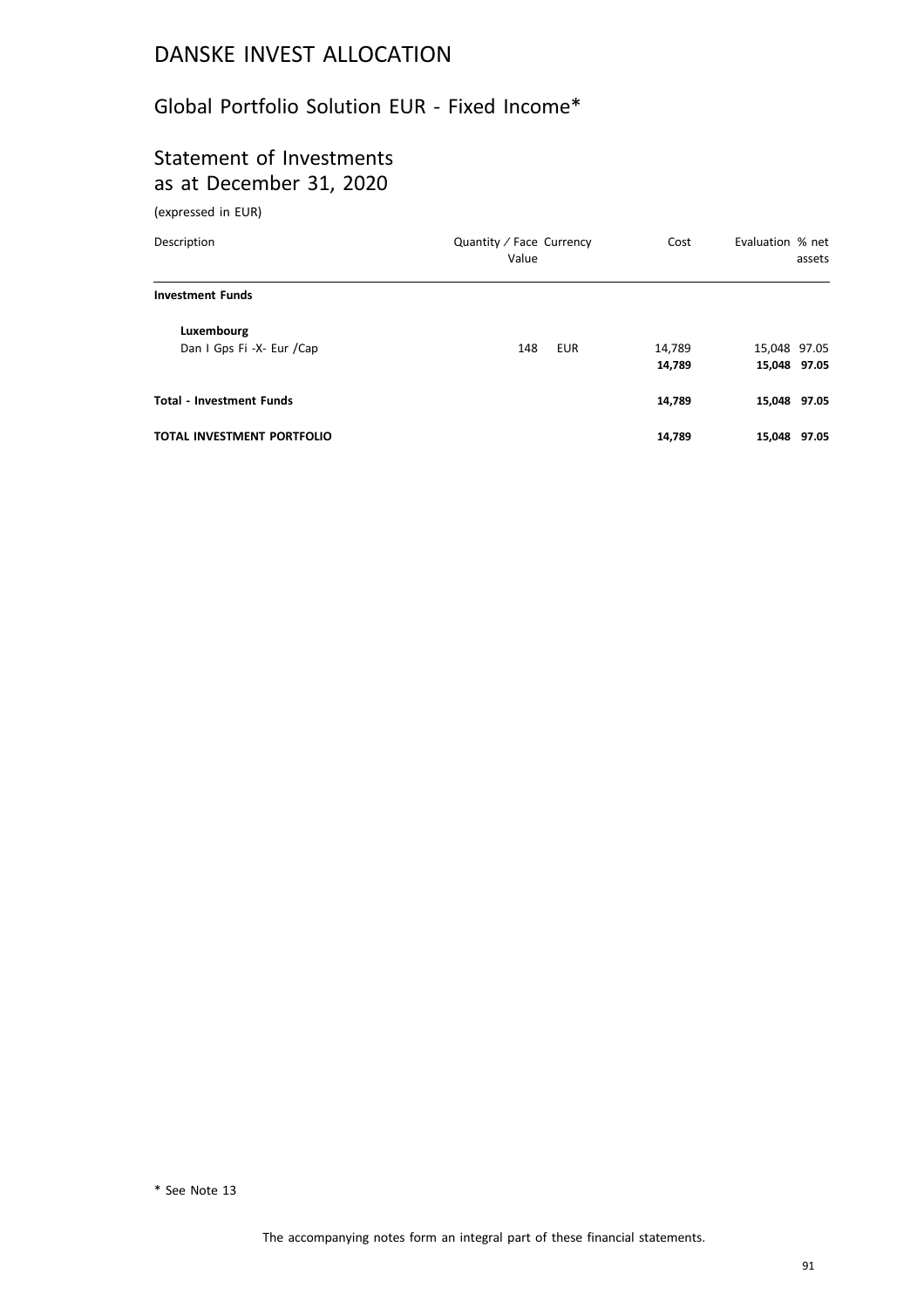# DANSKE INVEST ALLOCATION

## Global Portfolio Solution EUR - Fixed Income*

## Statement of Investments as at December 31, 2020

(expressed in EUR)

| Description | Quantity / Face Value | Currency | Cost | Evaluation | % net assets |
|---|---|---|---|---|---|
| **Investment Funds** | | | | | |
| **Luxembourg** | | | | | |
| Dan I Gps Fi -X- Eur /Cap | 148 | EUR | 14,789 | 15,048 | 97.05 |
| | | | **14,789** | **15,048** | **97.05** |
| **Total - Investment Funds** | | | **14,789** | **15,048** | **97.05** |
| **TOTAL INVESTMENT PORTFOLIO** | | | **14,789** | **15,048** | **97.05** |

\* See Note 13

The accompanying notes form an integral part of these financial statements.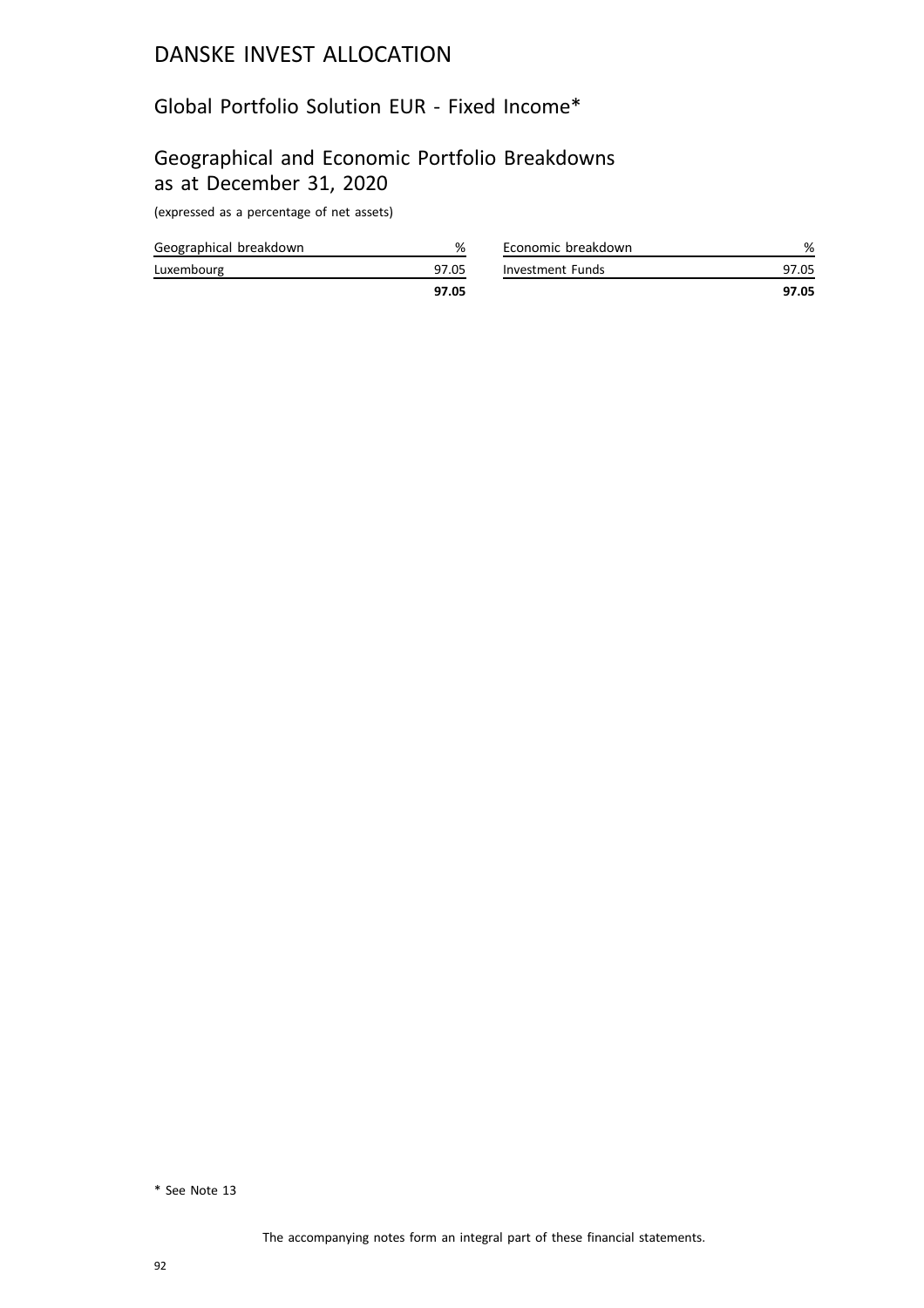# DANSKE INVEST ALLOCATION

## Global Portfolio Solution EUR - Fixed Income*

## Geographical and Economic Portfolio Breakdowns as at December 31, 2020

(expressed as a percentage of net assets)

| Geographical breakdown | % |
|---|---|
| Luxembourg | 97.05 |
| | **97.05** |

| Economic breakdown | % |
|---|---|
| Investment Funds | 97.05 |
| | **97.05** |

* See Note 13

The accompanying notes form an integral part of these financial statements.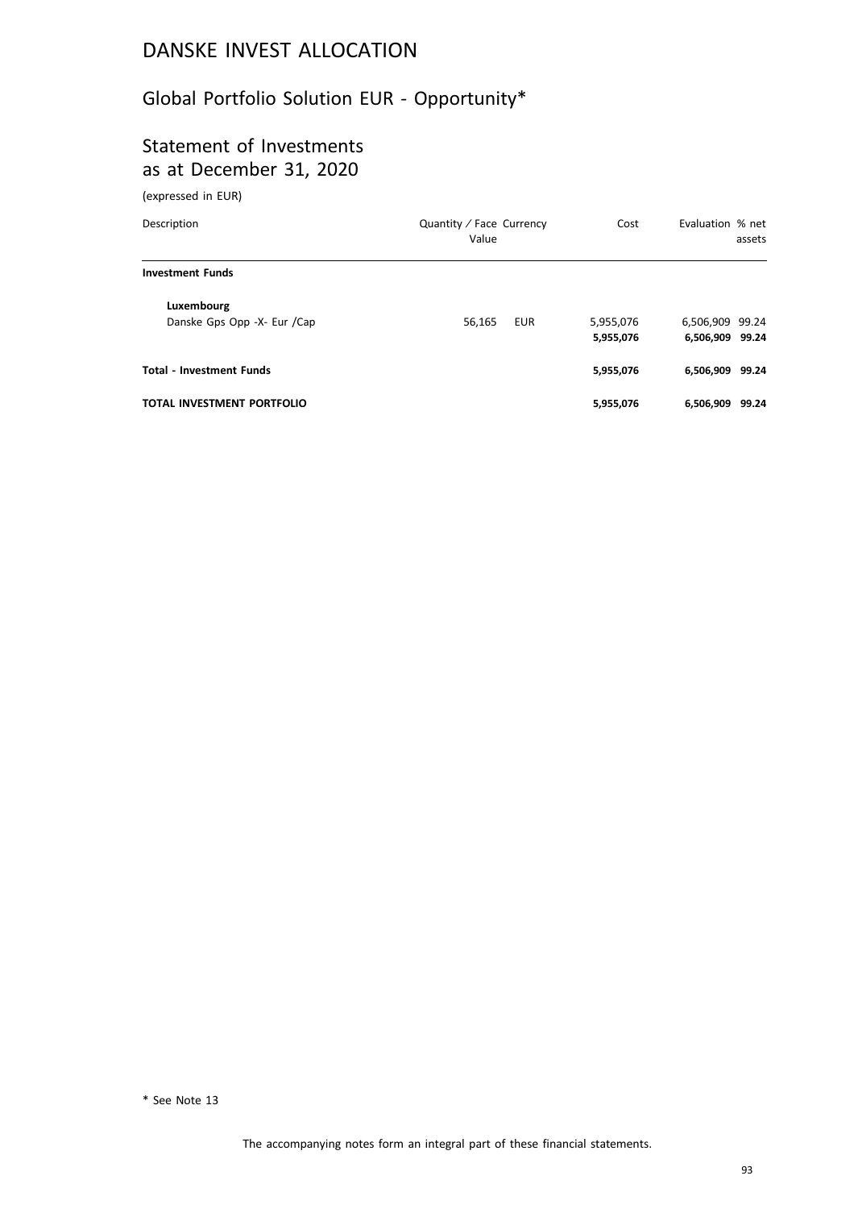# DANSKE INVEST ALLOCATION

## Global Portfolio Solution EUR - Opportunity*

### Statement of Investments as at December 31, 2020

(expressed in EUR)

| Description | Quantity / Face Value | Currency | Cost | Evaluation | % net assets |
|---|---|---|---|---|---|
| **Investment Funds** | | | | | |
| **Luxembourg** | | | | | |
| Danske Gps Opp -X- Eur /Cap | 56,165 | EUR | 5,955,076 | 6,506,909 | 99.24 |
| | | | **5,955,076** | **6,506,909** | **99.24** |
| **Total - Investment Funds** | | | **5,955,076** | **6,506,909** | **99.24** |
| **TOTAL INVESTMENT PORTFOLIO** | | | **5,955,076** | **6,506,909** | **99.24** |

* See Note 13

The accompanying notes form an integral part of these financial statements.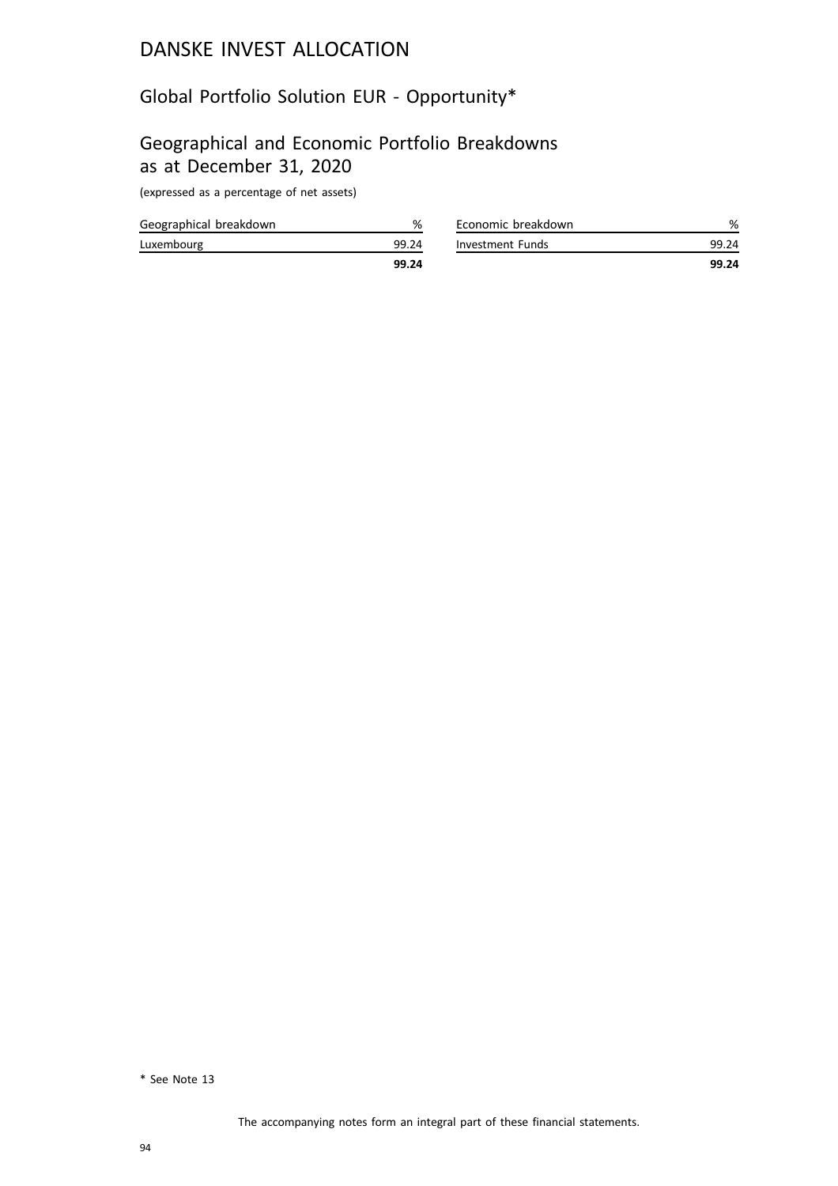# DANSKE INVEST ALLOCATION

## Global Portfolio Solution EUR - Opportunity*

## Geographical and Economic Portfolio Breakdowns as at December 31, 2020

(expressed as a percentage of net assets)

| Geographical breakdown | % |
|---|---|
| Luxembourg | 99.24 |
| | **99.24** |

| Economic breakdown | % |
|---|---|
| Investment Funds | 99.24 |
| | **99.24** |

\* See Note 13

The accompanying notes form an integral part of these financial statements.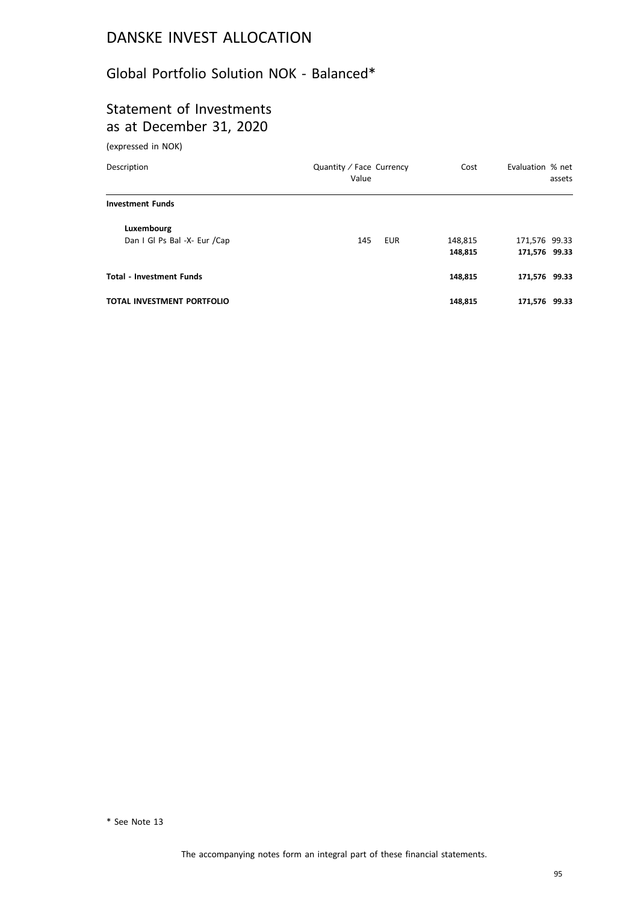# DANSKE INVEST ALLOCATION

## Global Portfolio Solution NOK - Balanced*

## Statement of Investments as at December 31, 2020

(expressed in NOK)

| Description | Quantity / Face Value | Currency | Cost | Evaluation | % net assets |
|---|---|---|---|---|---|
| **Investment Funds** | | | | | |
| **Luxembourg** | | | | | |
| Dan I Gl Ps Bal -X- Eur /Cap | 145 | EUR | 148,815 | 171,576 | 99.33 |
| | | | **148,815** | **171,576** | **99.33** |
| **Total - Investment Funds** | | | **148,815** | **171,576** | **99.33** |
| **TOTAL INVESTMENT PORTFOLIO** | | | **148,815** | **171,576** | **99.33** |

\* See Note 13

The accompanying notes form an integral part of these financial statements.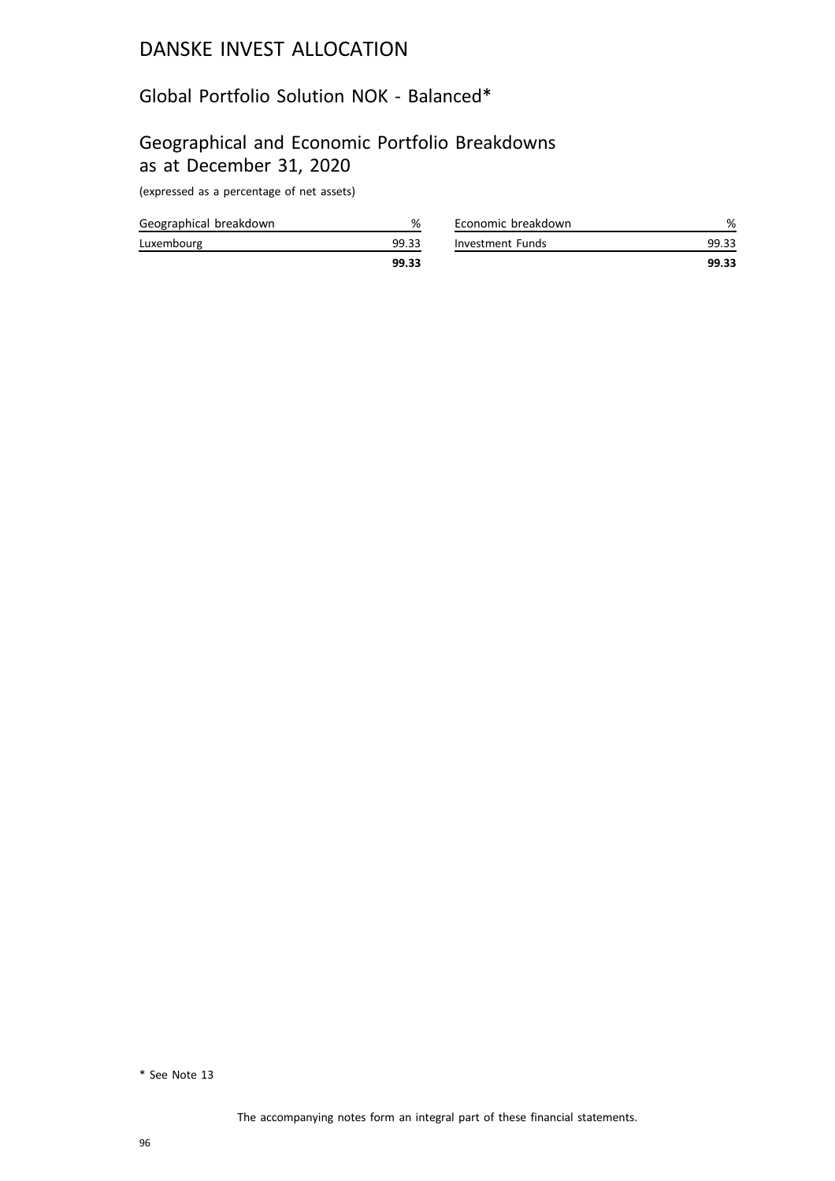# DANSKE INVEST ALLOCATION

## Global Portfolio Solution NOK - Balanced*

## Geographical and Economic Portfolio Breakdowns as at December 31, 2020

(expressed as a percentage of net assets)

| Geographical breakdown | % |
|---|---|
| Luxembourg | 99.33 |
| | **99.33** |

| Economic breakdown | % |
|---|---|
| Investment Funds | 99.33 |
| | **99.33** |

\* See Note 13

The accompanying notes form an integral part of these financial statements.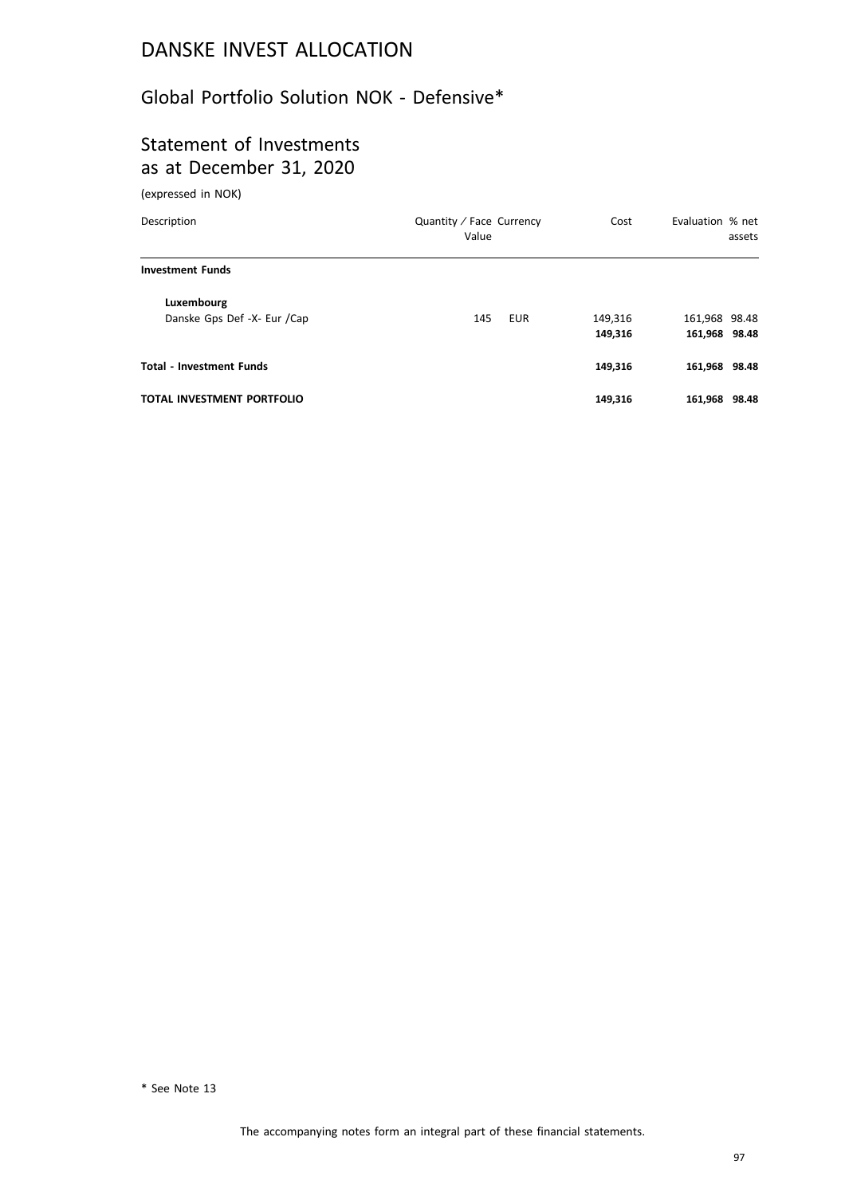# DANSKE INVEST ALLOCATION

## Global Portfolio Solution NOK - Defensive*

## Statement of Investments as at December 31, 2020

(expressed in NOK)

| Description | Quantity / Face Value | Currency | Cost | Evaluation | % net assets |
|---|---|---|---|---|---|
| **Investment Funds** | | | | | |
| **Luxembourg** | | | | | |
| Danske Gps Def -X- Eur /Cap | 145 | EUR | 149,316 | 161,968 | 98.48 |
| | | | **149,316** | **161,968** | **98.48** |
| **Total - Investment Funds** | | | **149,316** | **161,968** | **98.48** |
| **TOTAL INVESTMENT PORTFOLIO** | | | **149,316** | **161,968** | **98.48** |

\* See Note 13

The accompanying notes form an integral part of these financial statements.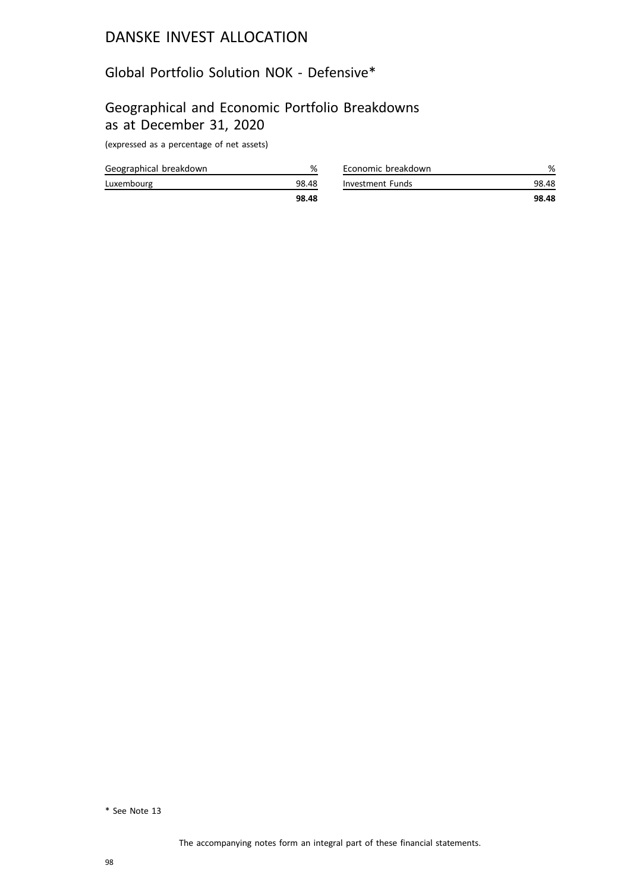# DANSKE INVEST ALLOCATION

## Global Portfolio Solution NOK - Defensive*

## Geographical and Economic Portfolio Breakdowns as at December 31, 2020

(expressed as a percentage of net assets)

| Geographical breakdown | % |
|---|---|
| Luxembourg | 98.48 |
| | **98.48** |

| Economic breakdown | % |
|---|---|
| Investment Funds | 98.48 |
| | **98.48** |

\* See Note 13

The accompanying notes form an integral part of these financial statements.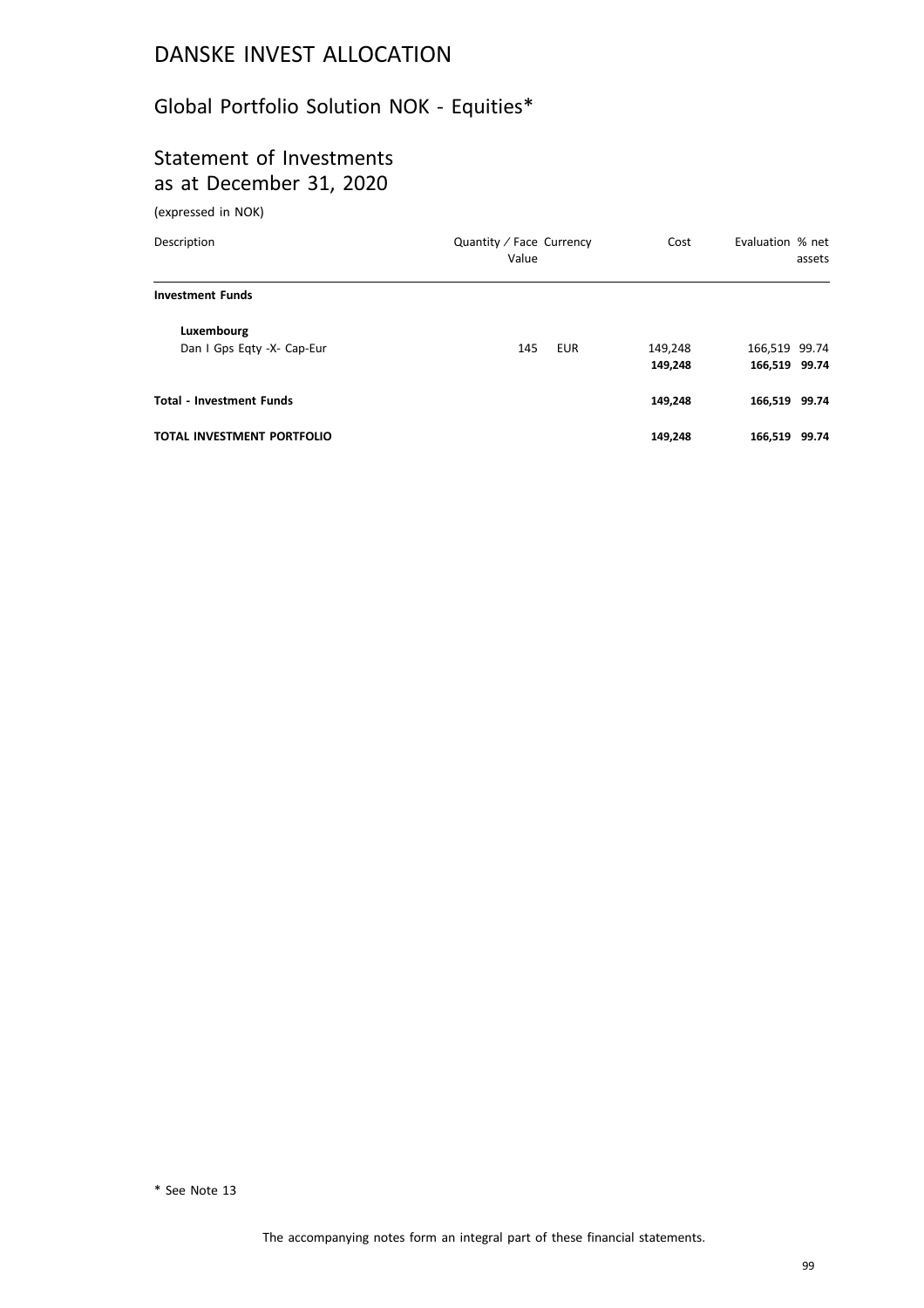# DANSKE INVEST ALLOCATION

## Global Portfolio Solution NOK - Equities*

## Statement of Investments as at December 31, 2020

(expressed in NOK)

| Description | Quantity / Face Value | Currency | Cost | Evaluation | % net assets |
|---|---|---|---|---|---|
| **Investment Funds** | | | | | |
| **Luxembourg** | | | | | |
| Dan I Gps Eqty -X- Cap-Eur | 145 | EUR | 149,248 | 166,519 | 99.74 |
| | | | **149,248** | **166,519** | **99.74** |
| **Total - Investment Funds** | | | **149,248** | **166,519** | **99.74** |
| **TOTAL INVESTMENT PORTFOLIO** | | | **149,248** | **166,519** | **99.74** |

* See Note 13

The accompanying notes form an integral part of these financial statements.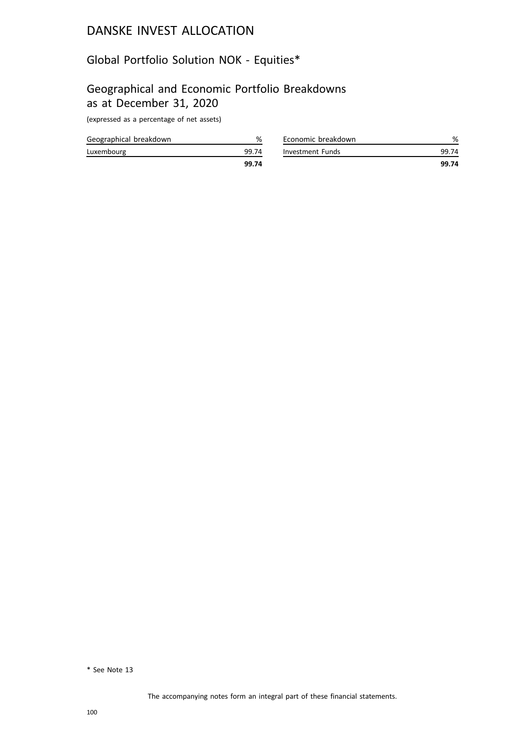# DANSKE INVEST ALLOCATION

## Global Portfolio Solution NOK - Equities*

## Geographical and Economic Portfolio Breakdowns as at December 31, 2020

(expressed as a percentage of net assets)

| Geographical breakdown | % |
|---|---|
| Luxembourg | 99.74 |
| | **99.74** |

| Economic breakdown | % |
|---|---|
| Investment Funds | 99.74 |
| | **99.74** |

* See Note 13

The accompanying notes form an integral part of these financial statements.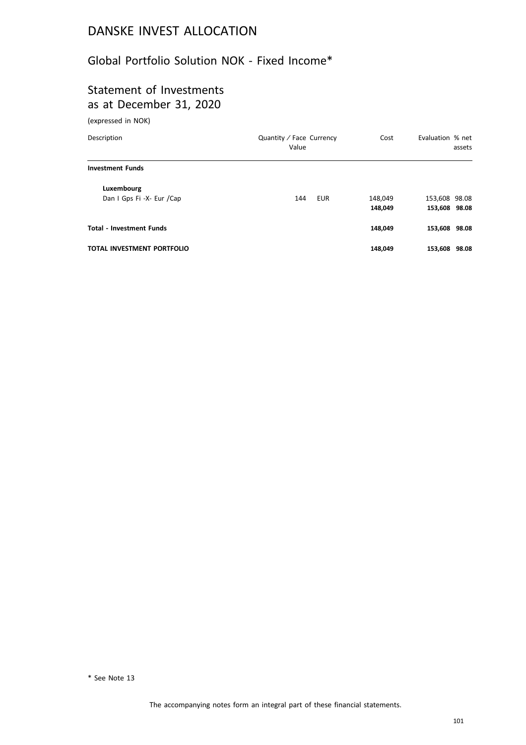# DANSKE INVEST ALLOCATION

## Global Portfolio Solution NOK - Fixed Income*

## Statement of Investments as at December 31, 2020

(expressed in NOK)

| Description | Quantity / Face Value | Currency | Cost | Evaluation | % net assets |
|---|---|---|---|---|---|
| **Investment Funds** | | | | | |
| **Luxembourg** | | | | | |
| Dan I Gps Fi -X- Eur /Cap | 144 | EUR | 148,049 | 153,608 | 98.08 |
| | | | **148,049** | **153,608** | **98.08** |
| **Total - Investment Funds** | | | **148,049** | **153,608** | **98.08** |
| **TOTAL INVESTMENT PORTFOLIO** | | | **148,049** | **153,608** | **98.08** |

\* See Note 13

The accompanying notes form an integral part of these financial statements.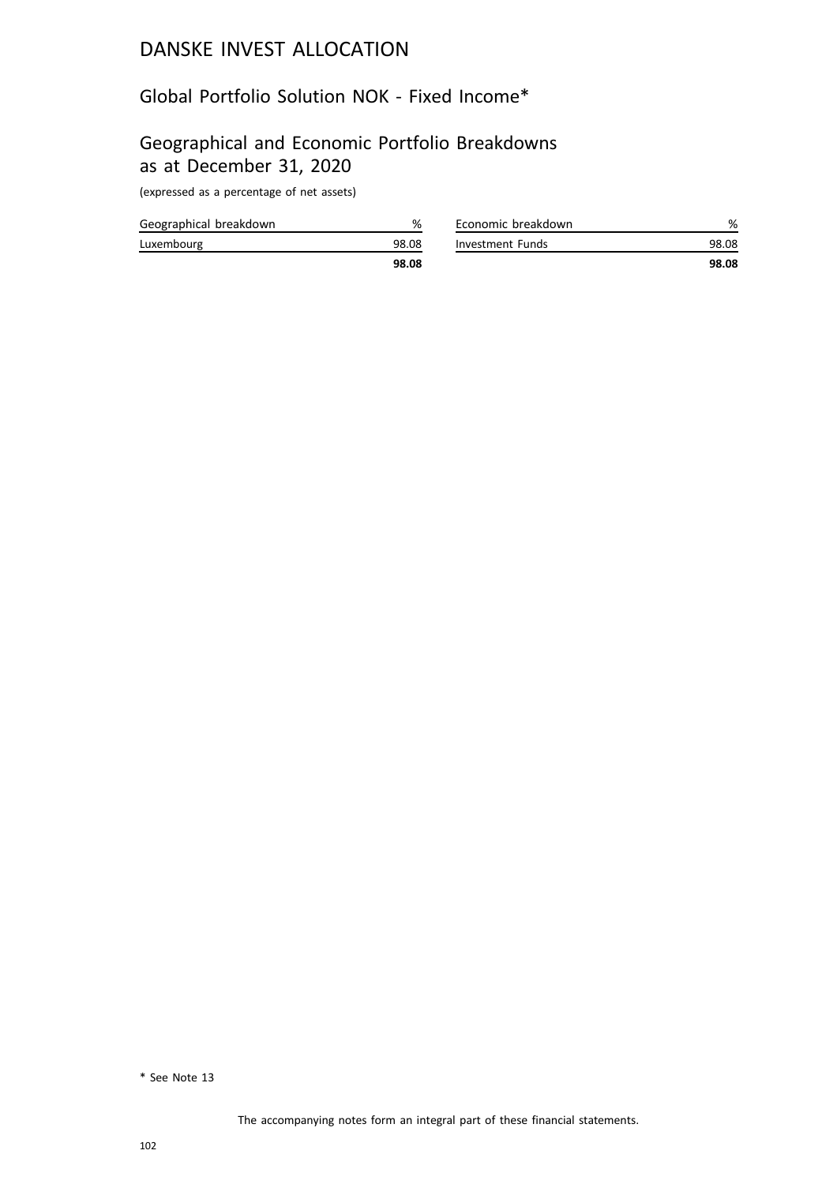# DANSKE INVEST ALLOCATION

## Global Portfolio Solution NOK - Fixed Income*

## Geographical and Economic Portfolio Breakdowns as at December 31, 2020

(expressed as a percentage of net assets)

| Geographical breakdown | % |
|---|---|
| Luxembourg | 98.08 |
| | **98.08** |

| Economic breakdown | % |
|---|---|
| Investment Funds | 98.08 |
| | **98.08** |

* See Note 13

The accompanying notes form an integral part of these financial statements.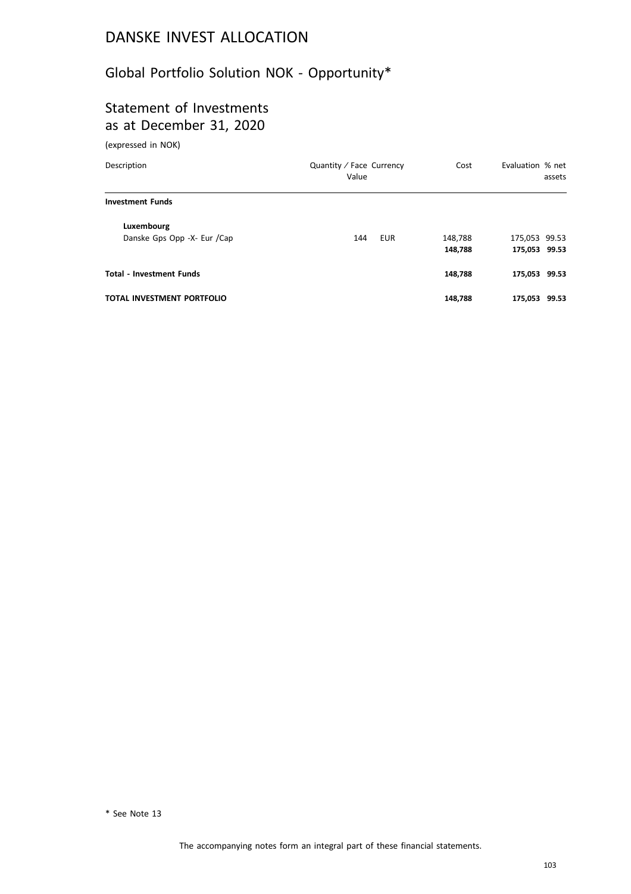# DANSKE INVEST ALLOCATION

## Global Portfolio Solution NOK - Opportunity*

## Statement of Investments as at December 31, 2020

(expressed in NOK)

| Description | Quantity / Face Value | Currency | Cost | Evaluation | % net assets |
|---|---|---|---|---|---|
| **Investment Funds** | | | | | |
| **Luxembourg** | | | | | |
| Danske Gps Opp -X- Eur /Cap | 144 | EUR | 148,788 | 175,053 | 99.53 |
| | | | **148,788** | **175,053** | **99.53** |
| **Total - Investment Funds** | | | **148,788** | **175,053** | **99.53** |
| **TOTAL INVESTMENT PORTFOLIO** | | | **148,788** | **175,053** | **99.53** |

* See Note 13

The accompanying notes form an integral part of these financial statements.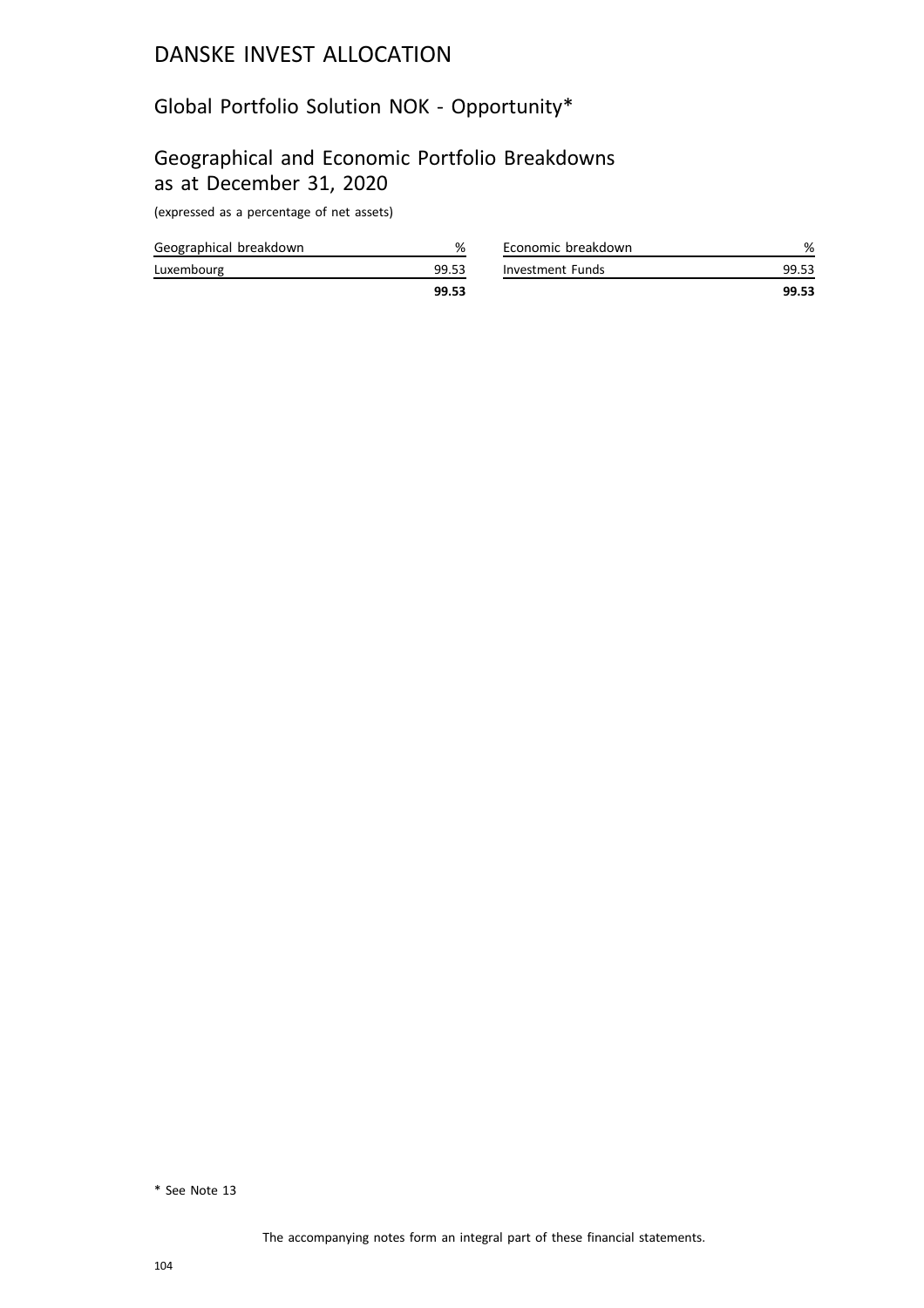# DANSKE INVEST ALLOCATION

## Global Portfolio Solution NOK - Opportunity*

## Geographical and Economic Portfolio Breakdowns as at December 31, 2020

(expressed as a percentage of net assets)

| Geographical breakdown | % |
|---|---|
| Luxembourg | 99.53 |
| | **99.53** |

| Economic breakdown | % |
|---|---|
| Investment Funds | 99.53 |
| | **99.53** |

\* See Note 13

The accompanying notes form an integral part of these financial statements.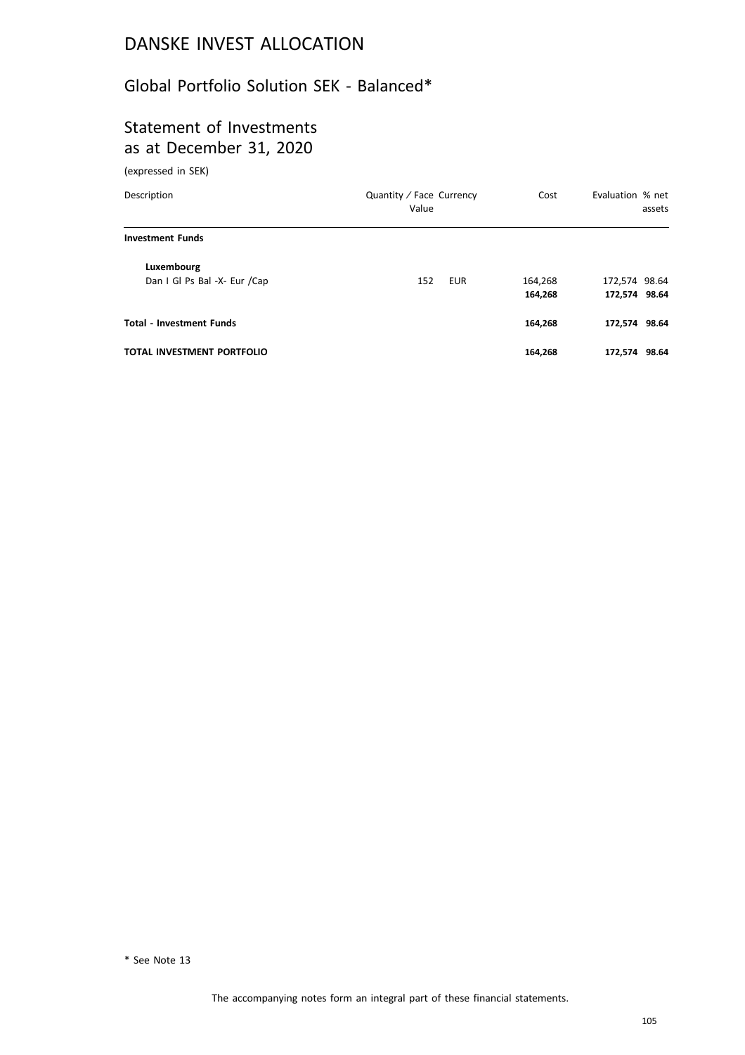# DANSKE INVEST ALLOCATION

## Global Portfolio Solution SEK - Balanced*

## Statement of Investments as at December 31, 2020

(expressed in SEK)

| Description | Quantity / Face Value | Currency | Cost | Evaluation | % net assets |
|---|---|---|---|---|---|
| **Investment Funds** | | | | | |
| **Luxembourg** | | | | | |
| Dan I Gl Ps Bal -X- Eur /Cap | 152 | EUR | 164,268 | 172,574 | 98.64 |
| | | | **164,268** | **172,574** | **98.64** |
| **Total - Investment Funds** | | | **164,268** | **172,574** | **98.64** |
| **TOTAL INVESTMENT PORTFOLIO** | | | **164,268** | **172,574** | **98.64** |

* See Note 13

The accompanying notes form an integral part of these financial statements.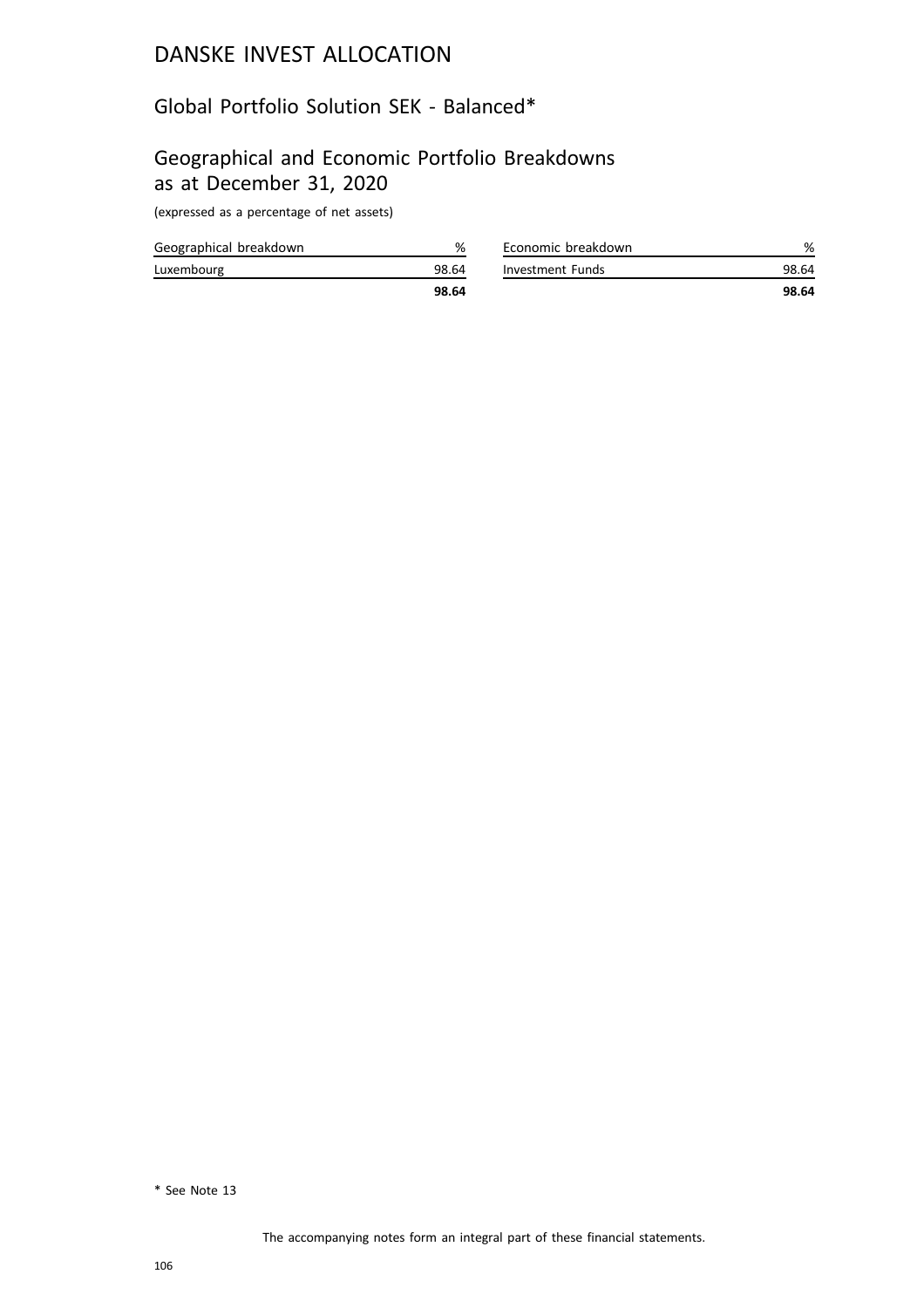# DANSKE INVEST ALLOCATION

## Global Portfolio Solution SEK - Balanced*

## Geographical and Economic Portfolio Breakdowns as at December 31, 2020

(expressed as a percentage of net assets)

| Geographical breakdown | % |
|---|---|
| Luxembourg | 98.64 |
| | **98.64** |

| Economic breakdown | % |
|---|---|
| Investment Funds | 98.64 |
| | **98.64** |

\* See Note 13

The accompanying notes form an integral part of these financial statements.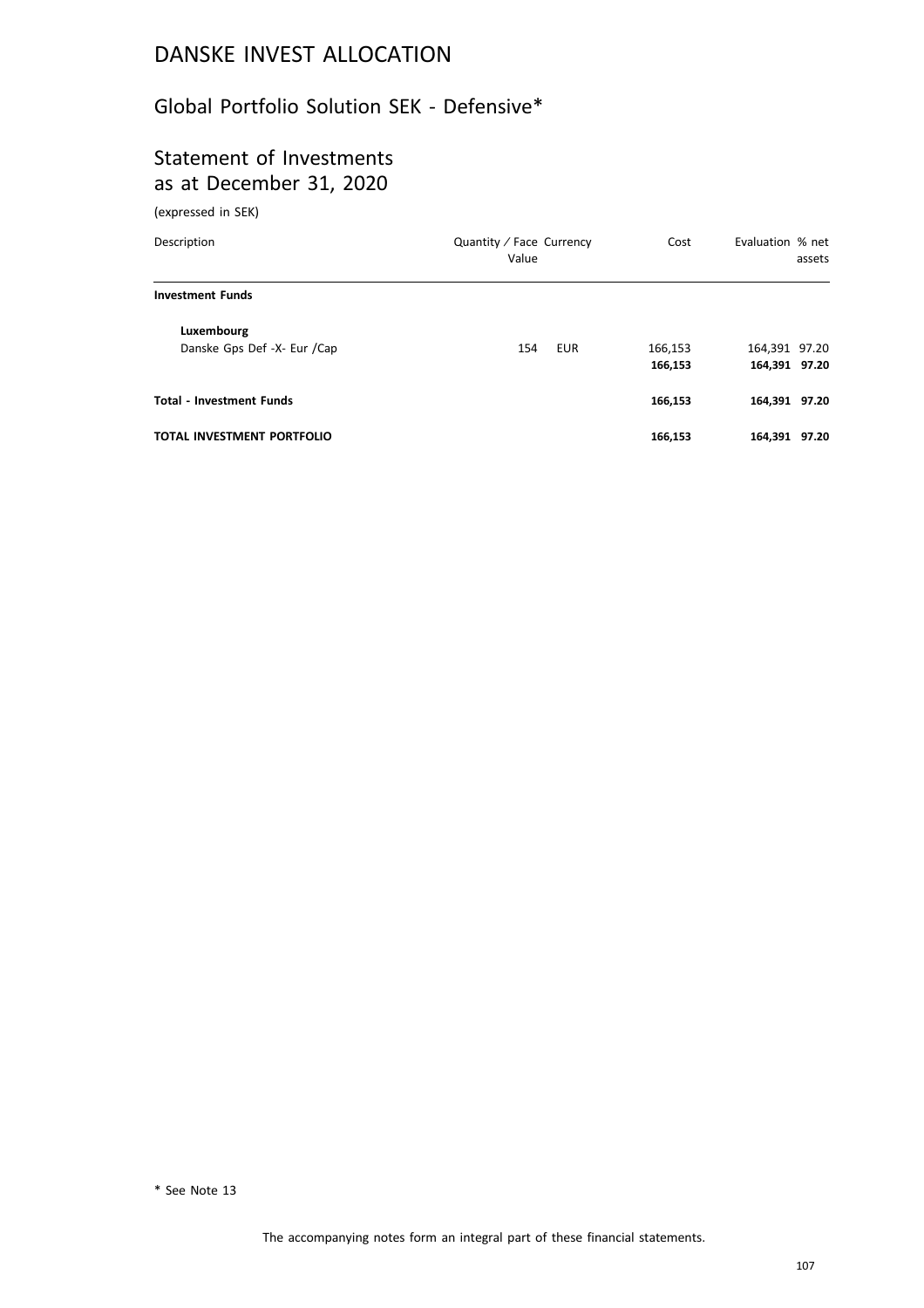# DANSKE INVEST ALLOCATION

## Global Portfolio Solution SEK - Defensive*

## Statement of Investments as at December 31, 2020

(expressed in SEK)

| Description | Quantity / Face Value | Currency | Cost | Evaluation | % net assets |
|---|---|---|---|---|---|
| **Investment Funds** | | | | | |
| **Luxembourg** | | | | | |
| Danske Gps Def -X- Eur /Cap | 154 | EUR | 166,153 | 164,391 | 97.20 |
| | | | **166,153** | **164,391** | **97.20** |
| **Total - Investment Funds** | | | **166,153** | **164,391** | **97.20** |
| **TOTAL INVESTMENT PORTFOLIO** | | | **166,153** | **164,391** | **97.20** |

\* See Note 13

The accompanying notes form an integral part of these financial statements.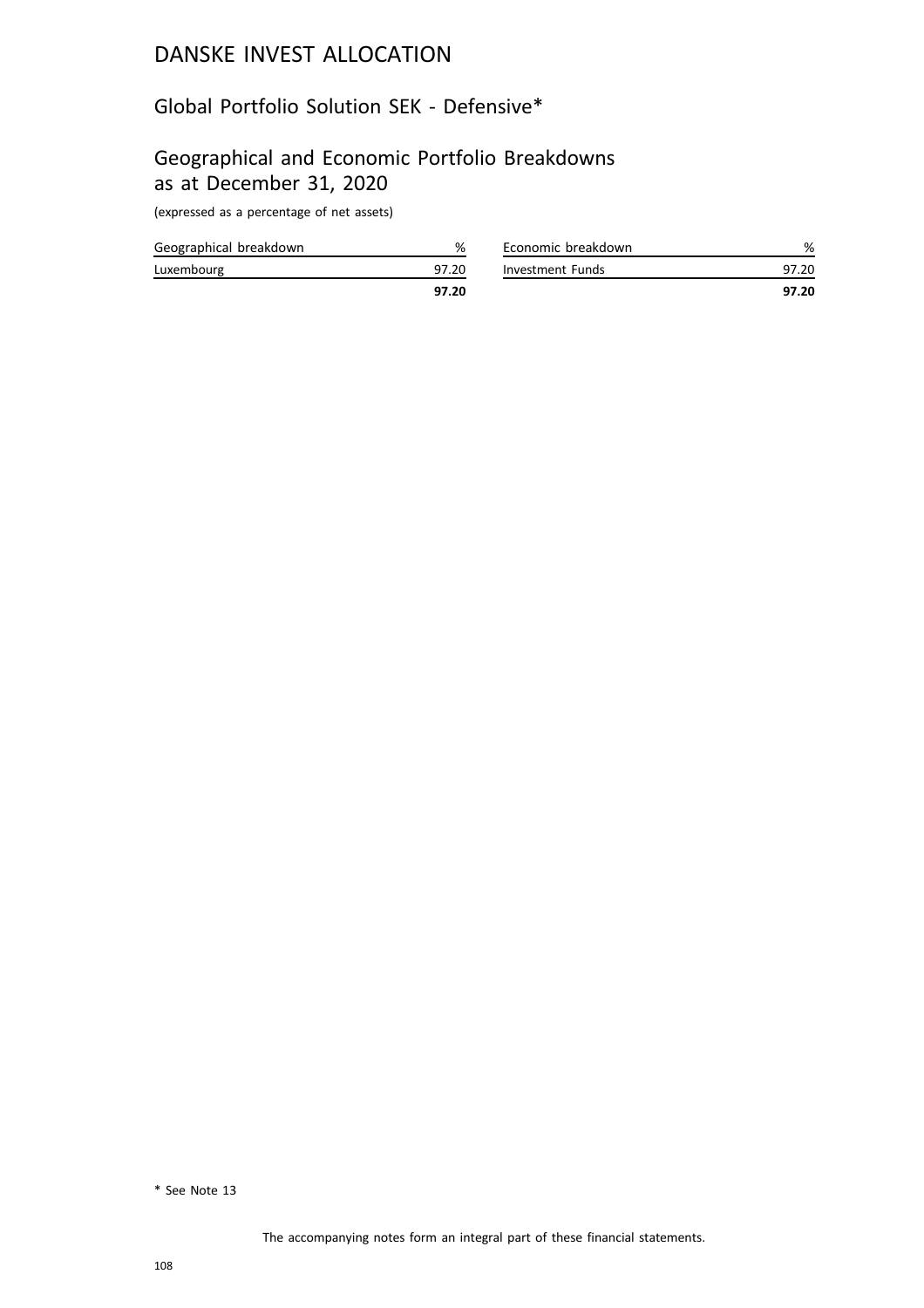# DANSKE INVEST ALLOCATION

## Global Portfolio Solution SEK - Defensive*

## Geographical and Economic Portfolio Breakdowns as at December 31, 2020

(expressed as a percentage of net assets)

| Geographical breakdown | % |
|---|---|
| Luxembourg | 97.20 |
| | **97.20** |

| Economic breakdown | % |
|---|---|
| Investment Funds | 97.20 |
| | **97.20** |

* See Note 13

The accompanying notes form an integral part of these financial statements.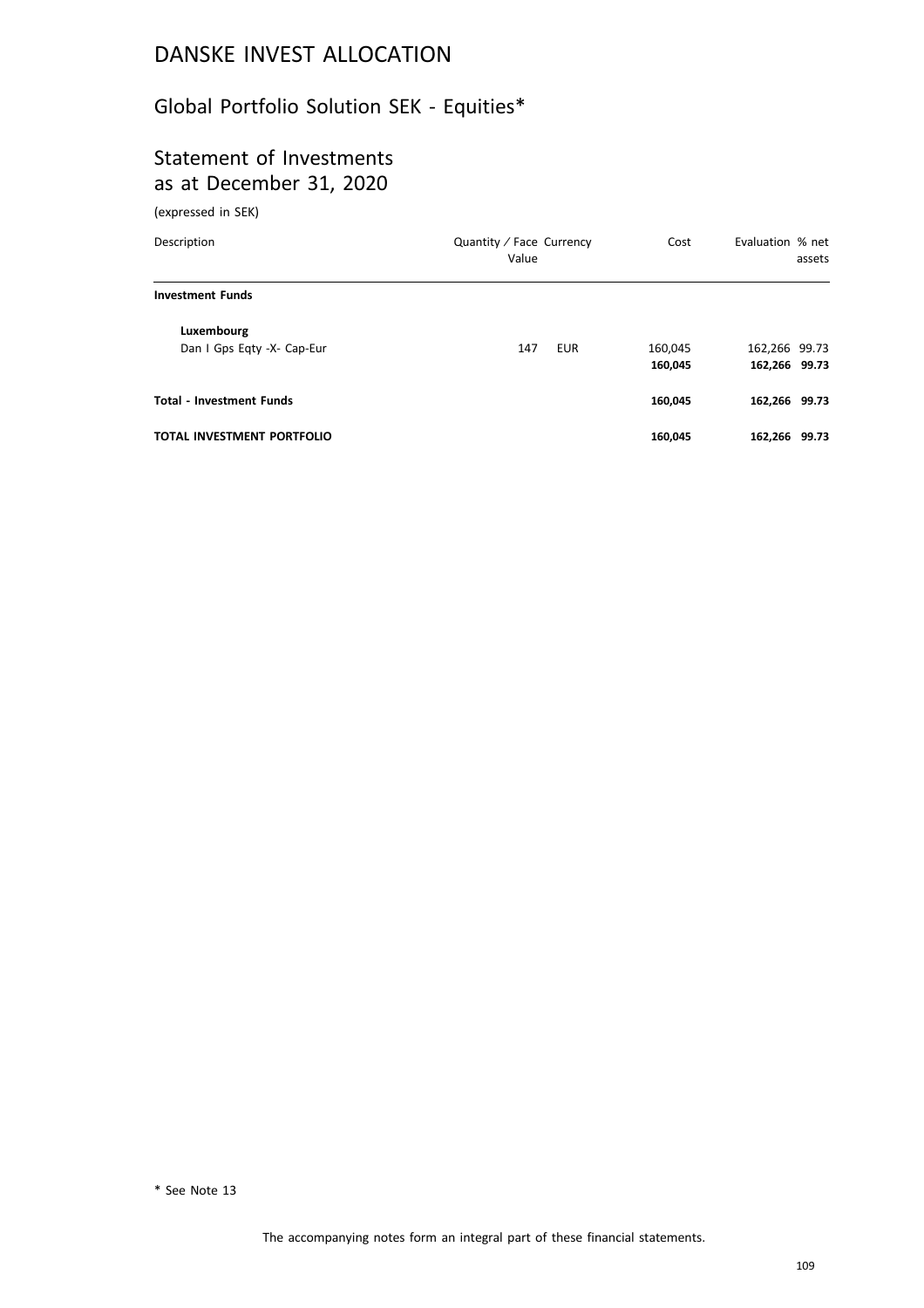# DANSKE INVEST ALLOCATION

## Global Portfolio Solution SEK - Equities*

## Statement of Investments as at December 31, 2020

(expressed in SEK)

| Description | Quantity / Face Value | Currency | Cost | Evaluation | % net assets |
|---|---|---|---|---|---|
| **Investment Funds** | | | | | |
| **Luxembourg** | | | | | |
| Dan I Gps Eqty -X- Cap-Eur | 147 | EUR | 160,045 | 162,266 | 99.73 |
| | | | **160,045** | **162,266** | **99.73** |
| **Total - Investment Funds** | | | **160,045** | **162,266** | **99.73** |
| **TOTAL INVESTMENT PORTFOLIO** | | | **160,045** | **162,266** | **99.73** |

* See Note 13

The accompanying notes form an integral part of these financial statements.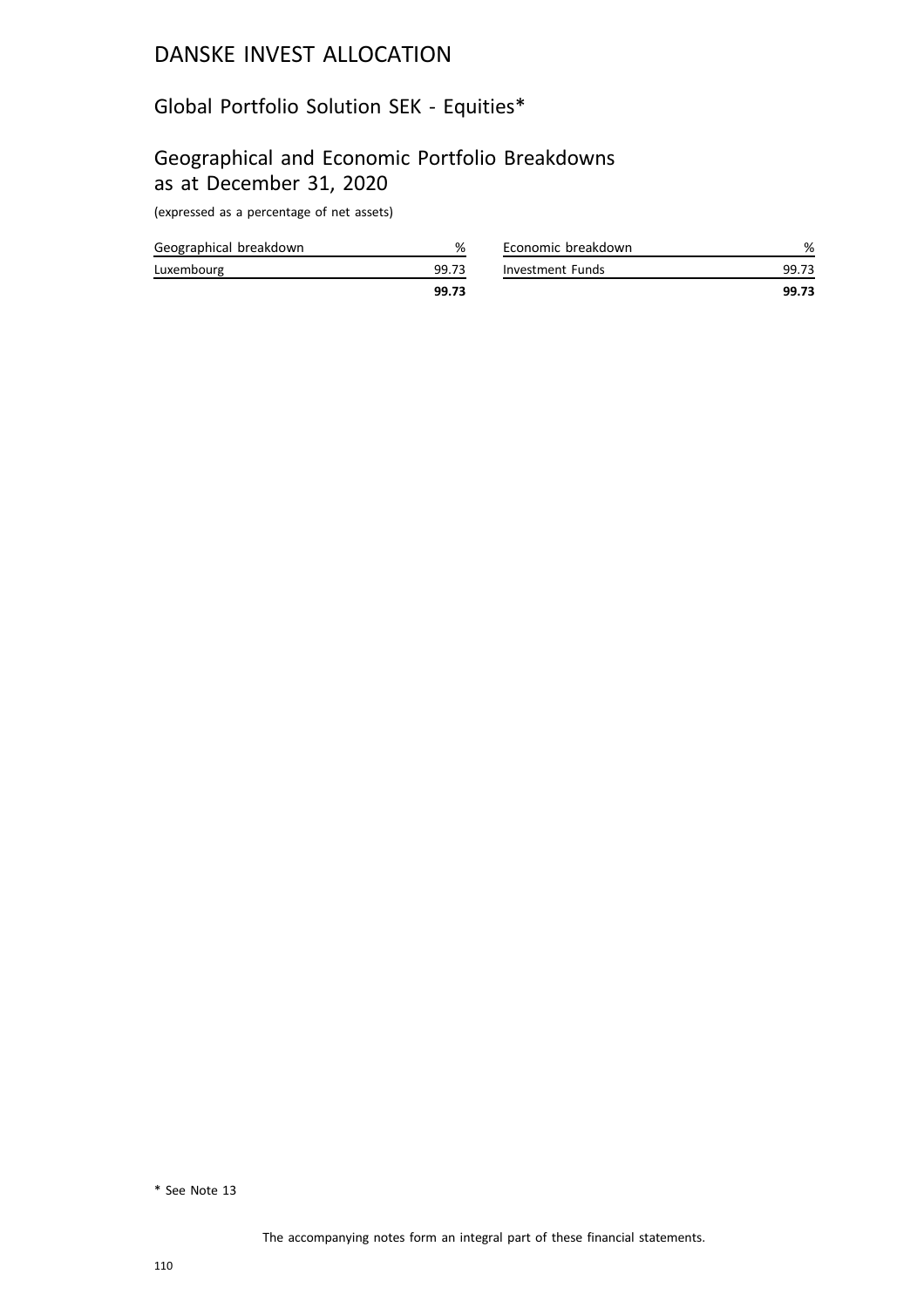# DANSKE INVEST ALLOCATION

## Global Portfolio Solution SEK - Equities*

## Geographical and Economic Portfolio Breakdowns as at December 31, 2020

(expressed as a percentage of net assets)

| Geographical breakdown | % |
|---|---|
| Luxembourg | 99.73 |
| | **99.73** |

| Economic breakdown | % |
|---|---|
| Investment Funds | 99.73 |
| | **99.73** |

* See Note 13

The accompanying notes form an integral part of these financial statements.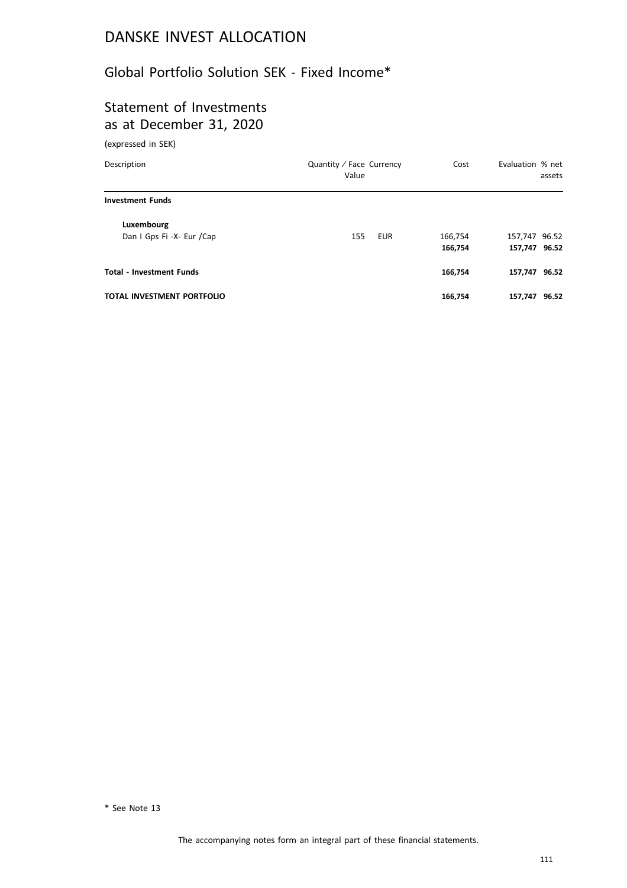# DANSKE INVEST ALLOCATION

## Global Portfolio Solution SEK - Fixed Income*

## Statement of Investments as at December 31, 2020

(expressed in SEK)

| Description | Quantity / Face Value | Currency | Cost | Evaluation | % net assets |
|---|---|---|---|---|---|
| **Investment Funds** | | | | | |
| **Luxembourg** | | | | | |
| Dan I Gps Fi -X- Eur /Cap | 155 | EUR | 166,754 | 157,747 | 96.52 |
| | | | **166,754** | **157,747** | **96.52** |
| **Total - Investment Funds** | | | **166,754** | **157,747** | **96.52** |
| **TOTAL INVESTMENT PORTFOLIO** | | | **166,754** | **157,747** | **96.52** |

\* See Note 13

The accompanying notes form an integral part of these financial statements.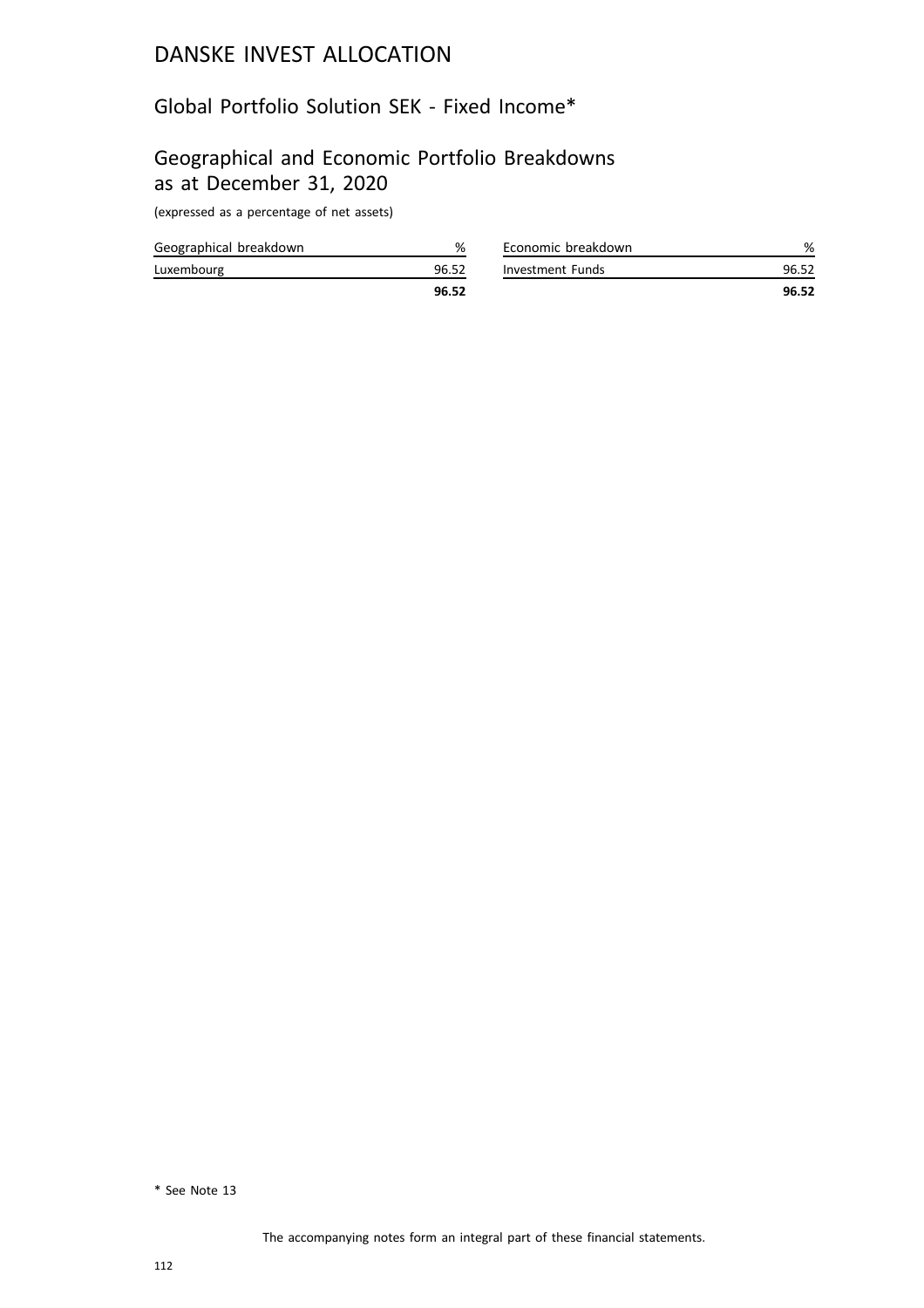# DANSKE INVEST ALLOCATION

## Global Portfolio Solution SEK - Fixed Income*

## Geographical and Economic Portfolio Breakdowns as at December 31, 2020

(expressed as a percentage of net assets)

| Geographical breakdown | % |
|---|---|
| Luxembourg | 96.52 |
| | **96.52** |

| Economic breakdown | % |
|---|---|
| Investment Funds | 96.52 |
| | **96.52** |

\* See Note 13

The accompanying notes form an integral part of these financial statements.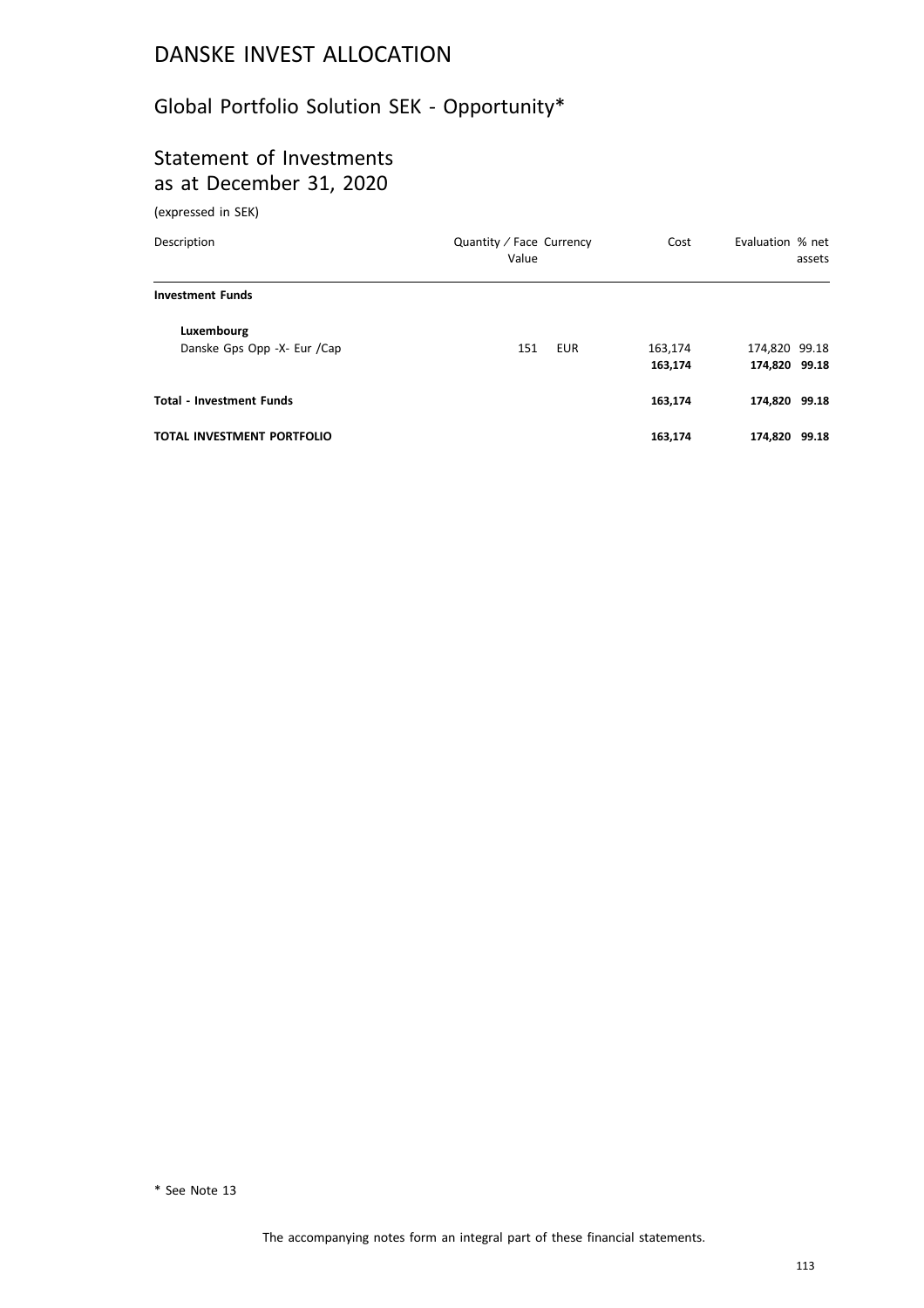# DANSKE INVEST ALLOCATION

## Global Portfolio Solution SEK - Opportunity*

## Statement of Investments as at December 31, 2020

(expressed in SEK)

| Description | Quantity / Face Value | Currency | Cost | Evaluation | % net assets |
|---|---|---|---|---|---|
| **Investment Funds** | | | | | |
| **Luxembourg** | | | | | |
| Danske Gps Opp -X- Eur /Cap | 151 | EUR | 163,174 | 174,820 | 99.18 |
| | | | **163,174** | **174,820** | **99.18** |
| **Total - Investment Funds** | | | **163,174** | **174,820** | **99.18** |
| **TOTAL INVESTMENT PORTFOLIO** | | | **163,174** | **174,820** | **99.18** |

\* See Note 13

The accompanying notes form an integral part of these financial statements.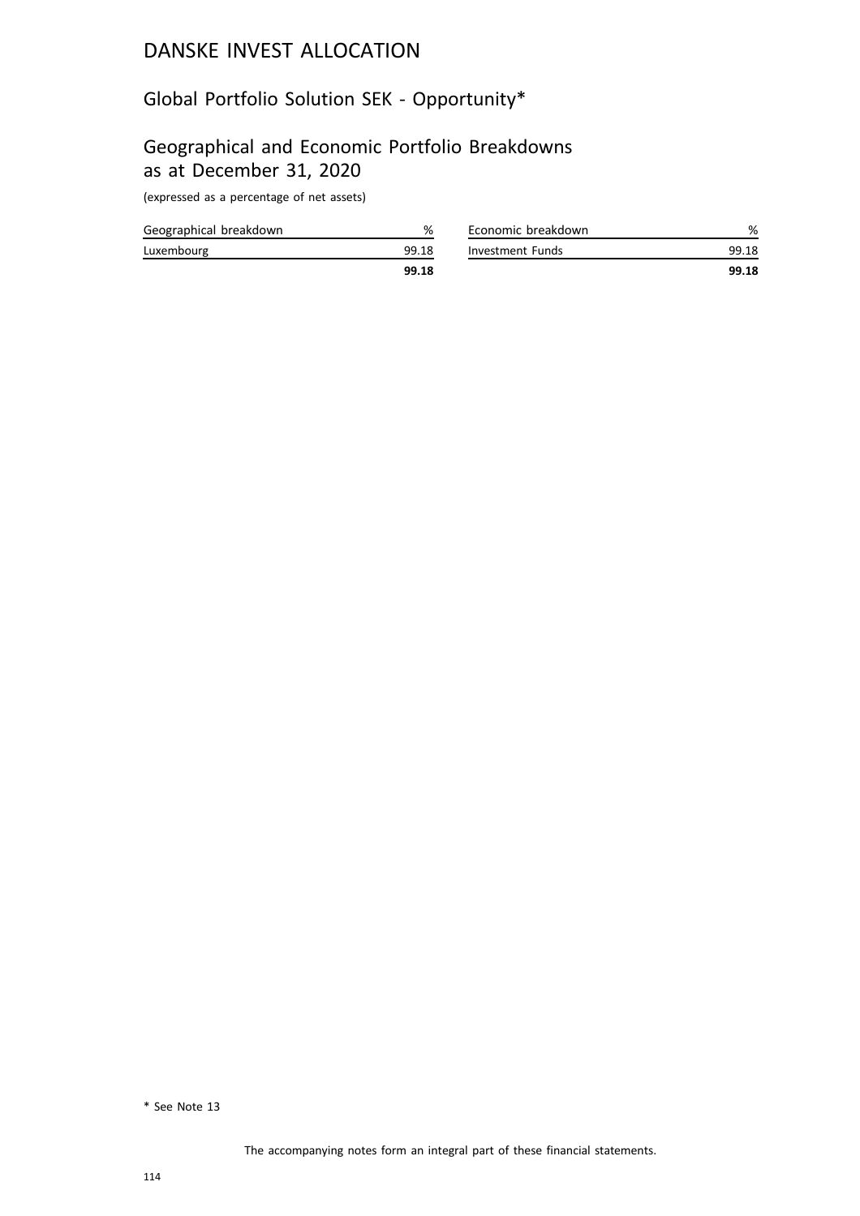# DANSKE INVEST ALLOCATION

## Global Portfolio Solution SEK - Opportunity*

## Geographical and Economic Portfolio Breakdowns as at December 31, 2020

(expressed as a percentage of net assets)

| Geographical breakdown | % |
|---|---|
| Luxembourg | 99.18 |
| | **99.18** |

| Economic breakdown | % |
|---|---|
| Investment Funds | 99.18 |
| | **99.18** |

\* See Note 13

The accompanying notes form an integral part of these financial statements.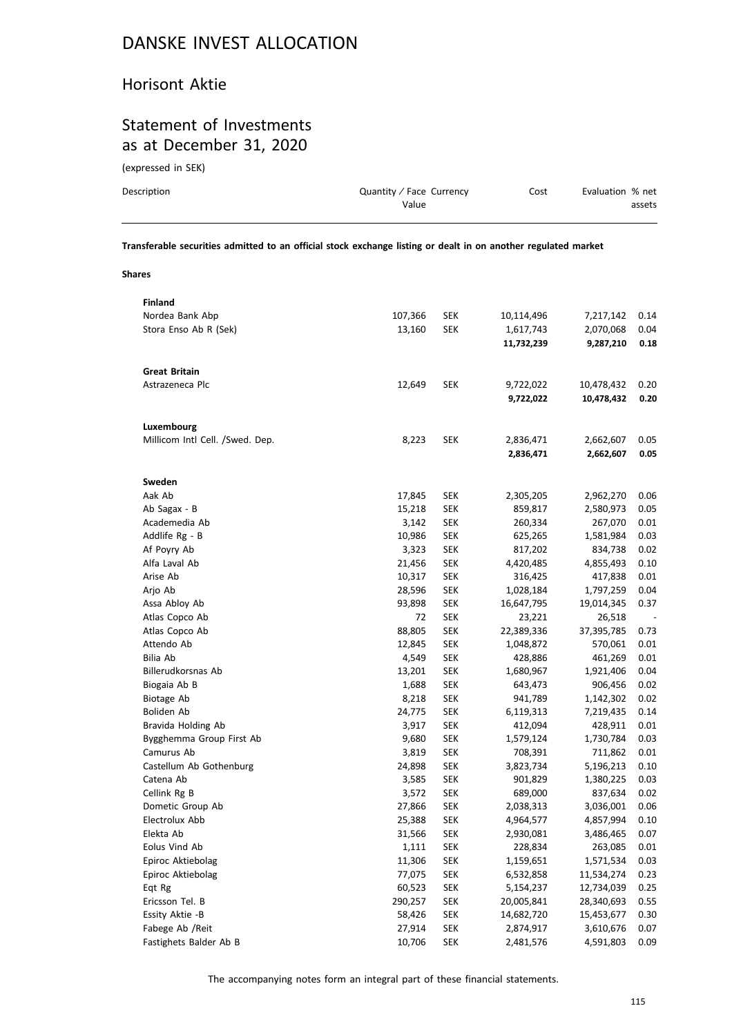# DANSKE INVEST ALLOCATION

## Horisont Aktie

## Statement of Investments as at December 31, 2020

(expressed in SEK)

| Description | Quantity / Face Value | Currency | Cost | Evaluation | % net assets |
|---|---|---|---|---|---|
| **Transferable securities admitted to an official stock exchange listing or dealt in on another regulated market** | | | | | |
| **Shares** | | | | | |
| **Finland** | | | | | |
| Nordea Bank Abp | 107,366 | SEK | 10,114,496 | 7,217,142 | 0.14 |
| Stora Enso Ab R (Sek) | 13,160 | SEK | 1,617,743 | 2,070,068 | 0.04 |
| | | | **11,732,239** | **9,287,210** | **0.18** |
| **Great Britain** | | | | | |
| Astrazeneca Plc | 12,649 | SEK | 9,722,022 | 10,478,432 | 0.20 |
| | | | **9,722,022** | **10,478,432** | **0.20** |
| **Luxembourg** | | | | | |
| Millicom Intl Cell. /Swed. Dep. | 8,223 | SEK | 2,836,471 | 2,662,607 | 0.05 |
| | | | **2,836,471** | **2,662,607** | **0.05** |
| **Sweden** | | | | | |
| Aak Ab | 17,845 | SEK | 2,305,205 | 2,962,270 | 0.06 |
| Ab Sagax - B | 15,218 | SEK | 859,817 | 2,580,973 | 0.05 |
| Academedia Ab | 3,142 | SEK | 260,334 | 267,070 | 0.01 |
| Addlife Rg - B | 10,986 | SEK | 625,265 | 1,581,984 | 0.03 |
| Af Poyry Ab | 3,323 | SEK | 817,202 | 834,738 | 0.02 |
| Alfa Laval Ab | 21,456 | SEK | 4,420,485 | 4,855,493 | 0.10 |
| Arise Ab | 10,317 | SEK | 316,425 | 417,838 | 0.01 |
| Arjo Ab | 28,596 | SEK | 1,028,184 | 1,797,259 | 0.04 |
| Assa Abloy Ab | 93,898 | SEK | 16,647,795 | 19,014,345 | 0.37 |
| Atlas Copco Ab | 72 | SEK | 23,221 | 26,518 | - |
| Atlas Copco Ab | 88,805 | SEK | 22,389,336 | 37,395,785 | 0.73 |
| Attendo Ab | 12,845 | SEK | 1,048,872 | 570,061 | 0.01 |
| Bilia Ab | 4,549 | SEK | 428,886 | 461,269 | 0.01 |
| Billerudkorsnas Ab | 13,201 | SEK | 1,680,967 | 1,921,406 | 0.04 |
| Biogaia Ab B | 1,688 | SEK | 643,473 | 906,456 | 0.02 |
| Biotage Ab | 8,218 | SEK | 941,789 | 1,142,302 | 0.02 |
| Boliden Ab | 24,775 | SEK | 6,119,313 | 7,219,435 | 0.14 |
| Bravida Holding Ab | 3,917 | SEK | 412,094 | 428,911 | 0.01 |
| Bygghemma Group First Ab | 9,680 | SEK | 1,579,124 | 1,730,784 | 0.03 |
| Camurus Ab | 3,819 | SEK | 708,391 | 711,862 | 0.01 |
| Castellum Ab Gothenburg | 24,898 | SEK | 3,823,734 | 5,196,213 | 0.10 |
| Catena Ab | 3,585 | SEK | 901,829 | 1,380,225 | 0.03 |
| Cellink Rg B | 3,572 | SEK | 689,000 | 837,634 | 0.02 |
| Dometic Group Ab | 27,866 | SEK | 2,038,313 | 3,036,001 | 0.06 |
| Electrolux Abb | 25,388 | SEK | 4,964,577 | 4,857,994 | 0.10 |
| Elekta Ab | 31,566 | SEK | 2,930,081 | 3,486,465 | 0.07 |
| Eolus Vind Ab | 1,111 | SEK | 228,834 | 263,085 | 0.01 |
| Epiroc Aktiebolag | 11,306 | SEK | 1,159,651 | 1,571,534 | 0.03 |
| Epiroc Aktiebolag | 77,075 | SEK | 6,532,858 | 11,534,274 | 0.23 |
| Eqt Rg | 60,523 | SEK | 5,154,237 | 12,734,039 | 0.25 |
| Ericsson Tel. B | 290,257 | SEK | 20,005,841 | 28,340,693 | 0.55 |
| Essity Aktie -B | 58,426 | SEK | 14,682,720 | 15,453,677 | 0.30 |
| Fabege Ab /Reit | 27,914 | SEK | 2,874,917 | 3,610,676 | 0.07 |
| Fastighets Balder Ab B | 10,706 | SEK | 2,481,576 | 4,591,803 | 0.09 |

The accompanying notes form an integral part of these financial statements.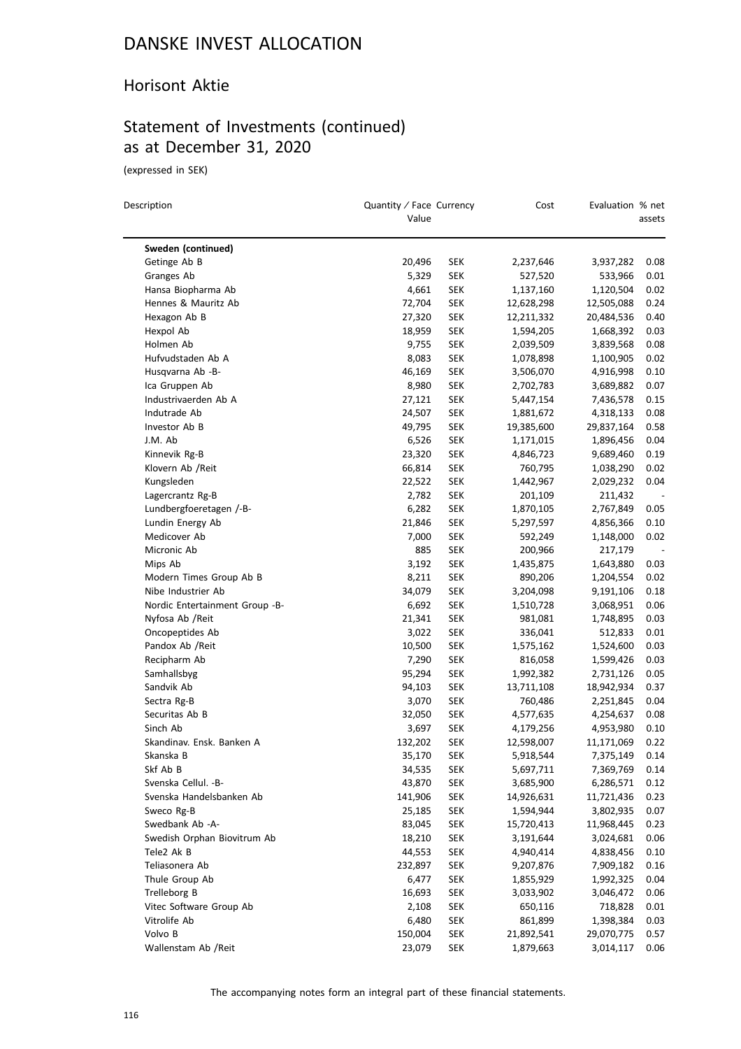# DANSKE INVEST ALLOCATION

## Horisont Aktie

## Statement of Investments (continued) as at December 31, 2020

(expressed in SEK)

| Description | Quantity / Face Value | Currency | Cost | Evaluation | % net assets |
|---|---|---|---|---|---|
| **Sweden (continued)** | | | | | |
| Getinge Ab B | 20,496 | SEK | 2,237,646 | 3,937,282 | 0.08 |
| Granges Ab | 5,329 | SEK | 527,520 | 533,966 | 0.01 |
| Hansa Biopharma Ab | 4,661 | SEK | 1,137,160 | 1,120,504 | 0.02 |
| Hennes & Mauritz Ab | 72,704 | SEK | 12,628,298 | 12,505,088 | 0.24 |
| Hexagon Ab B | 27,320 | SEK | 12,211,332 | 20,484,536 | 0.40 |
| Hexpol Ab | 18,959 | SEK | 1,594,205 | 1,668,392 | 0.03 |
| Holmen Ab | 9,755 | SEK | 2,039,509 | 3,839,568 | 0.08 |
| Hufvudstaden Ab A | 8,083 | SEK | 1,078,898 | 1,100,905 | 0.02 |
| Husqvarna Ab -B- | 46,169 | SEK | 3,506,070 | 4,916,998 | 0.10 |
| Ica Gruppen Ab | 8,980 | SEK | 2,702,783 | 3,689,882 | 0.07 |
| Industrivaerden Ab A | 27,121 | SEK | 5,447,154 | 7,436,578 | 0.15 |
| Indutrade Ab | 24,507 | SEK | 1,881,672 | 4,318,133 | 0.08 |
| Investor Ab B | 49,795 | SEK | 19,385,600 | 29,837,164 | 0.58 |
| J.M. Ab | 6,526 | SEK | 1,171,015 | 1,896,456 | 0.04 |
| Kinnevik Rg-B | 23,320 | SEK | 4,846,723 | 9,689,460 | 0.19 |
| Klovern Ab /Reit | 66,814 | SEK | 760,795 | 1,038,290 | 0.02 |
| Kungsleden | 22,522 | SEK | 1,442,967 | 2,029,232 | 0.04 |
| Lagercrantz Rg-B | 2,782 | SEK | 201,109 | 211,432 | - |
| Lundbergfoeretagen /-B- | 6,282 | SEK | 1,870,105 | 2,767,849 | 0.05 |
| Lundin Energy Ab | 21,846 | SEK | 5,297,597 | 4,856,366 | 0.10 |
| Medicover Ab | 7,000 | SEK | 592,249 | 1,148,000 | 0.02 |
| Micronic Ab | 885 | SEK | 200,966 | 217,179 | - |
| Mips Ab | 3,192 | SEK | 1,435,875 | 1,643,880 | 0.03 |
| Modern Times Group Ab B | 8,211 | SEK | 890,206 | 1,204,554 | 0.02 |
| Nibe Industrier Ab | 34,079 | SEK | 3,204,098 | 9,191,106 | 0.18 |
| Nordic Entertainment Group -B- | 6,692 | SEK | 1,510,728 | 3,068,951 | 0.06 |
| Nyfosa Ab /Reit | 21,341 | SEK | 981,081 | 1,748,895 | 0.03 |
| Oncopeptides Ab | 3,022 | SEK | 336,041 | 512,833 | 0.01 |
| Pandox Ab /Reit | 10,500 | SEK | 1,575,162 | 1,524,600 | 0.03 |
| Recipharm Ab | 7,290 | SEK | 816,058 | 1,599,426 | 0.03 |
| Samhallsbyg | 95,294 | SEK | 1,992,382 | 2,731,126 | 0.05 |
| Sandvik Ab | 94,103 | SEK | 13,711,108 | 18,942,934 | 0.37 |
| Sectra Rg-B | 3,070 | SEK | 760,486 | 2,251,845 | 0.04 |
| Securitas Ab B | 32,050 | SEK | 4,577,635 | 4,254,637 | 0.08 |
| Sinch Ab | 3,697 | SEK | 4,179,256 | 4,953,980 | 0.10 |
| Skandinav. Ensk. Banken A | 132,202 | SEK | 12,598,007 | 11,171,069 | 0.22 |
| Skanska B | 35,170 | SEK | 5,918,544 | 7,375,149 | 0.14 |
| Skf Ab B | 34,535 | SEK | 5,697,711 | 7,369,769 | 0.14 |
| Svenska Cellul. -B- | 43,870 | SEK | 3,685,900 | 6,286,571 | 0.12 |
| Svenska Handelsbanken Ab | 141,906 | SEK | 14,926,631 | 11,721,436 | 0.23 |
| Sweco Rg-B | 25,185 | SEK | 1,594,944 | 3,802,935 | 0.07 |
| Swedbank Ab -A- | 83,045 | SEK | 15,720,413 | 11,968,445 | 0.23 |
| Swedish Orphan Biovitrum Ab | 18,210 | SEK | 3,191,644 | 3,024,681 | 0.06 |
| Tele2 Ak B | 44,553 | SEK | 4,940,414 | 4,838,456 | 0.10 |
| Teliasonera Ab | 232,897 | SEK | 9,207,876 | 7,909,182 | 0.16 |
| Thule Group Ab | 6,477 | SEK | 1,855,929 | 1,992,325 | 0.04 |
| Trelleborg B | 16,693 | SEK | 3,033,902 | 3,046,472 | 0.06 |
| Vitec Software Group Ab | 2,108 | SEK | 650,116 | 718,828 | 0.01 |
| Vitrolife Ab | 6,480 | SEK | 861,899 | 1,398,384 | 0.03 |
| Volvo B | 150,004 | SEK | 21,892,541 | 29,070,775 | 0.57 |
| Wallenstam Ab /Reit | 23,079 | SEK | 1,879,663 | 3,014,117 | 0.06 |

The accompanying notes form an integral part of these financial statements.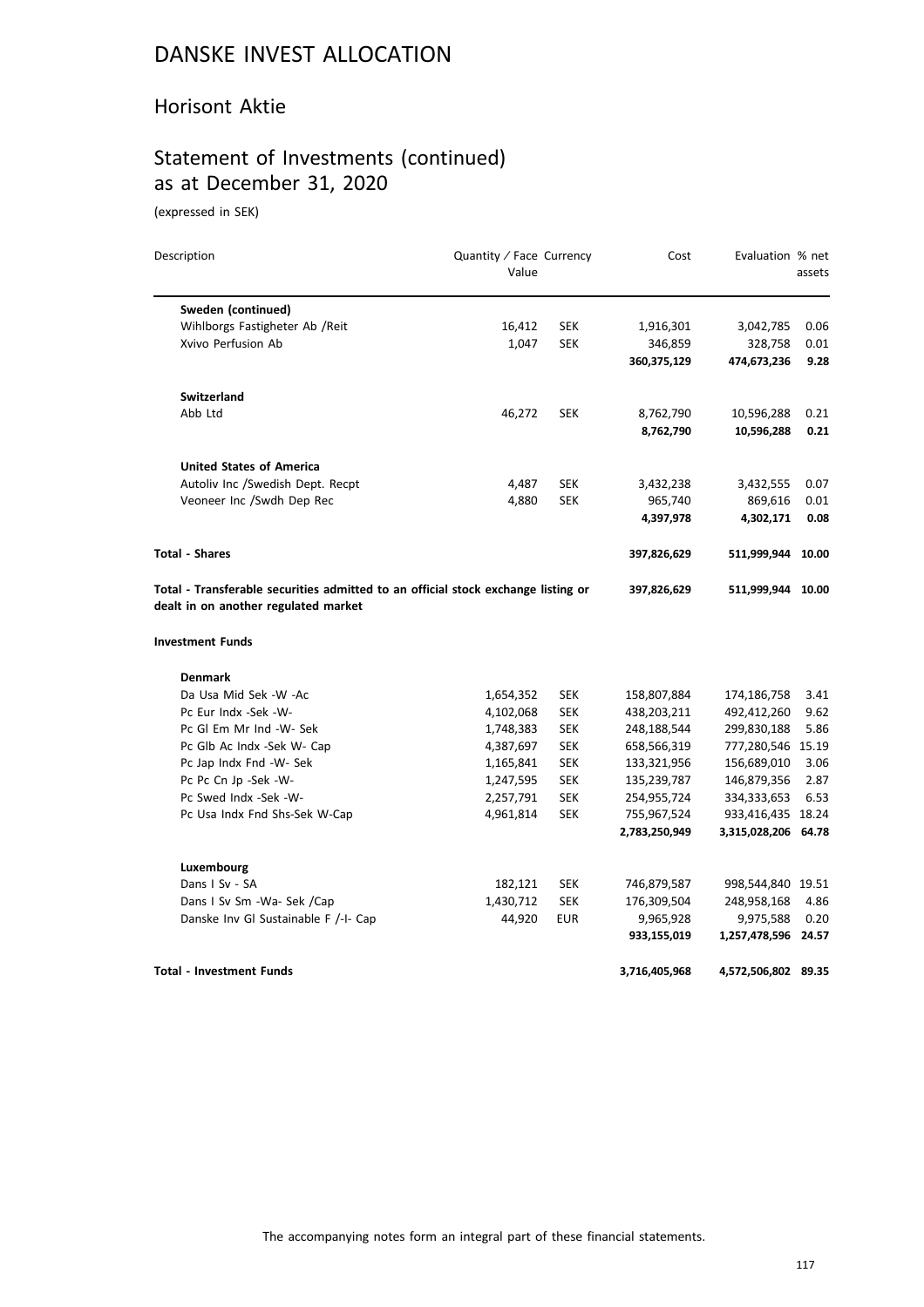# DANSKE INVEST ALLOCATION

## Horisont Aktie

## Statement of Investments (continued) as at December 31, 2020

(expressed in SEK)

| Description | Quantity / Face Value | Currency | Cost | Evaluation | % net assets |
|---|---|---|---|---|---|
| **Sweden (continued)** | | | | | |
| Wihlborgs Fastigheter Ab /Reit | 16,412 | SEK | 1,916,301 | 3,042,785 | 0.06 |
| Xvivo Perfusion Ab | 1,047 | SEK | 346,859 | 328,758 | 0.01 |
| | | | **360,375,129** | **474,673,236** | **9.28** |
| **Switzerland** | | | | | |
| Abb Ltd | 46,272 | SEK | 8,762,790 | 10,596,288 | 0.21 |
| | | | **8,762,790** | **10,596,288** | **0.21** |
| **United States of America** | | | | | |
| Autoliv Inc /Swedish Dept. Recpt | 4,487 | SEK | 3,432,238 | 3,432,555 | 0.07 |
| Veoneer Inc /Swdh Dep Rec | 4,880 | SEK | 965,740 | 869,616 | 0.01 |
| | | | **4,397,978** | **4,302,171** | **0.08** |
| **Total - Shares** | | | **397,826,629** | **511,999,944** | **10.00** |
| **Total - Transferable securities admitted to an official stock exchange listing or dealt in on another regulated market** | | | **397,826,629** | **511,999,944** | **10.00** |
| **Investment Funds** | | | | | |
| **Denmark** | | | | | |
| Da Usa Mid Sek -W -Ac | 1,654,352 | SEK | 158,807,884 | 174,186,758 | 3.41 |
| Pc Eur Indx -Sek -W- | 4,102,068 | SEK | 438,203,211 | 492,412,260 | 9.62 |
| Pc Gl Em Mr Ind -W- Sek | 1,748,383 | SEK | 248,188,544 | 299,830,188 | 5.86 |
| Pc Glb Ac Indx -Sek W- Cap | 4,387,697 | SEK | 658,566,319 | 777,280,546 | 15.19 |
| Pc Jap Indx Fnd -W- Sek | 1,165,841 | SEK | 133,321,956 | 156,689,010 | 3.06 |
| Pc Pc Cn Jp -Sek -W- | 1,247,595 | SEK | 135,239,787 | 146,879,356 | 2.87 |
| Pc Swed Indx -Sek -W- | 2,257,791 | SEK | 254,955,724 | 334,333,653 | 6.53 |
| Pc Usa Indx Fnd Shs-Sek W-Cap | 4,961,814 | SEK | 755,967,524 | 933,416,435 | 18.24 |
| | | | **2,783,250,949** | **3,315,028,206** | **64.78** |
| **Luxembourg** | | | | | |
| Dans I Sv - SA | 182,121 | SEK | 746,879,587 | 998,544,840 | 19.51 |
| Dans I Sv Sm -Wa- Sek /Cap | 1,430,712 | SEK | 176,309,504 | 248,958,168 | 4.86 |
| Danske Inv Gl Sustainable F /-I- Cap | 44,920 | EUR | 9,965,928 | 9,975,588 | 0.20 |
| | | | **933,155,019** | **1,257,478,596** | **24.57** |
| **Total - Investment Funds** | | | **3,716,405,968** | **4,572,506,802** | **89.35** |

The accompanying notes form an integral part of these financial statements.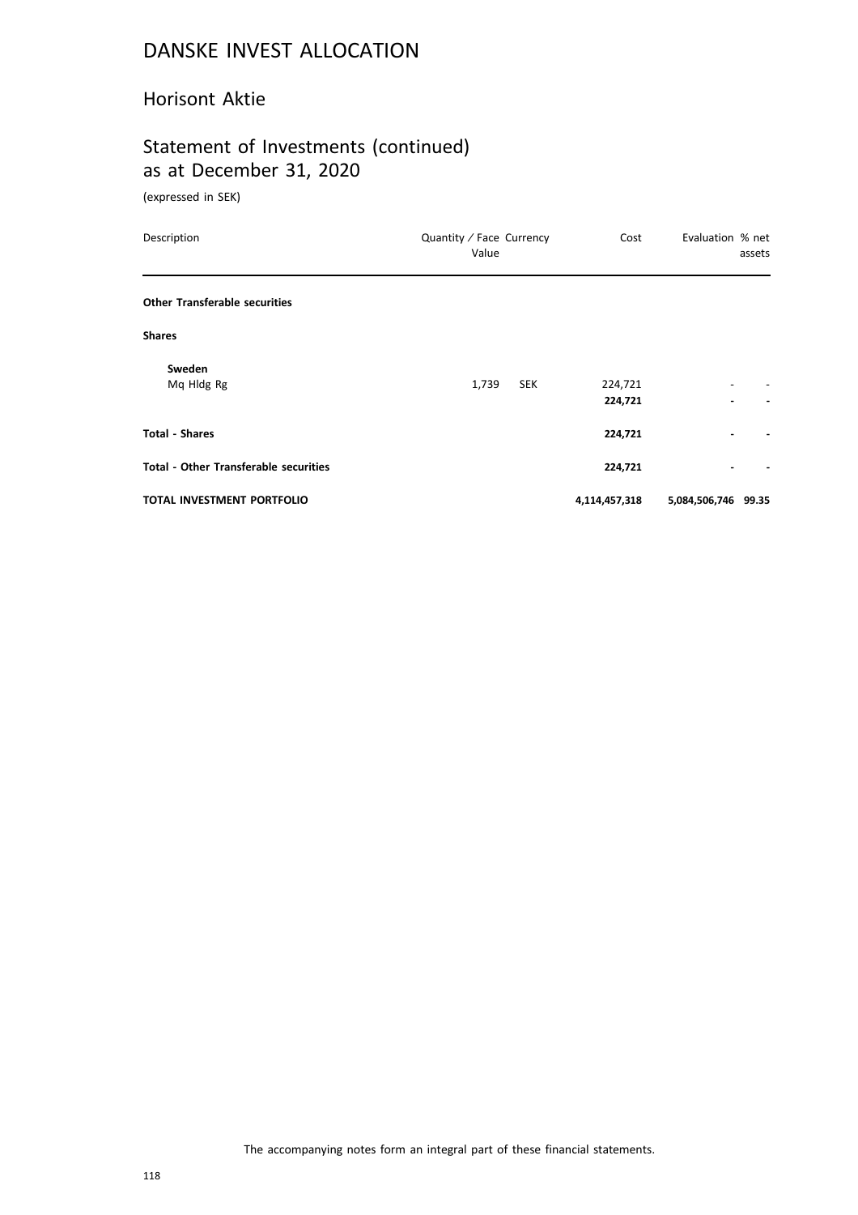# DANSKE INVEST ALLOCATION

## Horisont Aktie

## Statement of Investments (continued) as at December 31, 2020

(expressed in SEK)

| Description | Quantity / Face Value | Currency | Cost | Evaluation | % net assets |
|---|---|---|---|---|---|
| **Other Transferable securities** | | | | | |
| **Shares** | | | | | |
| **Sweden** | | | | | |
| Mq Hldg Rg | 1,739 | SEK | 224,721 | - | - |
| | | | **224,721** | **-** | **-** |
| **Total - Shares** | | | **224,721** | **-** | **-** |
| **Total - Other Transferable securities** | | | **224,721** | **-** | **-** |
| **TOTAL INVESTMENT PORTFOLIO** | | | **4,114,457,318** | **5,084,506,746** | **99.35** |

The accompanying notes form an integral part of these financial statements.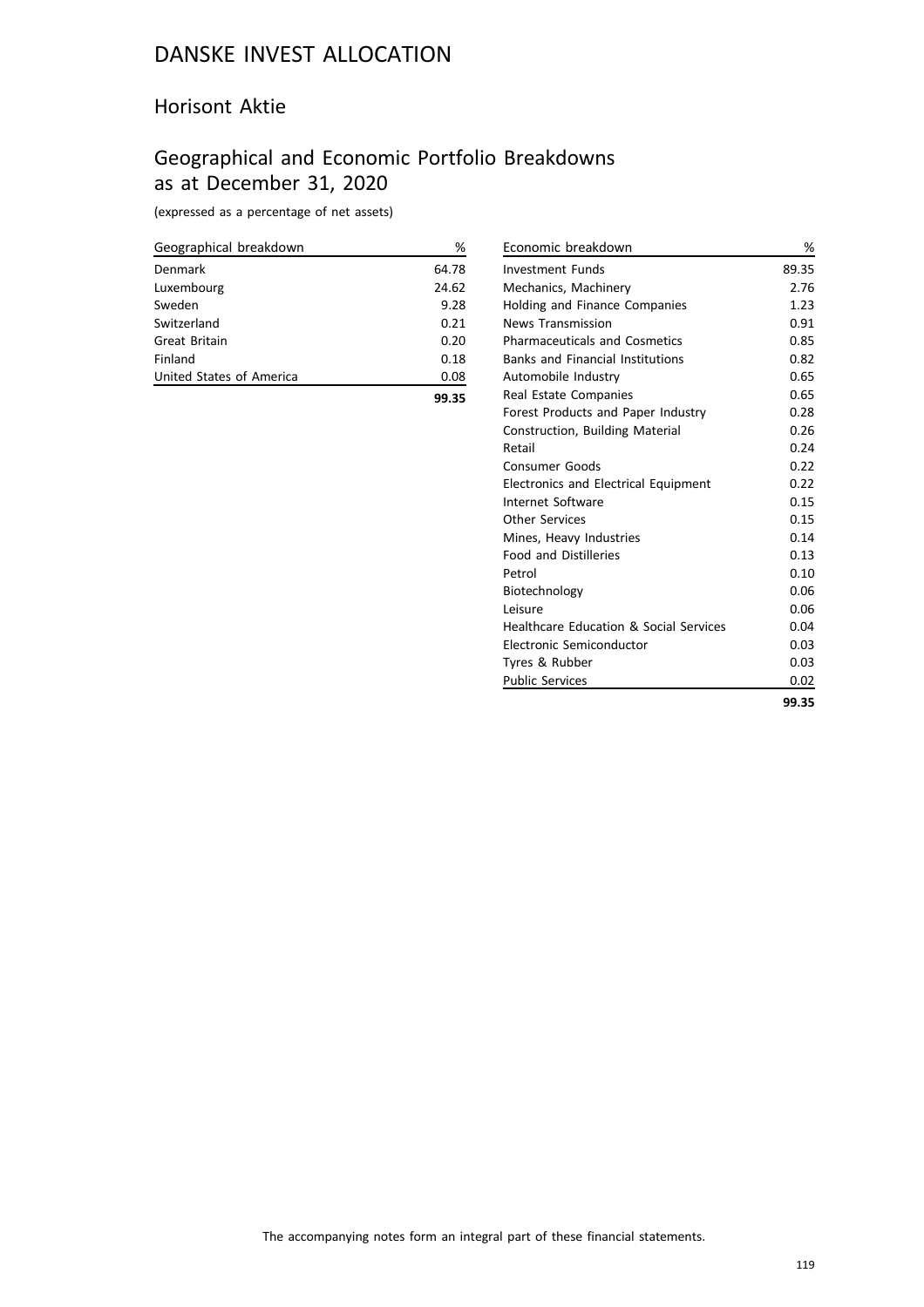# DANSKE INVEST ALLOCATION

## Horisont Aktie

## Geographical and Economic Portfolio Breakdowns as at December 31, 2020

(expressed as a percentage of net assets)

| Geographical breakdown | % |
|---|---|
| Denmark | 64.78 |
| Luxembourg | 24.62 |
| Sweden | 9.28 |
| Switzerland | 0.21 |
| Great Britain | 0.20 |
| Finland | 0.18 |
| United States of America | 0.08 |
| | **99.35** |

| Economic breakdown | % |
|---|---|
| Investment Funds | 89.35 |
| Mechanics, Machinery | 2.76 |
| Holding and Finance Companies | 1.23 |
| News Transmission | 0.91 |
| Pharmaceuticals and Cosmetics | 0.85 |
| Banks and Financial Institutions | 0.82 |
| Automobile Industry | 0.65 |
| Real Estate Companies | 0.65 |
| Forest Products and Paper Industry | 0.28 |
| Construction, Building Material | 0.26 |
| Retail | 0.24 |
| Consumer Goods | 0.22 |
| Electronics and Electrical Equipment | 0.22 |
| Internet Software | 0.15 |
| Other Services | 0.15 |
| Mines, Heavy Industries | 0.14 |
| Food and Distilleries | 0.13 |
| Petrol | 0.10 |
| Biotechnology | 0.06 |
| Leisure | 0.06 |
| Healthcare Education & Social Services | 0.04 |
| Electronic Semiconductor | 0.03 |
| Tyres & Rubber | 0.03 |
| Public Services | 0.02 |
| | **99.35** |

The accompanying notes form an integral part of these financial statements.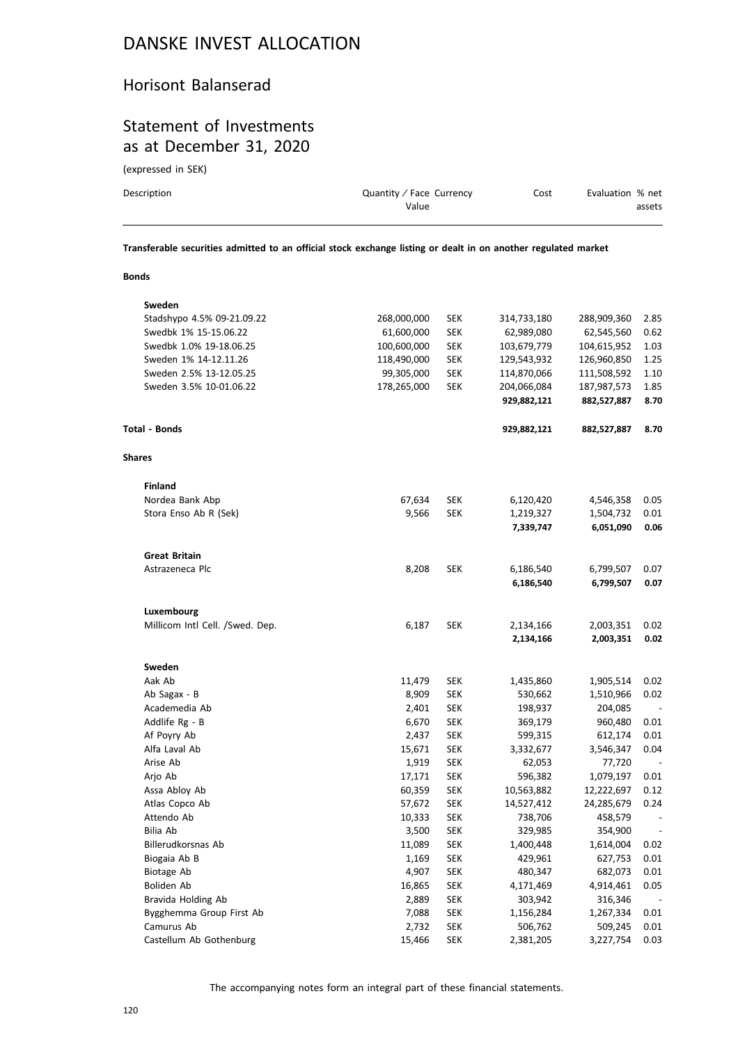# DANSKE INVEST ALLOCATION

## Horisont Balanserad

## Statement of Investments as at December 31, 2020

(expressed in SEK)

| Description | Quantity / Face Value | Currency | Cost | Evaluation | % net assets |
|---|---|---|---|---|---|
| **Transferable securities admitted to an official stock exchange listing or dealt in on another regulated market** | | | | | |
| **Bonds** | | | | | |
| **Sweden** | | | | | |
| Stadshypo 4.5% 09-21.09.22 | 268,000,000 | SEK | 314,733,180 | 288,909,360 | 2.85 |
| Swedbk 1% 15-15.06.22 | 61,600,000 | SEK | 62,989,080 | 62,545,560 | 0.62 |
| Swedbk 1.0% 19-18.06.25 | 100,600,000 | SEK | 103,679,779 | 104,615,952 | 1.03 |
| Sweden 1% 14-12.11.26 | 118,490,000 | SEK | 129,543,932 | 126,960,850 | 1.25 |
| Sweden 2.5% 13-12.05.25 | 99,305,000 | SEK | 114,870,066 | 111,508,592 | 1.10 |
| Sweden 3.5% 10-01.06.22 | 178,265,000 | SEK | 204,066,084 | 187,987,573 | 1.85 |
| | | | **929,882,121** | **882,527,887** | **8.70** |
| **Total - Bonds** | | | **929,882,121** | **882,527,887** | **8.70** |
| **Shares** | | | | | |
| **Finland** | | | | | |
| Nordea Bank Abp | 67,634 | SEK | 6,120,420 | 4,546,358 | 0.05 |
| Stora Enso Ab R (Sek) | 9,566 | SEK | 1,219,327 | 1,504,732 | 0.01 |
| | | | **7,339,747** | **6,051,090** | **0.06** |
| **Great Britain** | | | | | |
| Astrazeneca Plc | 8,208 | SEK | 6,186,540 | 6,799,507 | 0.07 |
| | | | **6,186,540** | **6,799,507** | **0.07** |
| **Luxembourg** | | | | | |
| Millicom Intl Cell. /Swed. Dep. | 6,187 | SEK | 2,134,166 | 2,003,351 | 0.02 |
| | | | **2,134,166** | **2,003,351** | **0.02** |
| **Sweden** | | | | | |
| Aak Ab | 11,479 | SEK | 1,435,860 | 1,905,514 | 0.02 |
| Ab Sagax - B | 8,909 | SEK | 530,662 | 1,510,966 | 0.02 |
| Academedia Ab | 2,401 | SEK | 198,937 | 204,085 | - |
| Addlife Rg - B | 6,670 | SEK | 369,179 | 960,480 | 0.01 |
| Af Poyry Ab | 2,437 | SEK | 599,315 | 612,174 | 0.01 |
| Alfa Laval Ab | 15,671 | SEK | 3,332,677 | 3,546,347 | 0.04 |
| Arise Ab | 1,919 | SEK | 62,053 | 77,720 | - |
| Arjo Ab | 17,171 | SEK | 596,382 | 1,079,197 | 0.01 |
| Assa Abloy Ab | 60,359 | SEK | 10,563,882 | 12,222,697 | 0.12 |
| Atlas Copco Ab | 57,672 | SEK | 14,527,412 | 24,285,679 | 0.24 |
| Attendo Ab | 10,333 | SEK | 738,706 | 458,579 | - |
| Bilia Ab | 3,500 | SEK | 329,985 | 354,900 | - |
| Billerudkorsnas Ab | 11,089 | SEK | 1,400,448 | 1,614,004 | 0.02 |
| Biogaia Ab B | 1,169 | SEK | 429,961 | 627,753 | 0.01 |
| Biotage Ab | 4,907 | SEK | 480,347 | 682,073 | 0.01 |
| Boliden Ab | 16,865 | SEK | 4,171,469 | 4,914,461 | 0.05 |
| Bravida Holding Ab | 2,889 | SEK | 303,942 | 316,346 | - |
| Bygghemma Group First Ab | 7,088 | SEK | 1,156,284 | 1,267,334 | 0.01 |
| Camurus Ab | 2,732 | SEK | 506,762 | 509,245 | 0.01 |
| Castellum Ab Gothenburg | 15,466 | SEK | 2,381,205 | 3,227,754 | 0.03 |

The accompanying notes form an integral part of these financial statements.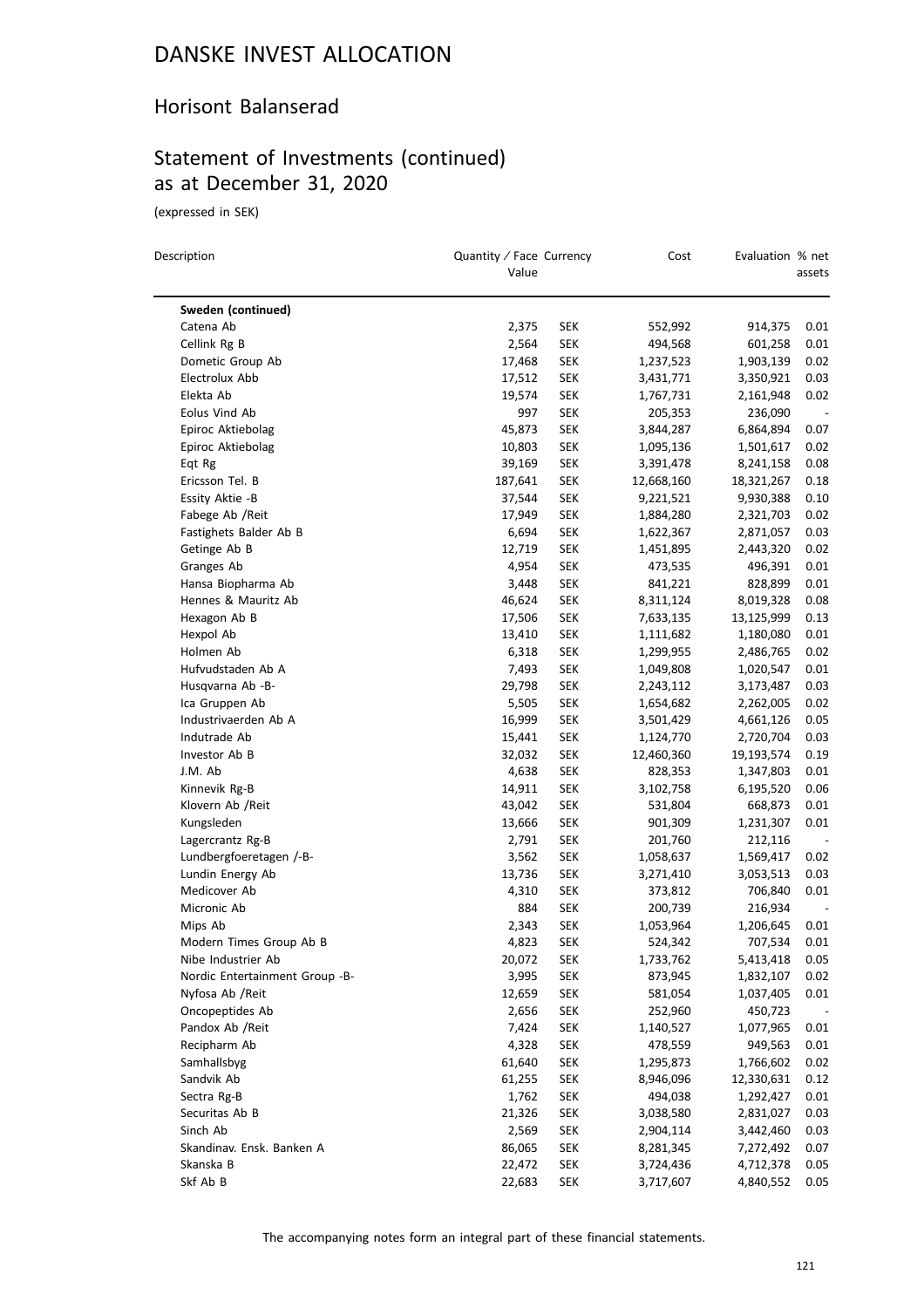# DANSKE INVEST ALLOCATION

## Horisont Balanserad

## Statement of Investments (continued) as at December 31, 2020

(expressed in SEK)

| Description | Quantity / Face Value | Currency | Cost | Evaluation | % net assets |
|---|---|---|---|---|---|
| **Sweden (continued)** | | | | | |
| Catena Ab | 2,375 | SEK | 552,992 | 914,375 | 0.01 |
| Cellink Rg B | 2,564 | SEK | 494,568 | 601,258 | 0.01 |
| Dometic Group Ab | 17,468 | SEK | 1,237,523 | 1,903,139 | 0.02 |
| Electrolux Abb | 17,512 | SEK | 3,431,771 | 3,350,921 | 0.03 |
| Elekta Ab | 19,574 | SEK | 1,767,731 | 2,161,948 | 0.02 |
| Eolus Vind Ab | 997 | SEK | 205,353 | 236,090 | - |
| Epiroc Aktiebolag | 45,873 | SEK | 3,844,287 | 6,864,894 | 0.07 |
| Epiroc Aktiebolag | 10,803 | SEK | 1,095,136 | 1,501,617 | 0.02 |
| Eqt Rg | 39,169 | SEK | 3,391,478 | 8,241,158 | 0.08 |
| Ericsson Tel. B | 187,641 | SEK | 12,668,160 | 18,321,267 | 0.18 |
| Essity Aktie -B | 37,544 | SEK | 9,221,521 | 9,930,388 | 0.10 |
| Fabege Ab /Reit | 17,949 | SEK | 1,884,280 | 2,321,703 | 0.02 |
| Fastighets Balder Ab B | 6,694 | SEK | 1,622,367 | 2,871,057 | 0.03 |
| Getinge Ab B | 12,719 | SEK | 1,451,895 | 2,443,320 | 0.02 |
| Granges Ab | 4,954 | SEK | 473,535 | 496,391 | 0.01 |
| Hansa Biopharma Ab | 3,448 | SEK | 841,221 | 828,899 | 0.01 |
| Hennes & Mauritz Ab | 46,624 | SEK | 8,311,124 | 8,019,328 | 0.08 |
| Hexagon Ab B | 17,506 | SEK | 7,633,135 | 13,125,999 | 0.13 |
| Hexpol Ab | 13,410 | SEK | 1,111,682 | 1,180,080 | 0.01 |
| Holmen Ab | 6,318 | SEK | 1,299,955 | 2,486,765 | 0.02 |
| Hufvudstaden Ab A | 7,493 | SEK | 1,049,808 | 1,020,547 | 0.01 |
| Husqvarna Ab -B- | 29,798 | SEK | 2,243,112 | 3,173,487 | 0.03 |
| Ica Gruppen Ab | 5,505 | SEK | 1,654,682 | 2,262,005 | 0.02 |
| Industrivaerden Ab A | 16,999 | SEK | 3,501,429 | 4,661,126 | 0.05 |
| Indutrade Ab | 15,441 | SEK | 1,124,770 | 2,720,704 | 0.03 |
| Investor Ab B | 32,032 | SEK | 12,460,360 | 19,193,574 | 0.19 |
| J.M. Ab | 4,638 | SEK | 828,353 | 1,347,803 | 0.01 |
| Kinnevik Rg-B | 14,911 | SEK | 3,102,758 | 6,195,520 | 0.06 |
| Klovern Ab /Reit | 43,042 | SEK | 531,804 | 668,873 | 0.01 |
| Kungsleden | 13,666 | SEK | 901,309 | 1,231,307 | 0.01 |
| Lagercrantz Rg-B | 2,791 | SEK | 201,760 | 212,116 | - |
| Lundbergfoeretagen /-B- | 3,562 | SEK | 1,058,637 | 1,569,417 | 0.02 |
| Lundin Energy Ab | 13,736 | SEK | 3,271,410 | 3,053,513 | 0.03 |
| Medicover Ab | 4,310 | SEK | 373,812 | 706,840 | 0.01 |
| Micronic Ab | 884 | SEK | 200,739 | 216,934 | - |
| Mips Ab | 2,343 | SEK | 1,053,964 | 1,206,645 | 0.01 |
| Modern Times Group Ab B | 4,823 | SEK | 524,342 | 707,534 | 0.01 |
| Nibe Industrier Ab | 20,072 | SEK | 1,733,762 | 5,413,418 | 0.05 |
| Nordic Entertainment Group -B- | 3,995 | SEK | 873,945 | 1,832,107 | 0.02 |
| Nyfosa Ab /Reit | 12,659 | SEK | 581,054 | 1,037,405 | 0.01 |
| Oncopeptides Ab | 2,656 | SEK | 252,960 | 450,723 | - |
| Pandox Ab /Reit | 7,424 | SEK | 1,140,527 | 1,077,965 | 0.01 |
| Recipharm Ab | 4,328 | SEK | 478,559 | 949,563 | 0.01 |
| Samhallsbyg | 61,640 | SEK | 1,295,873 | 1,766,602 | 0.02 |
| Sandvik Ab | 61,255 | SEK | 8,946,096 | 12,330,631 | 0.12 |
| Sectra Rg-B | 1,762 | SEK | 494,038 | 1,292,427 | 0.01 |
| Securitas Ab B | 21,326 | SEK | 3,038,580 | 2,831,027 | 0.03 |
| Sinch Ab | 2,569 | SEK | 2,904,114 | 3,442,460 | 0.03 |
| Skandinav. Ensk. Banken A | 86,065 | SEK | 8,281,345 | 7,272,492 | 0.07 |
| Skanska B | 22,472 | SEK | 3,724,436 | 4,712,378 | 0.05 |
| Skf Ab B | 22,683 | SEK | 3,717,607 | 4,840,552 | 0.05 |

The accompanying notes form an integral part of these financial statements.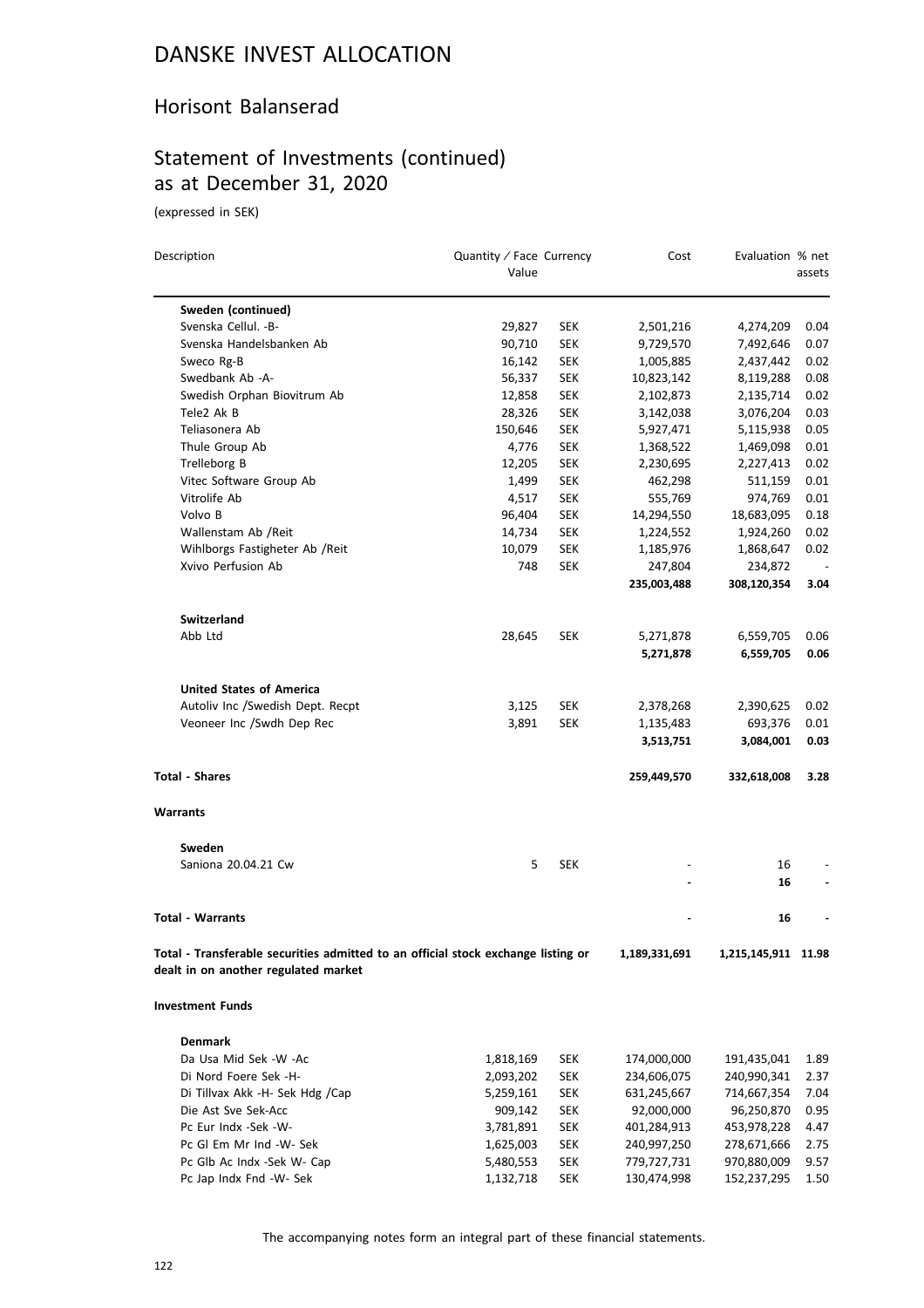# DANSKE INVEST ALLOCATION

## Horisont Balanserad

## Statement of Investments (continued) as at December 31, 2020

(expressed in SEK)

| Description | Quantity / Face Value | Currency | Cost | Evaluation | % net assets |
|---|---|---|---|---|---|
| **Sweden (continued)** | | | | | |
| Svenska Cellul. -B- | 29,827 | SEK | 2,501,216 | 4,274,209 | 0.04 |
| Svenska Handelsbanken Ab | 90,710 | SEK | 9,729,570 | 7,492,646 | 0.07 |
| Sweco Rg-B | 16,142 | SEK | 1,005,885 | 2,437,442 | 0.02 |
| Swedbank Ab -A- | 56,337 | SEK | 10,823,142 | 8,119,288 | 0.08 |
| Swedish Orphan Biovitrum Ab | 12,858 | SEK | 2,102,873 | 2,135,714 | 0.02 |
| Tele2 Ak B | 28,326 | SEK | 3,142,038 | 3,076,204 | 0.03 |
| Teliasonera Ab | 150,646 | SEK | 5,927,471 | 5,115,938 | 0.05 |
| Thule Group Ab | 4,776 | SEK | 1,368,522 | 1,469,098 | 0.01 |
| Trelleborg B | 12,205 | SEK | 2,230,695 | 2,227,413 | 0.02 |
| Vitec Software Group Ab | 1,499 | SEK | 462,298 | 511,159 | 0.01 |
| Vitrolife Ab | 4,517 | SEK | 555,769 | 974,769 | 0.01 |
| Volvo B | 96,404 | SEK | 14,294,550 | 18,683,095 | 0.18 |
| Wallenstam Ab /Reit | 14,734 | SEK | 1,224,552 | 1,924,260 | 0.02 |
| Wihlborgs Fastigheter Ab /Reit | 10,079 | SEK | 1,185,976 | 1,868,647 | 0.02 |
| Xvivo Perfusion Ab | 748 | SEK | 247,804 | 234,872 | - |
| | | | **235,003,488** | **308,120,354** | **3.04** |
| **Switzerland** | | | | | |
| Abb Ltd | 28,645 | SEK | 5,271,878 | 6,559,705 | 0.06 |
| | | | **5,271,878** | **6,559,705** | **0.06** |
| **United States of America** | | | | | |
| Autoliv Inc /Swedish Dept. Recpt | 3,125 | SEK | 2,378,268 | 2,390,625 | 0.02 |
| Veoneer Inc /Swdh Dep Rec | 3,891 | SEK | 1,135,483 | 693,376 | 0.01 |
| | | | **3,513,751** | **3,084,001** | **0.03** |
| **Total - Shares** | | | **259,449,570** | **332,618,008** | **3.28** |
| **Warrants** | | | | | |
| **Sweden** | | | | | |
| Saniona 20.04.21 Cw | 5 | SEK | - | 16 | - |
| | | | **-** | **16** | **-** |
| **Total - Warrants** | | | **-** | **16** | **-** |
| **Total - Transferable securities admitted to an official stock exchange listing or dealt in on another regulated market** | | | **1,189,331,691** | **1,215,145,911** | **11.98** |
| **Investment Funds** | | | | | |
| **Denmark** | | | | | |
| Da Usa Mid Sek -W -Ac | 1,818,169 | SEK | 174,000,000 | 191,435,041 | 1.89 |
| Di Nord Foere Sek -H- | 2,093,202 | SEK | 234,606,075 | 240,990,341 | 2.37 |
| Di Tillvax Akk -H- Sek Hdg /Cap | 5,259,161 | SEK | 631,245,667 | 714,667,354 | 7.04 |
| Die Ast Sve Sek-Acc | 909,142 | SEK | 92,000,000 | 96,250,870 | 0.95 |
| Pc Eur Indx -Sek -W- | 3,781,891 | SEK | 401,284,913 | 453,978,228 | 4.47 |
| Pc Gl Em Mr Ind -W- Sek | 1,625,003 | SEK | 240,997,250 | 278,671,666 | 2.75 |
| Pc Glb Ac Indx -Sek W- Cap | 5,480,553 | SEK | 779,727,731 | 970,880,009 | 9.57 |
| Pc Jap Indx Fnd -W- Sek | 1,132,718 | SEK | 130,474,998 | 152,237,295 | 1.50 |

The accompanying notes form an integral part of these financial statements.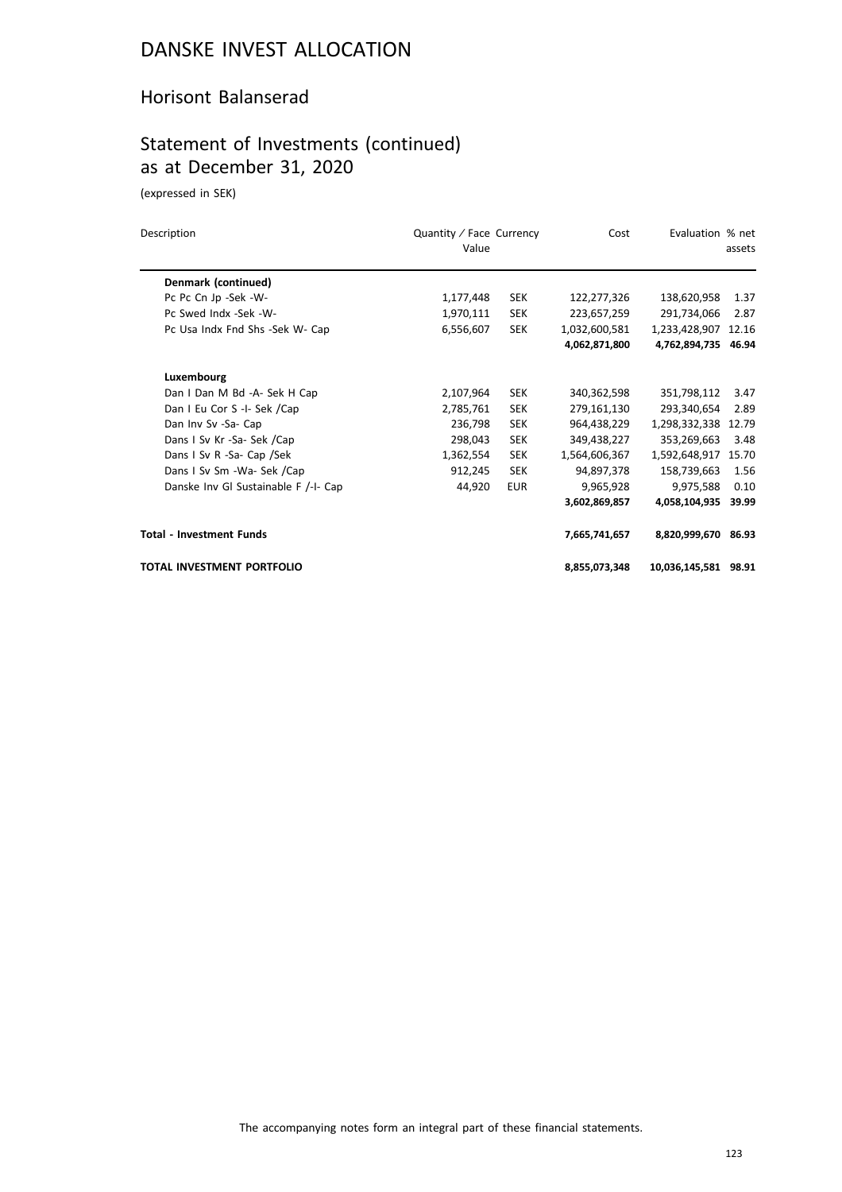# DANSKE INVEST ALLOCATION

## Horisont Balanserad

## Statement of Investments (continued) as at December 31, 2020

(expressed in SEK)

| Description | Quantity / Face Value | Currency | Cost | Evaluation | % net assets |
|---|---|---|---|---|---|
| **Denmark (continued)** | | | | | |
| Pc Pc Cn Jp -Sek -W- | 1,177,448 | SEK | 122,277,326 | 138,620,958 | 1.37 |
| Pc Swed Indx -Sek -W- | 1,970,111 | SEK | 223,657,259 | 291,734,066 | 2.87 |
| Pc Usa Indx Fnd Shs -Sek W- Cap | 6,556,607 | SEK | 1,032,600,581 | 1,233,428,907 | 12.16 |
| | | | **4,062,871,800** | **4,762,894,735** | **46.94** |
| **Luxembourg** | | | | | |
| Dan I Dan M Bd -A- Sek H Cap | 2,107,964 | SEK | 340,362,598 | 351,798,112 | 3.47 |
| Dan I Eu Cor S -I- Sek /Cap | 2,785,761 | SEK | 279,161,130 | 293,340,654 | 2.89 |
| Dan Inv Sv -Sa- Cap | 236,798 | SEK | 964,438,229 | 1,298,332,338 | 12.79 |
| Dans I Sv Kr -Sa- Sek /Cap | 298,043 | SEK | 349,438,227 | 353,269,663 | 3.48 |
| Dans I Sv R -Sa- Cap /Sek | 1,362,554 | SEK | 1,564,606,367 | 1,592,648,917 | 15.70 |
| Dans I Sv Sm -Wa- Sek /Cap | 912,245 | SEK | 94,897,378 | 158,739,663 | 1.56 |
| Danske Inv Gl Sustainable F /-I- Cap | 44,920 | EUR | 9,965,928 | 9,975,588 | 0.10 |
| | | | **3,602,869,857** | **4,058,104,935** | **39.99** |
| **Total - Investment Funds** | | | **7,665,741,657** | **8,820,999,670** | **86.93** |
| **TOTAL INVESTMENT PORTFOLIO** | | | **8,855,073,348** | **10,036,145,581** | **98.91** |

The accompanying notes form an integral part of these financial statements.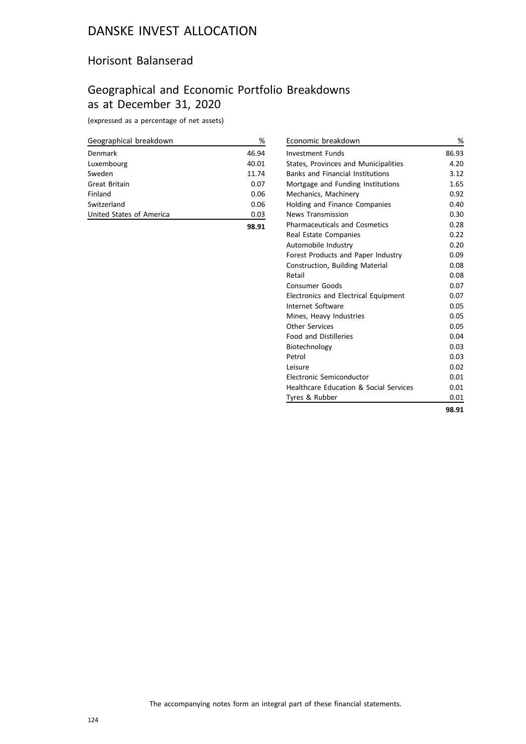# DANSKE INVEST ALLOCATION

## Horisont Balanserad

## Geographical and Economic Portfolio Breakdowns as at December 31, 2020

(expressed as a percentage of net assets)

| Geographical breakdown | % |
|---|---|
| Denmark | 46.94 |
| Luxembourg | 40.01 |
| Sweden | 11.74 |
| Great Britain | 0.07 |
| Finland | 0.06 |
| Switzerland | 0.06 |
| United States of America | 0.03 |
| | **98.91** |

| Economic breakdown | % |
|---|---|
| Investment Funds | 86.93 |
| States, Provinces and Municipalities | 4.20 |
| Banks and Financial Institutions | 3.12 |
| Mortgage and Funding Institutions | 1.65 |
| Mechanics, Machinery | 0.92 |
| Holding and Finance Companies | 0.40 |
| News Transmission | 0.30 |
| Pharmaceuticals and Cosmetics | 0.28 |
| Real Estate Companies | 0.22 |
| Automobile Industry | 0.20 |
| Forest Products and Paper Industry | 0.09 |
| Construction, Building Material | 0.08 |
| Retail | 0.08 |
| Consumer Goods | 0.07 |
| Electronics and Electrical Equipment | 0.07 |
| Internet Software | 0.05 |
| Mines, Heavy Industries | 0.05 |
| Other Services | 0.05 |
| Food and Distilleries | 0.04 |
| Biotechnology | 0.03 |
| Petrol | 0.03 |
| Leisure | 0.02 |
| Electronic Semiconductor | 0.01 |
| Healthcare Education & Social Services | 0.01 |
| Tyres & Rubber | 0.01 |
| | **98.91** |

The accompanying notes form an integral part of these financial statements.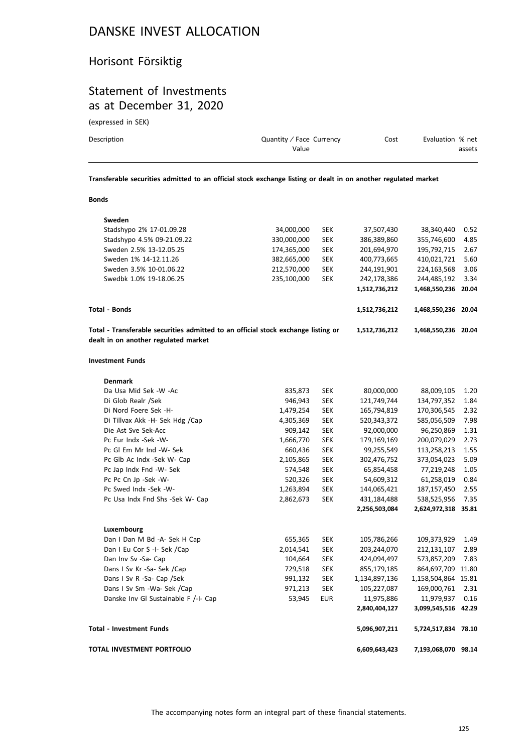# DANSKE INVEST ALLOCATION

## Horisont Försiktig

## Statement of Investments as at December 31, 2020

(expressed in SEK)

| Description | Quantity / Face Value | Currency | Cost | Evaluation | % net assets |
|---|---|---|---|---|---|
| **Transferable securities admitted to an official stock exchange listing or dealt in on another regulated market** | | | | | |
| **Bonds** | | | | | |
| **Sweden** | | | | | |
| Stadshypo 2% 17-01.09.28 | 34,000,000 | SEK | 37,507,430 | 38,340,440 | 0.52 |
| Stadshypo 4.5% 09-21.09.22 | 330,000,000 | SEK | 386,389,860 | 355,746,600 | 4.85 |
| Sweden 2.5% 13-12.05.25 | 174,365,000 | SEK | 201,694,970 | 195,792,715 | 2.67 |
| Sweden 1% 14-12.11.26 | 382,665,000 | SEK | 400,773,665 | 410,021,721 | 5.60 |
| Sweden 3.5% 10-01.06.22 | 212,570,000 | SEK | 244,191,901 | 224,163,568 | 3.06 |
| Swedbk 1.0% 19-18.06.25 | 235,100,000 | SEK | 242,178,386 | 244,485,192 | 3.34 |
| | | | **1,512,736,212** | **1,468,550,236** | **20.04** |
| **Total - Bonds** | | | **1,512,736,212** | **1,468,550,236** | **20.04** |
| **Total - Transferable securities admitted to an official stock exchange listing or dealt in on another regulated market** | | | **1,512,736,212** | **1,468,550,236** | **20.04** |
| **Investment Funds** | | | | | |
| **Denmark** | | | | | |
| Da Usa Mid Sek -W -Ac | 835,873 | SEK | 80,000,000 | 88,009,105 | 1.20 |
| Di Glob Realr /Sek | 946,943 | SEK | 121,749,744 | 134,797,352 | 1.84 |
| Di Nord Foere Sek -H- | 1,479,254 | SEK | 165,794,819 | 170,306,545 | 2.32 |
| Di Tillvax Akk -H- Sek Hdg /Cap | 4,305,369 | SEK | 520,343,372 | 585,056,509 | 7.98 |
| Die Ast Sve Sek-Acc | 909,142 | SEK | 92,000,000 | 96,250,869 | 1.31 |
| Pc Eur Indx -Sek -W- | 1,666,770 | SEK | 179,169,169 | 200,079,029 | 2.73 |
| Pc Gl Em Mr Ind -W- Sek | 660,436 | SEK | 99,255,549 | 113,258,213 | 1.55 |
| Pc Glb Ac Indx -Sek W- Cap | 2,105,865 | SEK | 302,476,752 | 373,054,023 | 5.09 |
| Pc Jap Indx Fnd -W- Sek | 574,548 | SEK | 65,854,458 | 77,219,248 | 1.05 |
| Pc Pc Cn Jp -Sek -W- | 520,326 | SEK | 54,609,312 | 61,258,019 | 0.84 |
| Pc Swed Indx -Sek -W- | 1,263,894 | SEK | 144,065,421 | 187,157,450 | 2.55 |
| Pc Usa Indx Fnd Shs -Sek W- Cap | 2,862,673 | SEK | 431,184,488 | 538,525,956 | 7.35 |
| | | | **2,256,503,084** | **2,624,972,318** | **35.81** |
| **Luxembourg** | | | | | |
| Dan I Dan M Bd -A- Sek H Cap | 655,365 | SEK | 105,786,266 | 109,373,929 | 1.49 |
| Dan I Eu Cor S -I- Sek /Cap | 2,014,541 | SEK | 203,244,070 | 212,131,107 | 2.89 |
| Dan Inv Sv -Sa- Cap | 104,664 | SEK | 424,094,497 | 573,857,209 | 7.83 |
| Dans I Sv Kr -Sa- Sek /Cap | 729,518 | SEK | 855,179,185 | 864,697,709 | 11.80 |
| Dans I Sv R -Sa- Cap /Sek | 991,132 | SEK | 1,134,897,136 | 1,158,504,864 | 15.81 |
| Dans I Sv Sm -Wa- Sek /Cap | 971,213 | SEK | 105,227,087 | 169,000,761 | 2.31 |
| Danske Inv Gl Sustainable F /-I- Cap | 53,945 | EUR | 11,975,886 | 11,979,937 | 0.16 |
| | | | **2,840,404,127** | **3,099,545,516** | **42.29** |
| **Total - Investment Funds** | | | **5,096,907,211** | **5,724,517,834** | **78.10** |
| **TOTAL INVESTMENT PORTFOLIO** | | | **6,609,643,423** | **7,193,068,070** | **98.14** |

The accompanying notes form an integral part of these financial statements.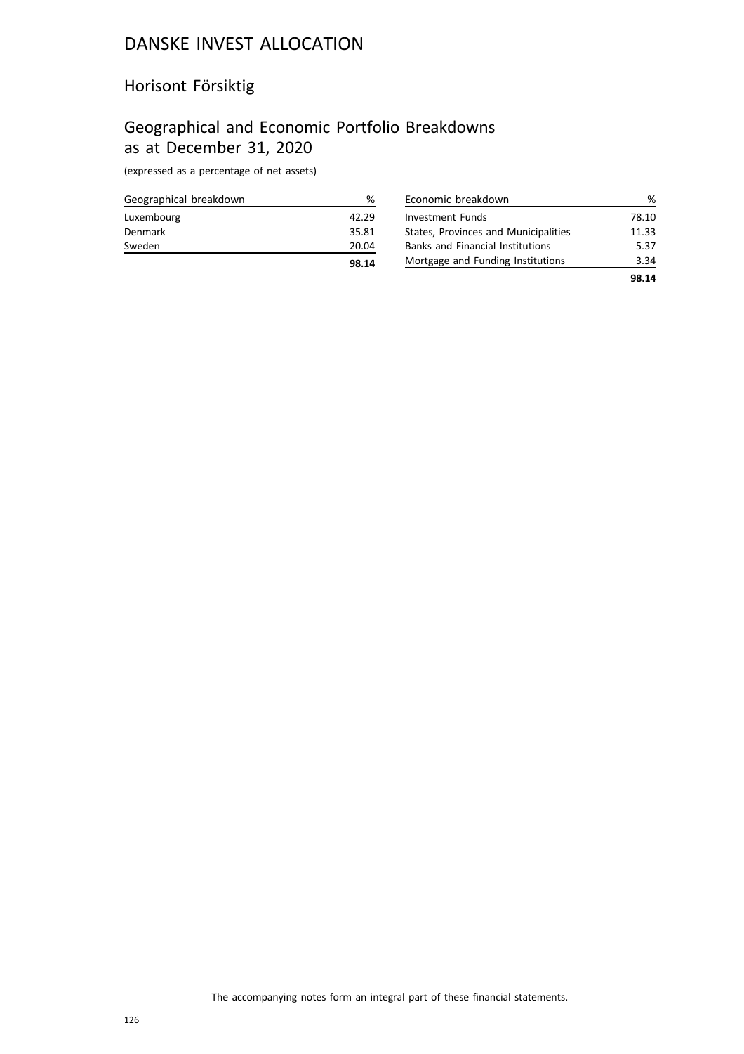# DANSKE INVEST ALLOCATION

## Horisont Försiktig

## Geographical and Economic Portfolio Breakdowns as at December 31, 2020

(expressed as a percentage of net assets)

| Geographical breakdown | % |
|---|---|
| Luxembourg | 42.29 |
| Denmark | 35.81 |
| Sweden | 20.04 |
| | **98.14** |

| Economic breakdown | % |
|---|---|
| Investment Funds | 78.10 |
| States, Provinces and Municipalities | 11.33 |
| Banks and Financial Institutions | 5.37 |
| Mortgage and Funding Institutions | 3.34 |
| | **98.14** |

The accompanying notes form an integral part of these financial statements.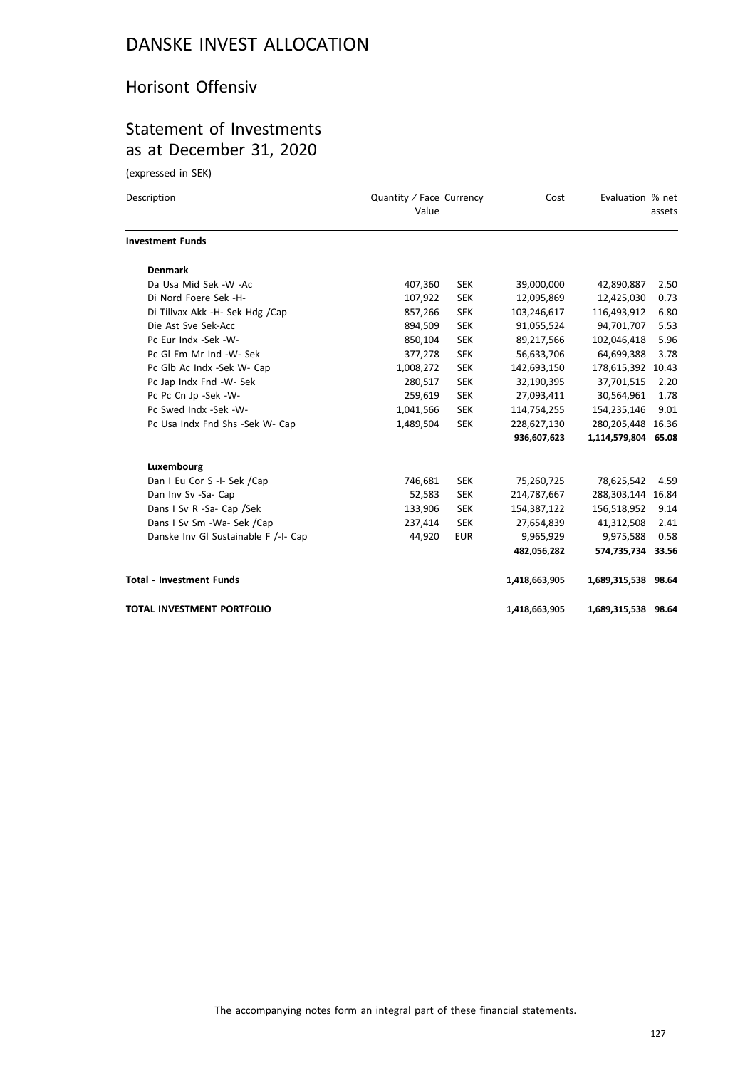# DANSKE INVEST ALLOCATION

## Horisont Offensiv

## Statement of Investments as at December 31, 2020

(expressed in SEK)

| Description | Quantity / Face Value | Currency | Cost | Evaluation | % net assets |
|---|---|---|---|---|---|
| **Investment Funds** | | | | | |
| **Denmark** | | | | | |
| Da Usa Mid Sek -W -Ac | 407,360 | SEK | 39,000,000 | 42,890,887 | 2.50 |
| Di Nord Foere Sek -H- | 107,922 | SEK | 12,095,869 | 12,425,030 | 0.73 |
| Di Tillvax Akk -H- Sek Hdg /Cap | 857,266 | SEK | 103,246,617 | 116,493,912 | 6.80 |
| Die Ast Sve Sek-Acc | 894,509 | SEK | 91,055,524 | 94,701,707 | 5.53 |
| Pc Eur Indx -Sek -W- | 850,104 | SEK | 89,217,566 | 102,046,418 | 5.96 |
| Pc Gl Em Mr Ind -W- Sek | 377,278 | SEK | 56,633,706 | 64,699,388 | 3.78 |
| Pc Glb Ac Indx -Sek W- Cap | 1,008,272 | SEK | 142,693,150 | 178,615,392 | 10.43 |
| Pc Jap Indx Fnd -W- Sek | 280,517 | SEK | 32,190,395 | 37,701,515 | 2.20 |
| Pc Pc Cn Jp -Sek -W- | 259,619 | SEK | 27,093,411 | 30,564,961 | 1.78 |
| Pc Swed Indx -Sek -W- | 1,041,566 | SEK | 114,754,255 | 154,235,146 | 9.01 |
| Pc Usa Indx Fnd Shs -Sek W- Cap | 1,489,504 | SEK | 228,627,130 | 280,205,448 | 16.36 |
| | | | **936,607,623** | **1,114,579,804** | **65.08** |
| **Luxembourg** | | | | | |
| Dan I Eu Cor S -I- Sek /Cap | 746,681 | SEK | 75,260,725 | 78,625,542 | 4.59 |
| Dan Inv Sv -Sa- Cap | 52,583 | SEK | 214,787,667 | 288,303,144 | 16.84 |
| Dans I Sv R -Sa- Cap /Sek | 133,906 | SEK | 154,387,122 | 156,518,952 | 9.14 |
| Dans I Sv Sm -Wa- Sek /Cap | 237,414 | SEK | 27,654,839 | 41,312,508 | 2.41 |
| Danske Inv Gl Sustainable F /-I- Cap | 44,920 | EUR | 9,965,929 | 9,975,588 | 0.58 |
| | | | **482,056,282** | **574,735,734** | **33.56** |
| **Total - Investment Funds** | | | **1,418,663,905** | **1,689,315,538** | **98.64** |
| **TOTAL INVESTMENT PORTFOLIO** | | | **1,418,663,905** | **1,689,315,538** | **98.64** |

The accompanying notes form an integral part of these financial statements.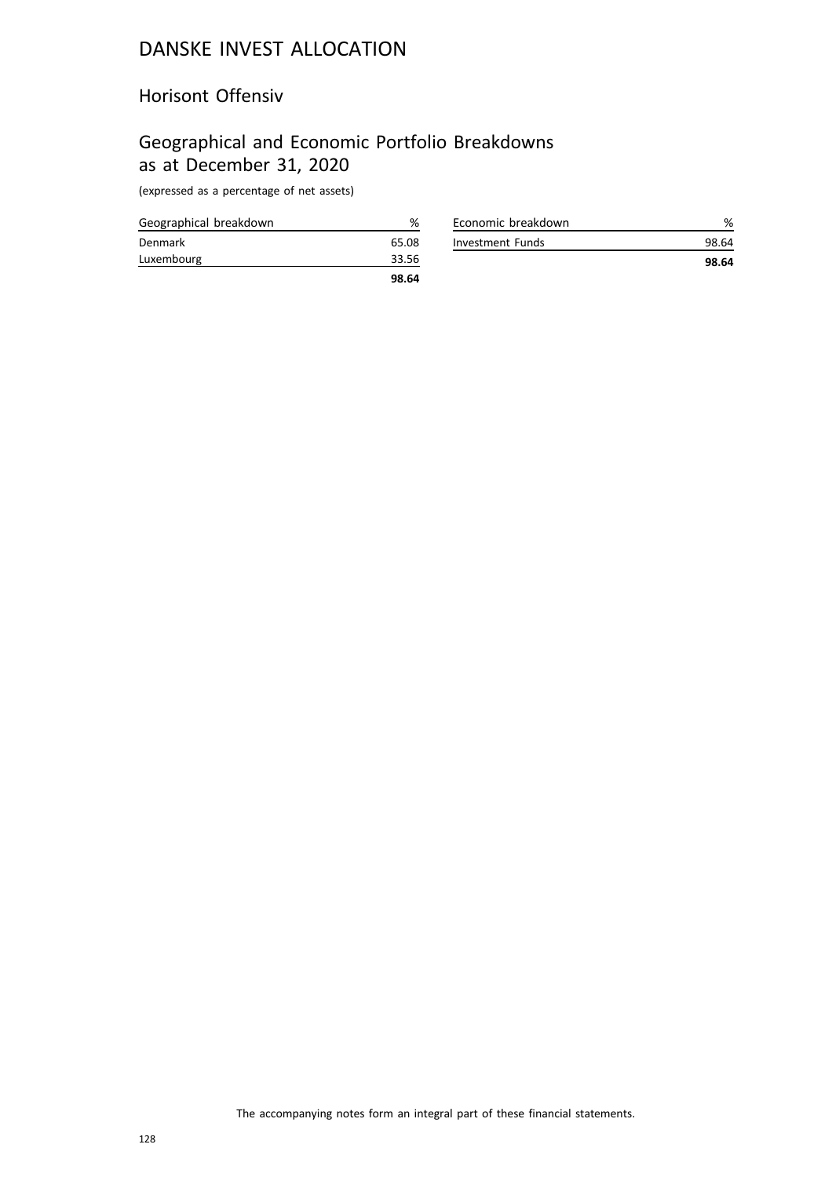# DANSKE INVEST ALLOCATION

## Horisont Offensiv

## Geographical and Economic Portfolio Breakdowns as at December 31, 2020

(expressed as a percentage of net assets)

| Geographical breakdown | % |
|---|---|
| Denmark | 65.08 |
| Luxembourg | 33.56 |
| | **98.64** |

| Economic breakdown | % |
|---|---|
| Investment Funds | 98.64 |
| | **98.64** |

The accompanying notes form an integral part of these financial statements.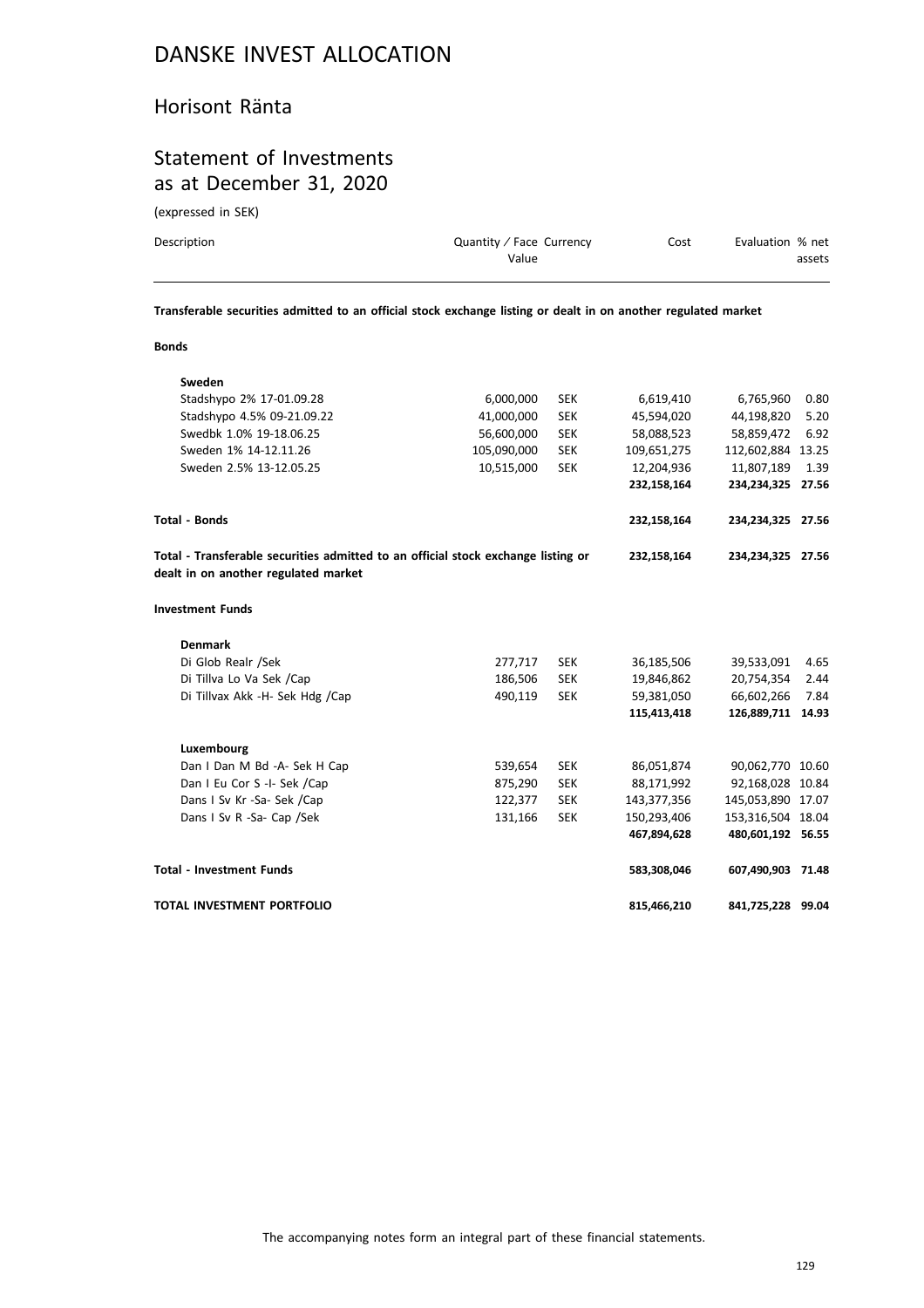# DANSKE INVEST ALLOCATION

## Horisont Ränta

## Statement of Investments as at December 31, 2020

(expressed in SEK)

| Description | Quantity / Face Value | Currency | Cost | Evaluation | % net assets |
|---|---|---|---|---|---|
| **Transferable securities admitted to an official stock exchange listing or dealt in on another regulated market** | | | | | |
| **Bonds** | | | | | |
| **Sweden** | | | | | |
| Stadshypo 2% 17-01.09.28 | 6,000,000 | SEK | 6,619,410 | 6,765,960 | 0.80 |
| Stadshypo 4.5% 09-21.09.22 | 41,000,000 | SEK | 45,594,020 | 44,198,820 | 5.20 |
| Swedbk 1.0% 19-18.06.25 | 56,600,000 | SEK | 58,088,523 | 58,859,472 | 6.92 |
| Sweden 1% 14-12.11.26 | 105,090,000 | SEK | 109,651,275 | 112,602,884 | 13.25 |
| Sweden 2.5% 13-12.05.25 | 10,515,000 | SEK | 12,204,936 | 11,807,189 | 1.39 |
| | | | **232,158,164** | **234,234,325** | **27.56** |
| **Total - Bonds** | | | **232,158,164** | **234,234,325** | **27.56** |
| **Total - Transferable securities admitted to an official stock exchange listing or dealt in on another regulated market** | | | **232,158,164** | **234,234,325** | **27.56** |
| **Investment Funds** | | | | | |
| **Denmark** | | | | | |
| Di Glob Realr /Sek | 277,717 | SEK | 36,185,506 | 39,533,091 | 4.65 |
| Di Tillva Lo Va Sek /Cap | 186,506 | SEK | 19,846,862 | 20,754,354 | 2.44 |
| Di Tillvax Akk -H- Sek Hdg /Cap | 490,119 | SEK | 59,381,050 | 66,602,266 | 7.84 |
| | | | **115,413,418** | **126,889,711** | **14.93** |
| **Luxembourg** | | | | | |
| Dan I Dan M Bd -A- Sek H Cap | 539,654 | SEK | 86,051,874 | 90,062,770 | 10.60 |
| Dan I Eu Cor S -I- Sek /Cap | 875,290 | SEK | 88,171,992 | 92,168,028 | 10.84 |
| Dans I Sv Kr -Sa- Sek /Cap | 122,377 | SEK | 143,377,356 | 145,053,890 | 17.07 |
| Dans I Sv R -Sa- Cap /Sek | 131,166 | SEK | 150,293,406 | 153,316,504 | 18.04 |
| | | | **467,894,628** | **480,601,192** | **56.55** |
| **Total - Investment Funds** | | | **583,308,046** | **607,490,903** | **71.48** |
| **TOTAL INVESTMENT PORTFOLIO** | | | **815,466,210** | **841,725,228** | **99.04** |

The accompanying notes form an integral part of these financial statements.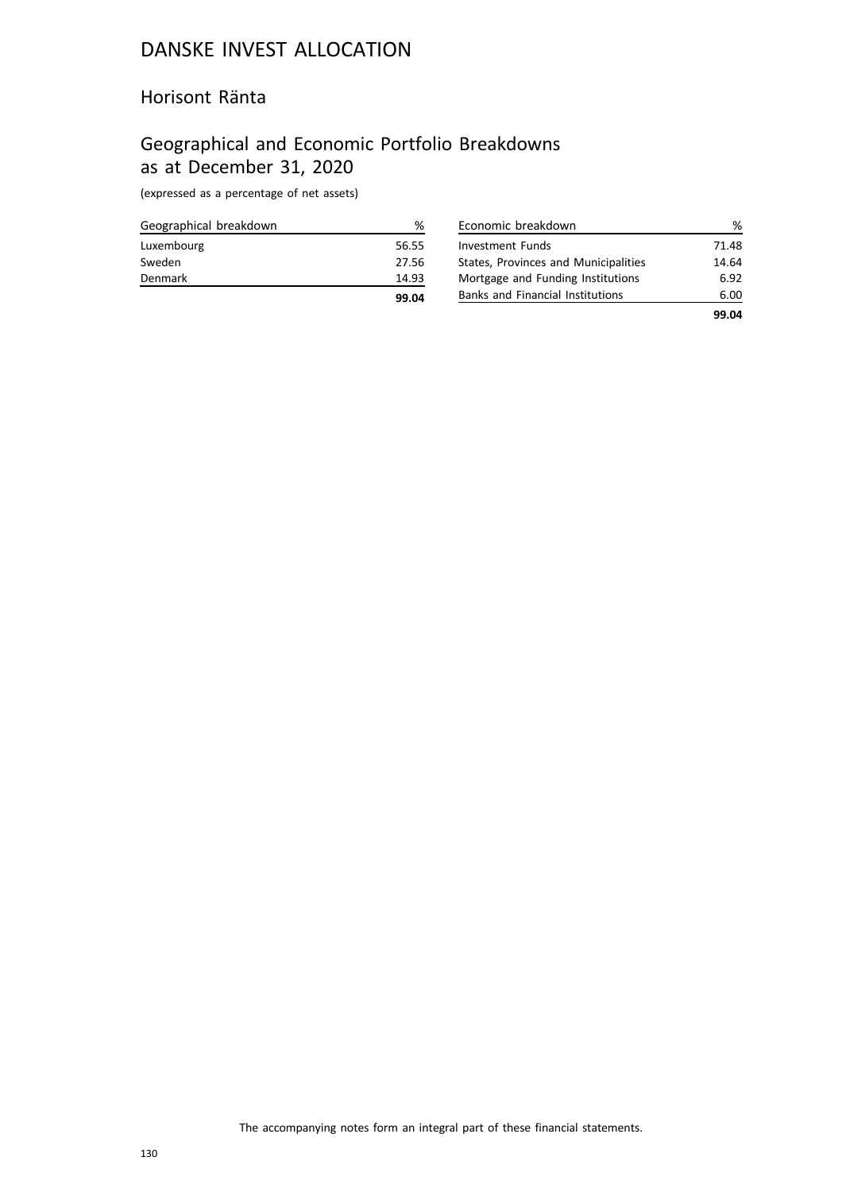# DANSKE INVEST ALLOCATION

## Horisont Ränta

## Geographical and Economic Portfolio Breakdowns as at December 31, 2020

(expressed as a percentage of net assets)

| Geographical breakdown | % |
|---|---|
| Luxembourg | 56.55 |
| Sweden | 27.56 |
| Denmark | 14.93 |
| | **99.04** |

| Economic breakdown | % |
|---|---|
| Investment Funds | 71.48 |
| States, Provinces and Municipalities | 14.64 |
| Mortgage and Funding Institutions | 6.92 |
| Banks and Financial Institutions | 6.00 |
| | **99.04** |

The accompanying notes form an integral part of these financial statements.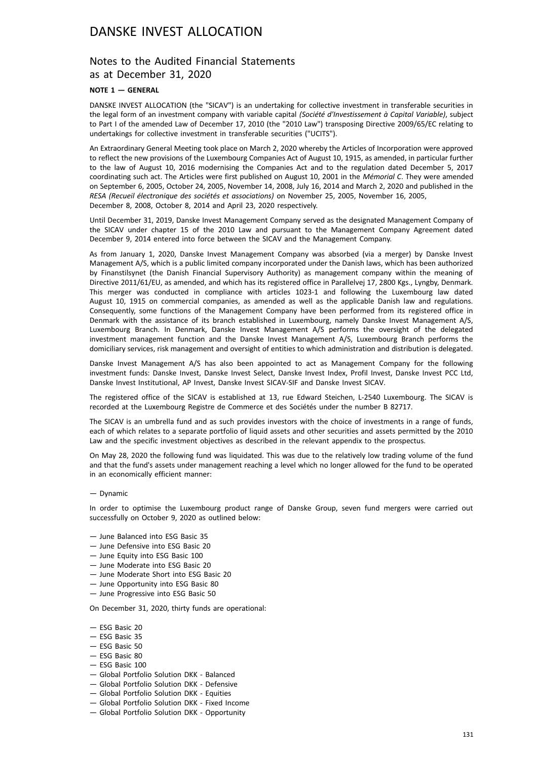# DANSKE INVEST ALLOCATION

## Notes to the Audited Financial Statements as at December 31, 2020

**NOTE 1 — GENERAL**

DANSKE INVEST ALLOCATION (the "SICAV") is an undertaking for collective investment in transferable securities in the legal form of an investment company with variable capital *(Société d'Investissement à Capital Variable)*, subject to Part I of the amended Law of December 17, 2010 (the "2010 Law") transposing Directive 2009/65/EC relating to undertakings for collective investment in transferable securities ("UCITS").

An Extraordinary General Meeting took place on March 2, 2020 whereby the Articles of Incorporation were approved to reflect the new provisions of the Luxembourg Companies Act of August 10, 1915, as amended, in particular further to the law of August 10, 2016 modernising the Companies Act and to the regulation dated December 5, 2017 coordinating such act. The Articles were first published on August 10, 2001 in the *Mémorial C*. They were amended on September 6, 2005, October 24, 2005, November 14, 2008, July 16, 2014 and March 2, 2020 and published in the *RESA (Recueil électronique des sociétés et associations)* on November 25, 2005, November 16, 2005, December 8, 2008, October 8, 2014 and April 23, 2020 respectively.

Until December 31, 2019, Danske Invest Management Company served as the designated Management Company of the SICAV under chapter 15 of the 2010 Law and pursuant to the Management Company Agreement dated December 9, 2014 entered into force between the SICAV and the Management Company.

As from January 1, 2020, Danske Invest Management Company was absorbed (via a merger) by Danske Invest Management A/S, which is a public limited company incorporated under the Danish laws, which has been authorized by Finanstilsynet (the Danish Financial Supervisory Authority) as management company within the meaning of Directive 2011/61/EU, as amended, and which has its registered office in Parallelvej 17, 2800 Kgs., Lyngby, Denmark. This merger was conducted in compliance with articles 1023-1 and following the Luxembourg law dated August 10, 1915 on commercial companies, as amended as well as the applicable Danish law and regulations. Consequently, some functions of the Management Company have been performed from its registered office in Denmark with the assistance of its branch established in Luxembourg, namely Danske Invest Management A/S, Luxembourg Branch. In Denmark, Danske Invest Management A/S performs the oversight of the delegated investment management function and the Danske Invest Management A/S, Luxembourg Branch performs the domiciliary services, risk management and oversight of entities to which administration and distribution is delegated.

Danske Invest Management A/S has also been appointed to act as Management Company for the following investment funds: Danske Invest, Danske Invest Select, Danske Invest Index, Profil Invest, Danske Invest PCC Ltd, Danske Invest Institutional, AP Invest, Danske Invest SICAV-SIF and Danske Invest SICAV.

The registered office of the SICAV is established at 13, rue Edward Steichen, L-2540 Luxembourg. The SICAV is recorded at the Luxembourg Registre de Commerce et des Sociétés under the number B 82717.

The SICAV is an umbrella fund and as such provides investors with the choice of investments in a range of funds, each of which relates to a separate portfolio of liquid assets and other securities and assets permitted by the 2010 Law and the specific investment objectives as described in the relevant appendix to the prospectus.

On May 28, 2020 the following fund was liquidated. This was due to the relatively low trading volume of the fund and that the fund's assets under management reaching a level which no longer allowed for the fund to be operated in an economically efficient manner:

— Dynamic

In order to optimise the Luxembourg product range of Danske Group, seven fund mergers were carried out successfully on October 9, 2020 as outlined below:

— June Balanced into ESG Basic 35
— June Defensive into ESG Basic 20
— June Equity into ESG Basic 100
— June Moderate into ESG Basic 20
— June Moderate Short into ESG Basic 20
— June Opportunity into ESG Basic 80
— June Progressive into ESG Basic 50

On December 31, 2020, thirty funds are operational:

— ESG Basic 20
— ESG Basic 35
— ESG Basic 50
— ESG Basic 80
— ESG Basic 100
— Global Portfolio Solution DKK - Balanced
— Global Portfolio Solution DKK - Defensive
— Global Portfolio Solution DKK - Equities
— Global Portfolio Solution DKK - Fixed Income
— Global Portfolio Solution DKK - Opportunity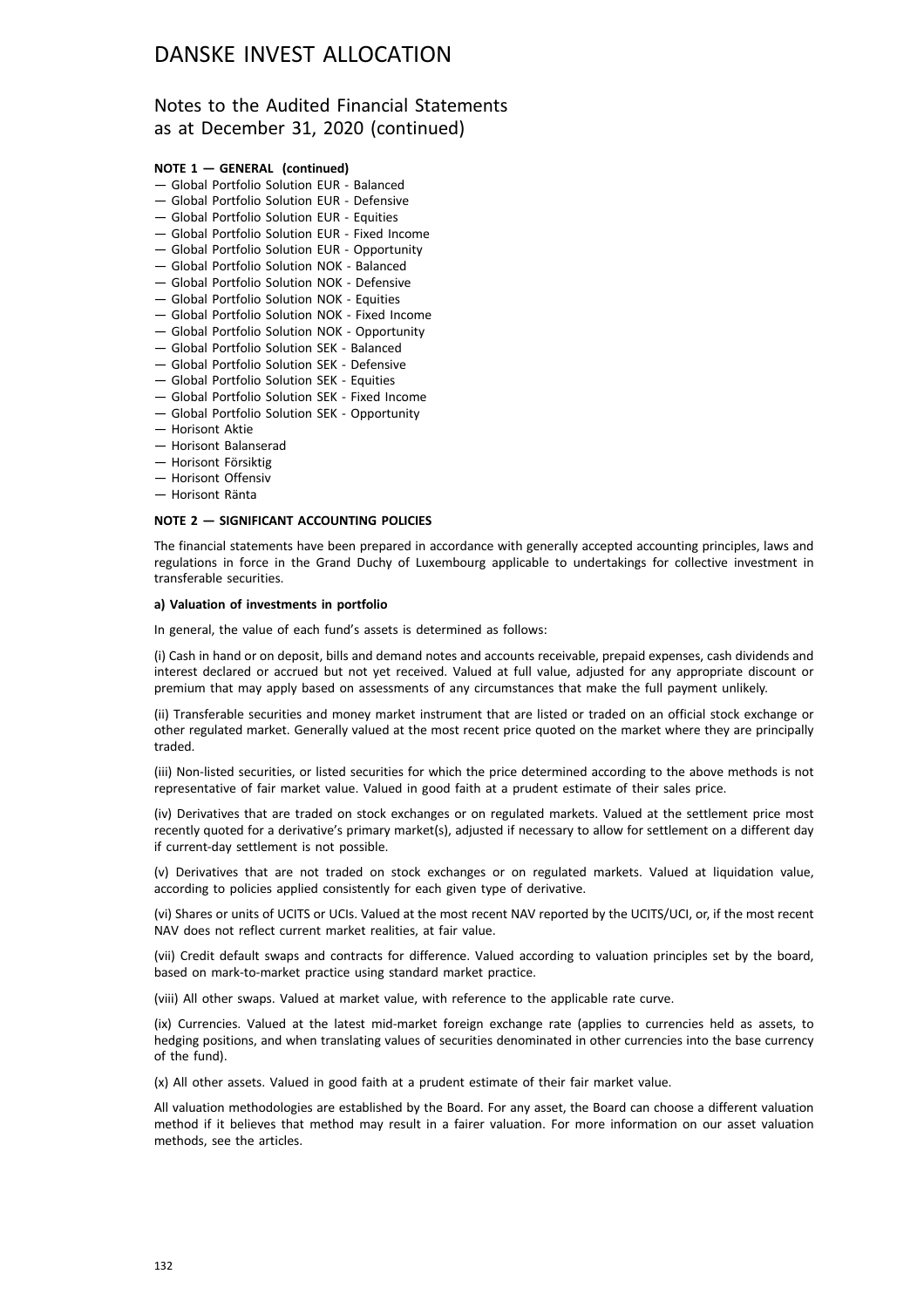# DANSKE INVEST ALLOCATION

## Notes to the Audited Financial Statements as at December 31, 2020 (continued)

**NOTE 1 — GENERAL (continued)**

— Global Portfolio Solution EUR - Balanced
— Global Portfolio Solution EUR - Defensive
— Global Portfolio Solution EUR - Equities
— Global Portfolio Solution EUR - Fixed Income
— Global Portfolio Solution EUR - Opportunity
— Global Portfolio Solution NOK - Balanced
— Global Portfolio Solution NOK - Defensive
— Global Portfolio Solution NOK - Equities
— Global Portfolio Solution NOK - Fixed Income
— Global Portfolio Solution NOK - Opportunity
— Global Portfolio Solution SEK - Balanced
— Global Portfolio Solution SEK - Defensive
— Global Portfolio Solution SEK - Equities
— Global Portfolio Solution SEK - Fixed Income
— Global Portfolio Solution SEK - Opportunity
— Horisont Aktie
— Horisont Balanserad
— Horisont Försiktig
— Horisont Offensiv
— Horisont Ränta

**NOTE 2 — SIGNIFICANT ACCOUNTING POLICIES**

The financial statements have been prepared in accordance with generally accepted accounting principles, laws and regulations in force in the Grand Duchy of Luxembourg applicable to undertakings for collective investment in transferable securities.

**a) Valuation of investments in portfolio**

In general, the value of each fund's assets is determined as follows:

(i) Cash in hand or on deposit, bills and demand notes and accounts receivable, prepaid expenses, cash dividends and interest declared or accrued but not yet received. Valued at full value, adjusted for any appropriate discount or premium that may apply based on assessments of any circumstances that make the full payment unlikely.

(ii) Transferable securities and money market instrument that are listed or traded on an official stock exchange or other regulated market. Generally valued at the most recent price quoted on the market where they are principally traded.

(iii) Non-listed securities, or listed securities for which the price determined according to the above methods is not representative of fair market value. Valued in good faith at a prudent estimate of their sales price.

(iv) Derivatives that are traded on stock exchanges or on regulated markets. Valued at the settlement price most recently quoted for a derivative's primary market(s), adjusted if necessary to allow for settlement on a different day if current-day settlement is not possible.

(v) Derivatives that are not traded on stock exchanges or on regulated markets. Valued at liquidation value, according to policies applied consistently for each given type of derivative.

(vi) Shares or units of UCITS or UCIs. Valued at the most recent NAV reported by the UCITS/UCI, or, if the most recent NAV does not reflect current market realities, at fair value.

(vii) Credit default swaps and contracts for difference. Valued according to valuation principles set by the board, based on mark-to-market practice using standard market practice.

(viii) All other swaps. Valued at market value, with reference to the applicable rate curve.

(ix) Currencies. Valued at the latest mid-market foreign exchange rate (applies to currencies held as assets, to hedging positions, and when translating values of securities denominated in other currencies into the base currency of the fund).

(x) All other assets. Valued in good faith at a prudent estimate of their fair market value.

All valuation methodologies are established by the Board. For any asset, the Board can choose a different valuation method if it believes that method may result in a fairer valuation. For more information on our asset valuation methods, see the articles.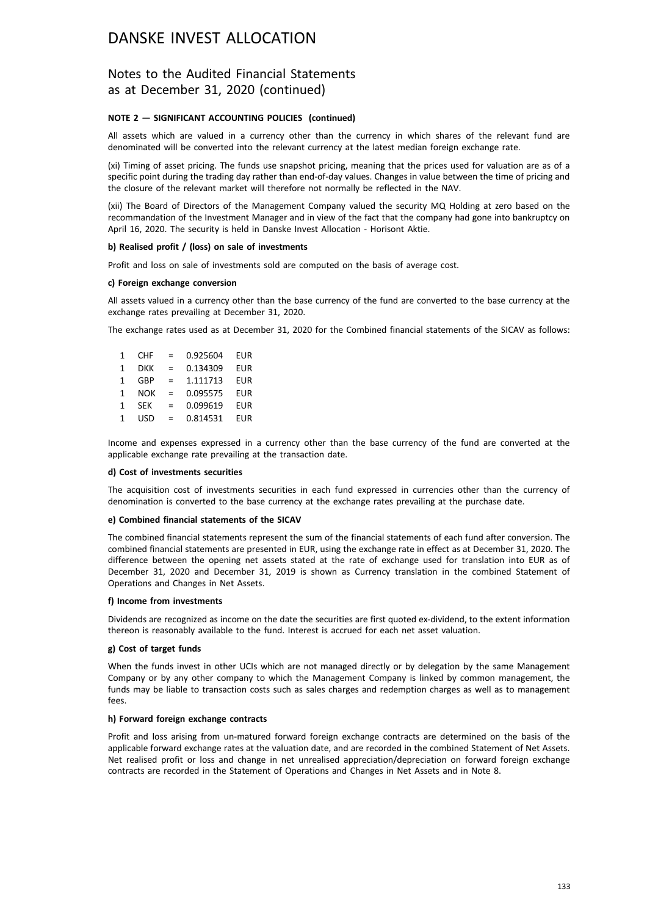# DANSKE INVEST ALLOCATION

## Notes to the Audited Financial Statements as at December 31, 2020 (continued)

**NOTE 2 — SIGNIFICANT ACCOUNTING POLICIES (continued)**

All assets which are valued in a currency other than the currency in which shares of the relevant fund are denominated will be converted into the relevant currency at the latest median foreign exchange rate.

(xi) Timing of asset pricing. The funds use snapshot pricing, meaning that the prices used for valuation are as of a specific point during the trading day rather than end-of-day values. Changes in value between the time of pricing and the closure of the relevant market will therefore not normally be reflected in the NAV.

(xii) The Board of Directors of the Management Company valued the security MQ Holding at zero based on the recommandation of the Investment Manager and in view of the fact that the company had gone into bankruptcy on April 16, 2020. The security is held in Danske Invest Allocation - Horisont Aktie.

**b) Realised profit / (loss) on sale of investments**

Profit and loss on sale of investments sold are computed on the basis of average cost.

**c) Foreign exchange conversion**

All assets valued in a currency other than the base currency of the fund are converted to the base currency at the exchange rates prevailing at December 31, 2020.

The exchange rates used as at December 31, 2020 for the Combined financial statements of the SICAV as follows:

| | | | | |
|---|---|---|---|---|
| 1 | CHF | = | 0.925604 | EUR |
| 1 | DKK | = | 0.134309 | EUR |
| 1 | GBP | = | 1.111713 | EUR |
| 1 | NOK | = | 0.095575 | EUR |
| 1 | SEK | = | 0.099619 | EUR |
| 1 | USD | = | 0.814531 | EUR |

Income and expenses expressed in a currency other than the base currency of the fund are converted at the applicable exchange rate prevailing at the transaction date.

**d) Cost of investments securities**

The acquisition cost of investments securities in each fund expressed in currencies other than the currency of denomination is converted to the base currency at the exchange rates prevailing at the purchase date.

**e) Combined financial statements of the SICAV**

The combined financial statements represent the sum of the financial statements of each fund after conversion. The combined financial statements are presented in EUR, using the exchange rate in effect as at December 31, 2020. The difference between the opening net assets stated at the rate of exchange used for translation into EUR as of December 31, 2020 and December 31, 2019 is shown as Currency translation in the combined Statement of Operations and Changes in Net Assets.

**f) Income from investments**

Dividends are recognized as income on the date the securities are first quoted ex-dividend, to the extent information thereon is reasonably available to the fund. Interest is accrued for each net asset valuation.

**g) Cost of target funds**

When the funds invest in other UCIs which are not managed directly or by delegation by the same Management Company or by any other company to which the Management Company is linked by common management, the funds may be liable to transaction costs such as sales charges and redemption charges as well as to management fees.

**h) Forward foreign exchange contracts**

Profit and loss arising from un-matured forward foreign exchange contracts are determined on the basis of the applicable forward exchange rates at the valuation date, and are recorded in the combined Statement of Net Assets. Net realised profit or loss and change in net unrealised appreciation/depreciation on forward foreign exchange contracts are recorded in the Statement of Operations and Changes in Net Assets and in Note 8.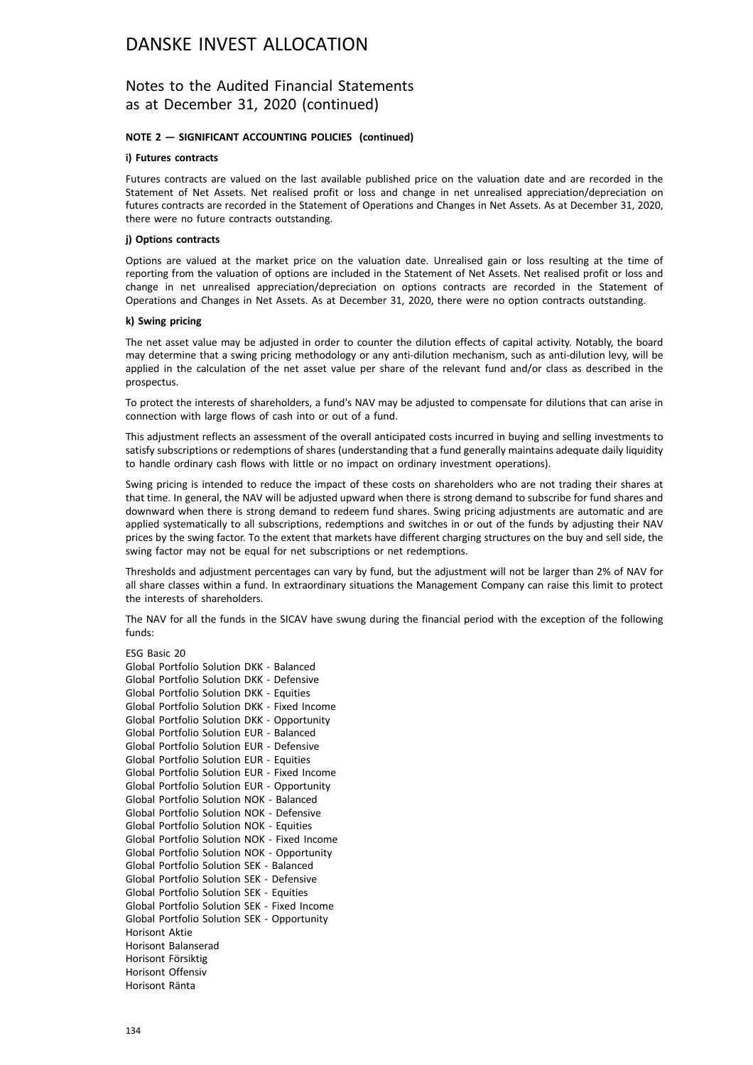# DANSKE INVEST ALLOCATION

## Notes to the Audited Financial Statements as at December 31, 2020 (continued)

**NOTE 2 — SIGNIFICANT ACCOUNTING POLICIES (continued)**

**i) Futures contracts**

Futures contracts are valued on the last available published price on the valuation date and are recorded in the Statement of Net Assets. Net realised profit or loss and change in net unrealised appreciation/depreciation on futures contracts are recorded in the Statement of Operations and Changes in Net Assets. As at December 31, 2020, there were no future contracts outstanding.

**j) Options contracts**

Options are valued at the market price on the valuation date. Unrealised gain or loss resulting at the time of reporting from the valuation of options are included in the Statement of Net Assets. Net realised profit or loss and change in net unrealised appreciation/depreciation on options contracts are recorded in the Statement of Operations and Changes in Net Assets. As at December 31, 2020, there were no option contracts outstanding.

**k) Swing pricing**

The net asset value may be adjusted in order to counter the dilution effects of capital activity. Notably, the board may determine that a swing pricing methodology or any anti-dilution mechanism, such as anti-dilution levy, will be applied in the calculation of the net asset value per share of the relevant fund and/or class as described in the prospectus.

To protect the interests of shareholders, a fund's NAV may be adjusted to compensate for dilutions that can arise in connection with large flows of cash into or out of a fund.

This adjustment reflects an assessment of the overall anticipated costs incurred in buying and selling investments to satisfy subscriptions or redemptions of shares (understanding that a fund generally maintains adequate daily liquidity to handle ordinary cash flows with little or no impact on ordinary investment operations).

Swing pricing is intended to reduce the impact of these costs on shareholders who are not trading their shares at that time. In general, the NAV will be adjusted upward when there is strong demand to subscribe for fund shares and downward when there is strong demand to redeem fund shares. Swing pricing adjustments are automatic and are applied systematically to all subscriptions, redemptions and switches in or out of the funds by adjusting their NAV prices by the swing factor. To the extent that markets have different charging structures on the buy and sell side, the swing factor may not be equal for net subscriptions or net redemptions.

Thresholds and adjustment percentages can vary by fund, but the adjustment will not be larger than 2% of NAV for all share classes within a fund. In extraordinary situations the Management Company can raise this limit to protect the interests of shareholders.

The NAV for all the funds in the SICAV have swung during the financial period with the exception of the following funds:

ESG Basic 20
Global Portfolio Solution DKK - Balanced
Global Portfolio Solution DKK - Defensive
Global Portfolio Solution DKK - Equities
Global Portfolio Solution DKK - Fixed Income
Global Portfolio Solution DKK - Opportunity
Global Portfolio Solution EUR - Balanced
Global Portfolio Solution EUR - Defensive
Global Portfolio Solution EUR - Equities
Global Portfolio Solution EUR - Fixed Income
Global Portfolio Solution EUR - Opportunity
Global Portfolio Solution NOK - Balanced
Global Portfolio Solution NOK - Defensive
Global Portfolio Solution NOK - Equities
Global Portfolio Solution NOK - Fixed Income
Global Portfolio Solution NOK - Opportunity
Global Portfolio Solution SEK - Balanced
Global Portfolio Solution SEK - Defensive
Global Portfolio Solution SEK - Equities
Global Portfolio Solution SEK - Fixed Income
Global Portfolio Solution SEK - Opportunity
Horisont Aktie
Horisont Balanserad
Horisont Försiktig
Horisont Offensiv
Horisont Ränta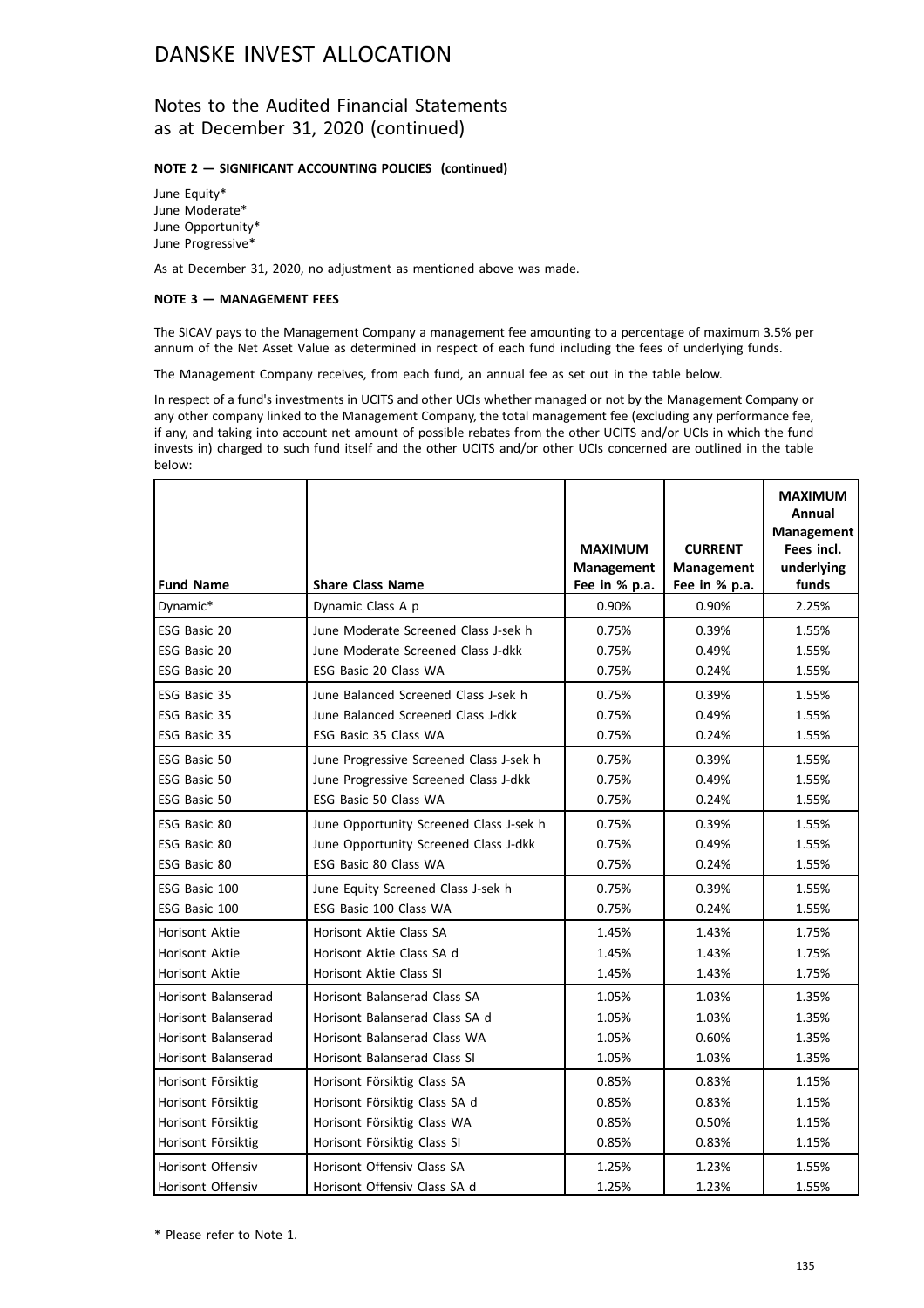# DANSKE INVEST ALLOCATION

## Notes to the Audited Financial Statements as at December 31, 2020 (continued)

**NOTE 2 — SIGNIFICANT ACCOUNTING POLICIES (continued)**

June Equity*
June Moderate*
June Opportunity*
June Progressive*

As at December 31, 2020, no adjustment as mentioned above was made.

**NOTE 3 — MANAGEMENT FEES**

The SICAV pays to the Management Company a management fee amounting to a percentage of maximum 3.5% per annum of the Net Asset Value as determined in respect of each fund including the fees of underlying funds.

The Management Company receives, from each fund, an annual fee as set out in the table below.

In respect of a fund's investments in UCITS and other UCIs whether managed or not by the Management Company or any other company linked to the Management Company, the total management fee (excluding any performance fee, if any, and taking into account net amount of possible rebates from the other UCITS and/or UCIs in which the fund invests in) charged to such fund itself and the other UCITS and/or other UCIs concerned are outlined in the table below:

| Fund Name | Share Class Name | MAXIMUM Management Fee in % p.a. | CURRENT Management Fee in % p.a. | MAXIMUM Annual Management Fees incl. underlying funds |
|---|---|---|---|---|
| Dynamic* | Dynamic Class A p | 0.90% | 0.90% | 2.25% |
| ESG Basic 20 | June Moderate Screened Class J-sek h | 0.75% | 0.39% | 1.55% |
| ESG Basic 20 | June Moderate Screened Class J-dkk | 0.75% | 0.49% | 1.55% |
| ESG Basic 20 | ESG Basic 20 Class WA | 0.75% | 0.24% | 1.55% |
| ESG Basic 35 | June Balanced Screened Class J-sek h | 0.75% | 0.39% | 1.55% |
| ESG Basic 35 | June Balanced Screened Class J-dkk | 0.75% | 0.49% | 1.55% |
| ESG Basic 35 | ESG Basic 35 Class WA | 0.75% | 0.24% | 1.55% |
| ESG Basic 50 | June Progressive Screened Class J-sek h | 0.75% | 0.39% | 1.55% |
| ESG Basic 50 | June Progressive Screened Class J-dkk | 0.75% | 0.49% | 1.55% |
| ESG Basic 50 | ESG Basic 50 Class WA | 0.75% | 0.24% | 1.55% |
| ESG Basic 80 | June Opportunity Screened Class J-sek h | 0.75% | 0.39% | 1.55% |
| ESG Basic 80 | June Opportunity Screened Class J-dkk | 0.75% | 0.49% | 1.55% |
| ESG Basic 80 | ESG Basic 80 Class WA | 0.75% | 0.24% | 1.55% |
| ESG Basic 100 | June Equity Screened Class J-sek h | 0.75% | 0.39% | 1.55% |
| ESG Basic 100 | ESG Basic 100 Class WA | 0.75% | 0.24% | 1.55% |
| Horisont Aktie | Horisont Aktie Class SA | 1.45% | 1.43% | 1.75% |
| Horisont Aktie | Horisont Aktie Class SA d | 1.45% | 1.43% | 1.75% |
| Horisont Aktie | Horisont Aktie Class SI | 1.45% | 1.43% | 1.75% |
| Horisont Balanserad | Horisont Balanserad Class SA | 1.05% | 1.03% | 1.35% |
| Horisont Balanserad | Horisont Balanserad Class SA d | 1.05% | 1.03% | 1.35% |
| Horisont Balanserad | Horisont Balanserad Class WA | 1.05% | 0.60% | 1.35% |
| Horisont Balanserad | Horisont Balanserad Class SI | 1.05% | 1.03% | 1.35% |
| Horisont Försiktig | Horisont Försiktig Class SA | 0.85% | 0.83% | 1.15% |
| Horisont Försiktig | Horisont Försiktig Class SA d | 0.85% | 0.83% | 1.15% |
| Horisont Försiktig | Horisont Försiktig Class WA | 0.85% | 0.50% | 1.15% |
| Horisont Försiktig | Horisont Försiktig Class SI | 0.85% | 0.83% | 1.15% |
| Horisont Offensiv | Horisont Offensiv Class SA | 1.25% | 1.23% | 1.55% |
| Horisont Offensiv | Horisont Offensiv Class SA d | 1.25% | 1.23% | 1.55% |

* Please refer to Note 1.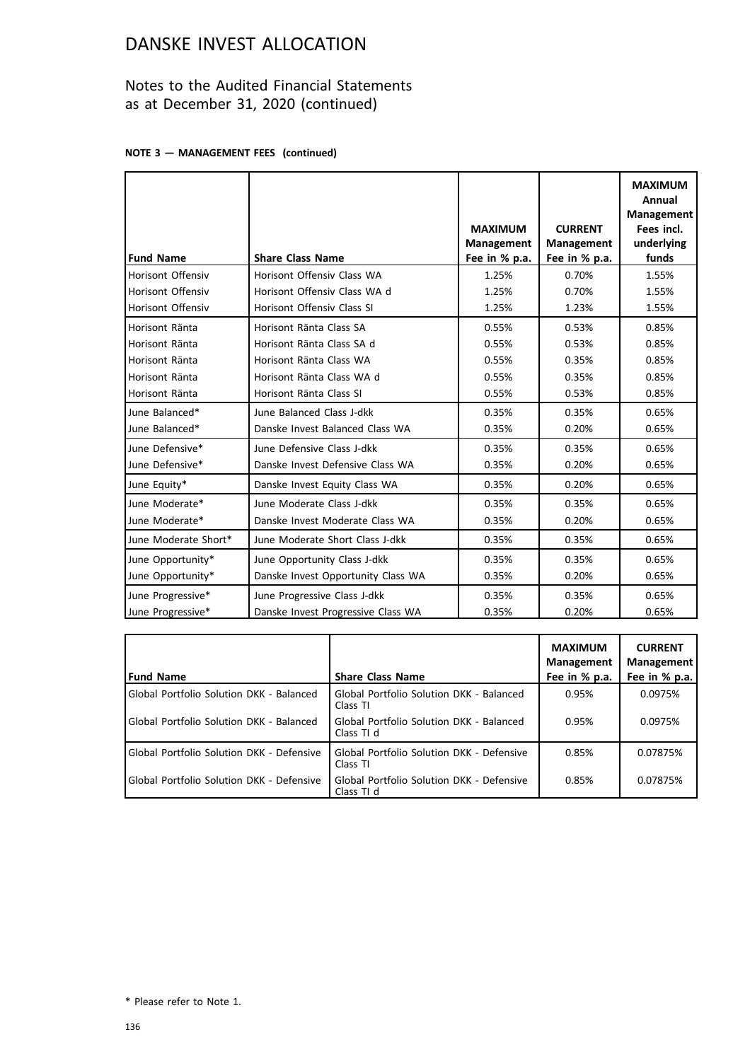# DANSKE INVEST ALLOCATION

## Notes to the Audited Financial Statements as at December 31, 2020 (continued)

**NOTE 3 — MANAGEMENT FEES (continued)**

| Fund Name | Share Class Name | MAXIMUM Management Fee in % p.a. | CURRENT Management Fee in % p.a. | MAXIMUM Annual Management Fees incl. underlying funds |
|---|---|---|---|---|
| Horisont Offensiv | Horisont Offensiv Class WA | 1.25% | 0.70% | 1.55% |
| Horisont Offensiv | Horisont Offensiv Class WA d | 1.25% | 0.70% | 1.55% |
| Horisont Offensiv | Horisont Offensiv Class SI | 1.25% | 1.23% | 1.55% |
| Horisont Ränta | Horisont Ränta Class SA | 0.55% | 0.53% | 0.85% |
| Horisont Ränta | Horisont Ränta Class SA d | 0.55% | 0.53% | 0.85% |
| Horisont Ränta | Horisont Ränta Class WA | 0.55% | 0.35% | 0.85% |
| Horisont Ränta | Horisont Ränta Class WA d | 0.55% | 0.35% | 0.85% |
| Horisont Ränta | Horisont Ränta Class SI | 0.55% | 0.53% | 0.85% |
| June Balanced* | June Balanced Class J-dkk | 0.35% | 0.35% | 0.65% |
| June Balanced* | Danske Invest Balanced Class WA | 0.35% | 0.20% | 0.65% |
| June Defensive* | June Defensive Class J-dkk | 0.35% | 0.35% | 0.65% |
| June Defensive* | Danske Invest Defensive Class WA | 0.35% | 0.20% | 0.65% |
| June Equity* | Danske Invest Equity Class WA | 0.35% | 0.20% | 0.65% |
| June Moderate* | June Moderate Class J-dkk | 0.35% | 0.35% | 0.65% |
| June Moderate* | Danske Invest Moderate Class WA | 0.35% | 0.20% | 0.65% |
| June Moderate Short* | June Moderate Short Class J-dkk | 0.35% | 0.35% | 0.65% |
| June Opportunity* | June Opportunity Class J-dkk | 0.35% | 0.35% | 0.65% |
| June Opportunity* | Danske Invest Opportunity Class WA | 0.35% | 0.20% | 0.65% |
| June Progressive* | June Progressive Class J-dkk | 0.35% | 0.35% | 0.65% |
| June Progressive* | Danske Invest Progressive Class WA | 0.35% | 0.20% | 0.65% |

| Fund Name | Share Class Name | MAXIMUM Management Fee in % p.a. | CURRENT Management Fee in % p.a. |
|---|---|---|---|
| Global Portfolio Solution DKK - Balanced | Global Portfolio Solution DKK - Balanced Class TI | 0.95% | 0.0975% |
| Global Portfolio Solution DKK - Balanced | Global Portfolio Solution DKK - Balanced Class TI d | 0.95% | 0.0975% |
| Global Portfolio Solution DKK - Defensive | Global Portfolio Solution DKK - Defensive Class TI | 0.85% | 0.07875% |
| Global Portfolio Solution DKK - Defensive | Global Portfolio Solution DKK - Defensive Class TI d | 0.85% | 0.07875% |

* Please refer to Note 1.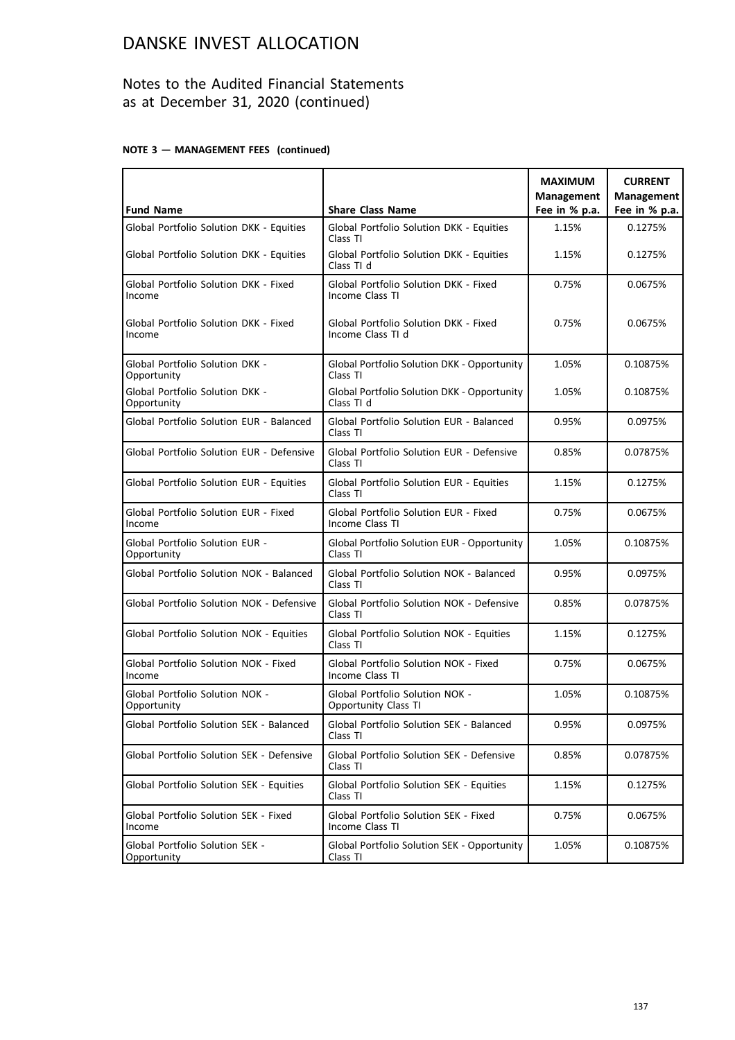# DANSKE INVEST ALLOCATION

Notes to the Audited Financial Statements
as at December 31, 2020 (continued)

**NOTE 3 — MANAGEMENT FEES (continued)**

| Fund Name | Share Class Name | MAXIMUM Management Fee in % p.a. | CURRENT Management Fee in % p.a. |
|---|---|---|---|
| Global Portfolio Solution DKK - Equities | Global Portfolio Solution DKK - Equities Class TI | 1.15% | 0.1275% |
| Global Portfolio Solution DKK - Equities | Global Portfolio Solution DKK - Equities Class TI d | 1.15% | 0.1275% |
| Global Portfolio Solution DKK - Fixed Income | Global Portfolio Solution DKK - Fixed Income Class TI | 0.75% | 0.0675% |
| Global Portfolio Solution DKK - Fixed Income | Global Portfolio Solution DKK - Fixed Income Class TI d | 0.75% | 0.0675% |
| Global Portfolio Solution DKK - Opportunity | Global Portfolio Solution DKK - Opportunity Class TI | 1.05% | 0.10875% |
| Global Portfolio Solution DKK - Opportunity | Global Portfolio Solution DKK - Opportunity Class TI d | 1.05% | 0.10875% |
| Global Portfolio Solution EUR - Balanced | Global Portfolio Solution EUR - Balanced Class TI | 0.95% | 0.0975% |
| Global Portfolio Solution EUR - Defensive | Global Portfolio Solution EUR - Defensive Class TI | 0.85% | 0.07875% |
| Global Portfolio Solution EUR - Equities | Global Portfolio Solution EUR - Equities Class TI | 1.15% | 0.1275% |
| Global Portfolio Solution EUR - Fixed Income | Global Portfolio Solution EUR - Fixed Income Class TI | 0.75% | 0.0675% |
| Global Portfolio Solution EUR - Opportunity | Global Portfolio Solution EUR - Opportunity Class TI | 1.05% | 0.10875% |
| Global Portfolio Solution NOK - Balanced | Global Portfolio Solution NOK - Balanced Class TI | 0.95% | 0.0975% |
| Global Portfolio Solution NOK - Defensive | Global Portfolio Solution NOK - Defensive Class TI | 0.85% | 0.07875% |
| Global Portfolio Solution NOK - Equities | Global Portfolio Solution NOK - Equities Class TI | 1.15% | 0.1275% |
| Global Portfolio Solution NOK - Fixed Income | Global Portfolio Solution NOK - Fixed Income Class TI | 0.75% | 0.0675% |
| Global Portfolio Solution NOK - Opportunity | Global Portfolio Solution NOK - Opportunity Class TI | 1.05% | 0.10875% |
| Global Portfolio Solution SEK - Balanced | Global Portfolio Solution SEK - Balanced Class TI | 0.95% | 0.0975% |
| Global Portfolio Solution SEK - Defensive | Global Portfolio Solution SEK - Defensive Class TI | 0.85% | 0.07875% |
| Global Portfolio Solution SEK - Equities | Global Portfolio Solution SEK - Equities Class TI | 1.15% | 0.1275% |
| Global Portfolio Solution SEK - Fixed Income | Global Portfolio Solution SEK - Fixed Income Class TI | 0.75% | 0.0675% |
| Global Portfolio Solution SEK - Opportunity | Global Portfolio Solution SEK - Opportunity Class TI | 1.05% | 0.10875% |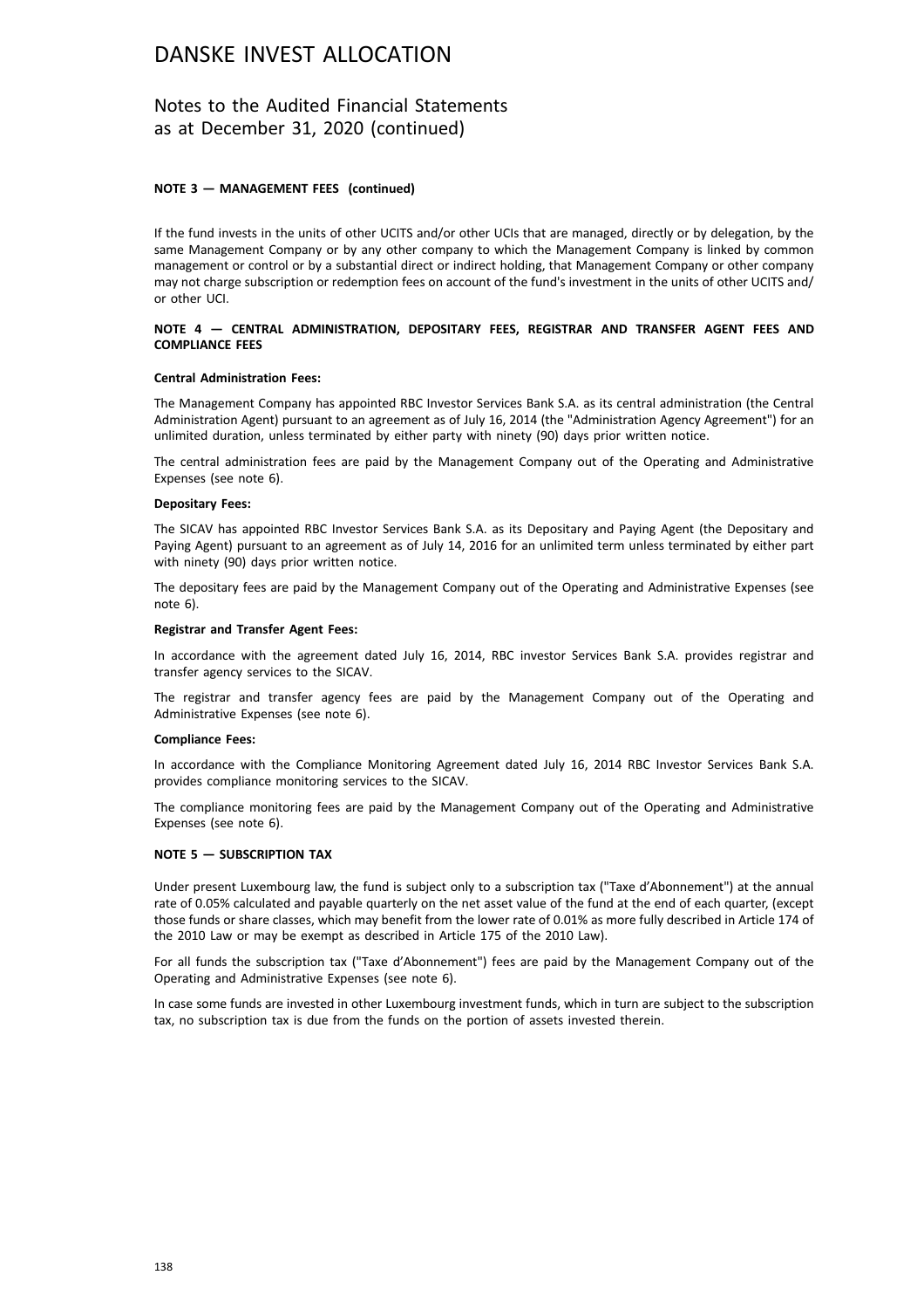# DANSKE INVEST ALLOCATION

## Notes to the Audited Financial Statements as at December 31, 2020 (continued)

**NOTE 3 — MANAGEMENT FEES (continued)**

If the fund invests in the units of other UCITS and/or other UCIs that are managed, directly or by delegation, by the same Management Company or by any other company to which the Management Company is linked by common management or control or by a substantial direct or indirect holding, that Management Company or other company may not charge subscription or redemption fees on account of the fund's investment in the units of other UCITS and/ or other UCI.

**NOTE 4 — CENTRAL ADMINISTRATION, DEPOSITARY FEES, REGISTRAR AND TRANSFER AGENT FEES AND COMPLIANCE FEES**

**Central Administration Fees:**

The Management Company has appointed RBC Investor Services Bank S.A. as its central administration (the Central Administration Agent) pursuant to an agreement as of July 16, 2014 (the "Administration Agency Agreement") for an unlimited duration, unless terminated by either party with ninety (90) days prior written notice.

The central administration fees are paid by the Management Company out of the Operating and Administrative Expenses (see note 6).

**Depositary Fees:**

The SICAV has appointed RBC Investor Services Bank S.A. as its Depositary and Paying Agent (the Depositary and Paying Agent) pursuant to an agreement as of July 14, 2016 for an unlimited term unless terminated by either part with ninety (90) days prior written notice.

The depositary fees are paid by the Management Company out of the Operating and Administrative Expenses (see note 6).

**Registrar and Transfer Agent Fees:**

In accordance with the agreement dated July 16, 2014, RBC investor Services Bank S.A. provides registrar and transfer agency services to the SICAV.

The registrar and transfer agency fees are paid by the Management Company out of the Operating and Administrative Expenses (see note 6).

**Compliance Fees:**

In accordance with the Compliance Monitoring Agreement dated July 16, 2014 RBC Investor Services Bank S.A. provides compliance monitoring services to the SICAV.

The compliance monitoring fees are paid by the Management Company out of the Operating and Administrative Expenses (see note 6).

**NOTE 5 — SUBSCRIPTION TAX**

Under present Luxembourg law, the fund is subject only to a subscription tax ("Taxe d'Abonnement") at the annual rate of 0.05% calculated and payable quarterly on the net asset value of the fund at the end of each quarter, (except those funds or share classes, which may benefit from the lower rate of 0.01% as more fully described in Article 174 of the 2010 Law or may be exempt as described in Article 175 of the 2010 Law).

For all funds the subscription tax ("Taxe d'Abonnement") fees are paid by the Management Company out of the Operating and Administrative Expenses (see note 6).

In case some funds are invested in other Luxembourg investment funds, which in turn are subject to the subscription tax, no subscription tax is due from the funds on the portion of assets invested therein.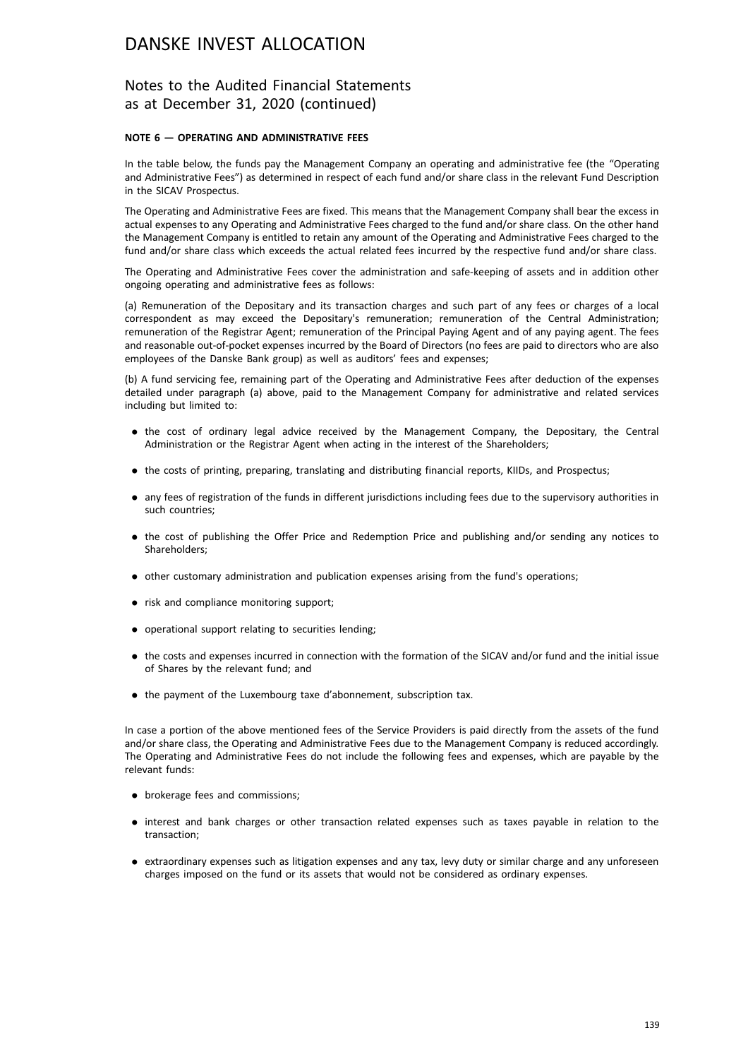# DANSKE INVEST ALLOCATION

## Notes to the Audited Financial Statements as at December 31, 2020 (continued)

**NOTE 6 — OPERATING AND ADMINISTRATIVE FEES**

In the table below, the funds pay the Management Company an operating and administrative fee (the "Operating and Administrative Fees") as determined in respect of each fund and/or share class in the relevant Fund Description in the SICAV Prospectus.

The Operating and Administrative Fees are fixed. This means that the Management Company shall bear the excess in actual expenses to any Operating and Administrative Fees charged to the fund and/or share class. On the other hand the Management Company is entitled to retain any amount of the Operating and Administrative Fees charged to the fund and/or share class which exceeds the actual related fees incurred by the respective fund and/or share class.

The Operating and Administrative Fees cover the administration and safe-keeping of assets and in addition other ongoing operating and administrative fees as follows:

(a) Remuneration of the Depositary and its transaction charges and such part of any fees or charges of a local correspondent as may exceed the Depositary's remuneration; remuneration of the Central Administration; remuneration of the Registrar Agent; remuneration of the Principal Paying Agent and of any paying agent. The fees and reasonable out-of-pocket expenses incurred by the Board of Directors (no fees are paid to directors who are also employees of the Danske Bank group) as well as auditors' fees and expenses;

(b) A fund servicing fee, remaining part of the Operating and Administrative Fees after deduction of the expenses detailed under paragraph (a) above, paid to the Management Company for administrative and related services including but limited to:

- the cost of ordinary legal advice received by the Management Company, the Depositary, the Central Administration or the Registrar Agent when acting in the interest of the Shareholders;
- the costs of printing, preparing, translating and distributing financial reports, KIIDs, and Prospectus;
- any fees of registration of the funds in different jurisdictions including fees due to the supervisory authorities in such countries;
- the cost of publishing the Offer Price and Redemption Price and publishing and/or sending any notices to Shareholders;
- other customary administration and publication expenses arising from the fund's operations;
- risk and compliance monitoring support;
- operational support relating to securities lending;
- the costs and expenses incurred in connection with the formation of the SICAV and/or fund and the initial issue of Shares by the relevant fund; and
- the payment of the Luxembourg taxe d'abonnement, subscription tax.

In case a portion of the above mentioned fees of the Service Providers is paid directly from the assets of the fund and/or share class, the Operating and Administrative Fees due to the Management Company is reduced accordingly. The Operating and Administrative Fees do not include the following fees and expenses, which are payable by the relevant funds:

- brokerage fees and commissions;
- interest and bank charges or other transaction related expenses such as taxes payable in relation to the transaction;
- extraordinary expenses such as litigation expenses and any tax, levy duty or similar charge and any unforeseen charges imposed on the fund or its assets that would not be considered as ordinary expenses.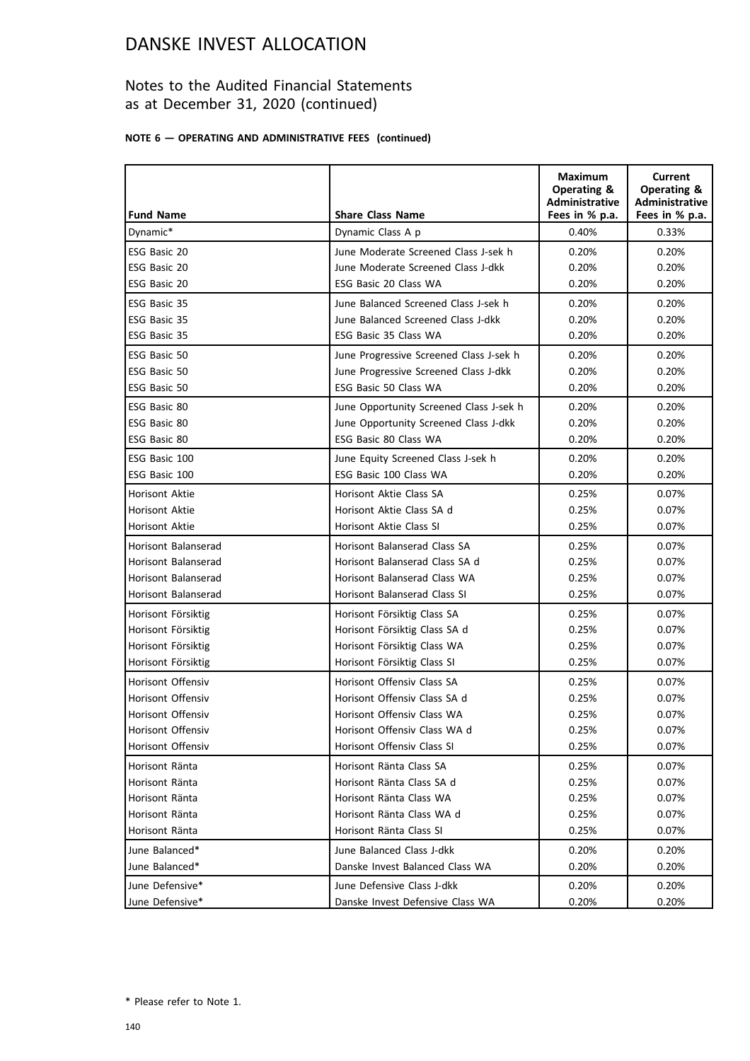# DANSKE INVEST ALLOCATION

## Notes to the Audited Financial Statements as at December 31, 2020 (continued)

**NOTE 6 — OPERATING AND ADMINISTRATIVE FEES (continued)**

| Fund Name | Share Class Name | Maximum Operating & Administrative Fees in % p.a. | Current Operating & Administrative Fees in % p.a. |
|---|---|---|---|
| Dynamic* | Dynamic Class A p | 0.40% | 0.33% |
| ESG Basic 20 | June Moderate Screened Class J-sek h | 0.20% | 0.20% |
| ESG Basic 20 | June Moderate Screened Class J-dkk | 0.20% | 0.20% |
| ESG Basic 20 | ESG Basic 20 Class WA | 0.20% | 0.20% |
| ESG Basic 35 | June Balanced Screened Class J-sek h | 0.20% | 0.20% |
| ESG Basic 35 | June Balanced Screened Class J-dkk | 0.20% | 0.20% |
| ESG Basic 35 | ESG Basic 35 Class WA | 0.20% | 0.20% |
| ESG Basic 50 | June Progressive Screened Class J-sek h | 0.20% | 0.20% |
| ESG Basic 50 | June Progressive Screened Class J-dkk | 0.20% | 0.20% |
| ESG Basic 50 | ESG Basic 50 Class WA | 0.20% | 0.20% |
| ESG Basic 80 | June Opportunity Screened Class J-sek h | 0.20% | 0.20% |
| ESG Basic 80 | June Opportunity Screened Class J-dkk | 0.20% | 0.20% |
| ESG Basic 80 | ESG Basic 80 Class WA | 0.20% | 0.20% |
| ESG Basic 100 | June Equity Screened Class J-sek h | 0.20% | 0.20% |
| ESG Basic 100 | ESG Basic 100 Class WA | 0.20% | 0.20% |
| Horisont Aktie | Horisont Aktie Class SA | 0.25% | 0.07% |
| Horisont Aktie | Horisont Aktie Class SA d | 0.25% | 0.07% |
| Horisont Aktie | Horisont Aktie Class SI | 0.25% | 0.07% |
| Horisont Balanserad | Horisont Balanserad Class SA | 0.25% | 0.07% |
| Horisont Balanserad | Horisont Balanserad Class SA d | 0.25% | 0.07% |
| Horisont Balanserad | Horisont Balanserad Class WA | 0.25% | 0.07% |
| Horisont Balanserad | Horisont Balanserad Class SI | 0.25% | 0.07% |
| Horisont Försiktig | Horisont Försiktig Class SA | 0.25% | 0.07% |
| Horisont Försiktig | Horisont Försiktig Class SA d | 0.25% | 0.07% |
| Horisont Försiktig | Horisont Försiktig Class WA | 0.25% | 0.07% |
| Horisont Försiktig | Horisont Försiktig Class SI | 0.25% | 0.07% |
| Horisont Offensiv | Horisont Offensiv Class SA | 0.25% | 0.07% |
| Horisont Offensiv | Horisont Offensiv Class SA d | 0.25% | 0.07% |
| Horisont Offensiv | Horisont Offensiv Class WA | 0.25% | 0.07% |
| Horisont Offensiv | Horisont Offensiv Class WA d | 0.25% | 0.07% |
| Horisont Offensiv | Horisont Offensiv Class SI | 0.25% | 0.07% |
| Horisont Ränta | Horisont Ränta Class SA | 0.25% | 0.07% |
| Horisont Ränta | Horisont Ränta Class SA d | 0.25% | 0.07% |
| Horisont Ränta | Horisont Ränta Class WA | 0.25% | 0.07% |
| Horisont Ränta | Horisont Ränta Class WA d | 0.25% | 0.07% |
| Horisont Ränta | Horisont Ränta Class SI | 0.25% | 0.07% |
| June Balanced* | June Balanced Class J-dkk | 0.20% | 0.20% |
| June Balanced* | Danske Invest Balanced Class WA | 0.20% | 0.20% |
| June Defensive* | June Defensive Class J-dkk | 0.20% | 0.20% |
| June Defensive* | Danske Invest Defensive Class WA | 0.20% | 0.20% |

\* Please refer to Note 1.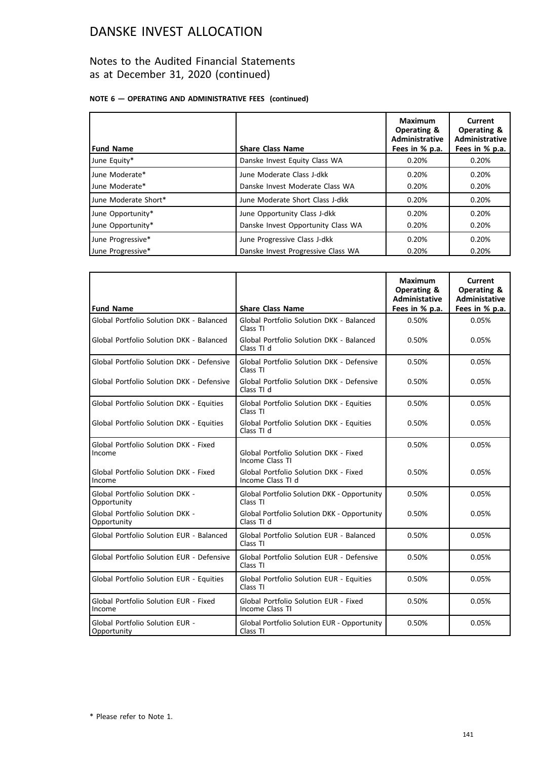# DANSKE INVEST ALLOCATION

## Notes to the Audited Financial Statements as at December 31, 2020 (continued)

**NOTE 6 — OPERATING AND ADMINISTRATIVE FEES (continued)**

| Fund Name | Share Class Name | Maximum Operating & Administative Fees in % p.a. | Current Operating & Administative Fees in % p.a. |
|---|---|---|---|
| June Equity* | Danske Invest Equity Class WA | 0.20% | 0.20% |
| June Moderate* | June Moderate Class J-dkk | 0.20% | 0.20% |
| June Moderate* | Danske Invest Moderate Class WA | 0.20% | 0.20% |
| June Moderate Short* | June Moderate Short Class J-dkk | 0.20% | 0.20% |
| June Opportunity* | June Opportunity Class J-dkk | 0.20% | 0.20% |
| June Opportunity* | Danske Invest Opportunity Class WA | 0.20% | 0.20% |
| June Progressive* | June Progressive Class J-dkk | 0.20% | 0.20% |
| June Progressive* | Danske Invest Progressive Class WA | 0.20% | 0.20% |

| Fund Name | Share Class Name | Maximum Operating & Administative Fees in % p.a. | Current Operating & Administative Fees in % p.a. |
|---|---|---|---|
| Global Portfolio Solution DKK - Balanced | Global Portfolio Solution DKK - Balanced Class TI | 0.50% | 0.05% |
| Global Portfolio Solution DKK - Balanced | Global Portfolio Solution DKK - Balanced Class TI d | 0.50% | 0.05% |
| Global Portfolio Solution DKK - Defensive | Global Portfolio Solution DKK - Defensive Class TI | 0.50% | 0.05% |
| Global Portfolio Solution DKK - Defensive | Global Portfolio Solution DKK - Defensive Class TI d | 0.50% | 0.05% |
| Global Portfolio Solution DKK - Equities | Global Portfolio Solution DKK - Equities Class TI | 0.50% | 0.05% |
| Global Portfolio Solution DKK - Equities | Global Portfolio Solution DKK - Equities Class TI d | 0.50% | 0.05% |
| Global Portfolio Solution DKK - Fixed Income | Global Portfolio Solution DKK - Fixed Income Class TI | 0.50% | 0.05% |
| Global Portfolio Solution DKK - Fixed Income | Global Portfolio Solution DKK - Fixed Income Class TI d | 0.50% | 0.05% |
| Global Portfolio Solution DKK - Opportunity | Global Portfolio Solution DKK - Opportunity Class TI | 0.50% | 0.05% |
| Global Portfolio Solution DKK - Opportunity | Global Portfolio Solution DKK - Opportunity Class TI d | 0.50% | 0.05% |
| Global Portfolio Solution EUR - Balanced | Global Portfolio Solution EUR - Balanced Class TI | 0.50% | 0.05% |
| Global Portfolio Solution EUR - Defensive | Global Portfolio Solution EUR - Defensive Class TI | 0.50% | 0.05% |
| Global Portfolio Solution EUR - Equities | Global Portfolio Solution EUR - Equities Class TI | 0.50% | 0.05% |
| Global Portfolio Solution EUR - Fixed Income | Global Portfolio Solution EUR - Fixed Income Class TI | 0.50% | 0.05% |
| Global Portfolio Solution EUR - Opportunity | Global Portfolio Solution EUR - Opportunity Class TI | 0.50% | 0.05% |

* Please refer to Note 1.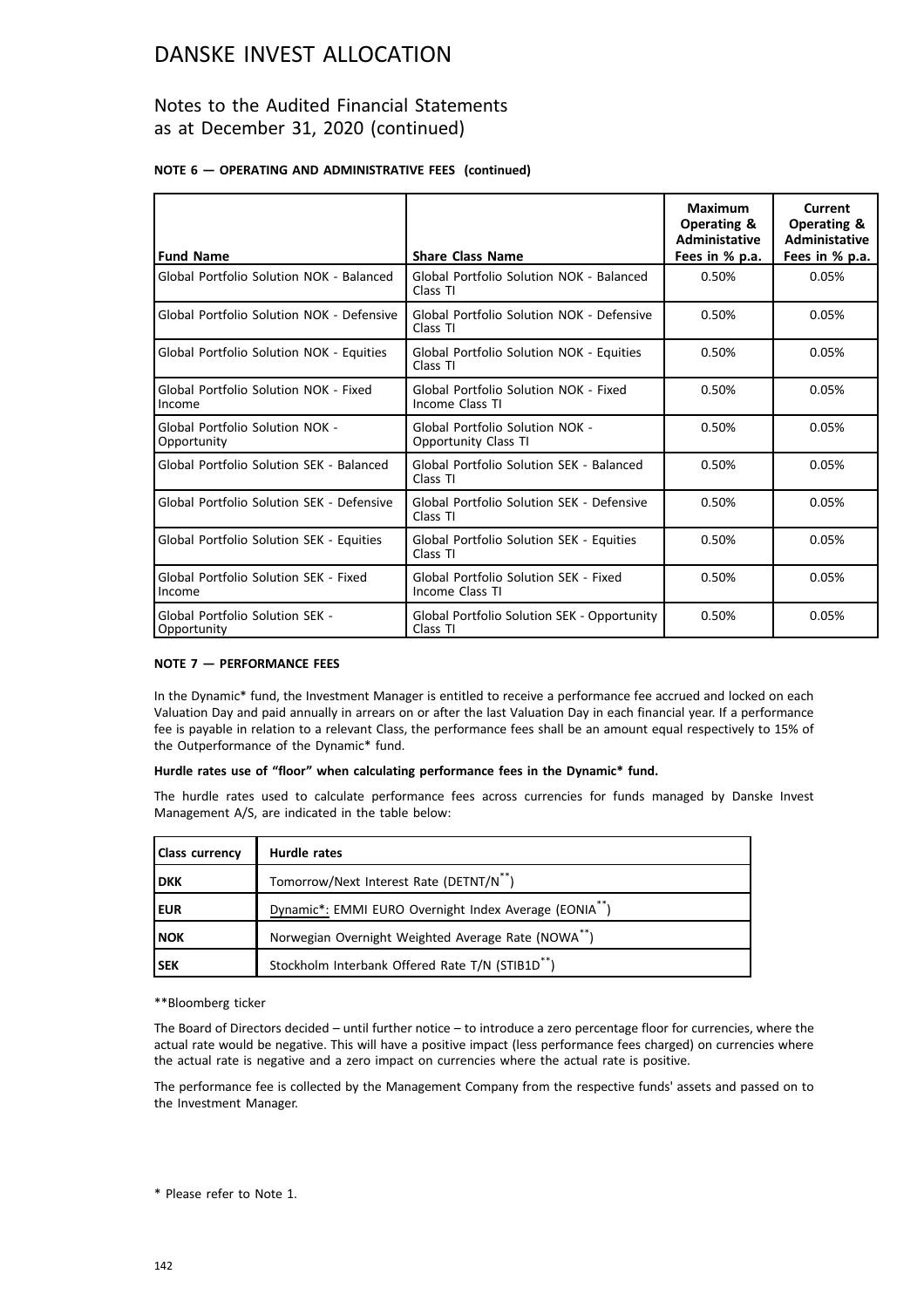# DANSKE INVEST ALLOCATION

## Notes to the Audited Financial Statements as at December 31, 2020 (continued)

**NOTE 6 — OPERATING AND ADMINISTRATIVE FEES (continued)**

| Fund Name | Share Class Name | Maximum Operating & Administative Fees in % p.a. | Current Operating & Administative Fees in % p.a. |
|---|---|---|---|
| Global Portfolio Solution NOK - Balanced | Global Portfolio Solution NOK - Balanced Class TI | 0.50% | 0.05% |
| Global Portfolio Solution NOK - Defensive | Global Portfolio Solution NOK - Defensive Class TI | 0.50% | 0.05% |
| Global Portfolio Solution NOK - Equities | Global Portfolio Solution NOK - Equities Class TI | 0.50% | 0.05% |
| Global Portfolio Solution NOK - Fixed Income | Global Portfolio Solution NOK - Fixed Income Class TI | 0.50% | 0.05% |
| Global Portfolio Solution NOK - Opportunity | Global Portfolio Solution NOK - Opportunity Class TI | 0.50% | 0.05% |
| Global Portfolio Solution SEK - Balanced | Global Portfolio Solution SEK - Balanced Class TI | 0.50% | 0.05% |
| Global Portfolio Solution SEK - Defensive | Global Portfolio Solution SEK - Defensive Class TI | 0.50% | 0.05% |
| Global Portfolio Solution SEK - Equities | Global Portfolio Solution SEK - Equities Class TI | 0.50% | 0.05% |
| Global Portfolio Solution SEK - Fixed Income | Global Portfolio Solution SEK - Fixed Income Class TI | 0.50% | 0.05% |
| Global Portfolio Solution SEK - Opportunity | Global Portfolio Solution SEK - Opportunity Class TI | 0.50% | 0.05% |

**NOTE 7 — PERFORMANCE FEES**

In the Dynamic* fund, the Investment Manager is entitled to receive a performance fee accrued and locked on each Valuation Day and paid annually in arrears on or after the last Valuation Day in each financial year. If a performance fee is payable in relation to a relevant Class, the performance fees shall be an amount equal respectively to 15% of the Outperformance of the Dynamic* fund.

**Hurdle rates use of "floor" when calculating performance fees in the Dynamic* fund.**

The hurdle rates used to calculate performance fees across currencies for funds managed by Danske Invest Management A/S, are indicated in the table below:

| Class currency | Hurdle rates |
|---|---|
| **DKK** | Tomorrow/Next Interest Rate (DETNT/N**) |
| **EUR** | Dynamic*: EMMI EURO Overnight Index Average (EONIA**) |
| **NOK** | Norwegian Overnight Weighted Average Rate (NOWA**) |
| **SEK** | Stockholm Interbank Offered Rate T/N (STIB1D**) |

**Bloomberg ticker

The Board of Directors decided – until further notice – to introduce a zero percentage floor for currencies, where the actual rate would be negative. This will have a positive impact (less performance fees charged) on currencies where the actual rate is negative and a zero impact on currencies where the actual rate is positive.

The performance fee is collected by the Management Company from the respective funds' assets and passed on to the Investment Manager.

\* Please refer to Note 1.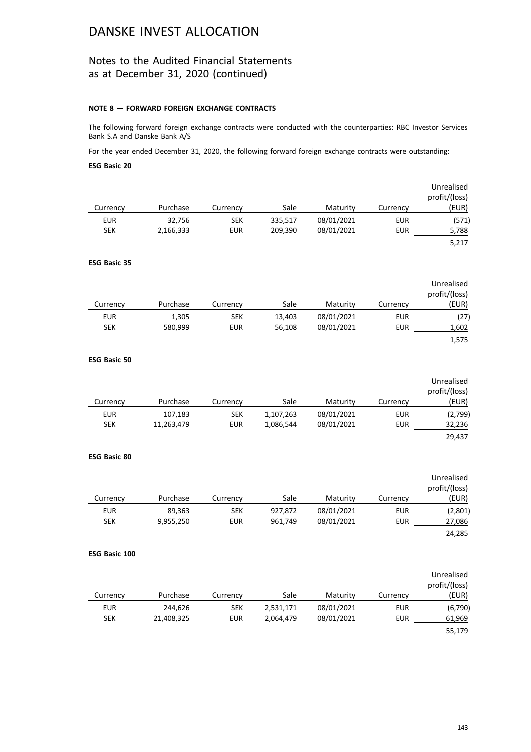# DANSKE INVEST ALLOCATION

## Notes to the Audited Financial Statements as at December 31, 2020 (continued)

**NOTE 8 — FORWARD FOREIGN EXCHANGE CONTRACTS**

The following forward foreign exchange contracts were conducted with the counterparties: RBC Investor Services Bank S.A and Danske Bank A/S

For the year ended December 31, 2020, the following forward foreign exchange contracts were outstanding:

**ESG Basic 20**

| Currency | Purchase | Currency | Sale | Maturity | Currency | Unrealised profit/(loss) (EUR) |
|---|---|---|---|---|---|---|
| EUR | 32,756 | SEK | 335,517 | 08/01/2021 | EUR | (571) |
| SEK | 2,166,333 | EUR | 209,390 | 08/01/2021 | EUR | 5,788 |
| | | | | | | 5,217 |

**ESG Basic 35**

| Currency | Purchase | Currency | Sale | Maturity | Currency | Unrealised profit/(loss) (EUR) |
|---|---|---|---|---|---|---|
| EUR | 1,305 | SEK | 13,403 | 08/01/2021 | EUR | (27) |
| SEK | 580,999 | EUR | 56,108 | 08/01/2021 | EUR | 1,602 |
| | | | | | | 1,575 |

**ESG Basic 50**

| Currency | Purchase | Currency | Sale | Maturity | Currency | Unrealised profit/(loss) (EUR) |
|---|---|---|---|---|---|---|
| EUR | 107,183 | SEK | 1,107,263 | 08/01/2021 | EUR | (2,799) |
| SEK | 11,263,479 | EUR | 1,086,544 | 08/01/2021 | EUR | 32,236 |
| | | | | | | 29,437 |

**ESG Basic 80**

| Currency | Purchase | Currency | Sale | Maturity | Currency | Unrealised profit/(loss) (EUR) |
|---|---|---|---|---|---|---|
| EUR | 89,363 | SEK | 927,872 | 08/01/2021 | EUR | (2,801) |
| SEK | 9,955,250 | EUR | 961,749 | 08/01/2021 | EUR | 27,086 |
| | | | | | | 24,285 |

**ESG Basic 100**

| Currency | Purchase | Currency | Sale | Maturity | Currency | Unrealised profit/(loss) (EUR) |
|---|---|---|---|---|---|---|
| EUR | 244,626 | SEK | 2,531,171 | 08/01/2021 | EUR | (6,790) |
| SEK | 21,408,325 | EUR | 2,064,479 | 08/01/2021 | EUR | 61,969 |
| | | | | | | 55,179 |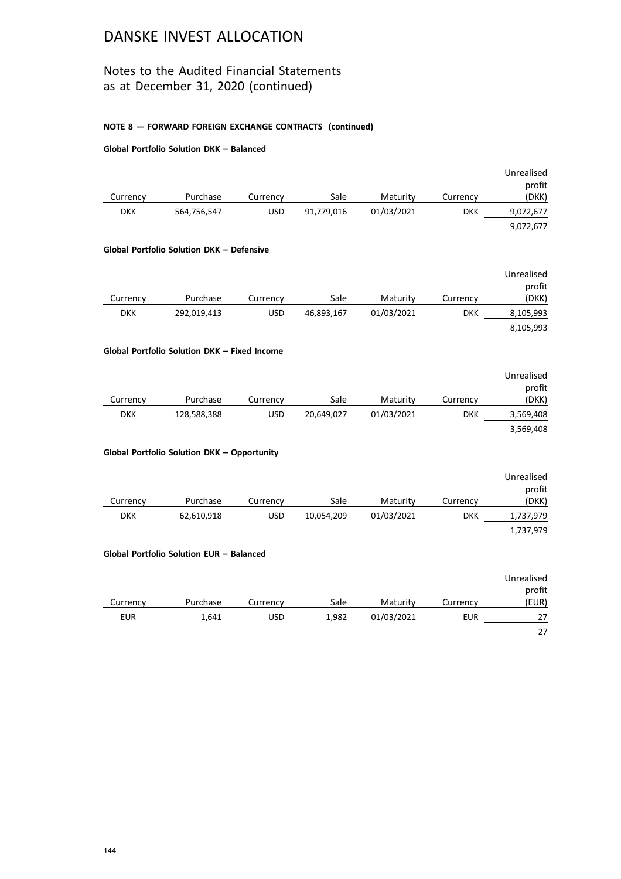# DANSKE INVEST ALLOCATION

## Notes to the Audited Financial Statements as at December 31, 2020 (continued)

**NOTE 8 — FORWARD FOREIGN EXCHANGE CONTRACTS (continued)**

**Global Portfolio Solution DKK – Balanced**

| Currency | Purchase | Currency | Sale | Maturity | Currency | Unrealised profit (DKK) |
|---|---|---|---|---|---|---|
| DKK | 564,756,547 | USD | 91,779,016 | 01/03/2021 | DKK | 9,072,677 |
| | | | | | | 9,072,677 |

**Global Portfolio Solution DKK – Defensive**

| Currency | Purchase | Currency | Sale | Maturity | Currency | Unrealised profit (DKK) |
|---|---|---|---|---|---|---|
| DKK | 292,019,413 | USD | 46,893,167 | 01/03/2021 | DKK | 8,105,993 |
| | | | | | | 8,105,993 |

**Global Portfolio Solution DKK – Fixed Income**

| Currency | Purchase | Currency | Sale | Maturity | Currency | Unrealised profit (DKK) |
|---|---|---|---|---|---|---|
| DKK | 128,588,388 | USD | 20,649,027 | 01/03/2021 | DKK | 3,569,408 |
| | | | | | | 3,569,408 |

**Global Portfolio Solution DKK – Opportunity**

| Currency | Purchase | Currency | Sale | Maturity | Currency | Unrealised profit (DKK) |
|---|---|---|---|---|---|---|
| DKK | 62,610,918 | USD | 10,054,209 | 01/03/2021 | DKK | 1,737,979 |
| | | | | | | 1,737,979 |

**Global Portfolio Solution EUR – Balanced**

| Currency | Purchase | Currency | Sale | Maturity | Currency | Unrealised profit (EUR) |
|---|---|---|---|---|---|---|
| EUR | 1,641 | USD | 1,982 | 01/03/2021 | EUR | 27 |
| | | | | | | 27 |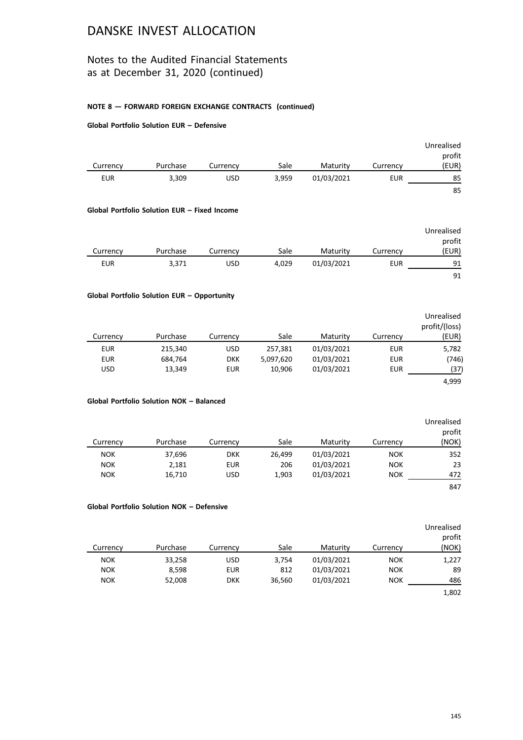# DANSKE INVEST ALLOCATION

## Notes to the Audited Financial Statements as at December 31, 2020 (continued)

**NOTE 8 — FORWARD FOREIGN EXCHANGE CONTRACTS (continued)**

**Global Portfolio Solution EUR – Defensive**

| Currency | Purchase | Currency | Sale | Maturity | Currency | Unrealised profit (EUR) |
|---|---|---|---|---|---|---|
| EUR | 3,309 | USD | 3,959 | 01/03/2021 | EUR | 85 |
| | | | | | | 85 |

**Global Portfolio Solution EUR – Fixed Income**

| Currency | Purchase | Currency | Sale | Maturity | Currency | Unrealised profit (EUR) |
|---|---|---|---|---|---|---|
| EUR | 3,371 | USD | 4,029 | 01/03/2021 | EUR | 91 |
| | | | | | | 91 |

**Global Portfolio Solution EUR – Opportunity**

| Currency | Purchase | Currency | Sale | Maturity | Currency | Unrealised profit/(loss) (EUR) |
|---|---|---|---|---|---|---|
| EUR | 215,340 | USD | 257,381 | 01/03/2021 | EUR | 5,782 |
| EUR | 684,764 | DKK | 5,097,620 | 01/03/2021 | EUR | (746) |
| USD | 13,349 | EUR | 10,906 | 01/03/2021 | EUR | (37) |
| | | | | | | 4,999 |

**Global Portfolio Solution NOK – Balanced**

| Currency | Purchase | Currency | Sale | Maturity | Currency | Unrealised profit (NOK) |
|---|---|---|---|---|---|---|
| NOK | 37,696 | DKK | 26,499 | 01/03/2021 | NOK | 352 |
| NOK | 2,181 | EUR | 206 | 01/03/2021 | NOK | 23 |
| NOK | 16,710 | USD | 1,903 | 01/03/2021 | NOK | 472 |
| | | | | | | 847 |

**Global Portfolio Solution NOK – Defensive**

| Currency | Purchase | Currency | Sale | Maturity | Currency | Unrealised profit (NOK) |
|---|---|---|---|---|---|---|
| NOK | 33,258 | USD | 3,754 | 01/03/2021 | NOK | 1,227 |
| NOK | 8,598 | EUR | 812 | 01/03/2021 | NOK | 89 |
| NOK | 52,008 | DKK | 36,560 | 01/03/2021 | NOK | 486 |
| | | | | | | 1,802 |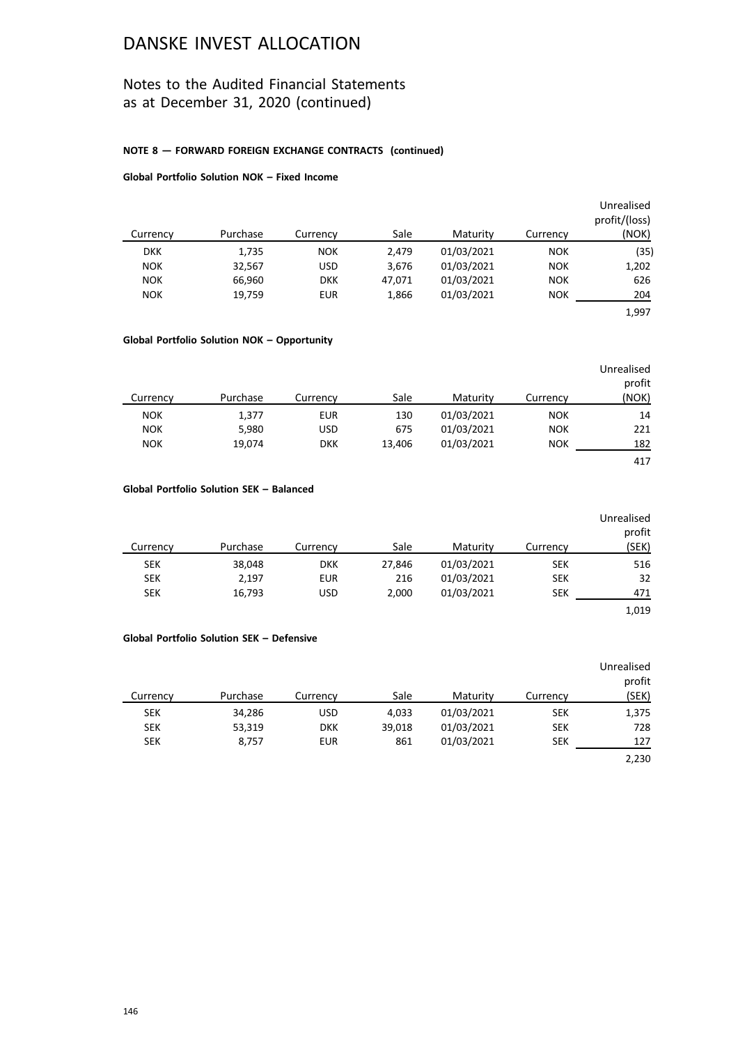# DANSKE INVEST ALLOCATION

## Notes to the Audited Financial Statements as at December 31, 2020 (continued)

**NOTE 8 — FORWARD FOREIGN EXCHANGE CONTRACTS (continued)**

**Global Portfolio Solution NOK – Fixed Income**

| Currency | Purchase | Currency | Sale | Maturity | Currency | Unrealised profit/(loss) (NOK) |
|---|---|---|---|---|---|---|
| DKK | 1,735 | NOK | 2,479 | 01/03/2021 | NOK | (35) |
| NOK | 32,567 | USD | 3,676 | 01/03/2021 | NOK | 1,202 |
| NOK | 66,960 | DKK | 47,071 | 01/03/2021 | NOK | 626 |
| NOK | 19,759 | EUR | 1,866 | 01/03/2021 | NOK | 204 |
| | | | | | | 1,997 |

**Global Portfolio Solution NOK – Opportunity**

| Currency | Purchase | Currency | Sale | Maturity | Currency | Unrealised profit (NOK) |
|---|---|---|---|---|---|---|
| NOK | 1,377 | EUR | 130 | 01/03/2021 | NOK | 14 |
| NOK | 5,980 | USD | 675 | 01/03/2021 | NOK | 221 |
| NOK | 19,074 | DKK | 13,406 | 01/03/2021 | NOK | 182 |
| | | | | | | 417 |

**Global Portfolio Solution SEK – Balanced**

| Currency | Purchase | Currency | Sale | Maturity | Currency | Unrealised profit (SEK) |
|---|---|---|---|---|---|---|
| SEK | 38,048 | DKK | 27,846 | 01/03/2021 | SEK | 516 |
| SEK | 2,197 | EUR | 216 | 01/03/2021 | SEK | 32 |
| SEK | 16,793 | USD | 2,000 | 01/03/2021 | SEK | 471 |
| | | | | | | 1,019 |

**Global Portfolio Solution SEK – Defensive**

| Currency | Purchase | Currency | Sale | Maturity | Currency | Unrealised profit (SEK) |
|---|---|---|---|---|---|---|
| SEK | 34,286 | USD | 4,033 | 01/03/2021 | SEK | 1,375 |
| SEK | 53,319 | DKK | 39,018 | 01/03/2021 | SEK | 728 |
| SEK | 8,757 | EUR | 861 | 01/03/2021 | SEK | 127 |
| | | | | | | 2,230 |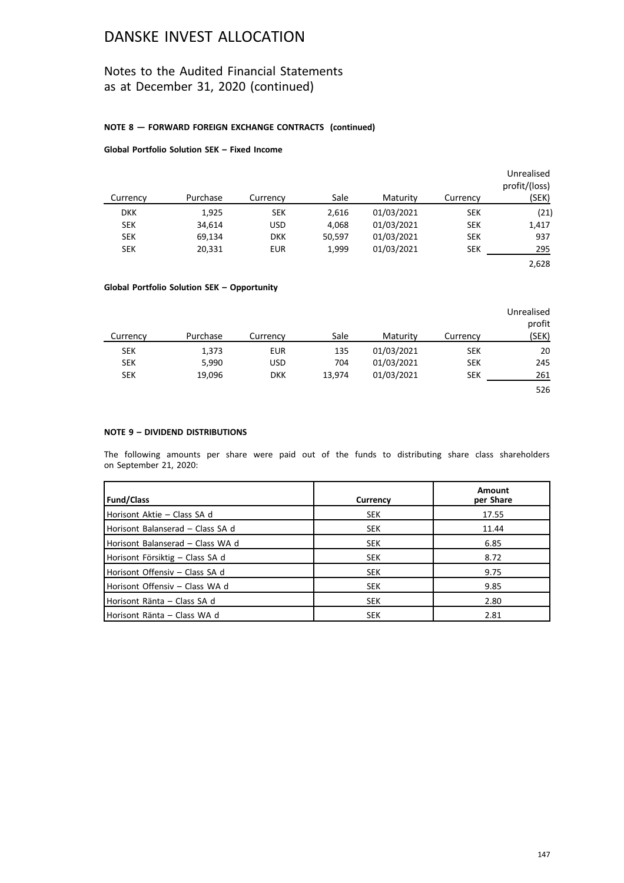# DANSKE INVEST ALLOCATION

## Notes to the Audited Financial Statements as at December 31, 2020 (continued)

**NOTE 8 — FORWARD FOREIGN EXCHANGE CONTRACTS (continued)**

**Global Portfolio Solution SEK – Fixed Income**

| Currency | Purchase | Currency | Sale | Maturity | Currency | Unrealised profit/(loss) (SEK) |
|---|---|---|---|---|---|---|
| DKK | 1,925 | SEK | 2,616 | 01/03/2021 | SEK | (21) |
| SEK | 34,614 | USD | 4,068 | 01/03/2021 | SEK | 1,417 |
| SEK | 69,134 | DKK | 50,597 | 01/03/2021 | SEK | 937 |
| SEK | 20,331 | EUR | 1,999 | 01/03/2021 | SEK | 295 |
| | | | | | | 2,628 |

**Global Portfolio Solution SEK – Opportunity**

| Currency | Purchase | Currency | Sale | Maturity | Currency | Unrealised profit (SEK) |
|---|---|---|---|---|---|---|
| SEK | 1,373 | EUR | 135 | 01/03/2021 | SEK | 20 |
| SEK | 5,990 | USD | 704 | 01/03/2021 | SEK | 245 |
| SEK | 19,096 | DKK | 13,974 | 01/03/2021 | SEK | 261 |
| | | | | | | 526 |

**NOTE 9 – DIVIDEND DISTRIBUTIONS**

The following amounts per share were paid out of the funds to distributing share class shareholders on September 21, 2020:

| Fund/Class | Currency | Amount per Share |
|---|---|---|
| Horisont Aktie – Class SA d | SEK | 17.55 |
| Horisont Balanserad – Class SA d | SEK | 11.44 |
| Horisont Balanserad – Class WA d | SEK | 6.85 |
| Horisont Försiktig – Class SA d | SEK | 8.72 |
| Horisont Offensiv – Class SA d | SEK | 9.75 |
| Horisont Offensiv – Class WA d | SEK | 9.85 |
| Horisont Ränta – Class SA d | SEK | 2.80 |
| Horisont Ränta – Class WA d | SEK | 2.81 |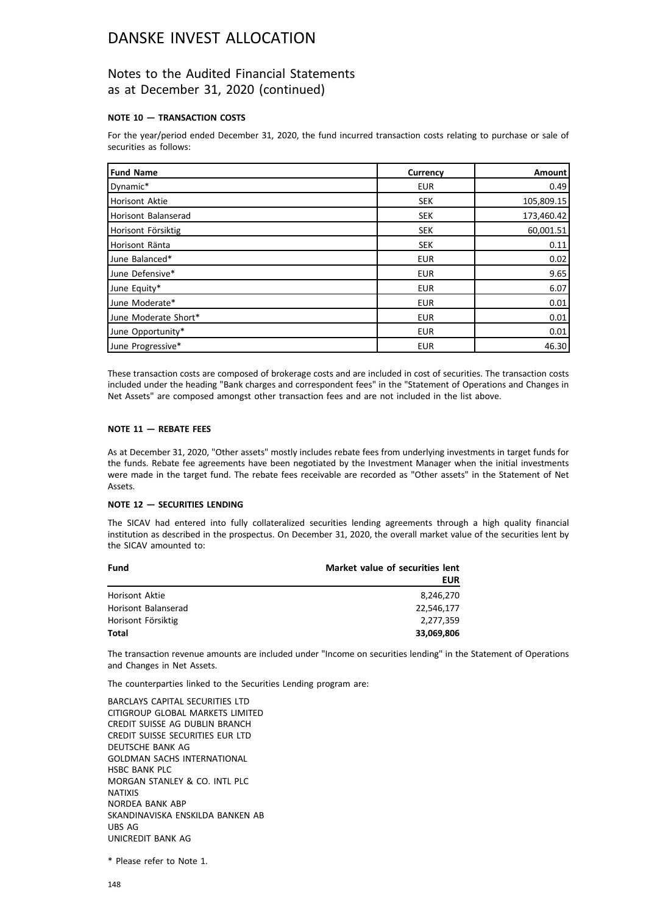# DANSKE INVEST ALLOCATION

## Notes to the Audited Financial Statements as at December 31, 2020 (continued)

### NOTE 10 — TRANSACTION COSTS

For the year/period ended December 31, 2020, the fund incurred transaction costs relating to purchase or sale of securities as follows:

| Fund Name | Currency | Amount |
|---|---|---|
| Dynamic* | EUR | 0.49 |
| Horisont Aktie | SEK | 105,809.15 |
| Horisont Balanserad | SEK | 173,460.42 |
| Horisont Försiktig | SEK | 60,001.51 |
| Horisont Ränta | SEK | 0.11 |
| June Balanced* | EUR | 0.02 |
| June Defensive* | EUR | 9.65 |
| June Equity* | EUR | 6.07 |
| June Moderate* | EUR | 0.01 |
| June Moderate Short* | EUR | 0.01 |
| June Opportunity* | EUR | 0.01 |
| June Progressive* | EUR | 46.30 |

These transaction costs are composed of brokerage costs and are included in cost of securities. The transaction costs included under the heading "Bank charges and correspondent fees" in the "Statement of Operations and Changes in Net Assets" are composed amongst other transaction fees and are not included in the list above.

### NOTE 11 — REBATE FEES

As at December 31, 2020, "Other assets" mostly includes rebate fees from underlying investments in target funds for the funds. Rebate fee agreements have been negotiated by the Investment Manager when the initial investments were made in the target fund. The rebate fees receivable are recorded as "Other assets" in the Statement of Net Assets.

### NOTE 12 — SECURITIES LENDING

The SICAV had entered into fully collateralized securities lending agreements through a high quality financial institution as described in the prospectus. On December 31, 2020, the overall market value of the securities lent by the SICAV amounted to:

| Fund | Market value of securities lent EUR |
|---|---|
| Horisont Aktie | 8,246,270 |
| Horisont Balanserad | 22,546,177 |
| Horisont Försiktig | 2,277,359 |
| **Total** | **33,069,806** |

The transaction revenue amounts are included under "Income on securities lending" in the Statement of Operations and Changes in Net Assets.

The counterparties linked to the Securities Lending program are:

BARCLAYS CAPITAL SECURITIES LTD
CITIGROUP GLOBAL MARKETS LIMITED
CREDIT SUISSE AG DUBLIN BRANCH
CREDIT SUISSE SECURITIES EUR LTD
DEUTSCHE BANK AG
GOLDMAN SACHS INTERNATIONAL
HSBC BANK PLC
MORGAN STANLEY & CO. INTL PLC
NATIXIS
NORDEA BANK ABP
SKANDINAVISKA ENSKILDA BANKEN AB
UBS AG
UNICREDIT BANK AG

* Please refer to Note 1.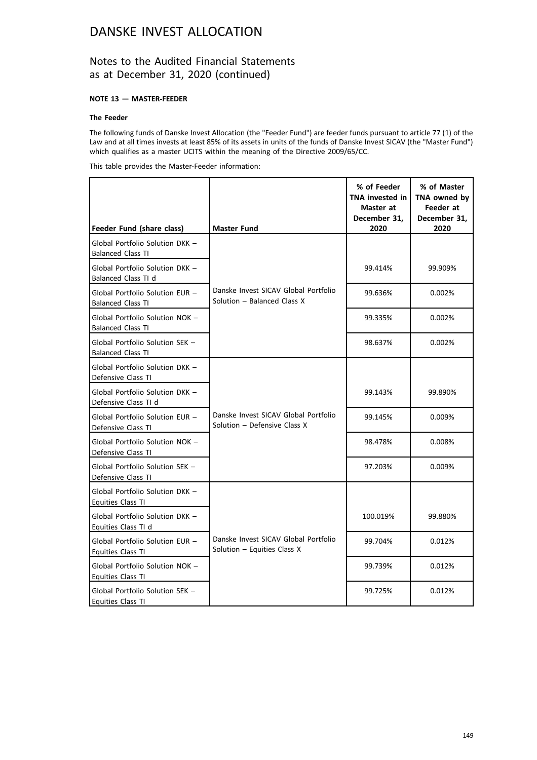# DANSKE INVEST ALLOCATION

## Notes to the Audited Financial Statements as at December 31, 2020 (continued)

**NOTE 13 — MASTER-FEEDER**

**The Feeder**

The following funds of Danske Invest Allocation (the "Feeder Fund") are feeder funds pursuant to article 77 (1) of the Law and at all times invests at least 85% of its assets in units of the funds of Danske Invest SICAV (the "Master Fund") which qualifies as a master UCITS within the meaning of the Directive 2009/65/CC.

This table provides the Master-Feeder information:

| Feeder Fund (share class) | Master Fund | % of Feeder TNA invested in Master at December 31, 2020 | % of Master TNA owned by Feeder at December 31, 2020 |
|---|---|---|---|
| Global Portfolio Solution DKK – Balanced Class TI<br>Global Portfolio Solution DKK – Balanced Class TI d | Danske Invest SICAV Global Portfolio Solution – Balanced Class X | 99.414% | 99.909% |
| Global Portfolio Solution EUR – Balanced Class TI | | 99.636% | 0.002% |
| Global Portfolio Solution NOK – Balanced Class TI | | 99.335% | 0.002% |
| Global Portfolio Solution SEK – Balanced Class TI | | 98.637% | 0.002% |
| Global Portfolio Solution DKK – Defensive Class TI<br>Global Portfolio Solution DKK – Defensive Class TI d | Danske Invest SICAV Global Portfolio Solution – Defensive Class X | 99.143% | 99.890% |
| Global Portfolio Solution EUR – Defensive Class TI | | 99.145% | 0.009% |
| Global Portfolio Solution NOK – Defensive Class TI | | 98.478% | 0.008% |
| Global Portfolio Solution SEK – Defensive Class TI | | 97.203% | 0.009% |
| Global Portfolio Solution DKK – Equities Class TI<br>Global Portfolio Solution DKK – Equities Class TI d | Danske Invest SICAV Global Portfolio Solution – Equities Class X | 100.019% | 99.880% |
| Global Portfolio Solution EUR – Equities Class TI | | 99.704% | 0.012% |
| Global Portfolio Solution NOK – Equities Class TI | | 99.739% | 0.012% |
| Global Portfolio Solution SEK – Equities Class TI | | 99.725% | 0.012% |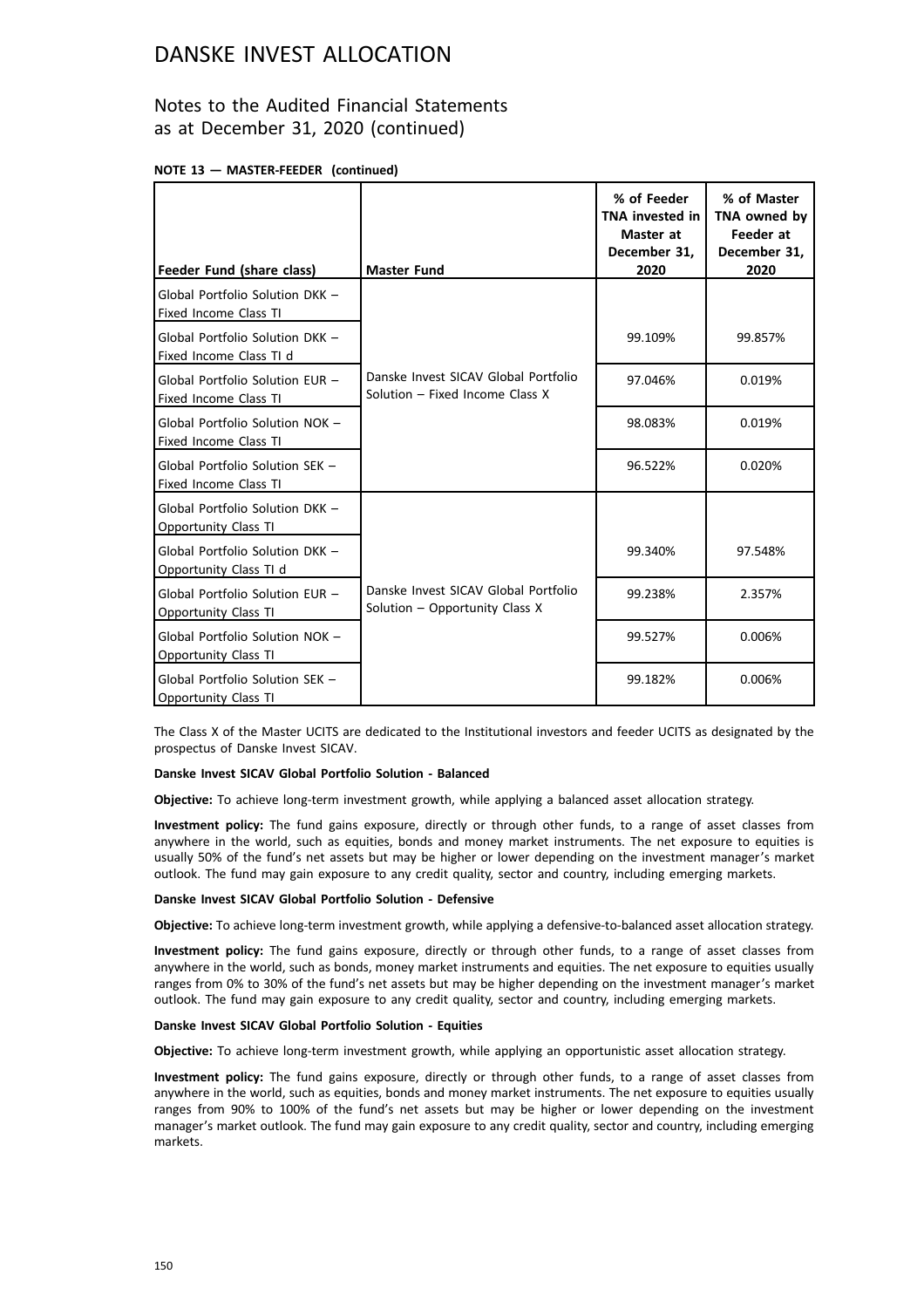# DANSKE INVEST ALLOCATION

## Notes to the Audited Financial Statements as at December 31, 2020 (continued)

**NOTE 13 — MASTER-FEEDER (continued)**

| Feeder Fund (share class) | Master Fund | % of Feeder TNA invested in Master at December 31, 2020 | % of Master TNA owned by Feeder at December 31, 2020 |
|---|---|---|---|
| Global Portfolio Solution DKK – Fixed Income Class TI<br>Global Portfolio Solution DKK – Fixed Income Class TI d | Danske Invest SICAV Global Portfolio Solution – Fixed Income Class X | 99.109% | 99.857% |
| Global Portfolio Solution EUR – Fixed Income Class TI | Danske Invest SICAV Global Portfolio Solution – Fixed Income Class X | 97.046% | 0.019% |
| Global Portfolio Solution NOK – Fixed Income Class TI | Danske Invest SICAV Global Portfolio Solution – Fixed Income Class X | 98.083% | 0.019% |
| Global Portfolio Solution SEK – Fixed Income Class TI | Danske Invest SICAV Global Portfolio Solution – Fixed Income Class X | 96.522% | 0.020% |
| Global Portfolio Solution DKK – Opportunity Class TI<br>Global Portfolio Solution DKK – Opportunity Class TI d | Danske Invest SICAV Global Portfolio Solution – Opportunity Class X | 99.340% | 97.548% |
| Global Portfolio Solution EUR – Opportunity Class TI | Danske Invest SICAV Global Portfolio Solution – Opportunity Class X | 99.238% | 2.357% |
| Global Portfolio Solution NOK – Opportunity Class TI | Danske Invest SICAV Global Portfolio Solution – Opportunity Class X | 99.527% | 0.006% |
| Global Portfolio Solution SEK – Opportunity Class TI | Danske Invest SICAV Global Portfolio Solution – Opportunity Class X | 99.182% | 0.006% |

The Class X of the Master UCITS are dedicated to the Institutional investors and feeder UCITS as designated by the prospectus of Danske Invest SICAV.

**Danske Invest SICAV Global Portfolio Solution - Balanced**

**Objective:** To achieve long-term investment growth, while applying a balanced asset allocation strategy.

**Investment policy:** The fund gains exposure, directly or through other funds, to a range of asset classes from anywhere in the world, such as equities, bonds and money market instruments. The net exposure to equities is usually 50% of the fund's net assets but may be higher or lower depending on the investment manager's market outlook. The fund may gain exposure to any credit quality, sector and country, including emerging markets.

**Danske Invest SICAV Global Portfolio Solution - Defensive**

**Objective:** To achieve long-term investment growth, while applying a defensive-to-balanced asset allocation strategy.

**Investment policy:** The fund gains exposure, directly or through other funds, to a range of asset classes from anywhere in the world, such as bonds, money market instruments and equities. The net exposure to equities usually ranges from 0% to 30% of the fund's net assets but may be higher depending on the investment manager's market outlook. The fund may gain exposure to any credit quality, sector and country, including emerging markets.

**Danske Invest SICAV Global Portfolio Solution - Equities**

**Objective:** To achieve long-term investment growth, while applying an opportunistic asset allocation strategy.

**Investment policy:** The fund gains exposure, directly or through other funds, to a range of asset classes from anywhere in the world, such as equities, bonds and money market instruments. The net exposure to equities usually ranges from 90% to 100% of the fund's net assets but may be higher or lower depending on the investment manager's market outlook. The fund may gain exposure to any credit quality, sector and country, including emerging markets.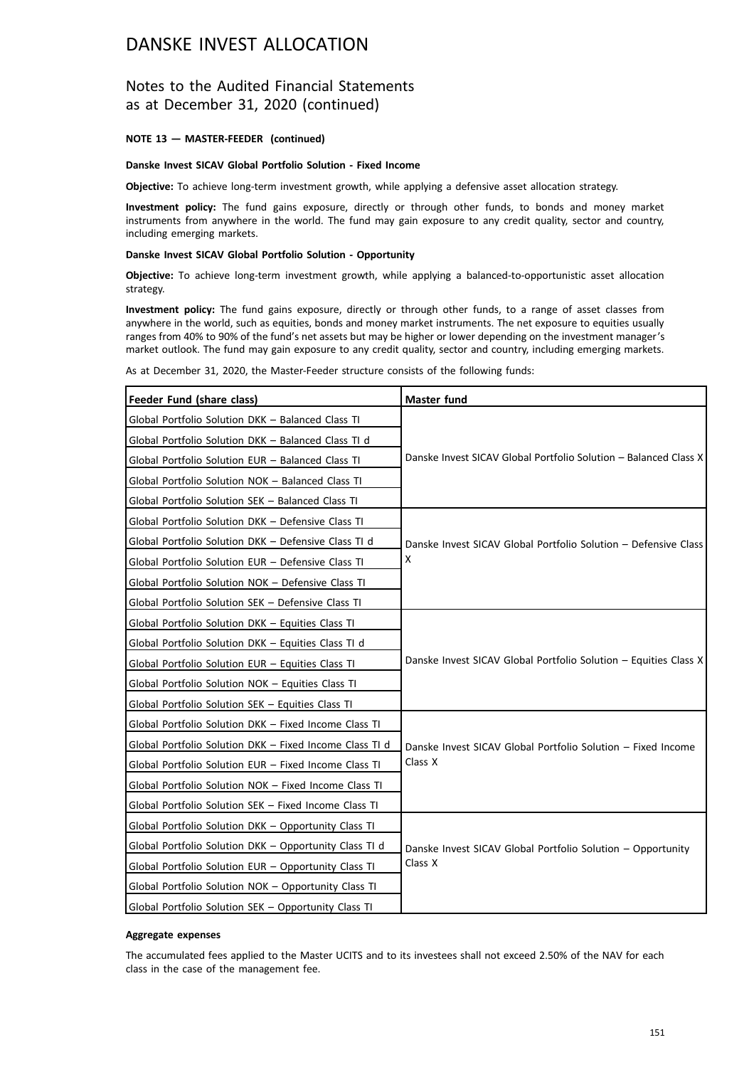# DANSKE INVEST ALLOCATION

## Notes to the Audited Financial Statements as at December 31, 2020 (continued)

**NOTE 13 — MASTER-FEEDER (continued)**

**Danske Invest SICAV Global Portfolio Solution - Fixed Income**

**Objective:** To achieve long-term investment growth, while applying a defensive asset allocation strategy.

**Investment policy:** The fund gains exposure, directly or through other funds, to bonds and money market instruments from anywhere in the world. The fund may gain exposure to any credit quality, sector and country, including emerging markets.

**Danske Invest SICAV Global Portfolio Solution - Opportunity**

**Objective:** To achieve long-term investment growth, while applying a balanced-to-opportunistic asset allocation strategy.

**Investment policy:** The fund gains exposure, directly or through other funds, to a range of asset classes from anywhere in the world, such as equities, bonds and money market instruments. The net exposure to equities usually ranges from 40% to 90% of the fund's net assets but may be higher or lower depending on the investment manager's market outlook. The fund may gain exposure to any credit quality, sector and country, including emerging markets.

As at December 31, 2020, the Master-Feeder structure consists of the following funds:

| Feeder Fund (share class) | Master fund |
|---|---|
| Global Portfolio Solution DKK – Balanced Class TI | Danske Invest SICAV Global Portfolio Solution – Balanced Class X |
| Global Portfolio Solution DKK – Balanced Class TI d | |
| Global Portfolio Solution EUR – Balanced Class TI | |
| Global Portfolio Solution NOK – Balanced Class TI | |
| Global Portfolio Solution SEK – Balanced Class TI | |
| Global Portfolio Solution DKK – Defensive Class TI | Danske Invest SICAV Global Portfolio Solution – Defensive Class X |
| Global Portfolio Solution DKK – Defensive Class TI d | |
| Global Portfolio Solution EUR – Defensive Class TI | |
| Global Portfolio Solution NOK – Defensive Class TI | |
| Global Portfolio Solution SEK – Defensive Class TI | |
| Global Portfolio Solution DKK – Equities Class TI | Danske Invest SICAV Global Portfolio Solution – Equities Class X |
| Global Portfolio Solution DKK – Equities Class TI d | |
| Global Portfolio Solution EUR – Equities Class TI | |
| Global Portfolio Solution NOK – Equities Class TI | |
| Global Portfolio Solution SEK – Equities Class TI | |
| Global Portfolio Solution DKK – Fixed Income Class TI | Danske Invest SICAV Global Portfolio Solution – Fixed Income Class X |
| Global Portfolio Solution DKK – Fixed Income Class TI d | |
| Global Portfolio Solution EUR – Fixed Income Class TI | |
| Global Portfolio Solution NOK – Fixed Income Class TI | |
| Global Portfolio Solution SEK – Fixed Income Class TI | |
| Global Portfolio Solution DKK – Opportunity Class TI | Danske Invest SICAV Global Portfolio Solution – Opportunity Class X |
| Global Portfolio Solution DKK – Opportunity Class TI d | |
| Global Portfolio Solution EUR – Opportunity Class TI | |
| Global Portfolio Solution NOK – Opportunity Class TI | |
| Global Portfolio Solution SEK – Opportunity Class TI | |

**Aggregate expenses**

The accumulated fees applied to the Master UCITS and to its investees shall not exceed 2.50% of the NAV for each class in the case of the management fee.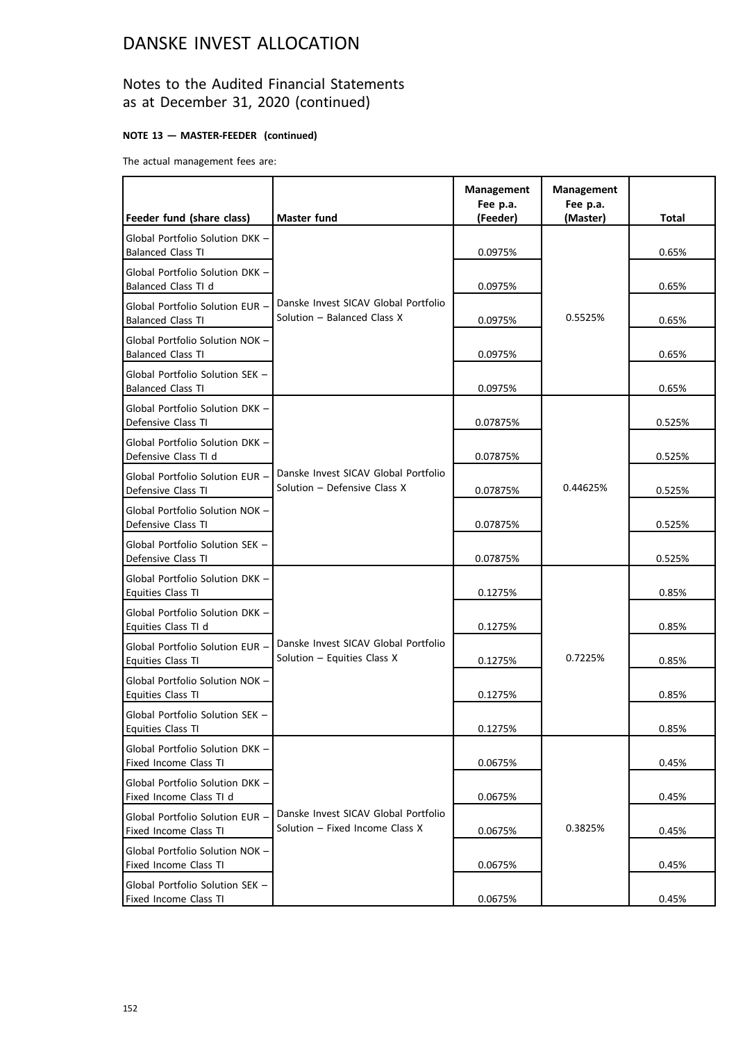# DANSKE INVEST ALLOCATION

## Notes to the Audited Financial Statements as at December 31, 2020 (continued)

**NOTE 13 — MASTER-FEEDER (continued)**

The actual management fees are:

| Feeder fund (share class) | Master fund | Management Fee p.a. (Feeder) | Management Fee p.a. (Master) | Total |
|---|---|---|---|---|
| Global Portfolio Solution DKK – Balanced Class TI | Danske Invest SICAV Global Portfolio Solution – Balanced Class X | 0.0975% | 0.5525% | 0.65% |
| Global Portfolio Solution DKK – Balanced Class TI d | | 0.0975% | | 0.65% |
| Global Portfolio Solution EUR – Balanced Class TI | | 0.0975% | | 0.65% |
| Global Portfolio Solution NOK – Balanced Class TI | | 0.0975% | | 0.65% |
| Global Portfolio Solution SEK – Balanced Class TI | | 0.0975% | | 0.65% |
| Global Portfolio Solution DKK – Defensive Class TI | Danske Invest SICAV Global Portfolio Solution – Defensive Class X | 0.07875% | 0.44625% | 0.525% |
| Global Portfolio Solution DKK – Defensive Class TI d | | 0.07875% | | 0.525% |
| Global Portfolio Solution EUR – Defensive Class TI | | 0.07875% | | 0.525% |
| Global Portfolio Solution NOK – Defensive Class TI | | 0.07875% | | 0.525% |
| Global Portfolio Solution SEK – Defensive Class TI | | 0.07875% | | 0.525% |
| Global Portfolio Solution DKK – Equities Class TI | Danske Invest SICAV Global Portfolio Solution – Equities Class X | 0.1275% | 0.7225% | 0.85% |
| Global Portfolio Solution DKK – Equities Class TI d | | 0.1275% | | 0.85% |
| Global Portfolio Solution EUR – Equities Class TI | | 0.1275% | | 0.85% |
| Global Portfolio Solution NOK – Equities Class TI | | 0.1275% | | 0.85% |
| Global Portfolio Solution SEK – Equities Class TI | | 0.1275% | | 0.85% |
| Global Portfolio Solution DKK – Fixed Income Class TI | Danske Invest SICAV Global Portfolio Solution – Fixed Income Class X | 0.0675% | 0.3825% | 0.45% |
| Global Portfolio Solution DKK – Fixed Income Class TI d | | 0.0675% | | 0.45% |
| Global Portfolio Solution EUR – Fixed Income Class TI | | 0.0675% | | 0.45% |
| Global Portfolio Solution NOK – Fixed Income Class TI | | 0.0675% | | 0.45% |
| Global Portfolio Solution SEK – Fixed Income Class TI | | 0.0675% | | 0.45% |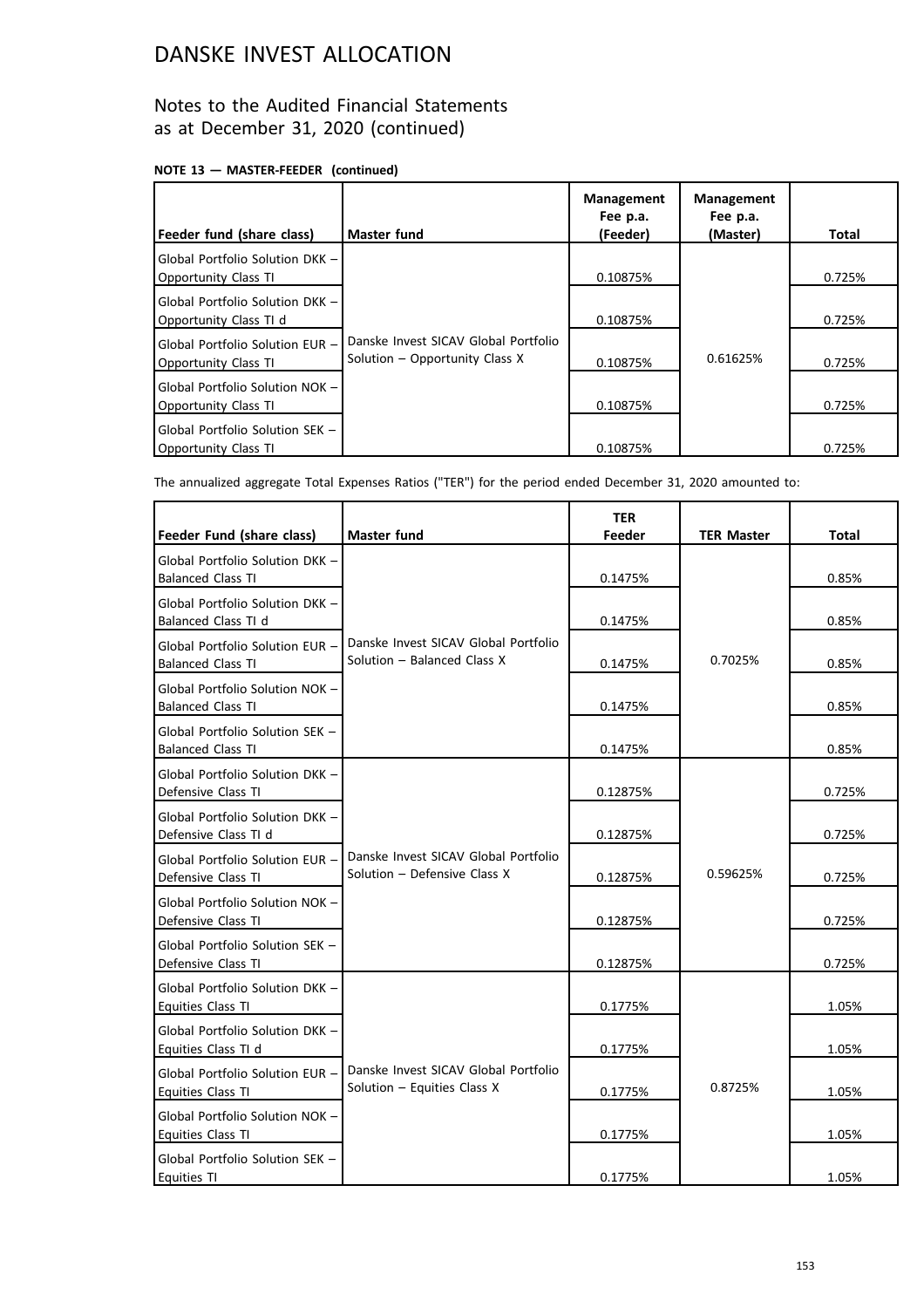# DANSKE INVEST ALLOCATION

## Notes to the Audited Financial Statements as at December 31, 2020 (continued)

**NOTE 13 — MASTER-FEEDER (continued)**

| Feeder fund (share class) | Master fund | Management Fee p.a. (Feeder) | Management Fee p.a. (Master) | Total |
|---|---|---|---|---|
| Global Portfolio Solution DKK – Opportunity Class TI | Danske Invest SICAV Global Portfolio Solution – Opportunity Class X | 0.10875% | 0.61625% | 0.725% |
| Global Portfolio Solution DKK – Opportunity Class TI d | | 0.10875% | | 0.725% |
| Global Portfolio Solution EUR – Opportunity Class TI | | 0.10875% | | 0.725% |
| Global Portfolio Solution NOK – Opportunity Class TI | | 0.10875% | | 0.725% |
| Global Portfolio Solution SEK – Opportunity Class TI | | 0.10875% | | 0.725% |

The annualized aggregate Total Expenses Ratios ("TER") for the period ended December 31, 2020 amounted to:

| Feeder Fund (share class) | Master fund | TER Feeder | TER Master | Total |
|---|---|---|---|---|
| Global Portfolio Solution DKK – Balanced Class TI | Danske Invest SICAV Global Portfolio Solution – Balanced Class X | 0.1475% | 0.7025% | 0.85% |
| Global Portfolio Solution DKK – Balanced Class TI d | | 0.1475% | | 0.85% |
| Global Portfolio Solution EUR – Balanced Class TI | | 0.1475% | | 0.85% |
| Global Portfolio Solution NOK – Balanced Class TI | | 0.1475% | | 0.85% |
| Global Portfolio Solution SEK – Balanced Class TI | | 0.1475% | | 0.85% |
| Global Portfolio Solution DKK – Defensive Class TI | Danske Invest SICAV Global Portfolio Solution – Defensive Class X | 0.12875% | 0.59625% | 0.725% |
| Global Portfolio Solution DKK – Defensive Class TI d | | 0.12875% | | 0.725% |
| Global Portfolio Solution EUR – Defensive Class TI | | 0.12875% | | 0.725% |
| Global Portfolio Solution NOK – Defensive Class TI | | 0.12875% | | 0.725% |
| Global Portfolio Solution SEK – Defensive Class TI | | 0.12875% | | 0.725% |
| Global Portfolio Solution DKK – Equities Class TI | Danske Invest SICAV Global Portfolio Solution – Equities Class X | 0.1775% | 0.8725% | 1.05% |
| Global Portfolio Solution DKK – Equities Class TI d | | 0.1775% | | 1.05% |
| Global Portfolio Solution EUR – Equities Class TI | | 0.1775% | | 1.05% |
| Global Portfolio Solution NOK – Equities Class TI | | 0.1775% | | 1.05% |
| Global Portfolio Solution SEK – Equities TI | | 0.1775% | | 1.05% |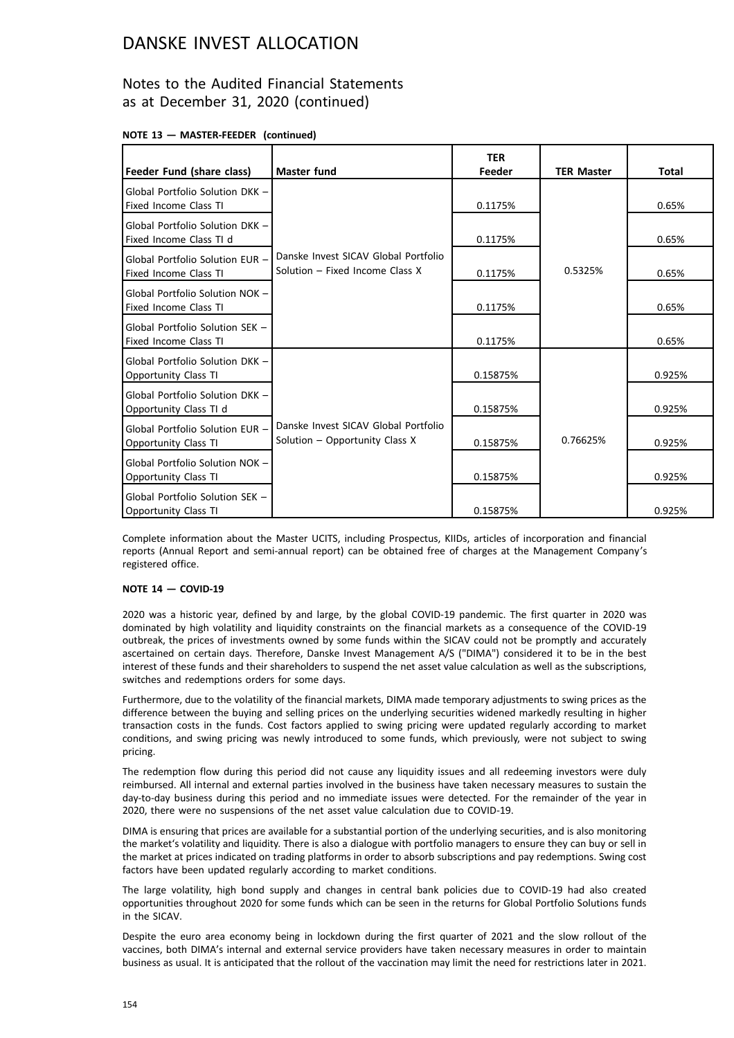# DANSKE INVEST ALLOCATION

## Notes to the Audited Financial Statements as at December 31, 2020 (continued)

**NOTE 13 — MASTER-FEEDER (continued)**

| Feeder Fund (share class) | Master fund | TER Feeder | TER Master | Total |
|---|---|---|---|---|
| Global Portfolio Solution DKK – Fixed Income Class TI | Danske Invest SICAV Global Portfolio Solution – Fixed Income Class X | 0.1175% | 0.5325% | 0.65% |
| Global Portfolio Solution DKK – Fixed Income Class TI d | | 0.1175% | | 0.65% |
| Global Portfolio Solution EUR – Fixed Income Class TI | | 0.1175% | | 0.65% |
| Global Portfolio Solution NOK – Fixed Income Class TI | | 0.1175% | | 0.65% |
| Global Portfolio Solution SEK – Fixed Income Class TI | | 0.1175% | | 0.65% |
| Global Portfolio Solution DKK – Opportunity Class TI | Danske Invest SICAV Global Portfolio Solution – Opportunity Class X | 0.15875% | 0.76625% | 0.925% |
| Global Portfolio Solution DKK – Opportunity Class TI d | | 0.15875% | | 0.925% |
| Global Portfolio Solution EUR – Opportunity Class TI | | 0.15875% | | 0.925% |
| Global Portfolio Solution NOK – Opportunity Class TI | | 0.15875% | | 0.925% |
| Global Portfolio Solution SEK – Opportunity Class TI | | 0.15875% | | 0.925% |

Complete information about the Master UCITS, including Prospectus, KIIDs, articles of incorporation and financial reports (Annual Report and semi-annual report) can be obtained free of charges at the Management Company's registered office.

**NOTE 14 — COVID-19**

2020 was a historic year, defined by and large, by the global COVID-19 pandemic. The first quarter in 2020 was dominated by high volatility and liquidity constraints on the financial markets as a consequence of the COVID-19 outbreak, the prices of investments owned by some funds within the SICAV could not be promptly and accurately ascertained on certain days. Therefore, Danske Invest Management A/S ("DIMA") considered it to be in the best interest of these funds and their shareholders to suspend the net asset value calculation as well as the subscriptions, switches and redemptions orders for some days.

Furthermore, due to the volatility of the financial markets, DIMA made temporary adjustments to swing prices as the difference between the buying and selling prices on the underlying securities widened markedly resulting in higher transaction costs in the funds. Cost factors applied to swing pricing were updated regularly according to market conditions, and swing pricing was newly introduced to some funds, which previously, were not subject to swing pricing.

The redemption flow during this period did not cause any liquidity issues and all redeeming investors were duly reimbursed. All internal and external parties involved in the business have taken necessary measures to sustain the day-to-day business during this period and no immediate issues were detected. For the remainder of the year in 2020, there were no suspensions of the net asset value calculation due to COVID-19.

DIMA is ensuring that prices are available for a substantial portion of the underlying securities, and is also monitoring the market's volatility and liquidity. There is also a dialogue with portfolio managers to ensure they can buy or sell in the market at prices indicated on trading platforms in order to absorb subscriptions and pay redemptions. Swing cost factors have been updated regularly according to market conditions.

The large volatility, high bond supply and changes in central bank policies due to COVID-19 had also created opportunities throughout 2020 for some funds which can be seen in the returns for Global Portfolio Solutions funds in the SICAV.

Despite the euro area economy being in lockdown during the first quarter of 2021 and the slow rollout of the vaccines, both DIMA's internal and external service providers have taken necessary measures in order to maintain business as usual. It is anticipated that the rollout of the vaccination may limit the need for restrictions later in 2021.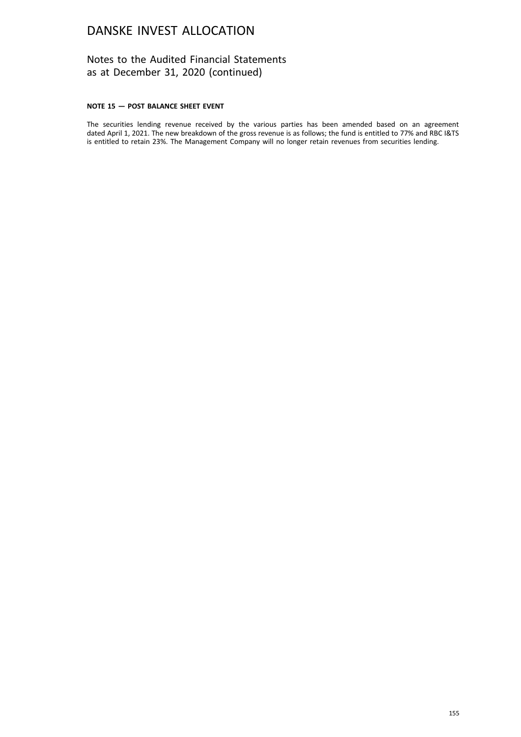# DANSKE INVEST ALLOCATION

## Notes to the Audited Financial Statements as at December 31, 2020 (continued)

**NOTE 15 — POST BALANCE SHEET EVENT**

The securities lending revenue received by the various parties has been amended based on an agreement dated April 1, 2021. The new breakdown of the gross revenue is as follows; the fund is entitled to 77% and RBC I&TS is entitled to retain 23%. The Management Company will no longer retain revenues from securities lending.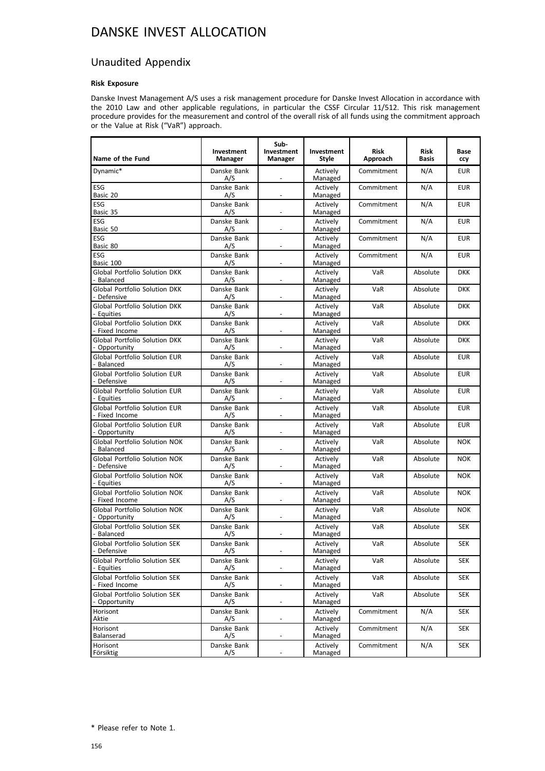# DANSKE INVEST ALLOCATION

## Unaudited Appendix

**Risk Exposure**

Danske Invest Management A/S uses a risk management procedure for Danske Invest Allocation in accordance with the 2010 Law and other applicable regulations, in particular the CSSF Circular 11/512. This risk management procedure provides for the measurement and control of the overall risk of all funds using the commitment approach or the Value at Risk ("VaR") approach.

| Name of the Fund | Investment Manager | Sub-Investment Manager | Investment Style | Risk Approach | Risk Basis | Base ccy |
|---|---|---|---|---|---|---|
| Dynamic* | Danske Bank A/S | - | Actively Managed | Commitment | N/A | EUR |
| ESG Basic 20 | Danske Bank A/S | - | Actively Managed | Commitment | N/A | EUR |
| ESG Basic 35 | Danske Bank A/S | - | Actively Managed | Commitment | N/A | EUR |
| ESG Basic 50 | Danske Bank A/S | - | Actively Managed | Commitment | N/A | EUR |
| ESG Basic 80 | Danske Bank A/S | - | Actively Managed | Commitment | N/A | EUR |
| ESG Basic 100 | Danske Bank A/S | - | Actively Managed | Commitment | N/A | EUR |
| Global Portfolio Solution DKK - Balanced | Danske Bank A/S | - | Actively Managed | VaR | Absolute | DKK |
| Global Portfolio Solution DKK - Defensive | Danske Bank A/S | - | Actively Managed | VaR | Absolute | DKK |
| Global Portfolio Solution DKK - Equities | Danske Bank A/S | - | Actively Managed | VaR | Absolute | DKK |
| Global Portfolio Solution DKK - Fixed Income | Danske Bank A/S | - | Actively Managed | VaR | Absolute | DKK |
| Global Portfolio Solution DKK - Opportunity | Danske Bank A/S | - | Actively Managed | VaR | Absolute | DKK |
| Global Portfolio Solution EUR - Balanced | Danske Bank A/S | - | Actively Managed | VaR | Absolute | EUR |
| Global Portfolio Solution EUR - Defensive | Danske Bank A/S | - | Actively Managed | VaR | Absolute | EUR |
| Global Portfolio Solution EUR - Equities | Danske Bank A/S | - | Actively Managed | VaR | Absolute | EUR |
| Global Portfolio Solution EUR - Fixed Income | Danske Bank A/S | - | Actively Managed | VaR | Absolute | EUR |
| Global Portfolio Solution EUR - Opportunity | Danske Bank A/S | - | Actively Managed | VaR | Absolute | EUR |
| Global Portfolio Solution NOK - Balanced | Danske Bank A/S | - | Actively Managed | VaR | Absolute | NOK |
| Global Portfolio Solution NOK - Defensive | Danske Bank A/S | - | Actively Managed | VaR | Absolute | NOK |
| Global Portfolio Solution NOK - Equities | Danske Bank A/S | - | Actively Managed | VaR | Absolute | NOK |
| Global Portfolio Solution NOK - Fixed Income | Danske Bank A/S | - | Actively Managed | VaR | Absolute | NOK |
| Global Portfolio Solution NOK - Opportunity | Danske Bank A/S | - | Actively Managed | VaR | Absolute | NOK |
| Global Portfolio Solution SEK - Balanced | Danske Bank A/S | - | Actively Managed | VaR | Absolute | SEK |
| Global Portfolio Solution SEK - Defensive | Danske Bank A/S | - | Actively Managed | VaR | Absolute | SEK |
| Global Portfolio Solution SEK - Equities | Danske Bank A/S | - | Actively Managed | VaR | Absolute | SEK |
| Global Portfolio Solution SEK - Fixed Income | Danske Bank A/S | - | Actively Managed | VaR | Absolute | SEK |
| Global Portfolio Solution SEK - Opportunity | Danske Bank A/S | - | Actively Managed | VaR | Absolute | SEK |
| Horisont Aktie | Danske Bank A/S | - | Actively Managed | Commitment | N/A | SEK |
| Horisont Balanserad | Danske Bank A/S | - | Actively Managed | Commitment | N/A | SEK |
| Horisont Försiktig | Danske Bank A/S | - | Actively Managed | Commitment | N/A | SEK |

* Please refer to Note 1.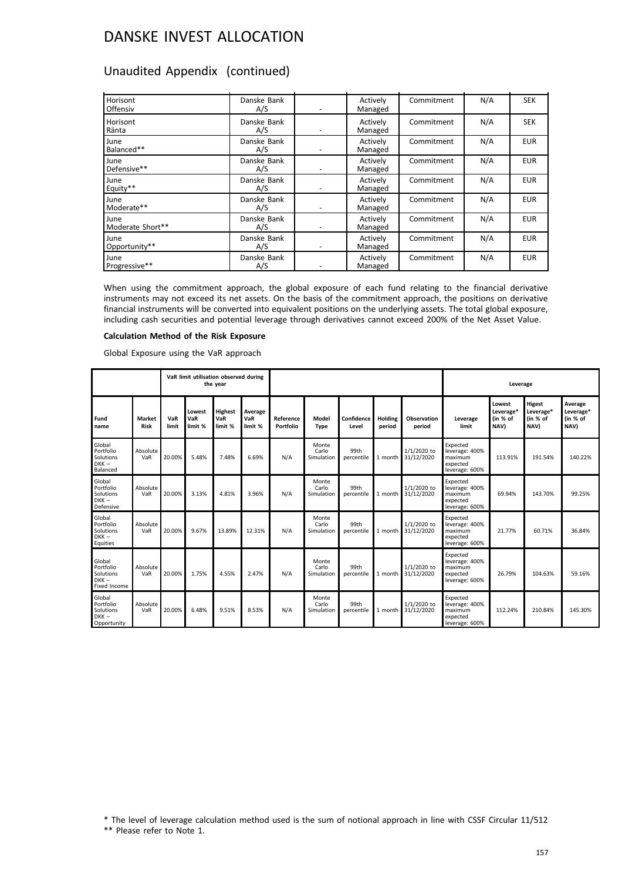# DANSKE INVEST ALLOCATION

## Unaudited Appendix (continued)

| | | | | | | |
|---|---|---|---|---|---|---|
| Horisont Offensiv | Danske Bank A/S | - | Actively Managed | Commitment | N/A | SEK |
| Horisont Ränta | Danske Bank A/S | - | Actively Managed | Commitment | N/A | SEK |
| June Balanced** | Danske Bank A/S | - | Actively Managed | Commitment | N/A | EUR |
| June Defensive** | Danske Bank A/S | - | Actively Managed | Commitment | N/A | EUR |
| June Equity** | Danske Bank A/S | - | Actively Managed | Commitment | N/A | EUR |
| June Moderate** | Danske Bank A/S | - | Actively Managed | Commitment | N/A | EUR |
| June Moderate Short** | Danske Bank A/S | - | Actively Managed | Commitment | N/A | EUR |
| June Opportunity** | Danske Bank A/S | - | Actively Managed | Commitment | N/A | EUR |
| June Progressive** | Danske Bank A/S | - | Actively Managed | Commitment | N/A | EUR |

When using the commitment approach, the global exposure of each fund relating to the financial derivative instruments may not exceed its net assets. On the basis of the commitment approach, the positions on derivative financial instruments will be converted into equivalent positions on the underlying assets. The total global exposure, including cash securities and potential leverage through derivatives cannot exceed 200% of the Net Asset Value.

**Calculation Method of the Risk Exposure**

Global Exposure using the VaR approach

| | | VaR limit utilisation observed during the year | | | | | | | | | Leverage | | | |
|---|---|---|---|---|---|---|---|---|---|---|---|---|---|---|
| Fund name | Market Risk | VaR limit | Lowest VaR limit % | Highest VaR limit % | Average VaR limit % | Reference Portfolio | Model Type | Confidence Level | Holding period | Observation period | Leverage limit | Lowest Leverage* (in % of NAV) | Higest Leverage* (in % of NAV) | Average Leverage* (in % of NAV) |
| Global Portfolio Solutions DKK – Balanced | Absolute VaR | 20.00% | 5.48% | 7.48% | 6.69% | N/A | Monte Carlo Simulation | 99th percentile | 1 month | 1/1/2020 to 31/12/2020 | Expected leverage: 400% maximum expected leverage: 600% | 113.91% | 191.54% | 140.22% |
| Global Portfolio Solutions DKK – Defensive | Absolute VaR | 20.00% | 3.13% | 4.81% | 3.96% | N/A | Monte Carlo Simulation | 99th percentile | 1 month | 1/1/2020 to 31/12/2020 | Expected leverage: 400% maximum expected leverage: 600% | 69.94% | 143.70% | 99.25% |
| Global Portfolio Solutions DKK – Equities | Absolute VaR | 20.00% | 9.67% | 13.89% | 12.31% | N/A | Monte Carlo Simulation | 99th percentile | 1 month | 1/1/2020 to 31/12/2020 | Expected leverage: 400% maximum expected leverage: 600% | 21.77% | 60.71% | 36.84% |
| Global Portfolio Solutions DKK – Fixed Income | Absolute VaR | 20.00% | 1.75% | 4.55% | 2.47% | N/A | Monte Carlo Simulation | 99th percentile | 1 month | 1/1/2020 to 31/12/2020 | Expected leverage: 400% maximum expected leverage: 600% | 26.79% | 104.63% | 59.16% |
| Global Portfolio Solutions DKK – Opportunity | Absolute VaR | 20.00% | 6.48% | 9.51% | 8.53% | N/A | Monte Carlo Simulation | 99th percentile | 1 month | 1/1/2020 to 31/12/2020 | Expected leverage: 400% maximum expected leverage: 600% | 112.24% | 210.84% | 145.30% |

\* The level of leverage calculation method used is the sum of notional approach in line with CSSF Circular 11/512

\*\* Please refer to Note 1.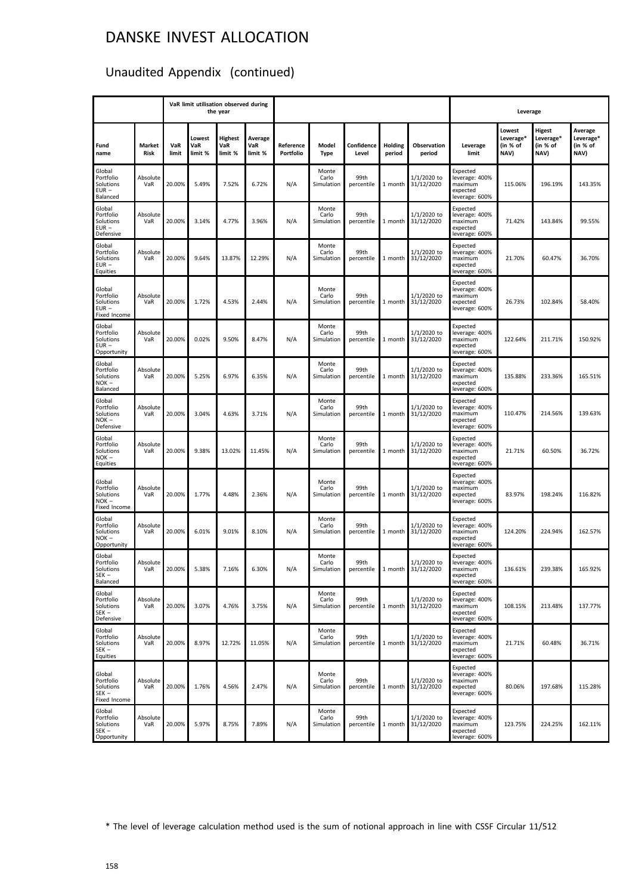# DANSKE INVEST ALLOCATION

## Unaudited Appendix (continued)

| | | VaR limit utilisation observed during the year | | | | | | | | | Leverage | | | |
|---|---|---|---|---|---|---|---|---|---|---|---|---|---|---|
| Fund name | Market Risk | VaR limit | Lowest VaR limit % | Highest VaR limit % | Average VaR limit % | Reference Portfolio | Model Type | Confidence Level | Holding period | Observation period | Leverage limit | Lowest Leverage* (in % of NAV) | Higest Leverage* (in % of NAV) | Average Leverage* (in % of NAV) |
| Global Portfolio Solutions EUR – Balanced | Absolute VaR | 20.00% | 5.49% | 7.52% | 6.72% | N/A | Monte Carlo Simulation | 99th percentile | 1 month | 1/1/2020 to 31/12/2020 | Expected leverage: 400% maximum expected leverage: 600% | 115.06% | 196.19% | 143.35% |
| Global Portfolio Solutions EUR – Defensive | Absolute VaR | 20.00% | 3.14% | 4.77% | 3.96% | N/A | Monte Carlo Simulation | 99th percentile | 1 month | 1/1/2020 to 31/12/2020 | Expected leverage: 400% maximum expected leverage: 600% | 71.42% | 143.84% | 99.55% |
| Global Portfolio Solutions EUR – Equities | Absolute VaR | 20.00% | 9.64% | 13.87% | 12.29% | N/A | Monte Carlo Simulation | 99th percentile | 1 month | 1/1/2020 to 31/12/2020 | Expected leverage: 400% maximum expected leverage: 600% | 21.70% | 60.47% | 36.70% |
| Global Portfolio Solutions EUR – Fixed Income | Absolute VaR | 20.00% | 1.72% | 4.53% | 2.44% | N/A | Monte Carlo Simulation | 99th percentile | 1 month | 1/1/2020 to 31/12/2020 | Expected leverage: 400% maximum expected leverage: 600% | 26.73% | 102.84% | 58.40% |
| Global Portfolio Solutions EUR – Opportunity | Absolute VaR | 20.00% | 0.02% | 9.50% | 8.47% | N/A | Monte Carlo Simulation | 99th percentile | 1 month | 1/1/2020 to 31/12/2020 | Expected leverage: 400% maximum expected leverage: 600% | 122.64% | 211.71% | 150.92% |
| Global Portfolio Solutions NOK – Balanced | Absolute VaR | 20.00% | 5.25% | 6.97% | 6.35% | N/A | Monte Carlo Simulation | 99th percentile | 1 month | 1/1/2020 to 31/12/2020 | Expected leverage: 400% maximum expected leverage: 600% | 135.88% | 233.36% | 165.51% |
| Global Portfolio Solutions NOK – Defensive | Absolute VaR | 20.00% | 3.04% | 4.63% | 3.71% | N/A | Monte Carlo Simulation | 99th percentile | 1 month | 1/1/2020 to 31/12/2020 | Expected leverage: 400% maximum expected leverage: 600% | 110.47% | 214.56% | 139.63% |
| Global Portfolio Solutions NOK – Equities | Absolute VaR | 20.00% | 9.38% | 13.02% | 11.45% | N/A | Monte Carlo Simulation | 99th percentile | 1 month | 1/1/2020 to 31/12/2020 | Expected leverage: 400% maximum expected leverage: 600% | 21.71% | 60.50% | 36.72% |
| Global Portfolio Solutions NOK – Fixed Income | Absolute VaR | 20.00% | 1.77% | 4.48% | 2.36% | N/A | Monte Carlo Simulation | 99th percentile | 1 month | 1/1/2020 to 31/12/2020 | Expected leverage: 400% maximum expected leverage: 600% | 83.97% | 198.24% | 116.82% |
| Global Portfolio Solutions NOK – Opportunity | Absolute VaR | 20.00% | 6.01% | 9.01% | 8.10% | N/A | Monte Carlo Simulation | 99th percentile | 1 month | 1/1/2020 to 31/12/2020 | Expected leverage: 400% maximum expected leverage: 600% | 124.20% | 224.94% | 162.57% |
| Global Portfolio Solutions SEK – Balanced | Absolute VaR | 20.00% | 5.38% | 7.16% | 6.30% | N/A | Monte Carlo Simulation | 99th percentile | 1 month | 1/1/2020 to 31/12/2020 | Expected leverage: 400% maximum expected leverage: 600% | 136.61% | 239.38% | 165.92% |
| Global Portfolio Solutions SEK – Defensive | Absolute VaR | 20.00% | 3.07% | 4.76% | 3.75% | N/A | Monte Carlo Simulation | 99th percentile | 1 month | 1/1/2020 to 31/12/2020 | Expected leverage: 400% maximum expected leverage: 600% | 108.15% | 213.48% | 137.77% |
| Global Portfolio Solutions SEK – Equities | Absolute VaR | 20.00% | 8.97% | 12.72% | 11.05% | N/A | Monte Carlo Simulation | 99th percentile | 1 month | 1/1/2020 to 31/12/2020 | Expected leverage: 400% maximum expected leverage: 600% | 21.71% | 60.48% | 36.71% |
| Global Portfolio Solutions SEK – Fixed Income | Absolute VaR | 20.00% | 1.76% | 4.56% | 2.47% | N/A | Monte Carlo Simulation | 99th percentile | 1 month | 1/1/2020 to 31/12/2020 | Expected leverage: 400% maximum expected leverage: 600% | 80.06% | 197.68% | 115.28% |
| Global Portfolio Solutions SEK – Opportunity | Absolute VaR | 20.00% | 5.97% | 8.75% | 7.89% | N/A | Monte Carlo Simulation | 99th percentile | 1 month | 1/1/2020 to 31/12/2020 | Expected leverage: 400% maximum expected leverage: 600% | 123.75% | 224.25% | 162.11% |

* The level of leverage calculation method used is the sum of notional approach in line with CSSF Circular 11/512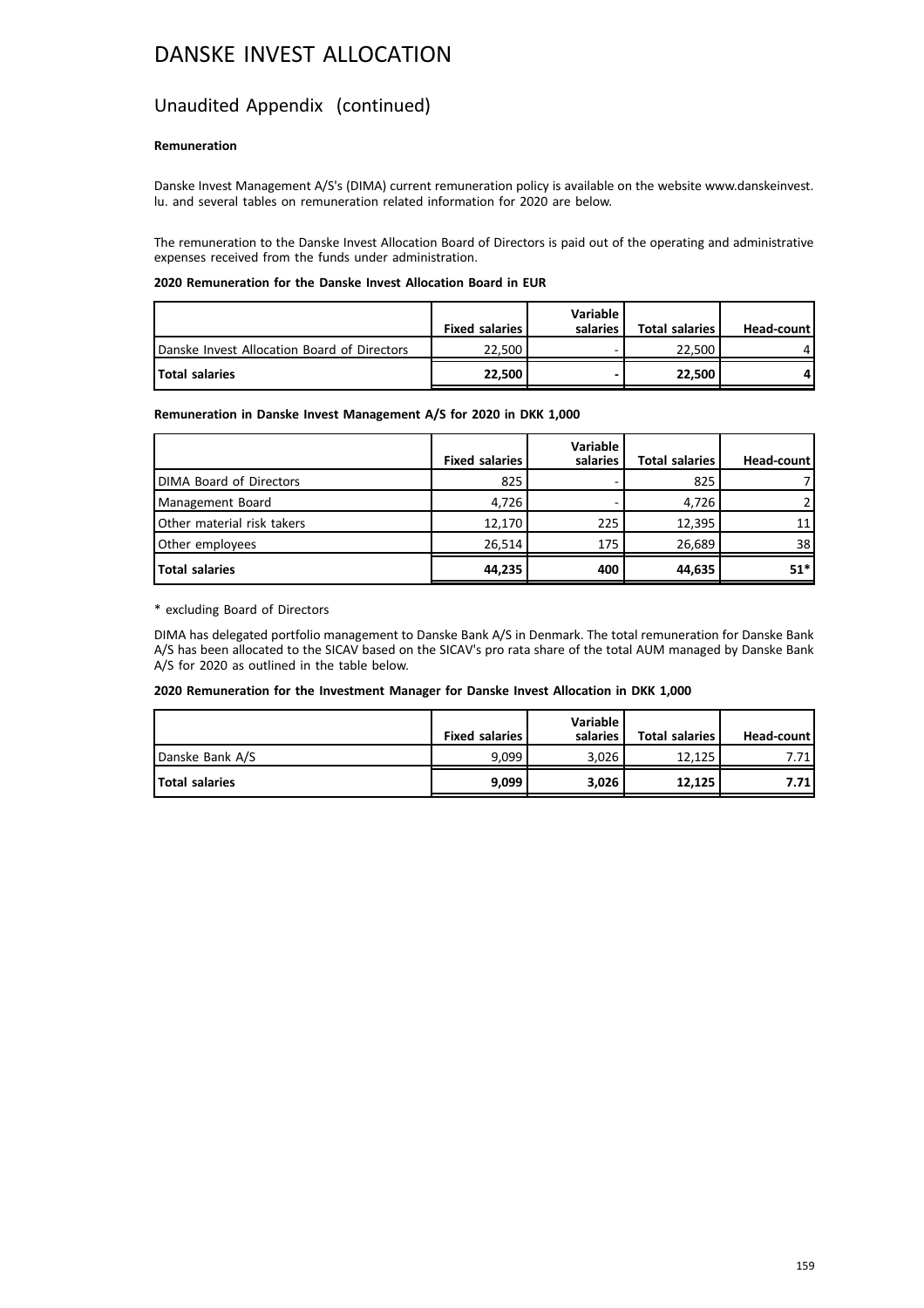# DANSKE INVEST ALLOCATION

## Unaudited Appendix (continued)

**Remuneration**

Danske Invest Management A/S's (DIMA) current remuneration policy is available on the website www.danskeinvest.lu. and several tables on remuneration related information for 2020 are below.

The remuneration to the Danske Invest Allocation Board of Directors is paid out of the operating and administrative expenses received from the funds under administration.

**2020 Remuneration for the Danske Invest Allocation Board in EUR**

| | Fixed salaries | Variable salaries | Total salaries | Head-count |
|---|---|---|---|---|
| Danske Invest Allocation Board of Directors | 22,500 | - | 22,500 | 4 |
| **Total salaries** | **22,500** | **-** | **22,500** | **4** |

**Remuneration in Danske Invest Management A/S for 2020 in DKK 1,000**

| | Fixed salaries | Variable salaries | Total salaries | Head-count |
|---|---|---|---|---|
| DIMA Board of Directors | 825 | - | 825 | 7 |
| Management Board | 4,726 | - | 4,726 | 2 |
| Other material risk takers | 12,170 | 225 | 12,395 | 11 |
| Other employees | 26,514 | 175 | 26,689 | 38 |
| **Total salaries** | **44,235** | **400** | **44,635** | **51*** |

* excluding Board of Directors

DIMA has delegated portfolio management to Danske Bank A/S in Denmark. The total remuneration for Danske Bank A/S has been allocated to the SICAV based on the SICAV's pro rata share of the total AUM managed by Danske Bank A/S for 2020 as outlined in the table below.

**2020 Remuneration for the Investment Manager for Danske Invest Allocation in DKK 1,000**

| | Fixed salaries | Variable salaries | Total salaries | Head-count |
|---|---|---|---|---|
| Danske Bank A/S | 9,099 | 3,026 | 12,125 | 7.71 |
| **Total salaries** | **9,099** | **3,026** | **12,125** | **7.71** |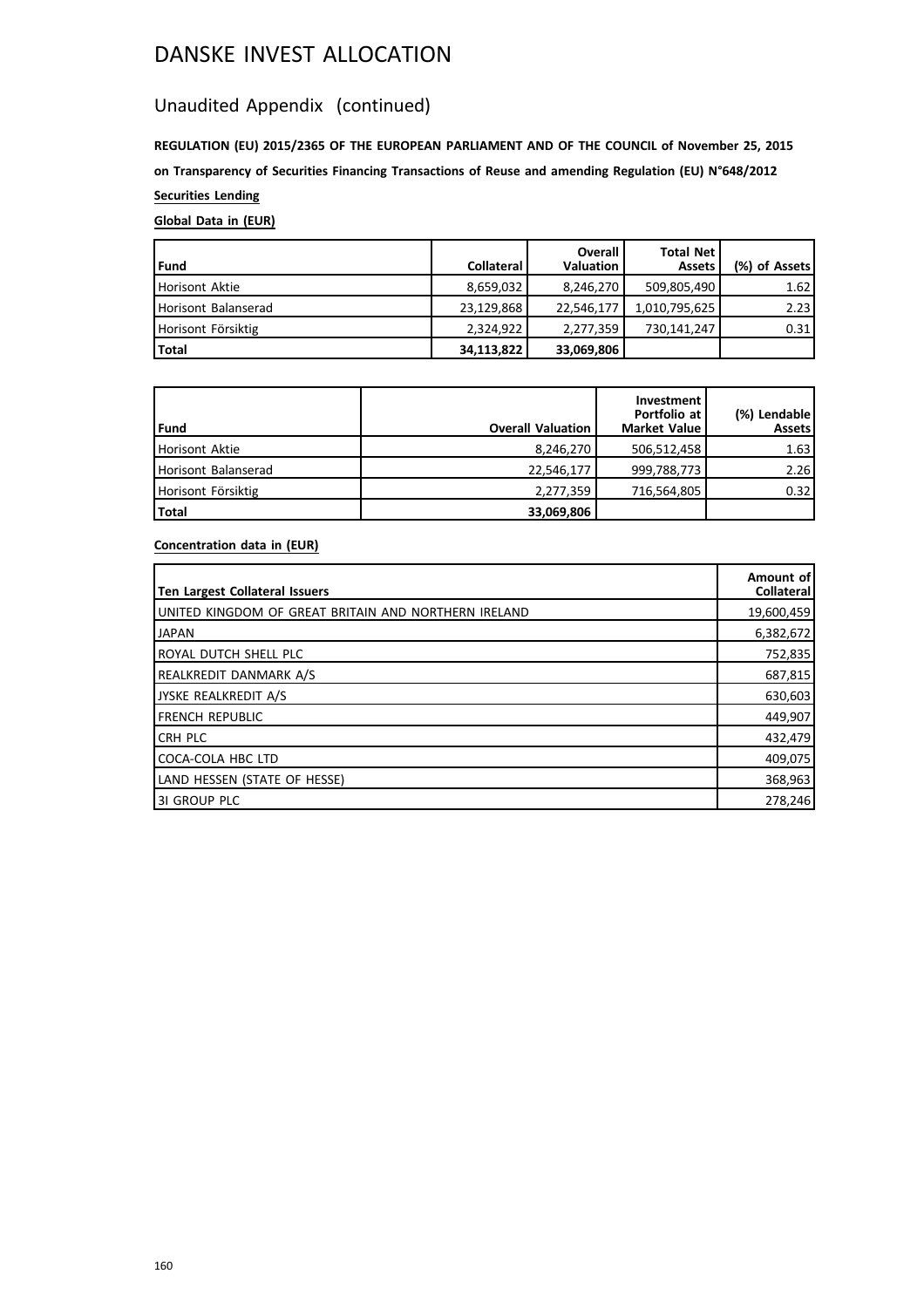# DANSKE INVEST ALLOCATION

## Unaudited Appendix (continued)

**REGULATION (EU) 2015/2365 OF THE EUROPEAN PARLIAMENT AND OF THE COUNCIL of November 25, 2015**

**on Transparency of Securities Financing Transactions of Reuse and amending Regulation (EU) N°648/2012**

**Securities Lending**

**Global Data in (EUR)**

| Fund | Collateral | Overall Valuation | Total Net Assets | (%) of Assets |
|---|---|---|---|---|
| Horisont Aktie | 8,659,032 | 8,246,270 | 509,805,490 | 1.62 |
| Horisont Balanserad | 23,129,868 | 22,546,177 | 1,010,795,625 | 2.23 |
| Horisont Försiktig | 2,324,922 | 2,277,359 | 730,141,247 | 0.31 |
| **Total** | **34,113,822** | **33,069,806** | | |

| Fund | Overall Valuation | Investment Portfolio at Market Value | (%) Lendable Assets |
|---|---|---|---|
| Horisont Aktie | 8,246,270 | 506,512,458 | 1.63 |
| Horisont Balanserad | 22,546,177 | 999,788,773 | 2.26 |
| Horisont Försiktig | 2,277,359 | 716,564,805 | 0.32 |
| **Total** | **33,069,806** | | |

**Concentration data in (EUR)**

| Ten Largest Collateral Issuers | Amount of Collateral |
|---|---|
| UNITED KINGDOM OF GREAT BRITAIN AND NORTHERN IRELAND | 19,600,459 |
| JAPAN | 6,382,672 |
| ROYAL DUTCH SHELL PLC | 752,835 |
| REALKREDIT DANMARK A/S | 687,815 |
| JYSKE REALKREDIT A/S | 630,603 |
| FRENCH REPUBLIC | 449,907 |
| CRH PLC | 432,479 |
| COCA-COLA HBC LTD | 409,075 |
| LAND HESSEN (STATE OF HESSE) | 368,963 |
| 3I GROUP PLC | 278,246 |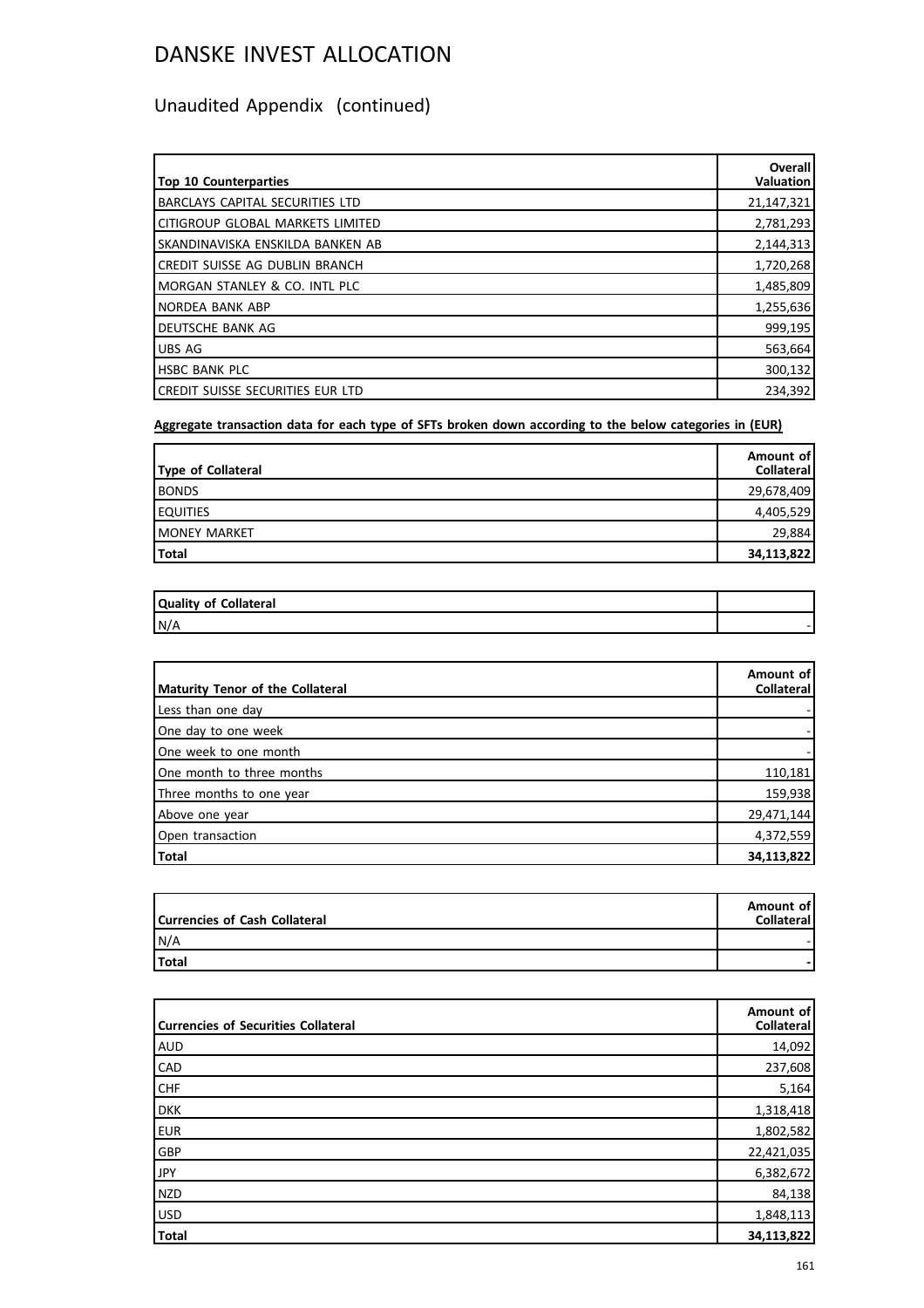# DANSKE INVEST ALLOCATION

## Unaudited Appendix (continued)

| Top 10 Counterparties | Overall Valuation |
|---|---|
| BARCLAYS CAPITAL SECURITIES LTD | 21,147,321 |
| CITIGROUP GLOBAL MARKETS LIMITED | 2,781,293 |
| SKANDINAVISKA ENSKILDA BANKEN AB | 2,144,313 |
| CREDIT SUISSE AG DUBLIN BRANCH | 1,720,268 |
| MORGAN STANLEY & CO. INTL PLC | 1,485,809 |
| NORDEA BANK ABP | 1,255,636 |
| DEUTSCHE BANK AG | 999,195 |
| UBS AG | 563,664 |
| HSBC BANK PLC | 300,132 |
| CREDIT SUISSE SECURITIES EUR LTD | 234,392 |

**Aggregate transaction data for each type of SFTs broken down according to the below categories in (EUR)**

| Type of Collateral | Amount of Collateral |
|---|---|
| BONDS | 29,678,409 |
| EQUITIES | 4,405,529 |
| MONEY MARKET | 29,884 |
| **Total** | **34,113,822** |

| Quality of Collateral | |
|---|---|
| N/A | - |

| Maturity Tenor of the Collateral | Amount of Collateral |
|---|---|
| Less than one day | - |
| One day to one week | - |
| One week to one month | - |
| One month to three months | 110,181 |
| Three months to one year | 159,938 |
| Above one year | 29,471,144 |
| Open transaction | 4,372,559 |
| **Total** | **34,113,822** |

| Currencies of Cash Collateral | Amount of Collateral |
|---|---|
| N/A | - |
| **Total** | **-** |

| Currencies of Securities Collateral | Amount of Collateral |
|---|---|
| AUD | 14,092 |
| CAD | 237,608 |
| CHF | 5,164 |
| DKK | 1,318,418 |
| EUR | 1,802,582 |
| GBP | 22,421,035 |
| JPY | 6,382,672 |
| NZD | 84,138 |
| USD | 1,848,113 |
| **Total** | **34,113,822** |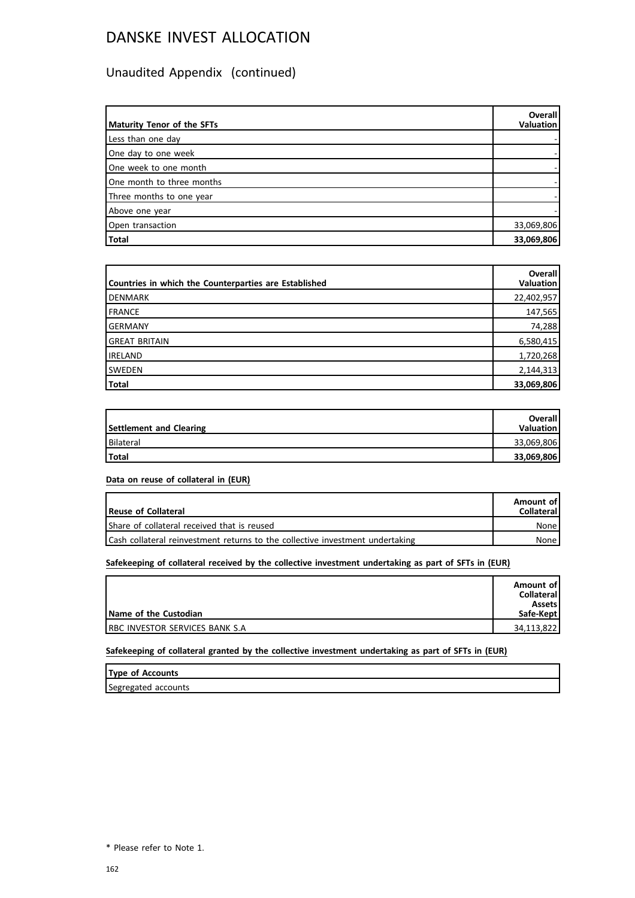# DANSKE INVEST ALLOCATION

## Unaudited Appendix (continued)

| Maturity Tenor of the SFTs | Overall Valuation |
|---|---|
| Less than one day | - |
| One day to one week | - |
| One week to one month | - |
| One month to three months | - |
| Three months to one year | - |
| Above one year | - |
| Open transaction | 33,069,806 |
| **Total** | **33,069,806** |

| Countries in which the Counterparties are Established | Overall Valuation |
|---|---|
| DENMARK | 22,402,957 |
| FRANCE | 147,565 |
| GERMANY | 74,288 |
| GREAT BRITAIN | 6,580,415 |
| IRELAND | 1,720,268 |
| SWEDEN | 2,144,313 |
| **Total** | **33,069,806** |

| Settlement and Clearing | Overall Valuation |
|---|---|
| Bilateral | 33,069,806 |
| **Total** | **33,069,806** |

**Data on reuse of collateral in (EUR)**

| Reuse of Collateral | Amount of Collateral |
|---|---|
| Share of collateral received that is reused | None |
| Cash collateral reinvestment returns to the collective investment undertaking | None |

**Safekeeping of collateral received by the collective investment undertaking as part of SFTs in (EUR)**

| Name of the Custodian | Amount of Collateral Assets Safe-Kept |
|---|---|
| RBC INVESTOR SERVICES BANK S.A | 34,113,822 |

**Safekeeping of collateral granted by the collective investment undertaking as part of SFTs in (EUR)**

| Type of Accounts |
|---|
| Segregated accounts |

* Please refer to Note 1.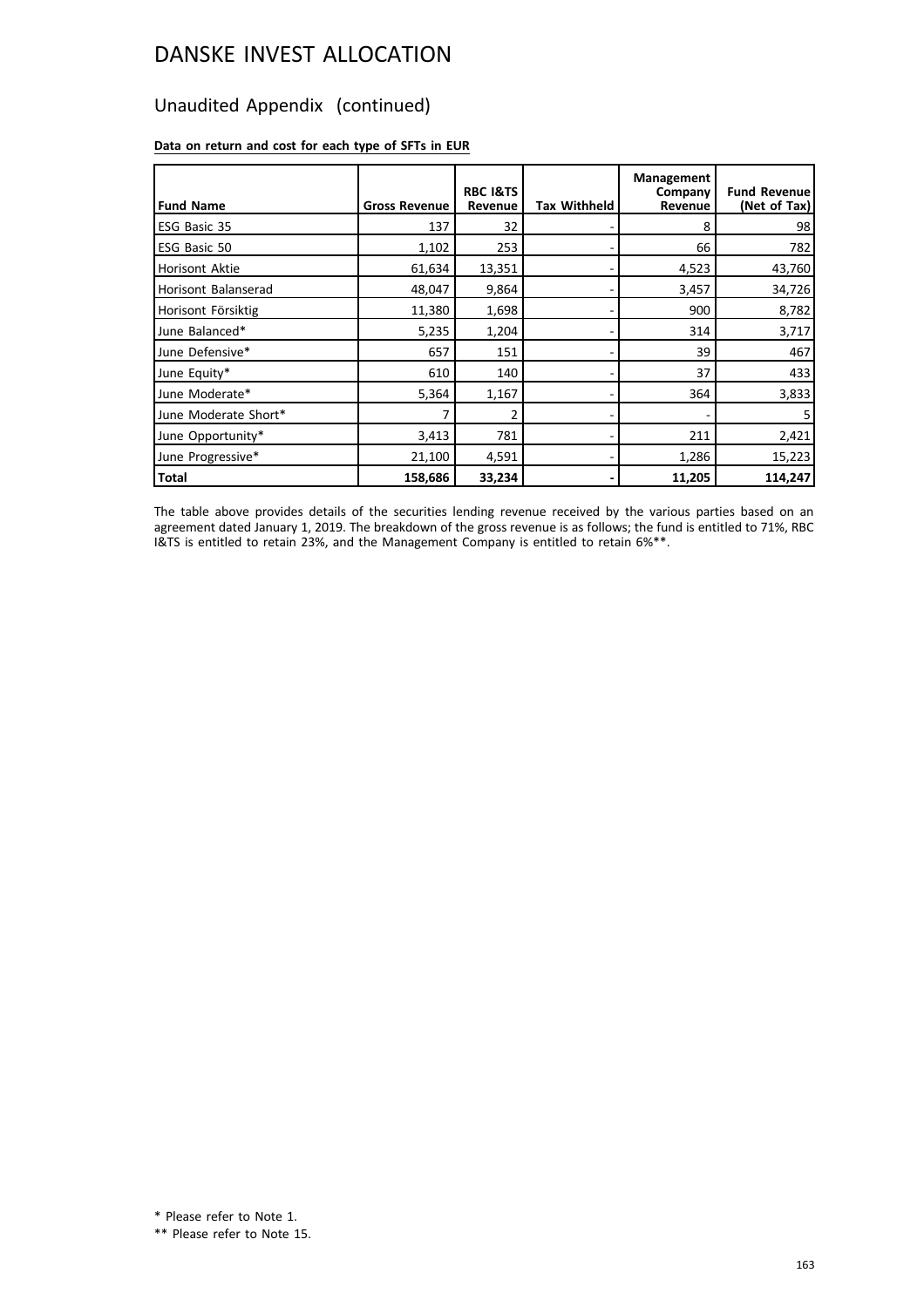# DANSKE INVEST ALLOCATION

## Unaudited Appendix (continued)

**Data on return and cost for each type of SFTs in EUR**

| Fund Name | Gross Revenue | RBC I&TS Revenue | Tax Withheld | Management Company Revenue | Fund Revenue (Net of Tax) |
|---|---|---|---|---|---|
| ESG Basic 35 | 137 | 32 | - | 8 | 98 |
| ESG Basic 50 | 1,102 | 253 | - | 66 | 782 |
| Horisont Aktie | 61,634 | 13,351 | - | 4,523 | 43,760 |
| Horisont Balanserad | 48,047 | 9,864 | - | 3,457 | 34,726 |
| Horisont Försiktig | 11,380 | 1,698 | - | 900 | 8,782 |
| June Balanced* | 5,235 | 1,204 | - | 314 | 3,717 |
| June Defensive* | 657 | 151 | - | 39 | 467 |
| June Equity* | 610 | 140 | - | 37 | 433 |
| June Moderate* | 5,364 | 1,167 | - | 364 | 3,833 |
| June Moderate Short* | 7 | 2 | - | - | 5 |
| June Opportunity* | 3,413 | 781 | - | 211 | 2,421 |
| June Progressive* | 21,100 | 4,591 | - | 1,286 | 15,223 |
| **Total** | **158,686** | **33,234** | **-** | **11,205** | **114,247** |

The table above provides details of the securities lending revenue received by the various parties based on an agreement dated January 1, 2019. The breakdown of the gross revenue is as follows; the fund is entitled to 71%, RBC I&TS is entitled to retain 23%, and the Management Company is entitled to retain 6%**.

\* Please refer to Note 1.

\*\* Please refer to Note 15.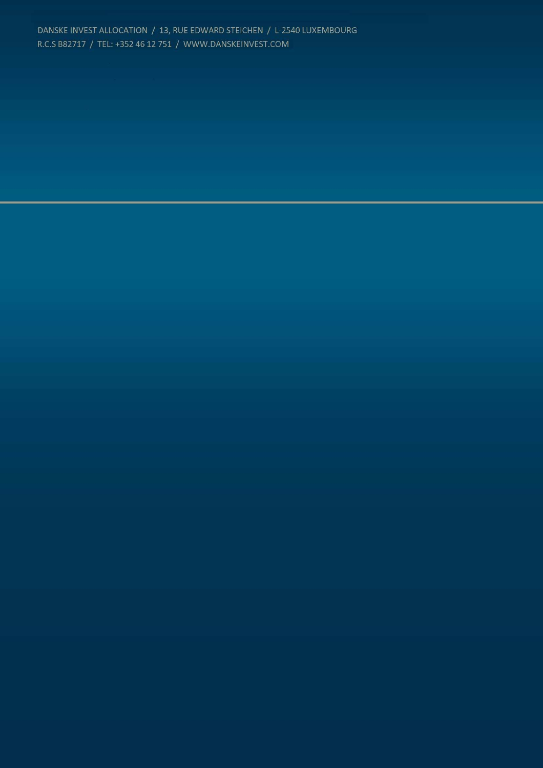DANSKE INVEST ALLOCATION / 13, RUE EDWARD STEICHEN / L-2540 LUXEMBOURG

R.C.S B82717 / TEL: +352 46 12 751 / WWW.DANSKEINVEST.COM